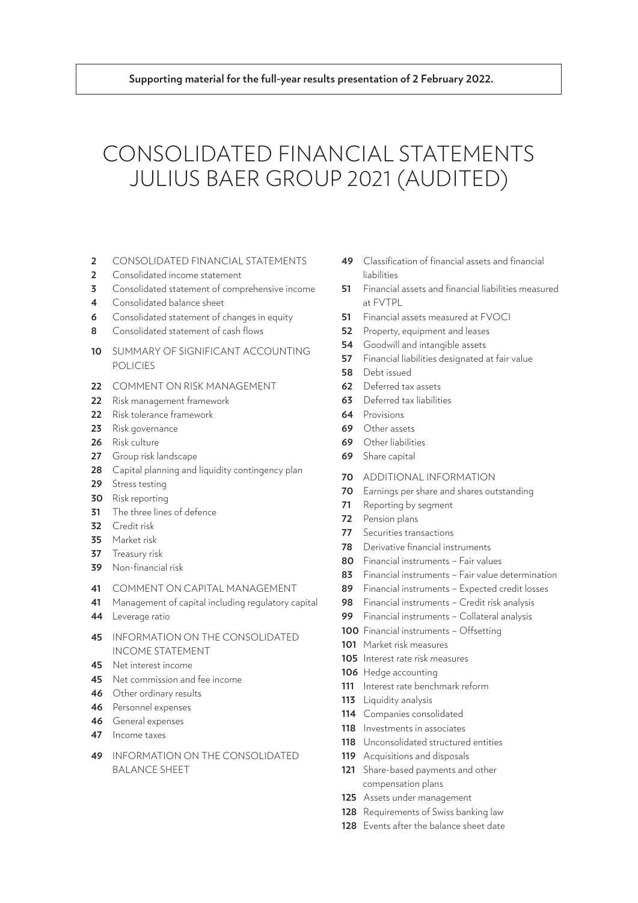**Supporting material for the full-year results presentation of 2 February 2022.**

# CONSOLIDATED FINANCIAL STATEMENTS JULIUS BAER GROUP 2021 (AUDITED)

**2** CONSOLIDATED FINANCIAL STATEMENTS
**2** Consolidated income statement
**3** Consolidated statement of comprehensive income
**4** Consolidated balance sheet
**6** Consolidated statement of changes in equity
**8** Consolidated statement of cash flows

**10** SUMMARY OF SIGNIFICANT ACCOUNTING POLICIES

**22** COMMENT ON RISK MANAGEMENT
**22** Risk management framework
**22** Risk tolerance framework
**23** Risk governance
**26** Risk culture
**27** Group risk landscape
**28** Capital planning and liquidity contingency plan
**29** Stress testing
**30** Risk reporting
**31** The three lines of defence
**32** Credit risk
**35** Market risk
**37** Treasury risk
**39** Non-financial risk

**41** COMMENT ON CAPITAL MANAGEMENT
**41** Management of capital including regulatory capital
**44** Leverage ratio

**45** INFORMATION ON THE CONSOLIDATED INCOME STATEMENT
**45** Net interest income
**45** Net commission and fee income
**46** Other ordinary results
**46** Personnel expenses
**46** General expenses
**47** Income taxes

**49** INFORMATION ON THE CONSOLIDATED BALANCE SHEET
**49** Classification of financial assets and financial liabilities
**51** Financial assets and financial liabilities measured at FVTPL
**51** Financial assets measured at FVOCI
**52** Property, equipment and leases
**54** Goodwill and intangible assets
**57** Financial liabilities designated at fair value
**58** Debt issued
**62** Deferred tax assets
**63** Deferred tax liabilities
**64** Provisions
**69** Other assets
**69** Other liabilities
**69** Share capital

**70** ADDITIONAL INFORMATION
**70** Earnings per share and shares outstanding
**71** Reporting by segment
**72** Pension plans
**77** Securities transactions
**78** Derivative financial instruments
**80** Financial instruments – Fair values
**83** Financial instruments – Fair value determination
**89** Financial instruments – Expected credit losses
**98** Financial instruments – Credit risk analysis
**99** Financial instruments – Collateral analysis
**100** Financial instruments – Offsetting
**101** Market risk measures
**105** Interest rate risk measures
**106** Hedge accounting
**111** Interest rate benchmark reform
**113** Liquidity analysis
**114** Companies consolidated
**118** Investments in associates
**118** Unconsolidated structured entities
**119** Acquisitions and disposals
**121** Share-based payments and other compensation plans
**125** Assets under management
**128** Requirements of Swiss banking law
**128** Events after the balance sheet date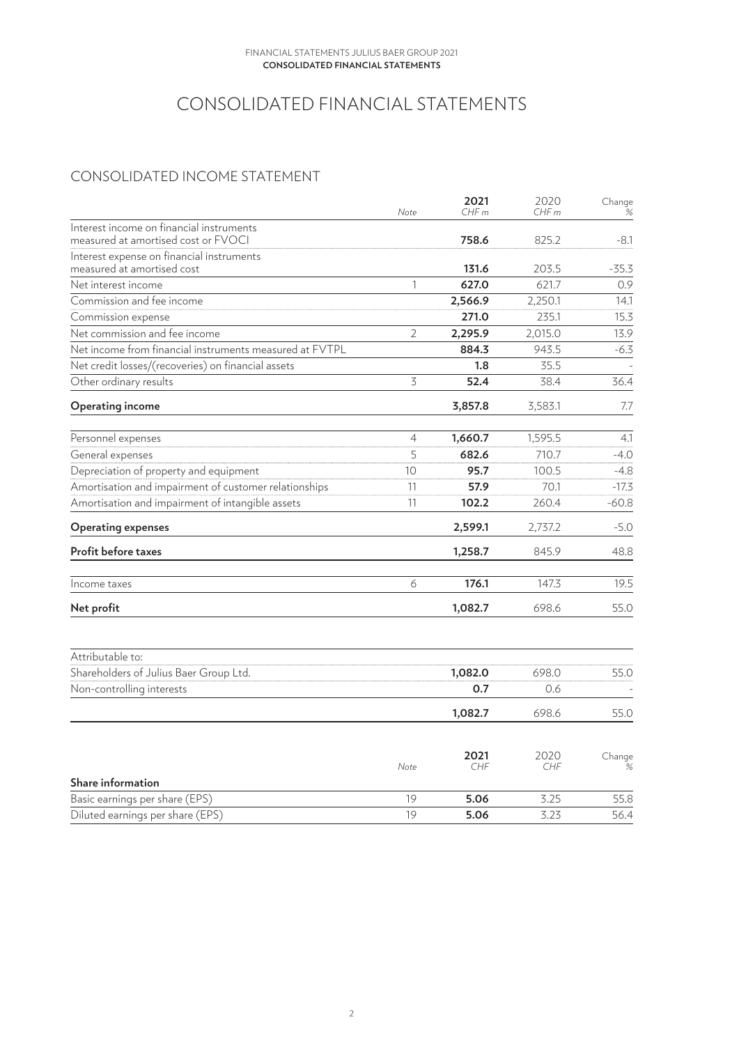# CONSOLIDATED FINANCIAL STATEMENTS

## CONSOLIDATED INCOME STATEMENT

| | Note | 2021 CHF m | 2020 CHF m | Change % |
|---|---|---|---|---|
| Interest income on financial instruments measured at amortised cost or FVOCI | | **758.6** | 825.2 | -8.1 |
| Interest expense on financial instruments measured at amortised cost | | **131.6** | 203.5 | -35.3 |
| Net interest income | 1 | **627.0** | 621.7 | 0.9 |
| Commission and fee income | | **2,566.9** | 2,250.1 | 14.1 |
| Commission expense | | **271.0** | 235.1 | 15.3 |
| Net commission and fee income | 2 | **2,295.9** | 2,015.0 | 13.9 |
| Net income from financial instruments measured at FVTPL | | **884.3** | 943.5 | -6.3 |
| Net credit losses/(recoveries) on financial assets | | **1.8** | 35.5 | - |
| Other ordinary results | 3 | **52.4** | 38.4 | 36.4 |
| **Operating income** | | **3,857.8** | 3,583.1 | 7.7 |
| Personnel expenses | 4 | **1,660.7** | 1,595.5 | 4.1 |
| General expenses | 5 | **682.6** | 710.7 | -4.0 |
| Depreciation of property and equipment | 10 | **95.7** | 100.5 | -4.8 |
| Amortisation and impairment of customer relationships | 11 | **57.9** | 70.1 | -17.3 |
| Amortisation and impairment of intangible assets | 11 | **102.2** | 260.4 | -60.8 |
| **Operating expenses** | | **2,599.1** | 2,737.2 | -5.0 |
| **Profit before taxes** | | **1,258.7** | 845.9 | 48.8 |
| Income taxes | 6 | **176.1** | 147.3 | 19.5 |
| **Net profit** | | **1,082.7** | 698.6 | 55.0 |
| Attributable to: | | | | |
| Shareholders of Julius Baer Group Ltd. | | **1,082.0** | 698.0 | 55.0 |
| Non-controlling interests | | **0.7** | 0.6 | - |
| | | **1,082.7** | 698.6 | 55.0 |

| | Note | 2021 CHF | 2020 CHF | Change % |
|---|---|---|---|---|
| **Share information** | | | | |
| Basic earnings per share (EPS) | 19 | **5.06** | 3.25 | 55.8 |
| Diluted earnings per share (EPS) | 19 | **5.06** | 3.23 | 56.4 |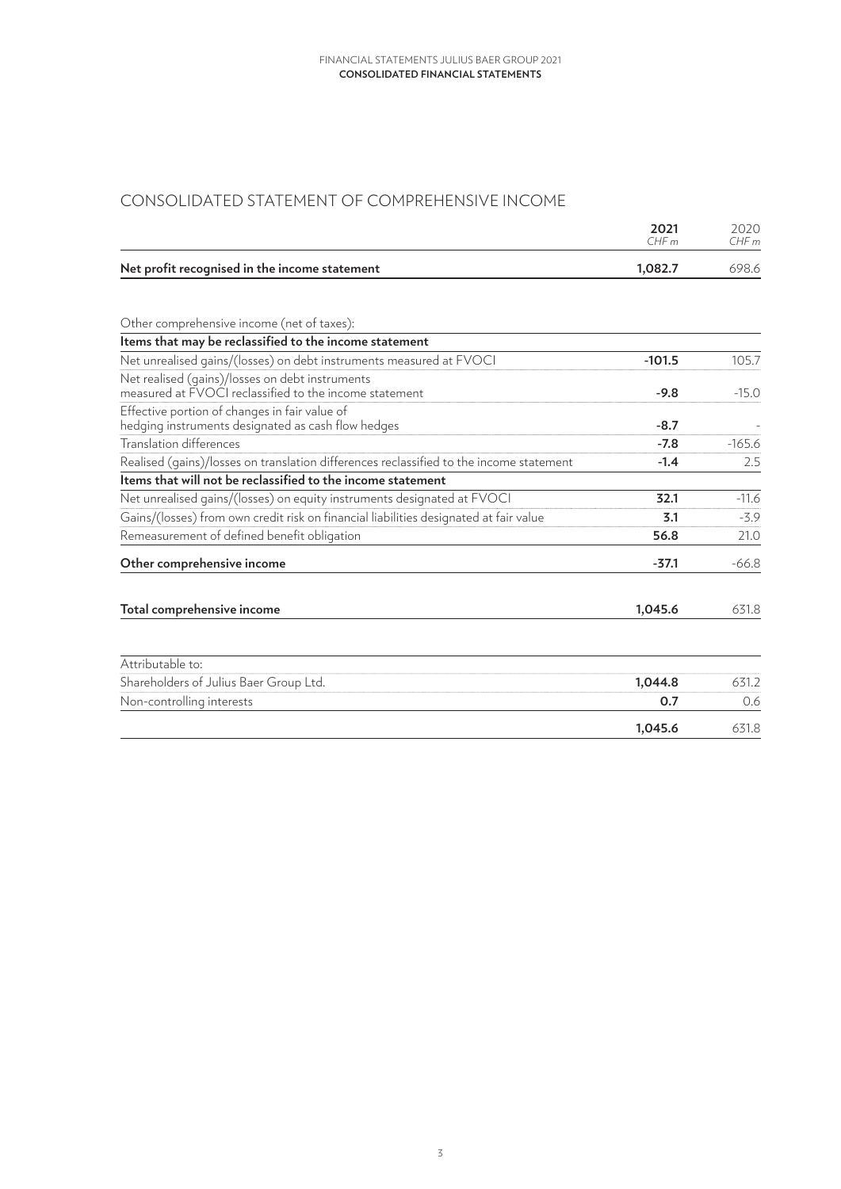# CONSOLIDATED STATEMENT OF COMPREHENSIVE INCOME

| | 2021<br>CHF m | 2020<br>CHF m |
|---|---|---|
| **Net profit recognised in the income statement** | **1,082.7** | 698.6 |

| | | |
|---|---|---|
| Other comprehensive income (net of taxes): | | |
| **Items that may be reclassified to the income statement** | | |
| Net unrealised gains/(losses) on debt instruments measured at FVOCI | **-101.5** | 105.7 |
| Net realised (gains)/losses on debt instruments measured at FVOCI reclassified to the income statement | **-9.8** | -15.0 |
| Effective portion of changes in fair value of hedging instruments designated as cash flow hedges | **-8.7** | - |
| Translation differences | **-7.8** | -165.6 |
| Realised (gains)/losses on translation differences reclassified to the income statement | **-1.4** | 2.5 |
| **Items that will not be reclassified to the income statement** | | |
| Net unrealised gains/(losses) on equity instruments designated at FVOCI | **32.1** | -11.6 |
| Gains/(losses) from own credit risk on financial liabilities designated at fair value | **3.1** | -3.9 |
| Remeasurement of defined benefit obligation | **56.8** | 21.0 |
| **Other comprehensive income** | **-37.1** | -66.8 |
| | | |
| **Total comprehensive income** | **1,045.6** | 631.8 |

| | | |
|---|---|---|
| Attributable to: | | |
| Shareholders of Julius Baer Group Ltd. | **1,044.8** | 631.2 |
| Non-controlling interests | **0.7** | 0.6 |
| | **1,045.6** | 631.8 |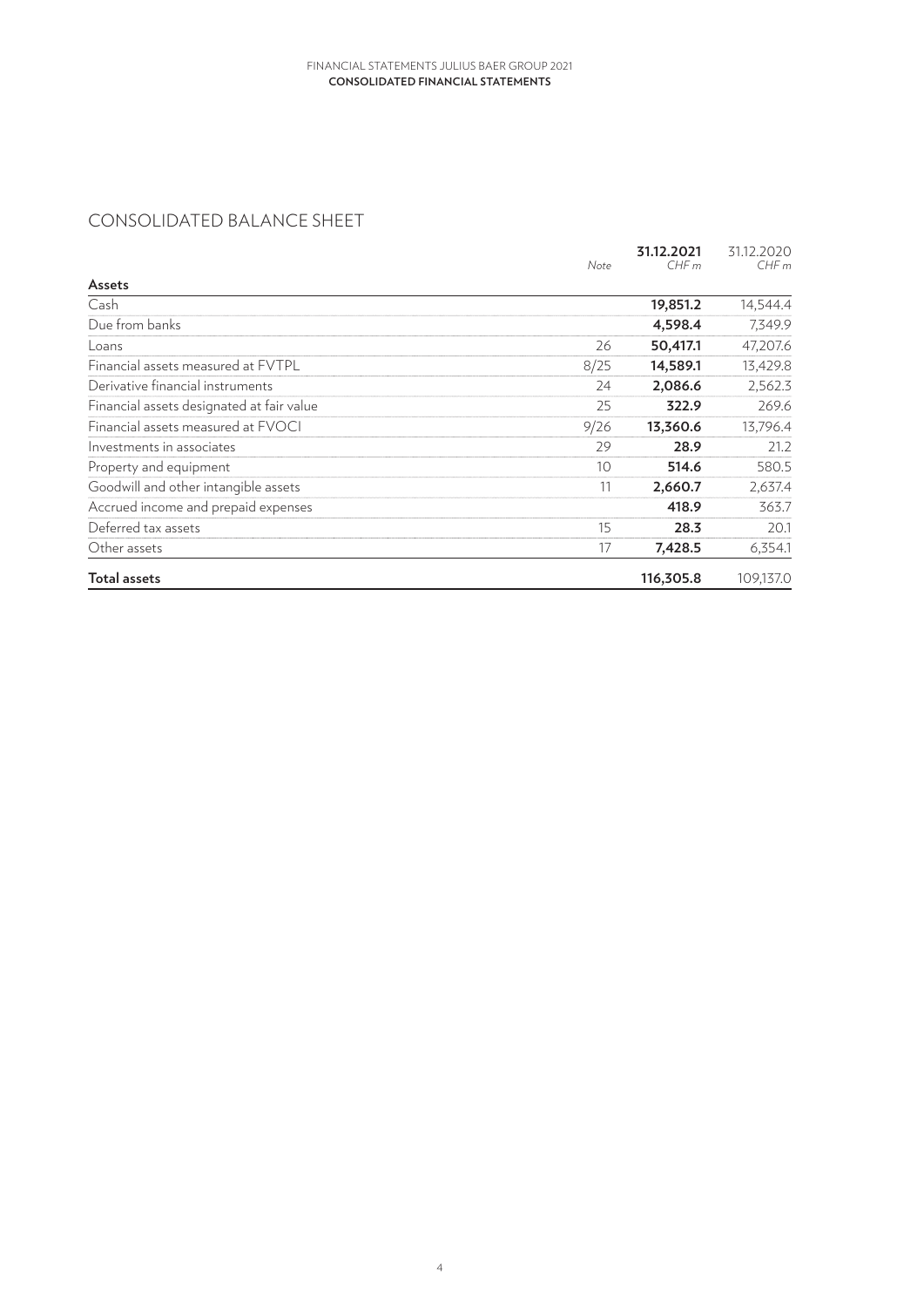## CONSOLIDATED BALANCE SHEET

| | Note | **31.12.2021** *CHF m* | 31.12.2020 *CHF m* |
|---|---|---|---|
| **Assets** | | | |
| Cash | | **19,851.2** | 14,544.4 |
| Due from banks | | **4,598.4** | 7,349.9 |
| Loans | 26 | **50,417.1** | 47,207.6 |
| Financial assets measured at FVTPL | 8/25 | **14,589.1** | 13,429.8 |
| Derivative financial instruments | 24 | **2,086.6** | 2,562.3 |
| Financial assets designated at fair value | 25 | **322.9** | 269.6 |
| Financial assets measured at FVOCI | 9/26 | **13,360.6** | 13,796.4 |
| Investments in associates | 29 | **28.9** | 21.2 |
| Property and equipment | 10 | **514.6** | 580.5 |
| Goodwill and other intangible assets | 11 | **2,660.7** | 2,637.4 |
| Accrued income and prepaid expenses | | **418.9** | 363.7 |
| Deferred tax assets | 15 | **28.3** | 20.1 |
| Other assets | 17 | **7,428.5** | 6,354.1 |
| **Total assets** | | **116,305.8** | 109,137.0 |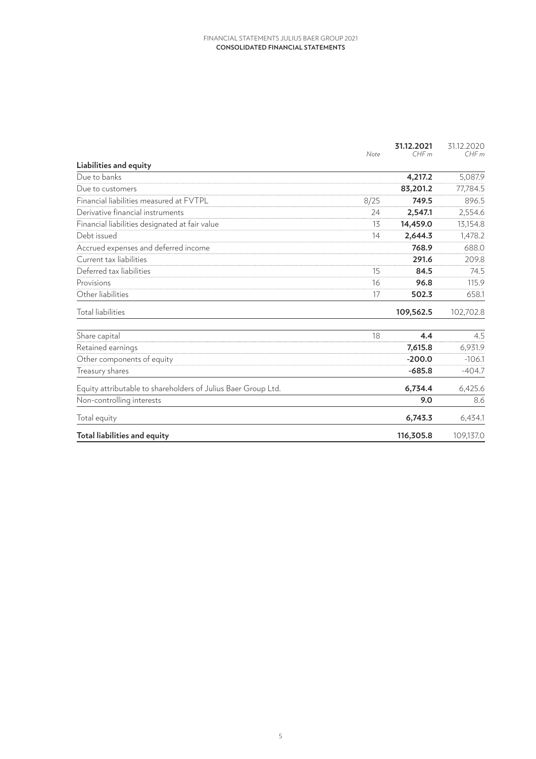| | Note | **31.12.2021** CHF m | 31.12.2020 CHF m |
|---|---|---|---|
| **Liabilities and equity** | | | |
| Due to banks | | **4,217.2** | 5,087.9 |
| Due to customers | | **83,201.2** | 77,784.5 |
| Financial liabilities measured at FVTPL | 8/25 | **749.5** | 896.5 |
| Derivative financial instruments | 24 | **2,547.1** | 2,554.6 |
| Financial liabilities designated at fair value | 13 | **14,459.0** | 13,154.8 |
| Debt issued | 14 | **2,644.3** | 1,478.2 |
| Accrued expenses and deferred income | | **768.9** | 688.0 |
| Current tax liabilities | | **291.6** | 209.8 |
| Deferred tax liabilities | 15 | **84.5** | 74.5 |
| Provisions | 16 | **96.8** | 115.9 |
| Other liabilities | 17 | **502.3** | 658.1 |
| Total liabilities | | **109,562.5** | 102,702.8 |
| Share capital | 18 | **4.4** | 4.5 |
| Retained earnings | | **7,615.8** | 6,931.9 |
| Other components of equity | | **-200.0** | -106.1 |
| Treasury shares | | **-685.8** | -404.7 |
| Equity attributable to shareholders of Julius Baer Group Ltd. | | **6,734.4** | 6,425.6 |
| Non-controlling interests | | **9.0** | 8.6 |
| Total equity | | **6,743.3** | 6,434.1 |
| **Total liabilities and equity** | | **116,305.8** | 109,137.0 |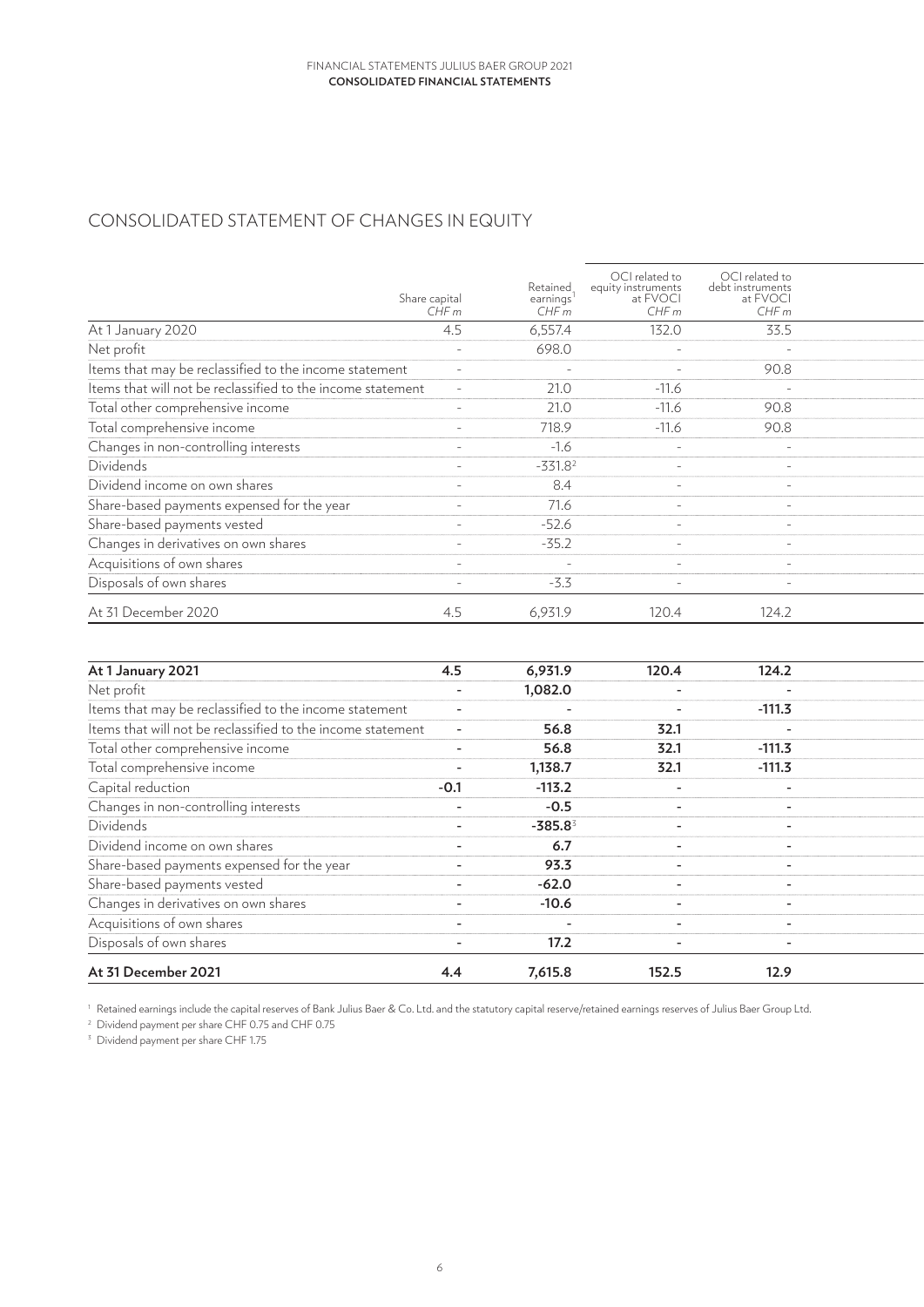# CONSOLIDATED STATEMENT OF CHANGES IN EQUITY

| | Share capital CHF m | Retained earnings[1] CHF m | OCI related to equity instruments at FVOCI CHF m | OCI related to debt instruments at FVOCI CHF m |
|---|---|---|---|---|
| At 1 January 2020 | 4.5 | 6,557.4 | 132.0 | 33.5 |
| Net profit | - | 698.0 | - | - |
| Items that may be reclassified to the income statement | - | - | - | 90.8 |
| Items that will not be reclassified to the income statement | - | 21.0 | -11.6 | - |
| Total other comprehensive income | - | 21.0 | -11.6 | 90.8 |
| Total comprehensive income | - | 718.9 | -11.6 | 90.8 |
| Changes in non-controlling interests | - | -1.6 | - | - |
| Dividends | - | -331.8[2] | - | - |
| Dividend income on own shares | - | 8.4 | - | - |
| Share-based payments expensed for the year | - | 71.6 | - | - |
| Share-based payments vested | - | -52.6 | - | - |
| Changes in derivatives on own shares | - | -35.2 | - | - |
| Acquisitions of own shares | - | - | - | - |
| Disposals of own shares | - | -3.3 | - | - |
| At 31 December 2020 | 4.5 | 6,931.9 | 120.4 | 124.2 |
| | | | | |
| **At 1 January 2021** | **4.5** | **6,931.9** | **120.4** | **124.2** |
| Net profit | - | **1,082.0** | - | - |
| Items that may be reclassified to the income statement | - | - | - | **-111.3** |
| Items that will not be reclassified to the income statement | - | **56.8** | **32.1** | - |
| Total other comprehensive income | - | **56.8** | **32.1** | **-111.3** |
| Total comprehensive income | - | **1,138.7** | **32.1** | **-111.3** |
| Capital reduction | **-0.1** | **-113.2** | - | - |
| Changes in non-controlling interests | - | **-0.5** | - | - |
| Dividends | - | **-385.8**[3] | - | - |
| Dividend income on own shares | - | **6.7** | - | - |
| Share-based payments expensed for the year | - | **93.3** | - | - |
| Share-based payments vested | - | **-62.0** | - | - |
| Changes in derivatives on own shares | - | **-10.6** | - | - |
| Acquisitions of own shares | - | - | - | - |
| Disposals of own shares | - | **17.2** | - | - |
| **At 31 December 2021** | **4.4** | **7,615.8** | **152.5** | **12.9** |

[1] Retained earnings include the capital reserves of Bank Julius Baer & Co. Ltd. and the statutory capital reserve/retained earnings reserves of Julius Baer Group Ltd.

[2] Dividend payment per share CHF 0.75 and CHF 0.75

[3] Dividend payment per share CHF 1.75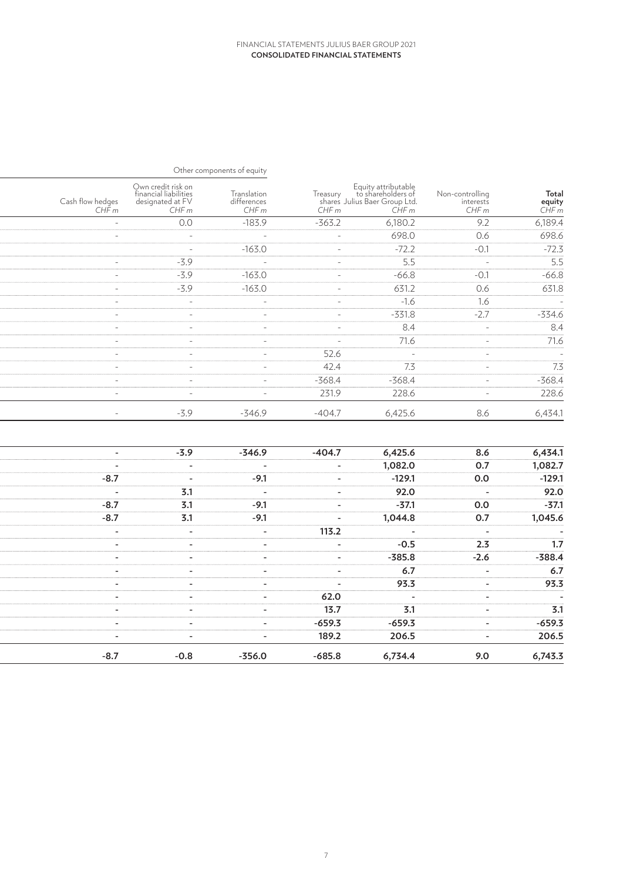| Other components of equity | | | | | | |
|---|---|---|---|---|---|---|
| Cash flow hedges CHF m | Own credit risk on financial liabilities designated at FV CHF m | Translation differences CHF m | Treasury shares CHF m | Equity attributable to shareholders of Julius Baer Group Ltd. CHF m | Non-controlling interests CHF m | **Total equity** CHF m |
| - | 0.0 | -183.9 | -363.2 | 6,180.2 | 9.2 | 6,189.4 |
| - | - | - | - | 698.0 | 0.6 | 698.6 |
| | - | -163.0 | - | -72.2 | -0.1 | -72.3 |
| - | -3.9 | - | - | 5.5 | - | 5.5 |
| - | -3.9 | -163.0 | - | -66.8 | -0.1 | -66.8 |
| - | -3.9 | -163.0 | - | 631.2 | 0.6 | 631.8 |
| - | - | - | - | -1.6 | 1.6 | - |
| - | - | - | - | -331.8 | -2.7 | -334.6 |
| - | - | - | - | 8.4 | - | 8.4 |
| - | - | - | - | 71.6 | - | 71.6 |
| - | - | - | 52.6 | - | - | - |
| - | - | - | 42.4 | 7.3 | - | 7.3 |
| - | - | - | -368.4 | -368.4 | - | -368.4 |
| - | - | - | 231.9 | 228.6 | - | 228.6 |
| - | -3.9 | -346.9 | -404.7 | 6,425.6 | 8.6 | 6,434.1 |
| | | | | | | |
| **-** | **-3.9** | **-346.9** | **-404.7** | **6,425.6** | **8.6** | **6,434.1** |
| **-** | **-** | **-** | **-** | **1,082.0** | **0.7** | **1,082.7** |
| **-8.7** | **-** | **-9.1** | **-** | **-129.1** | **0.0** | **-129.1** |
| **-** | **3.1** | **-** | **-** | **92.0** | **-** | **92.0** |
| **-8.7** | **3.1** | **-9.1** | **-** | **-37.1** | **0.0** | **-37.1** |
| **-8.7** | **3.1** | **-9.1** | **-** | **1,044.8** | **0.7** | **1,045.6** |
| **-** | **-** | **-** | **113.2** | **-** | **-** | **-** |
| **-** | **-** | **-** | **-** | **-0.5** | **2.3** | **1.7** |
| **-** | **-** | **-** | **-** | **-385.8** | **-2.6** | **-388.4** |
| **-** | **-** | **-** | **-** | **6.7** | **-** | **6.7** |
| **-** | **-** | **-** | **-** | **93.3** | **-** | **93.3** |
| **-** | **-** | **-** | **62.0** | **-** | **-** | **-** |
| **-** | **-** | **-** | **13.7** | **3.1** | **-** | **3.1** |
| **-** | **-** | **-** | **-659.3** | **-659.3** | **-** | **-659.3** |
| **-** | **-** | **-** | **189.2** | **206.5** | **-** | **206.5** |
| **-8.7** | **-0.8** | **-356.0** | **-685.8** | **6,734.4** | **9.0** | **6,743.3** |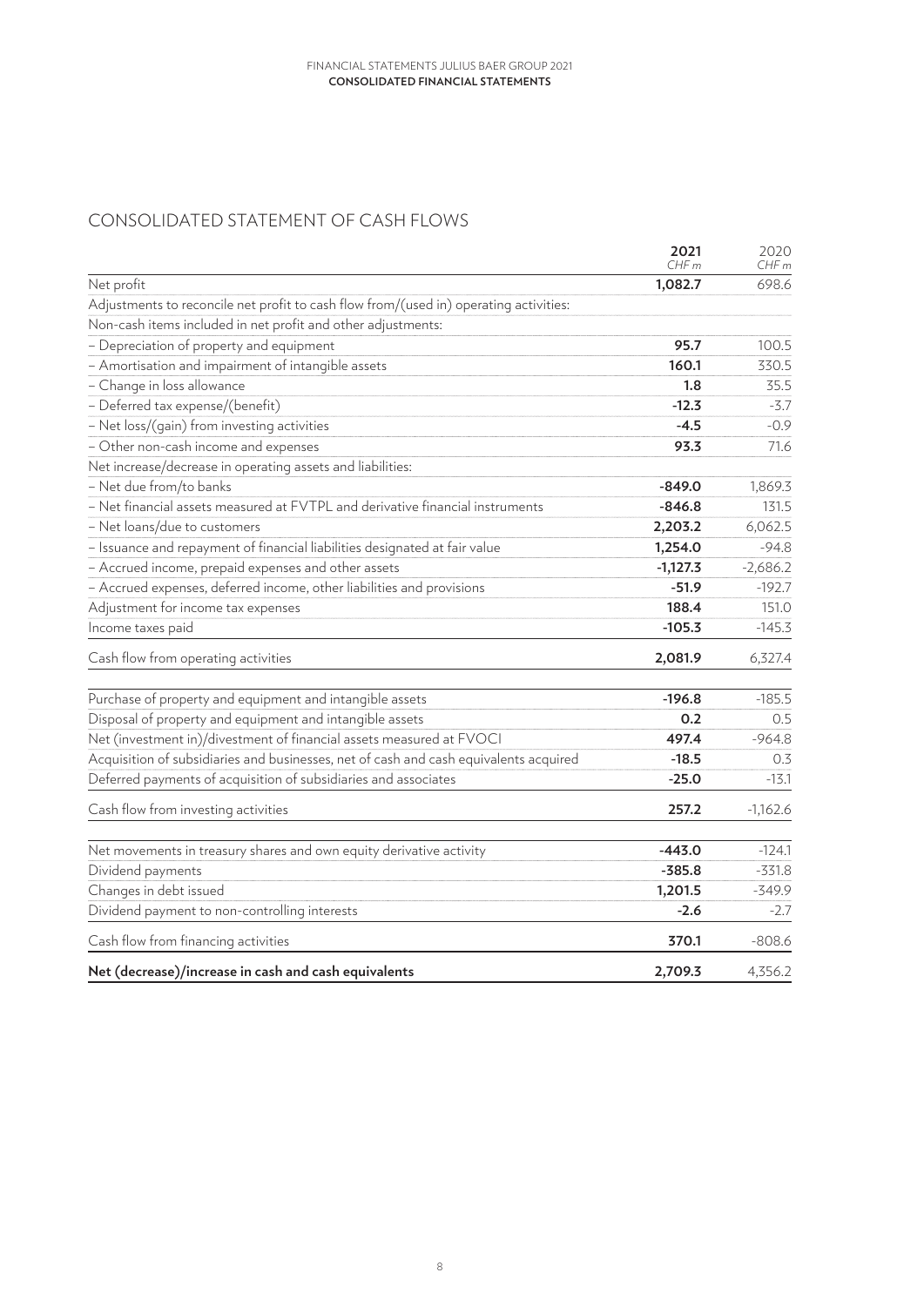# CONSOLIDATED STATEMENT OF CASH FLOWS

| | 2021<br>CHF m | 2020<br>CHF m |
|---|---|---|
| Net profit | **1,082.7** | 698.6 |
| Adjustments to reconcile net profit to cash flow from/(used in) operating activities: | | |
| Non-cash items included in net profit and other adjustments: | | |
| – Depreciation of property and equipment | **95.7** | 100.5 |
| – Amortisation and impairment of intangible assets | **160.1** | 330.5 |
| – Change in loss allowance | **1.8** | 35.5 |
| – Deferred tax expense/(benefit) | **-12.3** | -3.7 |
| – Net loss/(gain) from investing activities | **-4.5** | -0.9 |
| – Other non-cash income and expenses | **93.3** | 71.6 |
| Net increase/decrease in operating assets and liabilities: | | |
| – Net due from/to banks | **-849.0** | 1,869.3 |
| – Net financial assets measured at FVTPL and derivative financial instruments | **-846.8** | 131.5 |
| – Net loans/due to customers | **2,203.2** | 6,062.5 |
| – Issuance and repayment of financial liabilities designated at fair value | **1,254.0** | -94.8 |
| – Accrued income, prepaid expenses and other assets | **-1,127.3** | -2,686.2 |
| – Accrued expenses, deferred income, other liabilities and provisions | **-51.9** | -192.7 |
| Adjustment for income tax expenses | **188.4** | 151.0 |
| Income taxes paid | **-105.3** | -145.3 |
| Cash flow from operating activities | **2,081.9** | 6,327.4 |
| Purchase of property and equipment and intangible assets | **-196.8** | -185.5 |
| Disposal of property and equipment and intangible assets | **0.2** | 0.5 |
| Net (investment in)/divestment of financial assets measured at FVOCI | **497.4** | -964.8 |
| Acquisition of subsidiaries and businesses, net of cash and cash equivalents acquired | **-18.5** | 0.3 |
| Deferred payments of acquisition of subsidiaries and associates | **-25.0** | -13.1 |
| Cash flow from investing activities | **257.2** | -1,162.6 |
| Net movements in treasury shares and own equity derivative activity | **-443.0** | -124.1 |
| Dividend payments | **-385.8** | -331.8 |
| Changes in debt issued | **1,201.5** | -349.9 |
| Dividend payment to non-controlling interests | **-2.6** | -2.7 |
| Cash flow from financing activities | **370.1** | -808.6 |
| **Net (decrease)/increase in cash and cash equivalents** | **2,709.3** | 4,356.2 |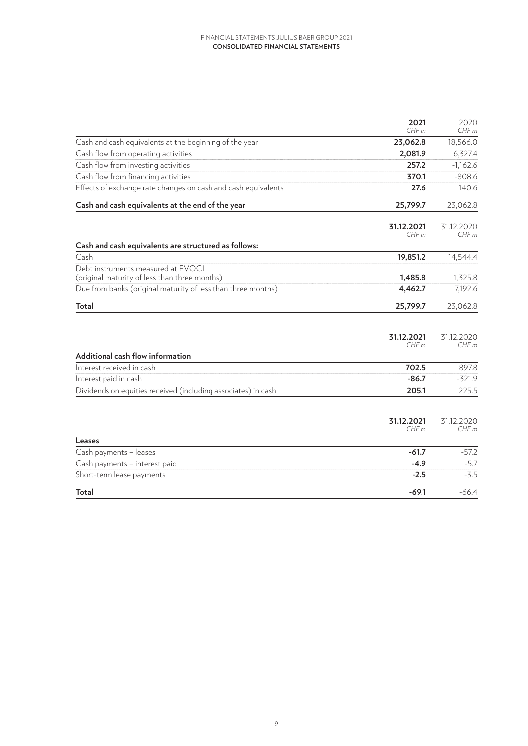| | 2021<br>*CHF m* | 2020<br>*CHF m* |
|---|---|---|
| Cash and cash equivalents at the beginning of the year | **23,062.8** | 18,566.0 |
| Cash flow from operating activities | **2,081.9** | 6,327.4 |
| Cash flow from investing activities | **257.2** | -1,162.6 |
| Cash flow from financing activities | **370.1** | -808.6 |
| Effects of exchange rate changes on cash and cash equivalents | **27.6** | 140.6 |
| **Cash and cash equivalents at the end of the year** | **25,799.7** | 23,062.8 |

| | 31.12.2021<br>*CHF m* | 31.12.2020<br>*CHF m* |
|---|---|---|
| **Cash and cash equivalents are structured as follows:** | | |
| Cash | **19,851.2** | 14,544.4 |
| Debt instruments measured at FVOCI (original maturity of less than three months) | **1,485.8** | 1,325.8 |
| Due from banks (original maturity of less than three months) | **4,462.7** | 7,192.6 |
| **Total** | **25,799.7** | 23,062.8 |

| | 31.12.2021<br>*CHF m* | 31.12.2020<br>*CHF m* |
|---|---|---|
| **Additional cash flow information** | | |
| Interest received in cash | **702.5** | 897.8 |
| Interest paid in cash | **-86.7** | -321.9 |
| Dividends on equities received (including associates) in cash | **205.1** | 225.5 |

| | 31.12.2021<br>*CHF m* | 31.12.2020<br>*CHF m* |
|---|---|---|
| **Leases** | | |
| Cash payments – leases | **-61.7** | -57.2 |
| Cash payments – interest paid | **-4.9** | -5.7 |
| Short-term lease payments | **-2.5** | -3.5 |
| **Total** | **-69.1** | -66.4 |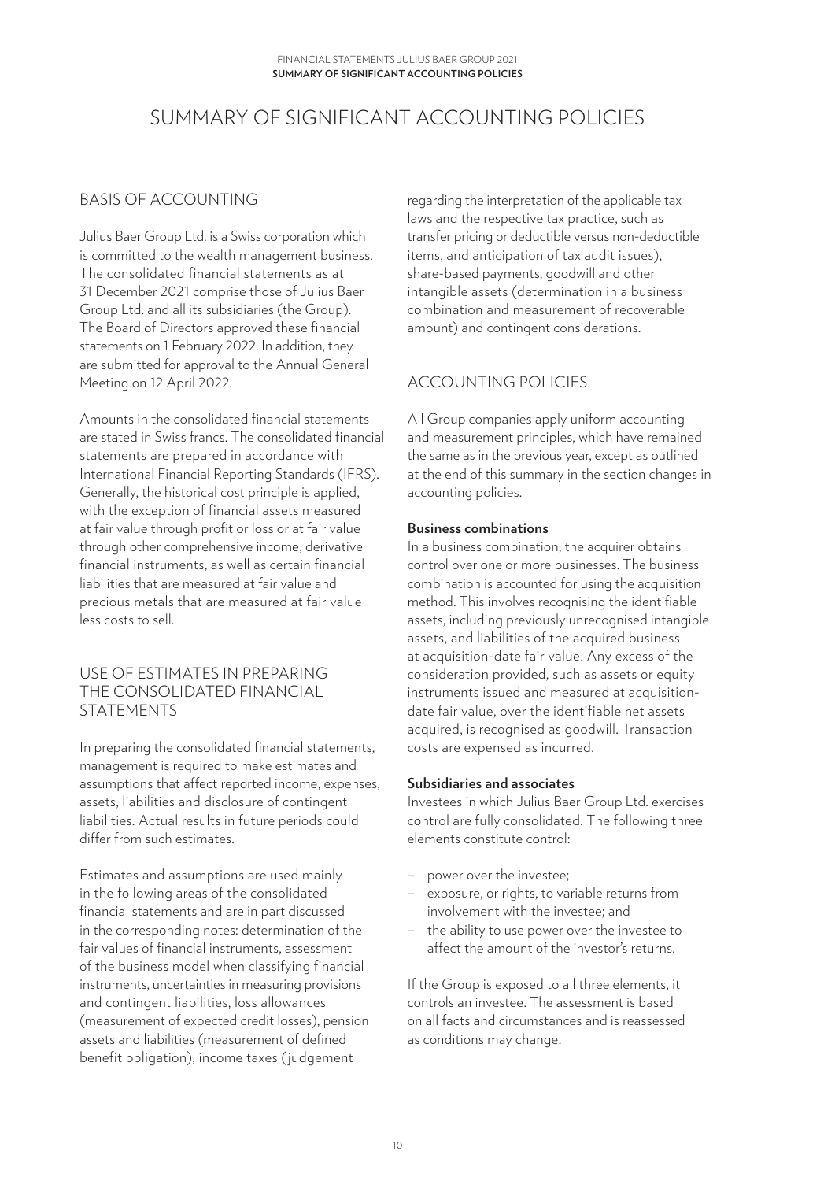# SUMMARY OF SIGNIFICANT ACCOUNTING POLICIES

## BASIS OF ACCOUNTING

Julius Baer Group Ltd. is a Swiss corporation which is committed to the wealth management business. The consolidated financial statements as at 31 December 2021 comprise those of Julius Baer Group Ltd. and all its subsidiaries (the Group). The Board of Directors approved these financial statements on 1 February 2022. In addition, they are submitted for approval to the Annual General Meeting on 12 April 2022.

Amounts in the consolidated financial statements are stated in Swiss francs. The consolidated financial statements are prepared in accordance with International Financial Reporting Standards (IFRS). Generally, the historical cost principle is applied, with the exception of financial assets measured at fair value through profit or loss or at fair value through other comprehensive income, derivative financial instruments, as well as certain financial liabilities that are measured at fair value and precious metals that are measured at fair value less costs to sell.

## USE OF ESTIMATES IN PREPARING THE CONSOLIDATED FINANCIAL STATEMENTS

In preparing the consolidated financial statements, management is required to make estimates and assumptions that affect reported income, expenses, assets, liabilities and disclosure of contingent liabilities. Actual results in future periods could differ from such estimates.

Estimates and assumptions are used mainly in the following areas of the consolidated financial statements and are in part discussed in the corresponding notes: determination of the fair values of financial instruments, assessment of the business model when classifying financial instruments, uncertainties in measuring provisions and contingent liabilities, loss allowances (measurement of expected credit losses), pension assets and liabilities (measurement of defined benefit obligation), income taxes (judgement regarding the interpretation of the applicable tax laws and the respective tax practice, such as transfer pricing or deductible versus non-deductible items, and anticipation of tax audit issues), share-based payments, goodwill and other intangible assets (determination in a business combination and measurement of recoverable amount) and contingent considerations.

## ACCOUNTING POLICIES

All Group companies apply uniform accounting and measurement principles, which have remained the same as in the previous year, except as outlined at the end of this summary in the section changes in accounting policies.

**Business combinations**

In a business combination, the acquirer obtains control over one or more businesses. The business combination is accounted for using the acquisition method. This involves recognising the identifiable assets, including previously unrecognised intangible assets, and liabilities of the acquired business at acquisition-date fair value. Any excess of the consideration provided, such as assets or equity instruments issued and measured at acquisition-date fair value, over the identifiable net assets acquired, is recognised as goodwill. Transaction costs are expensed as incurred.

**Subsidiaries and associates**

Investees in which Julius Baer Group Ltd. exercises control are fully consolidated. The following three elements constitute control:

- power over the investee;
- exposure, or rights, to variable returns from involvement with the investee; and
- the ability to use power over the investee to affect the amount of the investor's returns.

If the Group is exposed to all three elements, it controls an investee. The assessment is based on all facts and circumstances and is reassessed as conditions may change.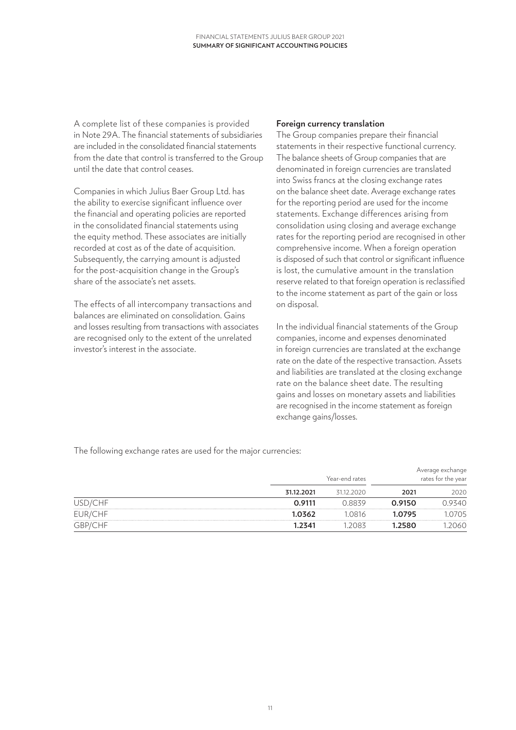A complete list of these companies is provided in Note 29A. The financial statements of subsidiaries are included in the consolidated financial statements from the date that control is transferred to the Group until the date that control ceases.

Companies in which Julius Baer Group Ltd. has the ability to exercise significant influence over the financial and operating policies are reported in the consolidated financial statements using the equity method. These associates are initially recorded at cost as of the date of acquisition. Subsequently, the carrying amount is adjusted for the post-acquisition change in the Group's share of the associate's net assets.

The effects of all intercompany transactions and balances are eliminated on consolidation. Gains and losses resulting from transactions with associates are recognised only to the extent of the unrelated investor's interest in the associate.

**Foreign currency translation**

The Group companies prepare their financial statements in their respective functional currency. The balance sheets of Group companies that are denominated in foreign currencies are translated into Swiss francs at the closing exchange rates on the balance sheet date. Average exchange rates for the reporting period are used for the income statements. Exchange differences arising from consolidation using closing and average exchange rates for the reporting period are recognised in other comprehensive income. When a foreign operation is disposed of such that control or significant influence is lost, the cumulative amount in the translation reserve related to that foreign operation is reclassified to the income statement as part of the gain or loss on disposal.

In the individual financial statements of the Group companies, income and expenses denominated in foreign currencies are translated at the exchange rate on the date of the respective transaction. Assets and liabilities are translated at the closing exchange rate on the balance sheet date. The resulting gains and losses on monetary assets and liabilities are recognised in the income statement as foreign exchange gains/losses.

The following exchange rates are used for the major currencies:

| | Year-end rates | | Average exchange rates for the year | |
|---|---|---|---|---|
| | **31.12.2021** | 31.12.2020 | **2021** | 2020 |
| USD/CHF | **0.9111** | 0.8839 | **0.9150** | 0.9340 |
| EUR/CHF | **1.0362** | 1.0816 | **1.0795** | 1.0705 |
| GBP/CHF | **1.2341** | 1.2083 | **1.2580** | 1.2060 |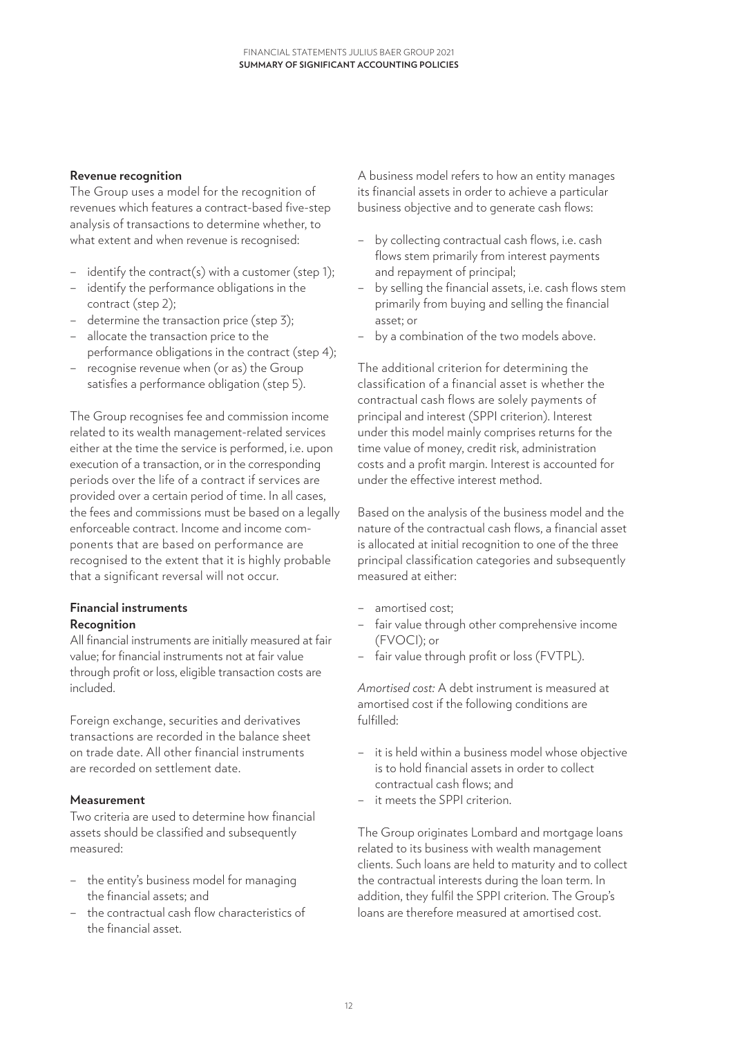## Revenue recognition

The Group uses a model for the recognition of revenues which features a contract-based five-step analysis of transactions to determine whether, to what extent and when revenue is recognised:

- identify the contract(s) with a customer (step 1);
- identify the performance obligations in the contract (step 2);
- determine the transaction price (step 3);
- allocate the transaction price to the performance obligations in the contract (step 4);
- recognise revenue when (or as) the Group satisfies a performance obligation (step 5).

The Group recognises fee and commission income related to its wealth management-related services either at the time the service is performed, i.e. upon execution of a transaction, or in the corresponding periods over the life of a contract if services are provided over a certain period of time. In all cases, the fees and commissions must be based on a legally enforceable contract. Income and income components that are based on performance are recognised to the extent that it is highly probable that a significant reversal will not occur.

## Financial instruments

### Recognition

All financial instruments are initially measured at fair value; for financial instruments not at fair value through profit or loss, eligible transaction costs are included.

Foreign exchange, securities and derivatives transactions are recorded in the balance sheet on trade date. All other financial instruments are recorded on settlement date.

### Measurement

Two criteria are used to determine how financial assets should be classified and subsequently measured:

- the entity's business model for managing the financial assets; and
- the contractual cash flow characteristics of the financial asset.

A business model refers to how an entity manages its financial assets in order to achieve a particular business objective and to generate cash flows:

- by collecting contractual cash flows, i.e. cash flows stem primarily from interest payments and repayment of principal;
- by selling the financial assets, i.e. cash flows stem primarily from buying and selling the financial asset; or
- by a combination of the two models above.

The additional criterion for determining the classification of a financial asset is whether the contractual cash flows are solely payments of principal and interest (SPPI criterion). Interest under this model mainly comprises returns for the time value of money, credit risk, administration costs and a profit margin. Interest is accounted for under the effective interest method.

Based on the analysis of the business model and the nature of the contractual cash flows, a financial asset is allocated at initial recognition to one of the three principal classification categories and subsequently measured at either:

- amortised cost;
- fair value through other comprehensive income (FVOCI); or
- fair value through profit or loss (FVTPL).

*Amortised cost:* A debt instrument is measured at amortised cost if the following conditions are fulfilled:

- it is held within a business model whose objective is to hold financial assets in order to collect contractual cash flows; and
- it meets the SPPI criterion.

The Group originates Lombard and mortgage loans related to its business with wealth management clients. Such loans are held to maturity and to collect the contractual interests during the loan term. In addition, they fulfil the SPPI criterion. The Group's loans are therefore measured at amortised cost.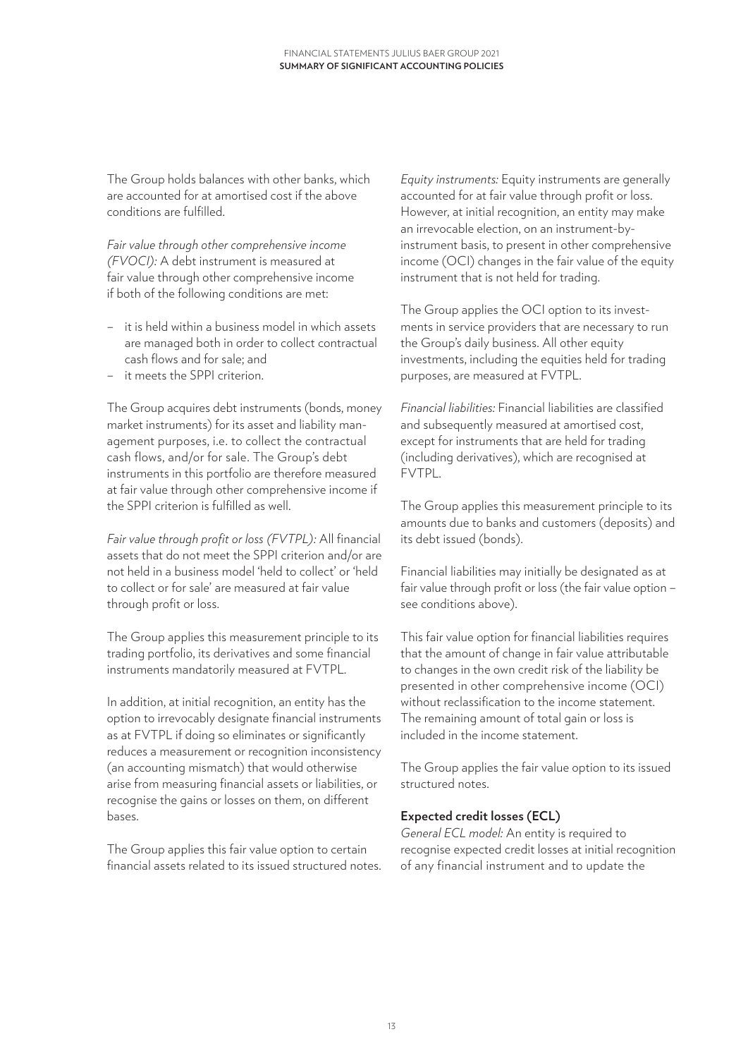The Group holds balances with other banks, which are accounted for at amortised cost if the above conditions are fulfilled.

*Fair value through other comprehensive income (FVOCI):* A debt instrument is measured at fair value through other comprehensive income if both of the following conditions are met:

- it is held within a business model in which assets are managed both in order to collect contractual cash flows and for sale; and
- it meets the SPPI criterion.

The Group acquires debt instruments (bonds, money market instruments) for its asset and liability management purposes, i.e. to collect the contractual cash flows, and/or for sale. The Group's debt instruments in this portfolio are therefore measured at fair value through other comprehensive income if the SPPI criterion is fulfilled as well.

*Fair value through profit or loss (FVTPL):* All financial assets that do not meet the SPPI criterion and/or are not held in a business model 'held to collect' or 'held to collect or for sale' are measured at fair value through profit or loss.

The Group applies this measurement principle to its trading portfolio, its derivatives and some financial instruments mandatorily measured at FVTPL.

In addition, at initial recognition, an entity has the option to irrevocably designate financial instruments as at FVTPL if doing so eliminates or significantly reduces a measurement or recognition inconsistency (an accounting mismatch) that would otherwise arise from measuring financial assets or liabilities, or recognise the gains or losses on them, on different bases.

The Group applies this fair value option to certain financial assets related to its issued structured notes.

*Equity instruments:* Equity instruments are generally accounted for at fair value through profit or loss. However, at initial recognition, an entity may make an irrevocable election, on an instrument-by-instrument basis, to present in other comprehensive income (OCI) changes in the fair value of the equity instrument that is not held for trading.

The Group applies the OCI option to its investments in service providers that are necessary to run the Group's daily business. All other equity investments, including the equities held for trading purposes, are measured at FVTPL.

*Financial liabilities:* Financial liabilities are classified and subsequently measured at amortised cost, except for instruments that are held for trading (including derivatives), which are recognised at FVTPL.

The Group applies this measurement principle to its amounts due to banks and customers (deposits) and its debt issued (bonds).

Financial liabilities may initially be designated as at fair value through profit or loss (the fair value option – see conditions above).

This fair value option for financial liabilities requires that the amount of change in fair value attributable to changes in the own credit risk of the liability be presented in other comprehensive income (OCI) without reclassification to the income statement. The remaining amount of total gain or loss is included in the income statement.

The Group applies the fair value option to its issued structured notes.

**Expected credit losses (ECL)**

*General ECL model:* An entity is required to recognise expected credit losses at initial recognition of any financial instrument and to update the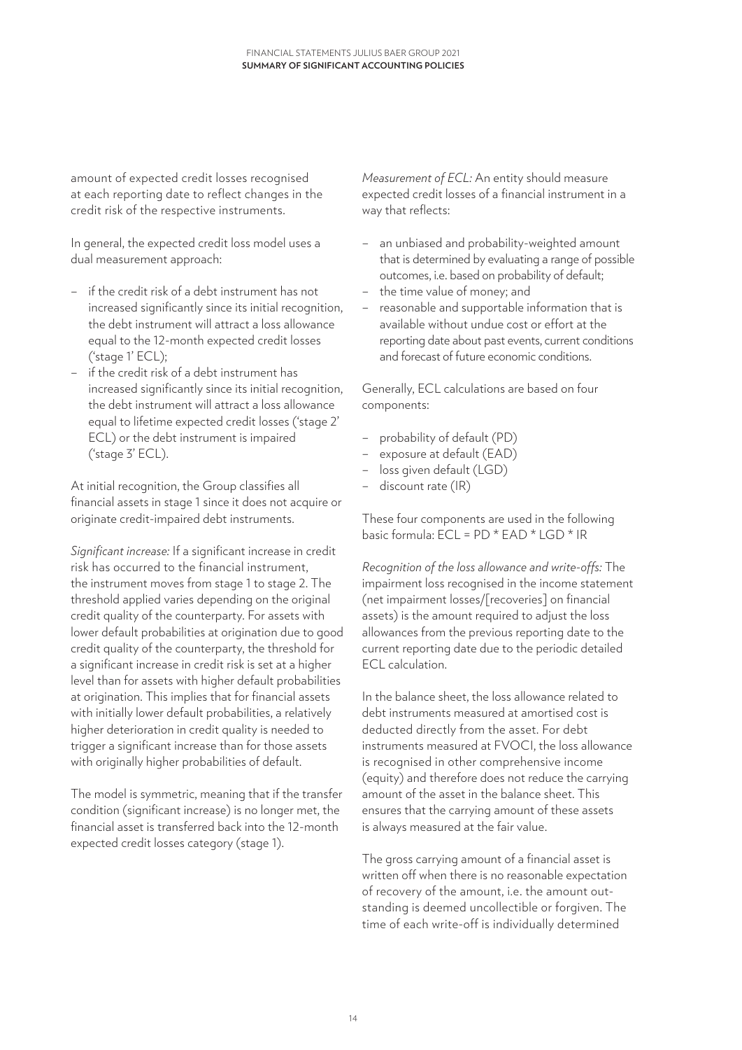amount of expected credit losses recognised at each reporting date to reflect changes in the credit risk of the respective instruments.

In general, the expected credit loss model uses a dual measurement approach:

- if the credit risk of a debt instrument has not increased significantly since its initial recognition, the debt instrument will attract a loss allowance equal to the 12-month expected credit losses ('stage 1' ECL);
- if the credit risk of a debt instrument has increased significantly since its initial recognition, the debt instrument will attract a loss allowance equal to lifetime expected credit losses ('stage 2' ECL) or the debt instrument is impaired ('stage 3' ECL).

At initial recognition, the Group classifies all financial assets in stage 1 since it does not acquire or originate credit-impaired debt instruments.

*Significant increase:* If a significant increase in credit risk has occurred to the financial instrument, the instrument moves from stage 1 to stage 2. The threshold applied varies depending on the original credit quality of the counterparty. For assets with lower default probabilities at origination due to good credit quality of the counterparty, the threshold for a significant increase in credit risk is set at a higher level than for assets with higher default probabilities at origination. This implies that for financial assets with initially lower default probabilities, a relatively higher deterioration in credit quality is needed to trigger a significant increase than for those assets with originally higher probabilities of default.

The model is symmetric, meaning that if the transfer condition (significant increase) is no longer met, the financial asset is transferred back into the 12-month expected credit losses category (stage 1).

*Measurement of ECL:* An entity should measure expected credit losses of a financial instrument in a way that reflects:

- an unbiased and probability-weighted amount that is determined by evaluating a range of possible outcomes, i.e. based on probability of default;
- the time value of money; and
- reasonable and supportable information that is available without undue cost or effort at the reporting date about past events, current conditions and forecast of future economic conditions.

Generally, ECL calculations are based on four components:

- probability of default (PD)
- exposure at default (EAD)
- loss given default (LGD)
- discount rate (IR)

These four components are used in the following basic formula: $ECL = PD * EAD * LGD * IR$

*Recognition of the loss allowance and write-offs:* The impairment loss recognised in the income statement (net impairment losses/[recoveries] on financial assets) is the amount required to adjust the loss allowances from the previous reporting date to the current reporting date due to the periodic detailed ECL calculation.

In the balance sheet, the loss allowance related to debt instruments measured at amortised cost is deducted directly from the asset. For debt instruments measured at FVOCI, the loss allowance is recognised in other comprehensive income (equity) and therefore does not reduce the carrying amount of the asset in the balance sheet. This ensures that the carrying amount of these assets is always measured at the fair value.

The gross carrying amount of a financial asset is written off when there is no reasonable expectation of recovery of the amount, i.e. the amount outstanding is deemed uncollectible or forgiven. The time of each write-off is individually determined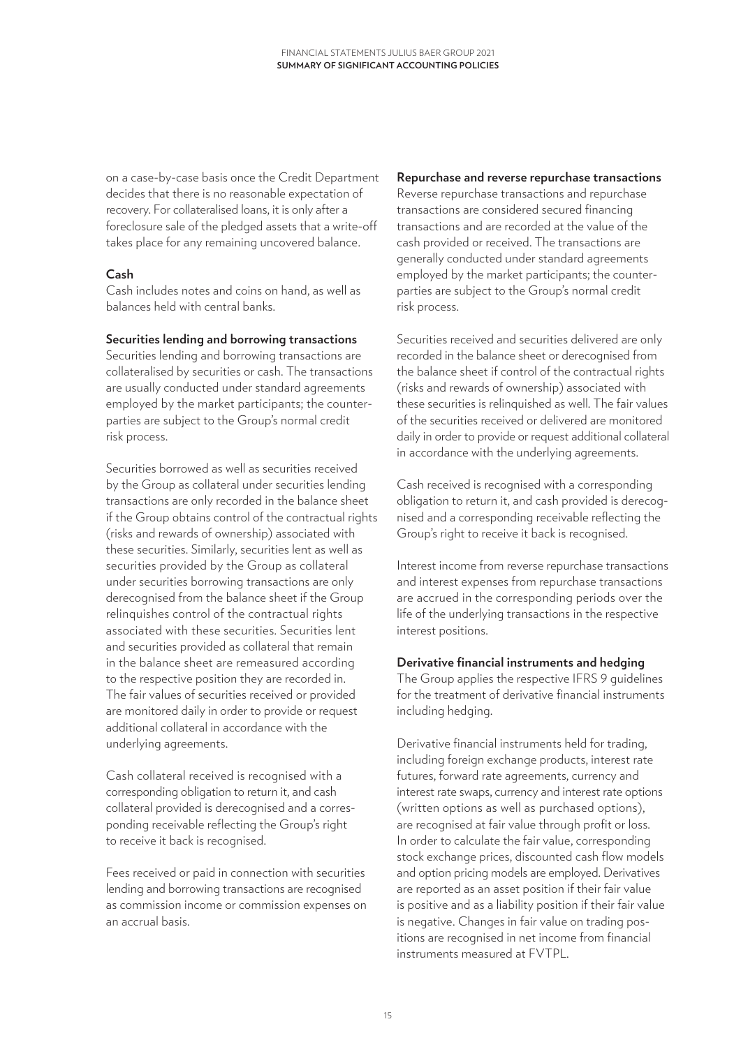on a case-by-case basis once the Credit Department decides that there is no reasonable expectation of recovery. For collateralised loans, it is only after a foreclosure sale of the pledged assets that a write-off takes place for any remaining uncovered balance.

**Cash**

Cash includes notes and coins on hand, as well as balances held with central banks.

**Securities lending and borrowing transactions**

Securities lending and borrowing transactions are collateralised by securities or cash. The transactions are usually conducted under standard agreements employed by the market participants; the counterparties are subject to the Group's normal credit risk process.

Securities borrowed as well as securities received by the Group as collateral under securities lending transactions are only recorded in the balance sheet if the Group obtains control of the contractual rights (risks and rewards of ownership) associated with these securities. Similarly, securities lent as well as securities provided by the Group as collateral under securities borrowing transactions are only derecognised from the balance sheet if the Group relinquishes control of the contractual rights associated with these securities. Securities lent and securities provided as collateral that remain in the balance sheet are remeasured according to the respective position they are recorded in. The fair values of securities received or provided are monitored daily in order to provide or request additional collateral in accordance with the underlying agreements.

Cash collateral received is recognised with a corresponding obligation to return it, and cash collateral provided is derecognised and a corresponding receivable reflecting the Group's right to receive it back is recognised.

Fees received or paid in connection with securities lending and borrowing transactions are recognised as commission income or commission expenses on an accrual basis.

**Repurchase and reverse repurchase transactions**

Reverse repurchase transactions and repurchase transactions are considered secured financing transactions and are recorded at the value of the cash provided or received. The transactions are generally conducted under standard agreements employed by the market participants; the counterparties are subject to the Group's normal credit risk process.

Securities received and securities delivered are only recorded in the balance sheet or derecognised from the balance sheet if control of the contractual rights (risks and rewards of ownership) associated with these securities is relinquished as well. The fair values of the securities received or delivered are monitored daily in order to provide or request additional collateral in accordance with the underlying agreements.

Cash received is recognised with a corresponding obligation to return it, and cash provided is derecognised and a corresponding receivable reflecting the Group's right to receive it back is recognised.

Interest income from reverse repurchase transactions and interest expenses from repurchase transactions are accrued in the corresponding periods over the life of the underlying transactions in the respective interest positions.

**Derivative financial instruments and hedging**

The Group applies the respective IFRS 9 guidelines for the treatment of derivative financial instruments including hedging.

Derivative financial instruments held for trading, including foreign exchange products, interest rate futures, forward rate agreements, currency and interest rate swaps, currency and interest rate options (written options as well as purchased options), are recognised at fair value through profit or loss. In order to calculate the fair value, corresponding stock exchange prices, discounted cash flow models and option pricing models are employed. Derivatives are reported as an asset position if their fair value is positive and as a liability position if their fair value is negative. Changes in fair value on trading positions are recognised in net income from financial instruments measured at FVTPL.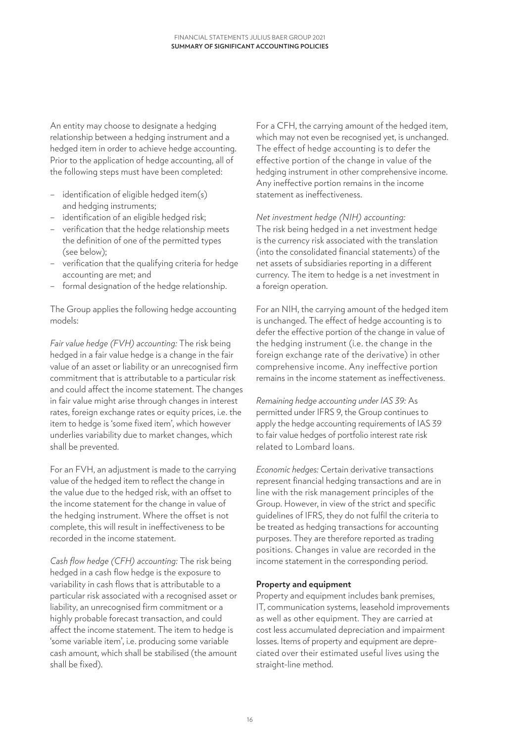An entity may choose to designate a hedging relationship between a hedging instrument and a hedged item in order to achieve hedge accounting. Prior to the application of hedge accounting, all of the following steps must have been completed:

- identification of eligible hedged item(s) and hedging instruments;
- identification of an eligible hedged risk;
- verification that the hedge relationship meets the definition of one of the permitted types (see below);
- verification that the qualifying criteria for hedge accounting are met; and
- formal designation of the hedge relationship.

The Group applies the following hedge accounting models:

*Fair value hedge (FVH) accounting:* The risk being hedged in a fair value hedge is a change in the fair value of an asset or liability or an unrecognised firm commitment that is attributable to a particular risk and could affect the income statement. The changes in fair value might arise through changes in interest rates, foreign exchange rates or equity prices, i.e. the item to hedge is 'some fixed item', which however underlies variability due to market changes, which shall be prevented.

For an FVH, an adjustment is made to the carrying value of the hedged item to reflect the change in the value due to the hedged risk, with an offset to the income statement for the change in value of the hedging instrument. Where the offset is not complete, this will result in ineffectiveness to be recorded in the income statement.

*Cash flow hedge (CFH) accounting:* The risk being hedged in a cash flow hedge is the exposure to variability in cash flows that is attributable to a particular risk associated with a recognised asset or liability, an unrecognised firm commitment or a highly probable forecast transaction, and could affect the income statement. The item to hedge is 'some variable item', i.e. producing some variable cash amount, which shall be stabilised (the amount shall be fixed).

For a CFH, the carrying amount of the hedged item, which may not even be recognised yet, is unchanged. The effect of hedge accounting is to defer the effective portion of the change in value of the hedging instrument in other comprehensive income. Any ineffective portion remains in the income statement as ineffectiveness.

*Net investment hedge (NIH) accounting:*
The risk being hedged in a net investment hedge is the currency risk associated with the translation (into the consolidated financial statements) of the net assets of subsidiaries reporting in a different currency. The item to hedge is a net investment in a foreign operation.

For an NIH, the carrying amount of the hedged item is unchanged. The effect of hedge accounting is to defer the effective portion of the change in value of the hedging instrument (i.e. the change in the foreign exchange rate of the derivative) in other comprehensive income. Any ineffective portion remains in the income statement as ineffectiveness.

*Remaining hedge accounting under IAS 39:* As permitted under IFRS 9, the Group continues to apply the hedge accounting requirements of IAS 39 to fair value hedges of portfolio interest rate risk related to Lombard loans.

*Economic hedges:* Certain derivative transactions represent financial hedging transactions and are in line with the risk management principles of the Group. However, in view of the strict and specific guidelines of IFRS, they do not fulfil the criteria to be treated as hedging transactions for accounting purposes. They are therefore reported as trading positions. Changes in value are recorded in the income statement in the corresponding period.

**Property and equipment**

Property and equipment includes bank premises, IT, communication systems, leasehold improvements as well as other equipment. They are carried at cost less accumulated depreciation and impairment losses. Items of property and equipment are depreciated over their estimated useful lives using the straight-line method.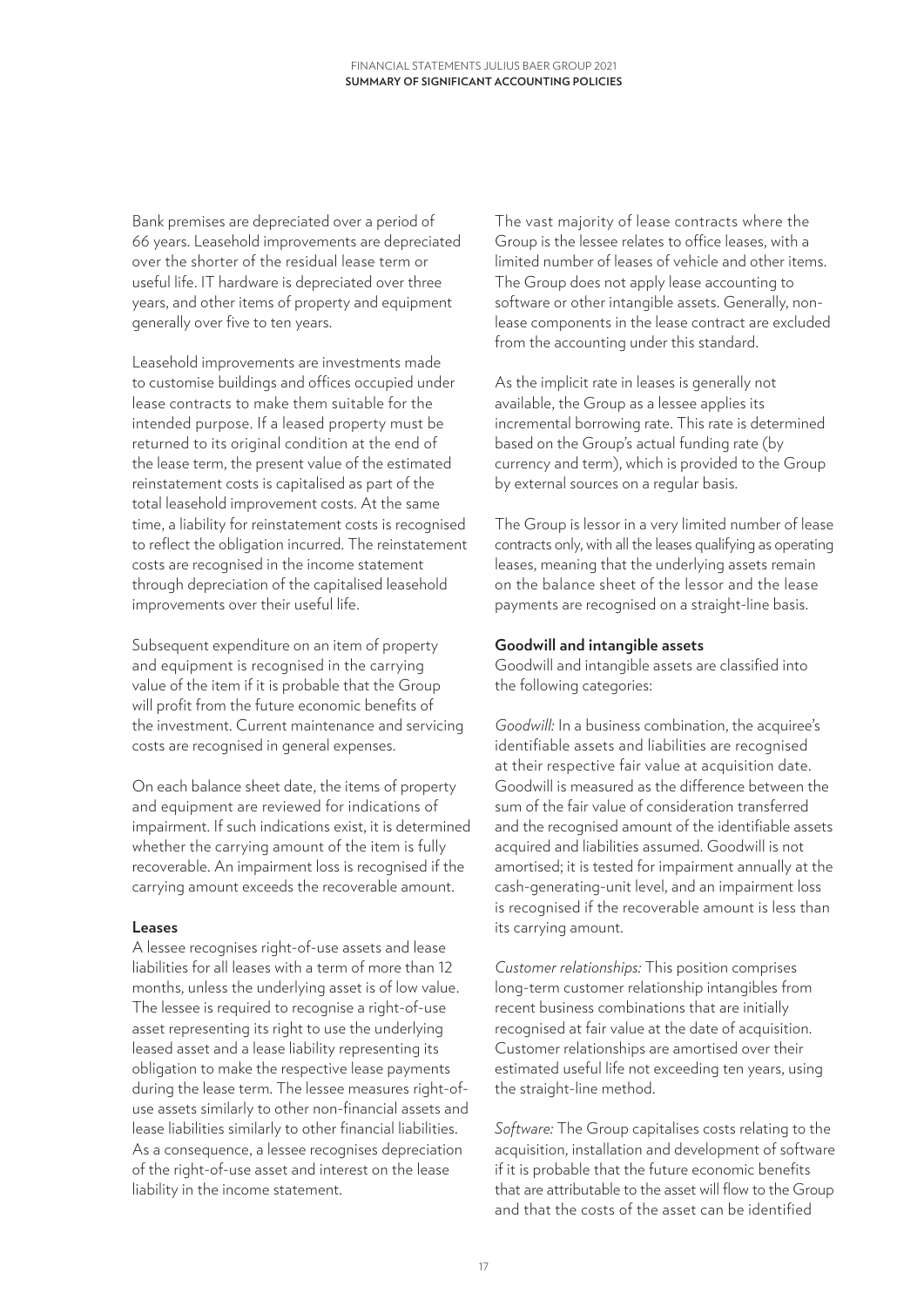Bank premises are depreciated over a period of 66 years. Leasehold improvements are depreciated over the shorter of the residual lease term or useful life. IT hardware is depreciated over three years, and other items of property and equipment generally over five to ten years.

Leasehold improvements are investments made to customise buildings and offices occupied under lease contracts to make them suitable for the intended purpose. If a leased property must be returned to its original condition at the end of the lease term, the present value of the estimated reinstatement costs is capitalised as part of the total leasehold improvement costs. At the same time, a liability for reinstatement costs is recognised to reflect the obligation incurred. The reinstatement costs are recognised in the income statement through depreciation of the capitalised leasehold improvements over their useful life.

Subsequent expenditure on an item of property and equipment is recognised in the carrying value of the item if it is probable that the Group will profit from the future economic benefits of the investment. Current maintenance and servicing costs are recognised in general expenses.

On each balance sheet date, the items of property and equipment are reviewed for indications of impairment. If such indications exist, it is determined whether the carrying amount of the item is fully recoverable. An impairment loss is recognised if the carrying amount exceeds the recoverable amount.

**Leases**

A lessee recognises right-of-use assets and lease liabilities for all leases with a term of more than 12 months, unless the underlying asset is of low value. The lessee is required to recognise a right-of-use asset representing its right to use the underlying leased asset and a lease liability representing its obligation to make the respective lease payments during the lease term. The lessee measures right-of-use assets similarly to other non-financial assets and lease liabilities similarly to other financial liabilities. As a consequence, a lessee recognises depreciation of the right-of-use asset and interest on the lease liability in the income statement.

The vast majority of lease contracts where the Group is the lessee relates to office leases, with a limited number of leases of vehicle and other items. The Group does not apply lease accounting to software or other intangible assets. Generally, non-lease components in the lease contract are excluded from the accounting under this standard.

As the implicit rate in leases is generally not available, the Group as a lessee applies its incremental borrowing rate. This rate is determined based on the Group's actual funding rate (by currency and term), which is provided to the Group by external sources on a regular basis.

The Group is lessor in a very limited number of lease contracts only, with all the leases qualifying as operating leases, meaning that the underlying assets remain on the balance sheet of the lessor and the lease payments are recognised on a straight-line basis.

**Goodwill and intangible assets**

Goodwill and intangible assets are classified into the following categories:

*Goodwill:* In a business combination, the acquiree's identifiable assets and liabilities are recognised at their respective fair value at acquisition date. Goodwill is measured as the difference between the sum of the fair value of consideration transferred and the recognised amount of the identifiable assets acquired and liabilities assumed. Goodwill is not amortised; it is tested for impairment annually at the cash-generating-unit level, and an impairment loss is recognised if the recoverable amount is less than its carrying amount.

*Customer relationships:* This position comprises long-term customer relationship intangibles from recent business combinations that are initially recognised at fair value at the date of acquisition. Customer relationships are amortised over their estimated useful life not exceeding ten years, using the straight-line method.

*Software:* The Group capitalises costs relating to the acquisition, installation and development of software if it is probable that the future economic benefits that are attributable to the asset will flow to the Group and that the costs of the asset can be identified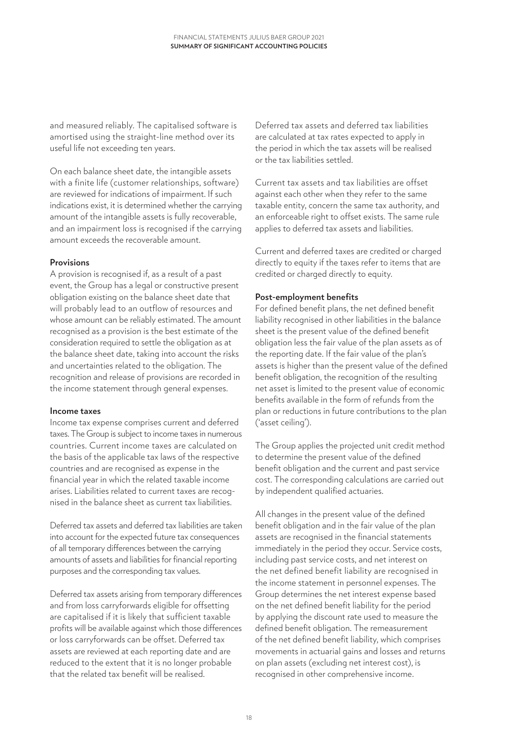and measured reliably. The capitalised software is amortised using the straight-line method over its useful life not exceeding ten years.

On each balance sheet date, the intangible assets with a finite life (customer relationships, software) are reviewed for indications of impairment. If such indications exist, it is determined whether the carrying amount of the intangible assets is fully recoverable, and an impairment loss is recognised if the carrying amount exceeds the recoverable amount.

**Provisions**

A provision is recognised if, as a result of a past event, the Group has a legal or constructive present obligation existing on the balance sheet date that will probably lead to an outflow of resources and whose amount can be reliably estimated. The amount recognised as a provision is the best estimate of the consideration required to settle the obligation as at the balance sheet date, taking into account the risks and uncertainties related to the obligation. The recognition and release of provisions are recorded in the income statement through general expenses.

**Income taxes**

Income tax expense comprises current and deferred taxes. The Group is subject to income taxes in numerous countries. Current income taxes are calculated on the basis of the applicable tax laws of the respective countries and are recognised as expense in the financial year in which the related taxable income arises. Liabilities related to current taxes are recognised in the balance sheet as current tax liabilities.

Deferred tax assets and deferred tax liabilities are taken into account for the expected future tax consequences of all temporary differences between the carrying amounts of assets and liabilities for financial reporting purposes and the corresponding tax values.

Deferred tax assets arising from temporary differences and from loss carryforwards eligible for offsetting are capitalised if it is likely that sufficient taxable profits will be available against which those differences or loss carryforwards can be offset. Deferred tax assets are reviewed at each reporting date and are reduced to the extent that it is no longer probable that the related tax benefit will be realised.

Deferred tax assets and deferred tax liabilities are calculated at tax rates expected to apply in the period in which the tax assets will be realised or the tax liabilities settled.

Current tax assets and tax liabilities are offset against each other when they refer to the same taxable entity, concern the same tax authority, and an enforceable right to offset exists. The same rule applies to deferred tax assets and liabilities.

Current and deferred taxes are credited or charged directly to equity if the taxes refer to items that are credited or charged directly to equity.

**Post-employment benefits**

For defined benefit plans, the net defined benefit liability recognised in other liabilities in the balance sheet is the present value of the defined benefit obligation less the fair value of the plan assets as of the reporting date. If the fair value of the plan's assets is higher than the present value of the defined benefit obligation, the recognition of the resulting net asset is limited to the present value of economic benefits available in the form of refunds from the plan or reductions in future contributions to the plan ('asset ceiling').

The Group applies the projected unit credit method to determine the present value of the defined benefit obligation and the current and past service cost. The corresponding calculations are carried out by independent qualified actuaries.

All changes in the present value of the defined benefit obligation and in the fair value of the plan assets are recognised in the financial statements immediately in the period they occur. Service costs, including past service costs, and net interest on the net defined benefit liability are recognised in the income statement in personnel expenses. The Group determines the net interest expense based on the net defined benefit liability for the period by applying the discount rate used to measure the defined benefit obligation. The remeasurement of the net defined benefit liability, which comprises movements in actuarial gains and losses and returns on plan assets (excluding net interest cost), is recognised in other comprehensive income.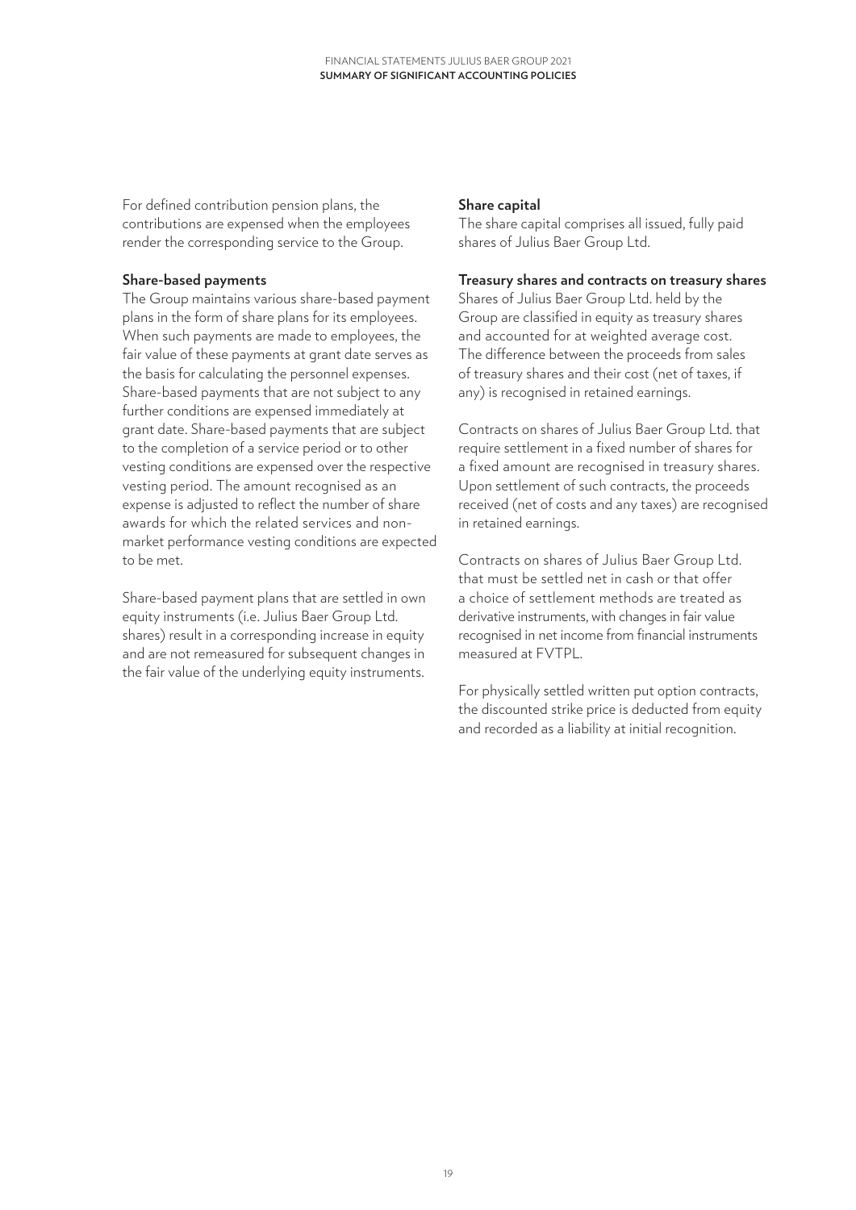For defined contribution pension plans, the contributions are expensed when the employees render the corresponding service to the Group.

**Share-based payments**

The Group maintains various share-based payment plans in the form of share plans for its employees. When such payments are made to employees, the fair value of these payments at grant date serves as the basis for calculating the personnel expenses. Share-based payments that are not subject to any further conditions are expensed immediately at grant date. Share-based payments that are subject to the completion of a service period or to other vesting conditions are expensed over the respective vesting period. The amount recognised as an expense is adjusted to reflect the number of share awards for which the related services and non-market performance vesting conditions are expected to be met.

Share-based payment plans that are settled in own equity instruments (i.e. Julius Baer Group Ltd. shares) result in a corresponding increase in equity and are not remeasured for subsequent changes in the fair value of the underlying equity instruments.

**Share capital**

The share capital comprises all issued, fully paid shares of Julius Baer Group Ltd.

**Treasury shares and contracts on treasury shares**

Shares of Julius Baer Group Ltd. held by the Group are classified in equity as treasury shares and accounted for at weighted average cost. The difference between the proceeds from sales of treasury shares and their cost (net of taxes, if any) is recognised in retained earnings.

Contracts on shares of Julius Baer Group Ltd. that require settlement in a fixed number of shares for a fixed amount are recognised in treasury shares. Upon settlement of such contracts, the proceeds received (net of costs and any taxes) are recognised in retained earnings.

Contracts on shares of Julius Baer Group Ltd. that must be settled net in cash or that offer a choice of settlement methods are treated as derivative instruments, with changes in fair value recognised in net income from financial instruments measured at FVTPL.

For physically settled written put option contracts, the discounted strike price is deducted from equity and recorded as a liability at initial recognition.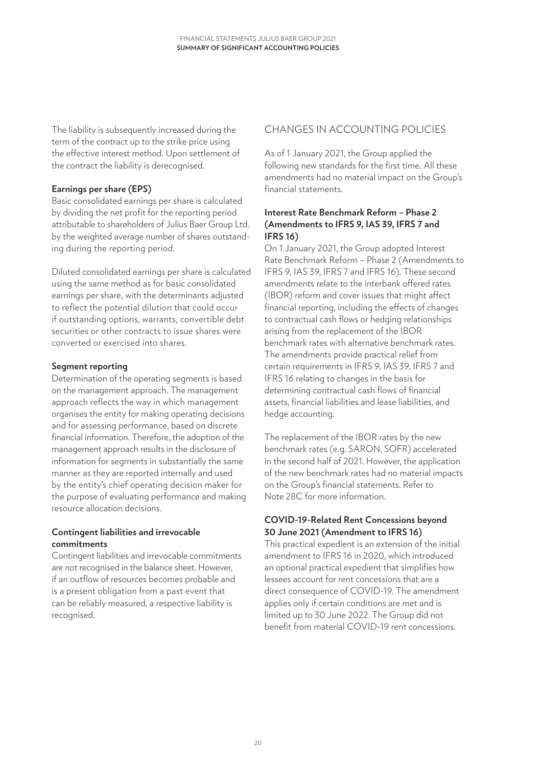The liability is subsequently increased during the term of the contract up to the strike price using the effective interest method. Upon settlement of the contract the liability is derecognised.

**Earnings per share (EPS)**

Basic consolidated earnings per share is calculated by dividing the net profit for the reporting period attributable to shareholders of Julius Baer Group Ltd. by the weighted average number of shares outstanding during the reporting period.

Diluted consolidated earnings per share is calculated using the same method as for basic consolidated earnings per share, with the determinants adjusted to reflect the potential dilution that could occur if outstanding options, warrants, convertible debt securities or other contracts to issue shares were converted or exercised into shares.

**Segment reporting**

Determination of the operating segments is based on the management approach. The management approach reflects the way in which management organises the entity for making operating decisions and for assessing performance, based on discrete financial information. Therefore, the adoption of the management approach results in the disclosure of information for segments in substantially the same manner as they are reported internally and used by the entity's chief operating decision maker for the purpose of evaluating performance and making resource allocation decisions.

**Contingent liabilities and irrevocable commitments**

Contingent liabilities and irrevocable commitments are not recognised in the balance sheet. However, if an outflow of resources becomes probable and is a present obligation from a past event that can be reliably measured, a respective liability is recognised.

## CHANGES IN ACCOUNTING POLICIES

As of 1 January 2021, the Group applied the following new standards for the first time. All these amendments had no material impact on the Group's financial statements.

**Interest Rate Benchmark Reform – Phase 2 (Amendments to IFRS 9, IAS 39, IFRS 7 and IFRS 16)**

On 1 January 2021, the Group adopted Interest Rate Benchmark Reform – Phase 2 (Amendments to IFRS 9, IAS 39, IFRS 7 and IFRS 16). These second amendments relate to the interbank offered rates (IBOR) reform and cover issues that might affect financial reporting, including the effects of changes to contractual cash flows or hedging relationships arising from the replacement of the IBOR benchmark rates with alternative benchmark rates. The amendments provide practical relief from certain requirements in IFRS 9, IAS 39, IFRS 7 and IFRS 16 relating to changes in the basis for determining contractual cash flows of financial assets, financial liabilities and lease liabilities, and hedge accounting.

The replacement of the IBOR rates by the new benchmark rates (e.g. SARON, SOFR) accelerated in the second half of 2021. However, the application of the new benchmark rates had no material impacts on the Group's financial statements. Refer to Note 28C for more information.

**COVID-19-Related Rent Concessions beyond 30 June 2021 (Amendment to IFRS 16)**

This practical expedient is an extension of the initial amendment to IFRS 16 in 2020, which introduced an optional practical expedient that simplifies how lessees account for rent concessions that are a direct consequence of COVID-19. The amendment applies only if certain conditions are met and is limited up to 30 June 2022. The Group did not benefit from material COVID-19 rent concessions.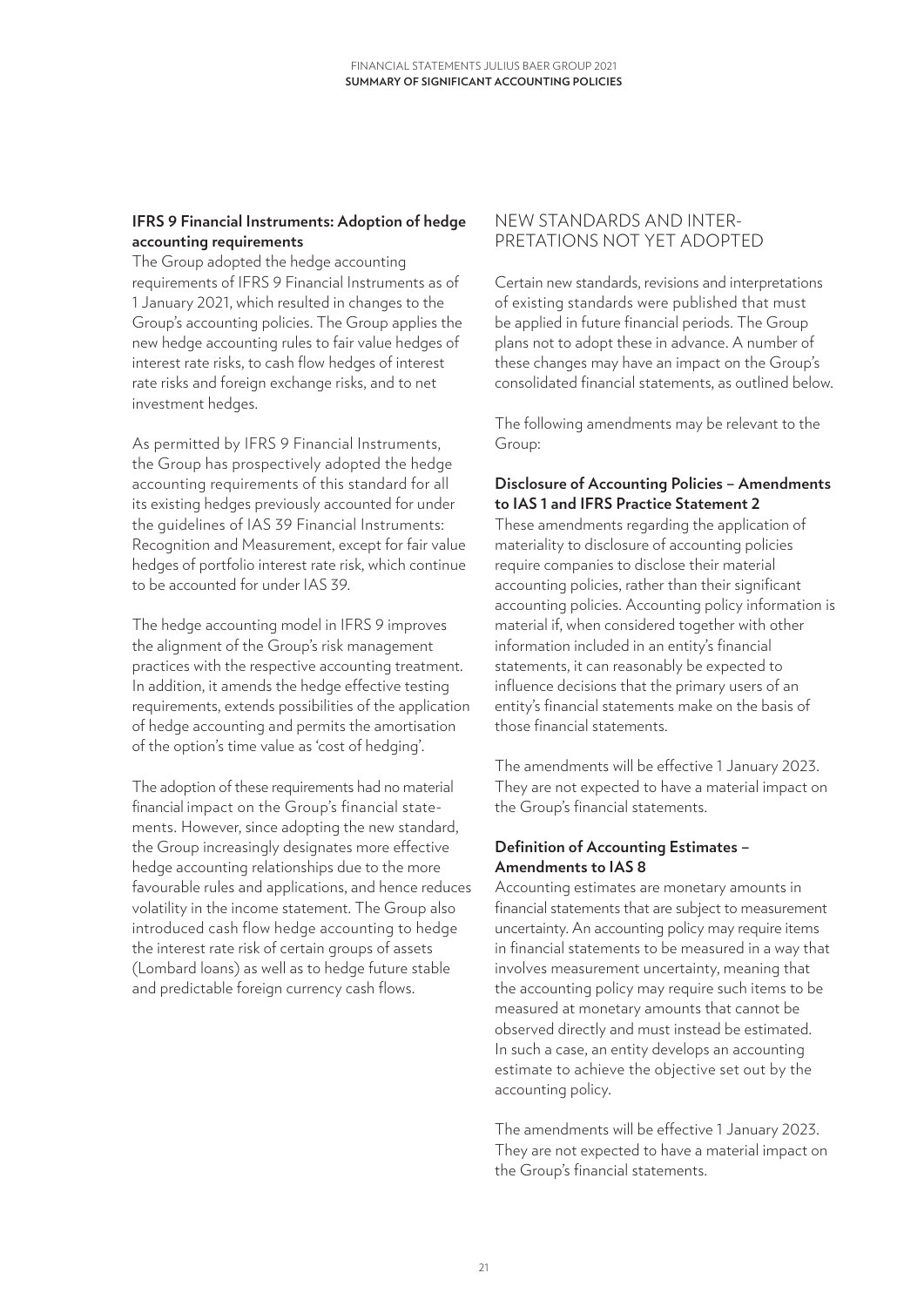### IFRS 9 Financial Instruments: Adoption of hedge accounting requirements

The Group adopted the hedge accounting requirements of IFRS 9 Financial Instruments as of 1 January 2021, which resulted in changes to the Group's accounting policies. The Group applies the new hedge accounting rules to fair value hedges of interest rate risks, to cash flow hedges of interest rate risks and foreign exchange risks, and to net investment hedges.

As permitted by IFRS 9 Financial Instruments, the Group has prospectively adopted the hedge accounting requirements of this standard for all its existing hedges previously accounted for under the guidelines of IAS 39 Financial Instruments: Recognition and Measurement, except for fair value hedges of portfolio interest rate risk, which continue to be accounted for under IAS 39.

The hedge accounting model in IFRS 9 improves the alignment of the Group's risk management practices with the respective accounting treatment. In addition, it amends the hedge effective testing requirements, extends possibilities of the application of hedge accounting and permits the amortisation of the option's time value as 'cost of hedging'.

The adoption of these requirements had no material financial impact on the Group's financial statements. However, since adopting the new standard, the Group increasingly designates more effective hedge accounting relationships due to the more favourable rules and applications, and hence reduces volatility in the income statement. The Group also introduced cash flow hedge accounting to hedge the interest rate risk of certain groups of assets (Lombard loans) as well as to hedge future stable and predictable foreign currency cash flows.

## NEW STANDARDS AND INTERPRETATIONS NOT YET ADOPTED

Certain new standards, revisions and interpretations of existing standards were published that must be applied in future financial periods. The Group plans not to adopt these in advance. A number of these changes may have an impact on the Group's consolidated financial statements, as outlined below.

The following amendments may be relevant to the Group:

### Disclosure of Accounting Policies – Amendments to IAS 1 and IFRS Practice Statement 2

These amendments regarding the application of materiality to disclosure of accounting policies require companies to disclose their material accounting policies, rather than their significant accounting policies. Accounting policy information is material if, when considered together with other information included in an entity's financial statements, it can reasonably be expected to influence decisions that the primary users of an entity's financial statements make on the basis of those financial statements.

The amendments will be effective 1 January 2023. They are not expected to have a material impact on the Group's financial statements.

### Definition of Accounting Estimates – Amendments to IAS 8

Accounting estimates are monetary amounts in financial statements that are subject to measurement uncertainty. An accounting policy may require items in financial statements to be measured in a way that involves measurement uncertainty, meaning that the accounting policy may require such items to be measured at monetary amounts that cannot be observed directly and must instead be estimated. In such a case, an entity develops an accounting estimate to achieve the objective set out by the accounting policy.

The amendments will be effective 1 January 2023. They are not expected to have a material impact on the Group's financial statements.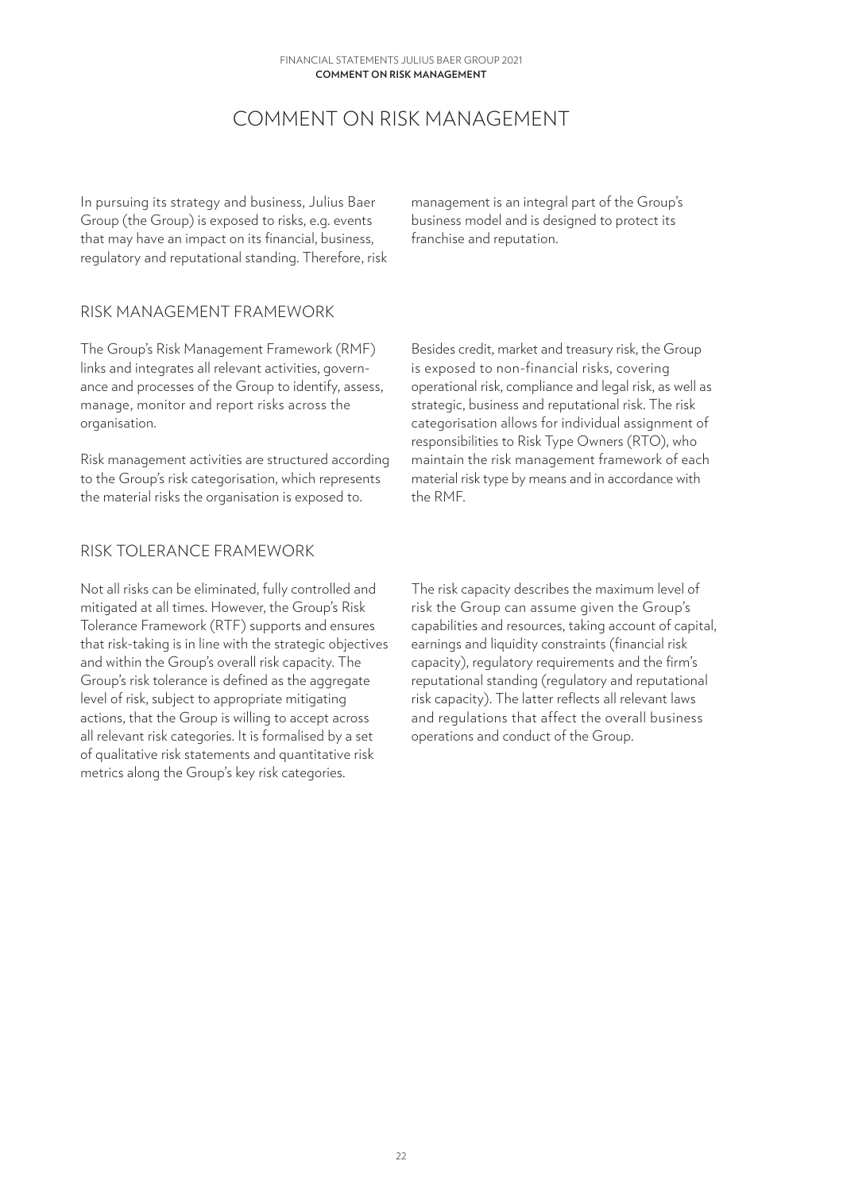# COMMENT ON RISK MANAGEMENT

In pursuing its strategy and business, Julius Baer Group (the Group) is exposed to risks, e.g. events that may have an impact on its financial, business, regulatory and reputational standing. Therefore, risk management is an integral part of the Group's business model and is designed to protect its franchise and reputation.

## RISK MANAGEMENT FRAMEWORK

The Group's Risk Management Framework (RMF) links and integrates all relevant activities, governance and processes of the Group to identify, assess, manage, monitor and report risks across the organisation.

Risk management activities are structured according to the Group's risk categorisation, which represents the material risks the organisation is exposed to.

Besides credit, market and treasury risk, the Group is exposed to non-financial risks, covering operational risk, compliance and legal risk, as well as strategic, business and reputational risk. The risk categorisation allows for individual assignment of responsibilities to Risk Type Owners (RTO), who maintain the risk management framework of each material risk type by means and in accordance with the RMF.

## RISK TOLERANCE FRAMEWORK

Not all risks can be eliminated, fully controlled and mitigated at all times. However, the Group's Risk Tolerance Framework (RTF) supports and ensures that risk-taking is in line with the strategic objectives and within the Group's overall risk capacity. The Group's risk tolerance is defined as the aggregate level of risk, subject to appropriate mitigating actions, that the Group is willing to accept across all relevant risk categories. It is formalised by a set of qualitative risk statements and quantitative risk metrics along the Group's key risk categories.

The risk capacity describes the maximum level of risk the Group can assume given the Group's capabilities and resources, taking account of capital, earnings and liquidity constraints (financial risk capacity), regulatory requirements and the firm's reputational standing (regulatory and reputational risk capacity). The latter reflects all relevant laws and regulations that affect the overall business operations and conduct of the Group.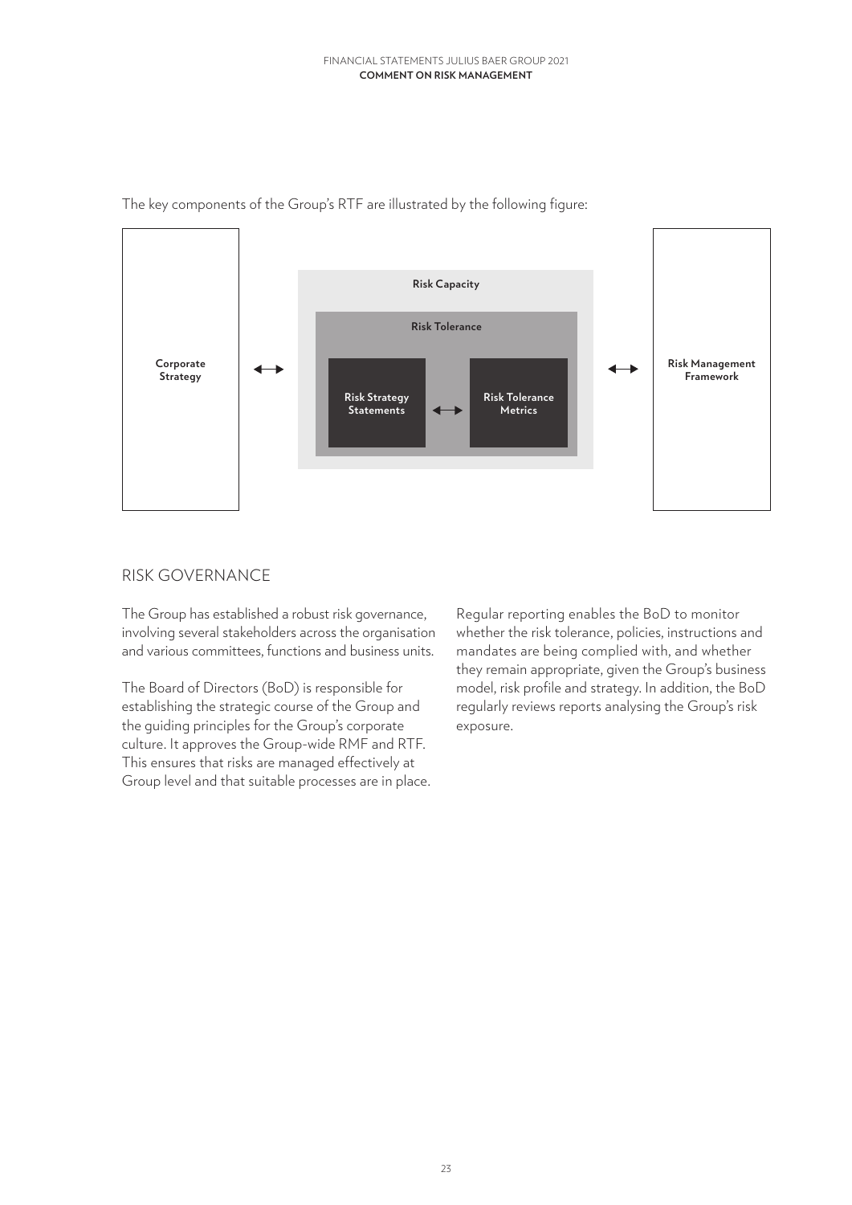The key components of the Group's RTF are illustrated by the following figure:

Corporate Strategy ↔ Risk Capacity / Risk Tolerance (Risk Strategy Statements ↔ Risk Tolerance Metrics) ↔ Risk Management Framework

## RISK GOVERNANCE

The Group has established a robust risk governance, involving several stakeholders across the organisation and various committees, functions and business units.

The Board of Directors (BoD) is responsible for establishing the strategic course of the Group and the guiding principles for the Group's corporate culture. It approves the Group-wide RMF and RTF. This ensures that risks are managed effectively at Group level and that suitable processes are in place.

Regular reporting enables the BoD to monitor whether the risk tolerance, policies, instructions and mandates are being complied with, and whether they remain appropriate, given the Group's business model, risk profile and strategy. In addition, the BoD regularly reviews reports analysing the Group's risk exposure.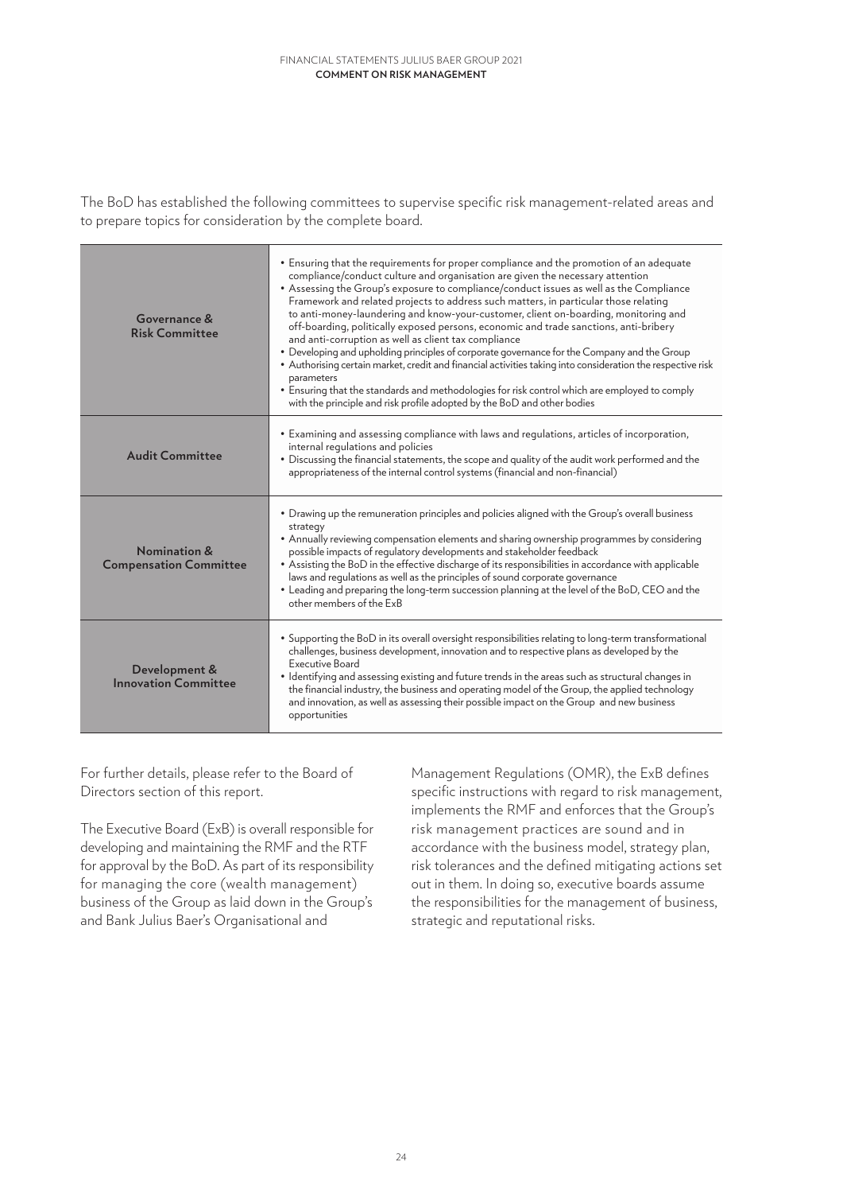The BoD has established the following committees to supervise specific risk management-related areas and to prepare topics for consideration by the complete board.

| Committee | Responsibilities |
| --- | --- |
| **Governance & Risk Committee** | • Ensuring that the requirements for proper compliance and the promotion of an adequate compliance/conduct culture and organisation are given the necessary attention<br>• Assessing the Group's exposure to compliance/conduct issues as well as the Compliance Framework and related projects to address such matters, in particular those relating to anti-money-laundering and know-your-customer, client on-boarding, monitoring and off-boarding, politically exposed persons, economic and trade sanctions, anti-bribery and anti-corruption as well as client tax compliance<br>• Developing and upholding principles of corporate governance for the Company and the Group<br>• Authorising certain market, credit and financial activities taking into consideration the respective risk parameters<br>• Ensuring that the standards and methodologies for risk control which are employed to comply with the principle and risk profile adopted by the BoD and other bodies |
| **Audit Committee** | • Examining and assessing compliance with laws and regulations, articles of incorporation, internal regulations and policies<br>• Discussing the financial statements, the scope and quality of the audit work performed and the appropriateness of the internal control systems (financial and non-financial) |
| **Nomination & Compensation Committee** | • Drawing up the remuneration principles and policies aligned with the Group's overall business strategy<br>• Annually reviewing compensation elements and sharing ownership programmes by considering possible impacts of regulatory developments and stakeholder feedback<br>• Assisting the BoD in the effective discharge of its responsibilities in accordance with applicable laws and regulations as well as the principles of sound corporate governance<br>• Leading and preparing the long-term succession planning at the level of the BoD, CEO and the other members of the ExB |
| **Development & Innovation Committee** | • Supporting the BoD in its overall oversight responsibilities relating to long-term transformational challenges, business development, innovation and to respective plans as developed by the Executive Board<br>• Identifying and assessing existing and future trends in the areas such as structural changes in the financial industry, the business and operating model of the Group, the applied technology and innovation, as well as assessing their possible impact on the Group and new business opportunities |

For further details, please refer to the Board of Directors section of this report.

The Executive Board (ExB) is overall responsible for developing and maintaining the RMF and the RTF for approval by the BoD. As part of its responsibility for managing the core (wealth management) business of the Group as laid down in the Group's and Bank Julius Baer's Organisational and Management Regulations (OMR), the ExB defines specific instructions with regard to risk management, implements the RMF and enforces that the Group's risk management practices are sound and in accordance with the business model, strategy plan, risk tolerances and the defined mitigating actions set out in them. In doing so, executive boards assume the responsibilities for the management of business, strategic and reputational risks.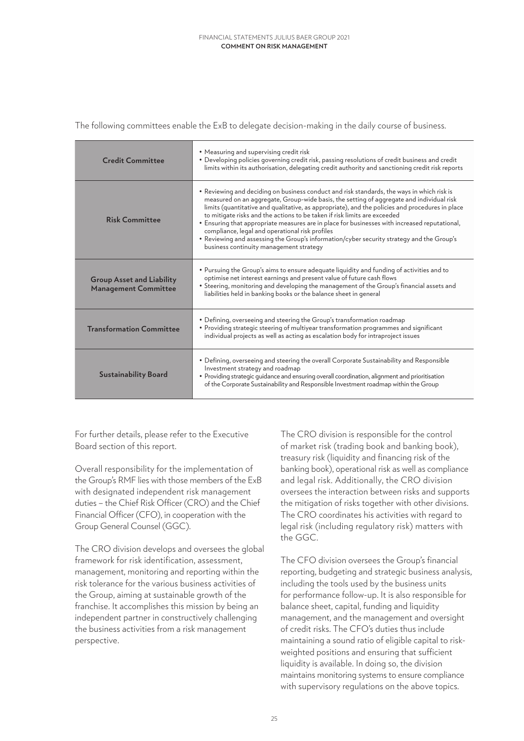The following committees enable the ExB to delegate decision-making in the daily course of business.

| Committee | Responsibilities |
|---|---|
| **Credit Committee** | • Measuring and supervising credit risk<br>• Developing policies governing credit risk, passing resolutions of credit business and credit limits within its authorisation, delegating credit authority and sanctioning credit risk reports |
| **Risk Committee** | • Reviewing and deciding on business conduct and risk standards, the ways in which risk is measured on an aggregate, Group-wide basis, the setting of aggregate and individual risk limits (quantitative and qualitative, as appropriate), and the policies and procedures in place to mitigate risks and the actions to be taken if risk limits are exceeded<br>• Ensuring that appropriate measures are in place for businesses with increased reputational, compliance, legal and operational risk profiles<br>• Reviewing and assessing the Group's information/cyber security strategy and the Group's business continuity management strategy |
| **Group Asset and Liability Management Committee** | • Pursuing the Group's aims to ensure adequate liquidity and funding of activities and to optimise net interest earnings and present value of future cash flows<br>• Steering, monitoring and developing the management of the Group's financial assets and liabilities held in banking books or the balance sheet in general |
| **Transformation Committee** | • Defining, overseeing and steering the Group's transformation roadmap<br>• Providing strategic steering of multiyear transformation programmes and significant individual projects as well as acting as escalation body for intraproject issues |
| **Sustainability Board** | • Defining, overseeing and steering the overall Corporate Sustainability and Responsible Investment strategy and roadmap<br>• Providing strategic guidance and ensuring overall coordination, alignment and prioritisation of the Corporate Sustainability and Responsible Investment roadmap within the Group |

For further details, please refer to the Executive Board section of this report.

Overall responsibility for the implementation of the Group's RMF lies with those members of the ExB with designated independent risk management duties – the Chief Risk Officer (CRO) and the Chief Financial Officer (CFO), in cooperation with the Group General Counsel (GGC).

The CRO division develops and oversees the global framework for risk identification, assessment, management, monitoring and reporting within the risk tolerance for the various business activities of the Group, aiming at sustainable growth of the franchise. It accomplishes this mission by being an independent partner in constructively challenging the business activities from a risk management perspective.

The CRO division is responsible for the control of market risk (trading book and banking book), treasury risk (liquidity and financing risk of the banking book), operational risk as well as compliance and legal risk. Additionally, the CRO division oversees the interaction between risks and supports the mitigation of risks together with other divisions. The CRO coordinates his activities with regard to legal risk (including regulatory risk) matters with the GGC.

The CFO division oversees the Group's financial reporting, budgeting and strategic business analysis, including the tools used by the business units for performance follow-up. It is also responsible for balance sheet, capital, funding and liquidity management, and the management and oversight of credit risks. The CFO's duties thus include maintaining a sound ratio of eligible capital to risk-weighted positions and ensuring that sufficient liquidity is available. In doing so, the division maintains monitoring systems to ensure compliance with supervisory regulations on the above topics.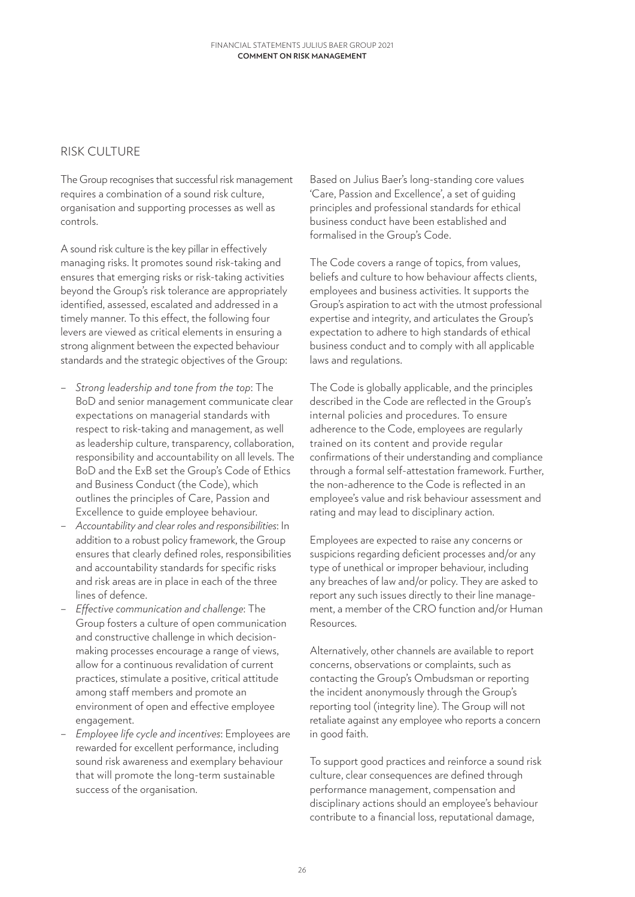## RISK CULTURE

The Group recognises that successful risk management requires a combination of a sound risk culture, organisation and supporting processes as well as controls.

A sound risk culture is the key pillar in effectively managing risks. It promotes sound risk-taking and ensures that emerging risks or risk-taking activities beyond the Group's risk tolerance are appropriately identified, assessed, escalated and addressed in a timely manner. To this effect, the following four levers are viewed as critical elements in ensuring a strong alignment between the expected behaviour standards and the strategic objectives of the Group:

- *Strong leadership and tone from the top*: The BoD and senior management communicate clear expectations on managerial standards with respect to risk-taking and management, as well as leadership culture, transparency, collaboration, responsibility and accountability on all levels. The BoD and the ExB set the Group's Code of Ethics and Business Conduct (the Code), which outlines the principles of Care, Passion and Excellence to guide employee behaviour.
- *Accountability and clear roles and responsibilities*: In addition to a robust policy framework, the Group ensures that clearly defined roles, responsibilities and accountability standards for specific risks and risk areas are in place in each of the three lines of defence.
- *Effective communication and challenge*: The Group fosters a culture of open communication and constructive challenge in which decision-making processes encourage a range of views, allow for a continuous revalidation of current practices, stimulate a positive, critical attitude among staff members and promote an environment of open and effective employee engagement.
- *Employee life cycle and incentives*: Employees are rewarded for excellent performance, including sound risk awareness and exemplary behaviour that will promote the long-term sustainable success of the organisation.

Based on Julius Baer's long-standing core values 'Care, Passion and Excellence', a set of guiding principles and professional standards for ethical business conduct have been established and formalised in the Group's Code.

The Code covers a range of topics, from values, beliefs and culture to how behaviour affects clients, employees and business activities. It supports the Group's aspiration to act with the utmost professional expertise and integrity, and articulates the Group's expectation to adhere to high standards of ethical business conduct and to comply with all applicable laws and regulations.

The Code is globally applicable, and the principles described in the Code are reflected in the Group's internal policies and procedures. To ensure adherence to the Code, employees are regularly trained on its content and provide regular confirmations of their understanding and compliance through a formal self-attestation framework. Further, the non-adherence to the Code is reflected in an employee's value and risk behaviour assessment and rating and may lead to disciplinary action.

Employees are expected to raise any concerns or suspicions regarding deficient processes and/or any type of unethical or improper behaviour, including any breaches of law and/or policy. They are asked to report any such issues directly to their line management, a member of the CRO function and/or Human Resources.

Alternatively, other channels are available to report concerns, observations or complaints, such as contacting the Group's Ombudsman or reporting the incident anonymously through the Group's reporting tool (integrity line). The Group will not retaliate against any employee who reports a concern in good faith.

To support good practices and reinforce a sound risk culture, clear consequences are defined through performance management, compensation and disciplinary actions should an employee's behaviour contribute to a financial loss, reputational damage,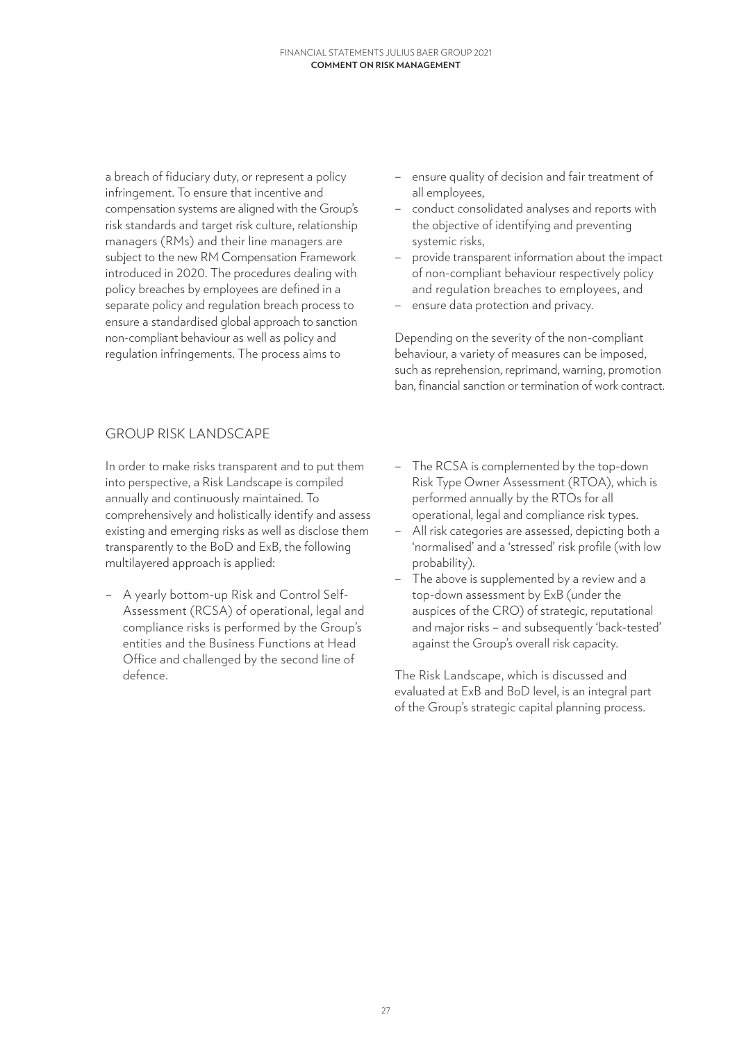a breach of fiduciary duty, or represent a policy infringement. To ensure that incentive and compensation systems are aligned with the Group's risk standards and target risk culture, relationship managers (RMs) and their line managers are subject to the new RM Compensation Framework introduced in 2020. The procedures dealing with policy breaches by employees are defined in a separate policy and regulation breach process to ensure a standardised global approach to sanction non-compliant behaviour as well as policy and regulation infringements. The process aims to

- ensure quality of decision and fair treatment of all employees,
- conduct consolidated analyses and reports with the objective of identifying and preventing systemic risks,
- provide transparent information about the impact of non-compliant behaviour respectively policy and regulation breaches to employees, and
- ensure data protection and privacy.

Depending on the severity of the non-compliant behaviour, a variety of measures can be imposed, such as reprehension, reprimand, warning, promotion ban, financial sanction or termination of work contract.

## GROUP RISK LANDSCAPE

In order to make risks transparent and to put them into perspective, a Risk Landscape is compiled annually and continuously maintained. To comprehensively and holistically identify and assess existing and emerging risks as well as disclose them transparently to the BoD and ExB, the following multilayered approach is applied:

- A yearly bottom-up Risk and Control Self-Assessment (RCSA) of operational, legal and compliance risks is performed by the Group's entities and the Business Functions at Head Office and challenged by the second line of defence.
- The RCSA is complemented by the top-down Risk Type Owner Assessment (RTOA), which is performed annually by the RTOs for all operational, legal and compliance risk types.
- All risk categories are assessed, depicting both a 'normalised' and a 'stressed' risk profile (with low probability).
- The above is supplemented by a review and a top-down assessment by ExB (under the auspices of the CRO) of strategic, reputational and major risks – and subsequently 'back-tested' against the Group's overall risk capacity.

The Risk Landscape, which is discussed and evaluated at ExB and BoD level, is an integral part of the Group's strategic capital planning process.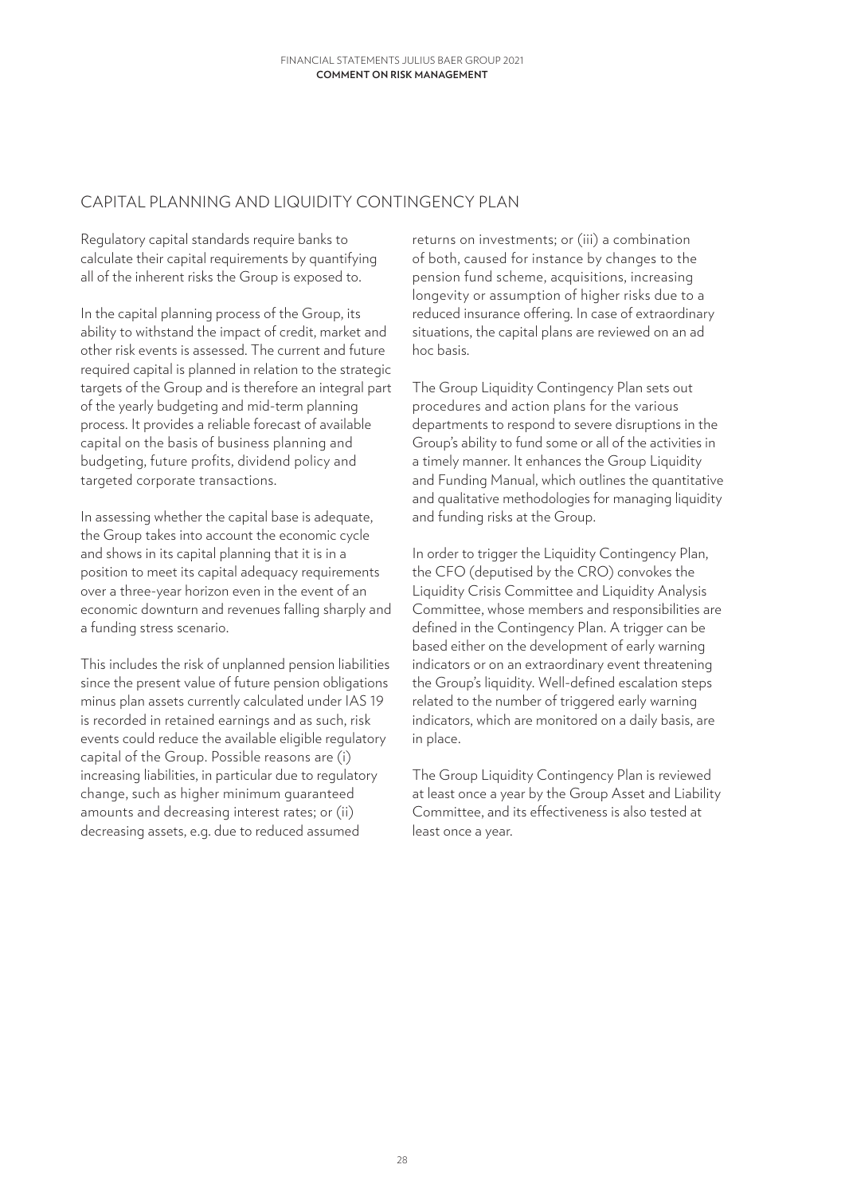## CAPITAL PLANNING AND LIQUIDITY CONTINGENCY PLAN

Regulatory capital standards require banks to calculate their capital requirements by quantifying all of the inherent risks the Group is exposed to.

In the capital planning process of the Group, its ability to withstand the impact of credit, market and other risk events is assessed. The current and future required capital is planned in relation to the strategic targets of the Group and is therefore an integral part of the yearly budgeting and mid-term planning process. It provides a reliable forecast of available capital on the basis of business planning and budgeting, future profits, dividend policy and targeted corporate transactions.

In assessing whether the capital base is adequate, the Group takes into account the economic cycle and shows in its capital planning that it is in a position to meet its capital adequacy requirements over a three-year horizon even in the event of an economic downturn and revenues falling sharply and a funding stress scenario.

This includes the risk of unplanned pension liabilities since the present value of future pension obligations minus plan assets currently calculated under IAS 19 is recorded in retained earnings and as such, risk events could reduce the available eligible regulatory capital of the Group. Possible reasons are (i) increasing liabilities, in particular due to regulatory change, such as higher minimum guaranteed amounts and decreasing interest rates; or (ii) decreasing assets, e.g. due to reduced assumed returns on investments; or (iii) a combination of both, caused for instance by changes to the pension fund scheme, acquisitions, increasing longevity or assumption of higher risks due to a reduced insurance offering. In case of extraordinary situations, the capital plans are reviewed on an ad hoc basis.

The Group Liquidity Contingency Plan sets out procedures and action plans for the various departments to respond to severe disruptions in the Group's ability to fund some or all of the activities in a timely manner. It enhances the Group Liquidity and Funding Manual, which outlines the quantitative and qualitative methodologies for managing liquidity and funding risks at the Group.

In order to trigger the Liquidity Contingency Plan, the CFO (deputised by the CRO) convokes the Liquidity Crisis Committee and Liquidity Analysis Committee, whose members and responsibilities are defined in the Contingency Plan. A trigger can be based either on the development of early warning indicators or on an extraordinary event threatening the Group's liquidity. Well-defined escalation steps related to the number of triggered early warning indicators, which are monitored on a daily basis, are in place.

The Group Liquidity Contingency Plan is reviewed at least once a year by the Group Asset and Liability Committee, and its effectiveness is also tested at least once a year.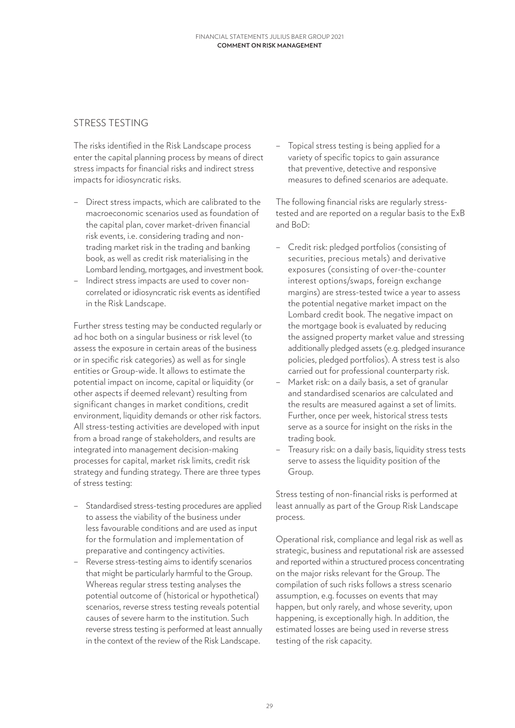## STRESS TESTING

The risks identified in the Risk Landscape process enter the capital planning process by means of direct stress impacts for financial risks and indirect stress impacts for idiosyncratic risks.

- Direct stress impacts, which are calibrated to the macroeconomic scenarios used as foundation of the capital plan, cover market-driven financial risk events, i.e. considering trading and non-trading market risk in the trading and banking book, as well as credit risk materialising in the Lombard lending, mortgages, and investment book.
- Indirect stress impacts are used to cover non-correlated or idiosyncratic risk events as identified in the Risk Landscape.

Further stress testing may be conducted regularly or ad hoc both on a singular business or risk level (to assess the exposure in certain areas of the business or in specific risk categories) as well as for single entities or Group-wide. It allows to estimate the potential impact on income, capital or liquidity (or other aspects if deemed relevant) resulting from significant changes in market conditions, credit environment, liquidity demands or other risk factors. All stress-testing activities are developed with input from a broad range of stakeholders, and results are integrated into management decision-making processes for capital, market risk limits, credit risk strategy and funding strategy. There are three types of stress testing:

- Standardised stress-testing procedures are applied to assess the viability of the business under less favourable conditions and are used as input for the formulation and implementation of preparative and contingency activities.
- Reverse stress-testing aims to identify scenarios that might be particularly harmful to the Group. Whereas regular stress testing analyses the potential outcome of (historical or hypothetical) scenarios, reverse stress testing reveals potential causes of severe harm to the institution. Such reverse stress testing is performed at least annually in the context of the review of the Risk Landscape.
- Topical stress testing is being applied for a variety of specific topics to gain assurance that preventive, detective and responsive measures to defined scenarios are adequate.

The following financial risks are regularly stress-tested and are reported on a regular basis to the ExB and BoD:

- Credit risk: pledged portfolios (consisting of securities, precious metals) and derivative exposures (consisting of over-the-counter interest options/swaps, foreign exchange margins) are stress-tested twice a year to assess the potential negative market impact on the Lombard credit book. The negative impact on the mortgage book is evaluated by reducing the assigned property market value and stressing additionally pledged assets (e.g. pledged insurance policies, pledged portfolios). A stress test is also carried out for professional counterparty risk.
- Market risk: on a daily basis, a set of granular and standardised scenarios are calculated and the results are measured against a set of limits. Further, once per week, historical stress tests serve as a source for insight on the risks in the trading book.
- Treasury risk: on a daily basis, liquidity stress tests serve to assess the liquidity position of the Group.

Stress testing of non-financial risks is performed at least annually as part of the Group Risk Landscape process.

Operational risk, compliance and legal risk as well as strategic, business and reputational risk are assessed and reported within a structured process concentrating on the major risks relevant for the Group. The compilation of such risks follows a stress scenario assumption, e.g. focusses on events that may happen, but only rarely, and whose severity, upon happening, is exceptionally high. In addition, the estimated losses are being used in reverse stress testing of the risk capacity.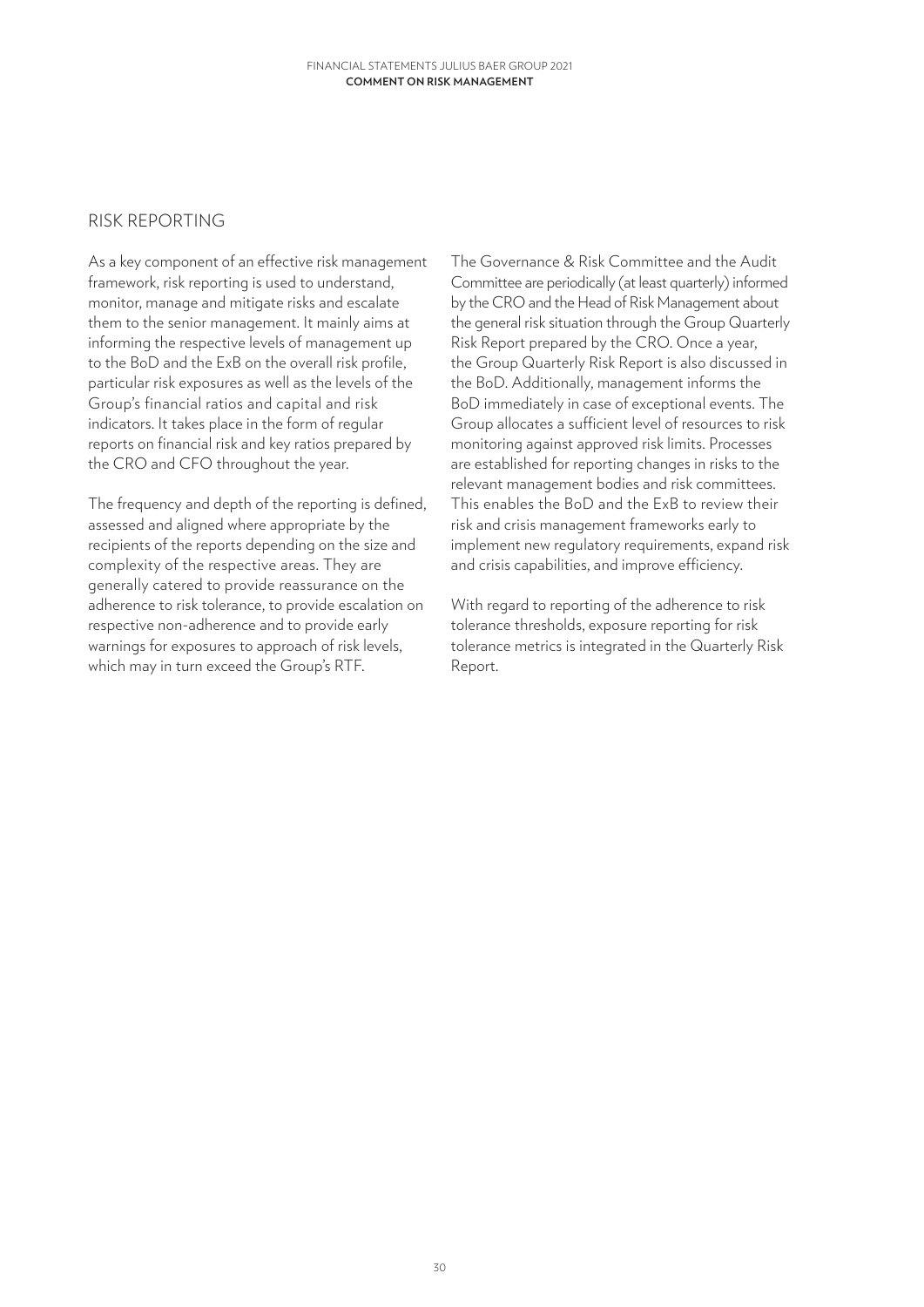## RISK REPORTING

As a key component of an effective risk management framework, risk reporting is used to understand, monitor, manage and mitigate risks and escalate them to the senior management. It mainly aims at informing the respective levels of management up to the BoD and the ExB on the overall risk profile, particular risk exposures as well as the levels of the Group's financial ratios and capital and risk indicators. It takes place in the form of regular reports on financial risk and key ratios prepared by the CRO and CFO throughout the year.

The frequency and depth of the reporting is defined, assessed and aligned where appropriate by the recipients of the reports depending on the size and complexity of the respective areas. They are generally catered to provide reassurance on the adherence to risk tolerance, to provide escalation on respective non-adherence and to provide early warnings for exposures to approach of risk levels, which may in turn exceed the Group's RTF.

The Governance & Risk Committee and the Audit Committee are periodically (at least quarterly) informed by the CRO and the Head of Risk Management about the general risk situation through the Group Quarterly Risk Report prepared by the CRO. Once a year, the Group Quarterly Risk Report is also discussed in the BoD. Additionally, management informs the BoD immediately in case of exceptional events. The Group allocates a sufficient level of resources to risk monitoring against approved risk limits. Processes are established for reporting changes in risks to the relevant management bodies and risk committees. This enables the BoD and the ExB to review their risk and crisis management frameworks early to implement new regulatory requirements, expand risk and crisis capabilities, and improve efficiency.

With regard to reporting of the adherence to risk tolerance thresholds, exposure reporting for risk tolerance metrics is integrated in the Quarterly Risk Report.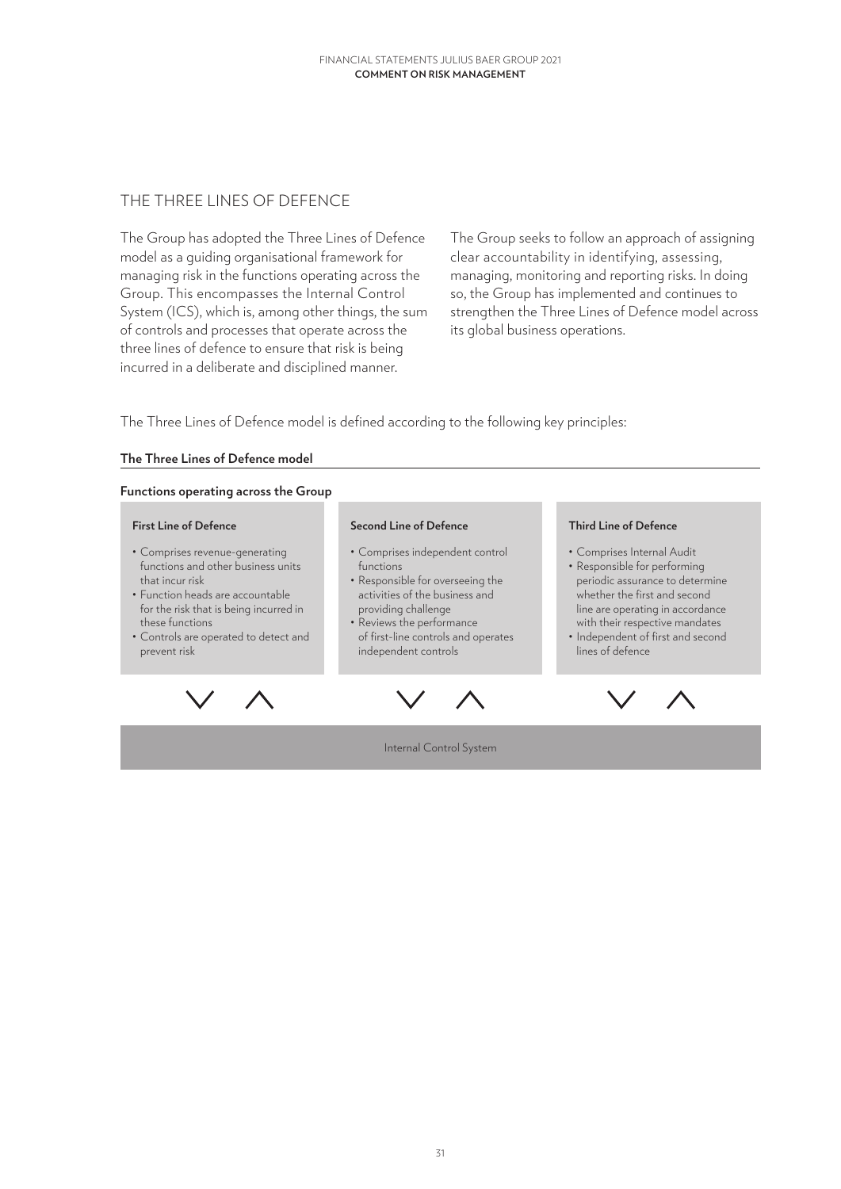## THE THREE LINES OF DEFENCE

The Group has adopted the Three Lines of Defence model as a guiding organisational framework for managing risk in the functions operating across the Group. This encompasses the Internal Control System (ICS), which is, among other things, the sum of controls and processes that operate across the three lines of defence to ensure that risk is being incurred in a deliberate and disciplined manner.

The Group seeks to follow an approach of assigning clear accountability in identifying, assessing, managing, monitoring and reporting risks. In doing so, the Group has implemented and continues to strengthen the Three Lines of Defence model across its global business operations.

The Three Lines of Defence model is defined according to the following key principles:

**The Three Lines of Defence model**

**Functions operating across the Group**

**First Line of Defence**

- Comprises revenue-generating functions and other business units that incur risk
- Function heads are accountable for the risk that is being incurred in these functions
- Controls are operated to detect and prevent risk

**Second Line of Defence**

- Comprises independent control functions
- Responsible for overseeing the activities of the business and providing challenge
- Reviews the performance of first-line controls and operates independent controls

**Third Line of Defence**

- Comprises Internal Audit
- Responsible for performing periodic assurance to determine whether the first and second line are operating in accordance with their respective mandates
- Independent of first and second lines of defence

Internal Control System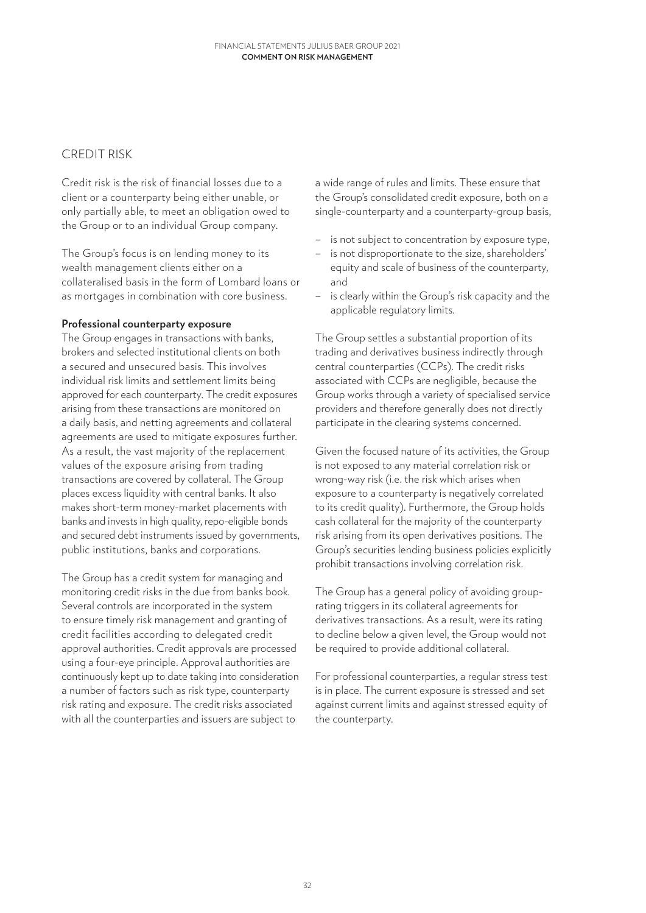## CREDIT RISK

Credit risk is the risk of financial losses due to a client or a counterparty being either unable, or only partially able, to meet an obligation owed to the Group or to an individual Group company.

The Group's focus is on lending money to its wealth management clients either on a collateralised basis in the form of Lombard loans or as mortgages in combination with core business.

**Professional counterparty exposure**

The Group engages in transactions with banks, brokers and selected institutional clients on both a secured and unsecured basis. This involves individual risk limits and settlement limits being approved for each counterparty. The credit exposures arising from these transactions are monitored on a daily basis, and netting agreements and collateral agreements are used to mitigate exposures further. As a result, the vast majority of the replacement values of the exposure arising from trading transactions are covered by collateral. The Group places excess liquidity with central banks. It also makes short-term money-market placements with banks and invests in high quality, repo-eligible bonds and secured debt instruments issued by governments, public institutions, banks and corporations.

The Group has a credit system for managing and monitoring credit risks in the due from banks book. Several controls are incorporated in the system to ensure timely risk management and granting of credit facilities according to delegated credit approval authorities. Credit approvals are processed using a four-eye principle. Approval authorities are continuously kept up to date taking into consideration a number of factors such as risk type, counterparty risk rating and exposure. The credit risks associated with all the counterparties and issuers are subject to a wide range of rules and limits. These ensure that the Group's consolidated credit exposure, both on a single-counterparty and a counterparty-group basis,

- is not subject to concentration by exposure type,
- is not disproportionate to the size, shareholders' equity and scale of business of the counterparty, and
- is clearly within the Group's risk capacity and the applicable regulatory limits.

The Group settles a substantial proportion of its trading and derivatives business indirectly through central counterparties (CCPs). The credit risks associated with CCPs are negligible, because the Group works through a variety of specialised service providers and therefore generally does not directly participate in the clearing systems concerned.

Given the focused nature of its activities, the Group is not exposed to any material correlation risk or wrong-way risk (i.e. the risk which arises when exposure to a counterparty is negatively correlated to its credit quality). Furthermore, the Group holds cash collateral for the majority of the counterparty risk arising from its open derivatives positions. The Group's securities lending business policies explicitly prohibit transactions involving correlation risk.

The Group has a general policy of avoiding group-rating triggers in its collateral agreements for derivatives transactions. As a result, were its rating to decline below a given level, the Group would not be required to provide additional collateral.

For professional counterparties, a regular stress test is in place. The current exposure is stressed and set against current limits and against stressed equity of the counterparty.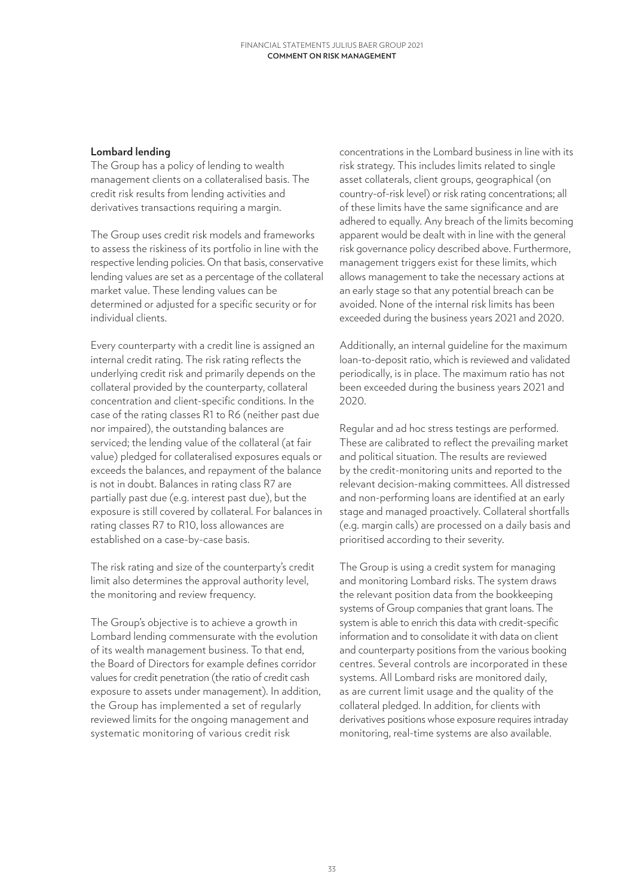### Lombard lending

The Group has a policy of lending to wealth management clients on a collateralised basis. The credit risk results from lending activities and derivatives transactions requiring a margin.

The Group uses credit risk models and frameworks to assess the riskiness of its portfolio in line with the respective lending policies. On that basis, conservative lending values are set as a percentage of the collateral market value. These lending values can be determined or adjusted for a specific security or for individual clients.

Every counterparty with a credit line is assigned an internal credit rating. The risk rating reflects the underlying credit risk and primarily depends on the collateral provided by the counterparty, collateral concentration and client-specific conditions. In the case of the rating classes R1 to R6 (neither past due nor impaired), the outstanding balances are serviced; the lending value of the collateral (at fair value) pledged for collateralised exposures equals or exceeds the balances, and repayment of the balance is not in doubt. Balances in rating class R7 are partially past due (e.g. interest past due), but the exposure is still covered by collateral. For balances in rating classes R7 to R10, loss allowances are established on a case-by-case basis.

The risk rating and size of the counterparty's credit limit also determines the approval authority level, the monitoring and review frequency.

The Group's objective is to achieve a growth in Lombard lending commensurate with the evolution of its wealth management business. To that end, the Board of Directors for example defines corridor values for credit penetration (the ratio of credit cash exposure to assets under management). In addition, the Group has implemented a set of regularly reviewed limits for the ongoing management and systematic monitoring of various credit risk concentrations in the Lombard business in line with its risk strategy. This includes limits related to single asset collaterals, client groups, geographical (on country-of-risk level) or risk rating concentrations; all of these limits have the same significance and are adhered to equally. Any breach of the limits becoming apparent would be dealt with in line with the general risk governance policy described above. Furthermore, management triggers exist for these limits, which allows management to take the necessary actions at an early stage so that any potential breach can be avoided. None of the internal risk limits has been exceeded during the business years 2021 and 2020.

Additionally, an internal guideline for the maximum loan-to-deposit ratio, which is reviewed and validated periodically, is in place. The maximum ratio has not been exceeded during the business years 2021 and 2020.

Regular and ad hoc stress testings are performed. These are calibrated to reflect the prevailing market and political situation. The results are reviewed by the credit-monitoring units and reported to the relevant decision-making committees. All distressed and non-performing loans are identified at an early stage and managed proactively. Collateral shortfalls (e.g. margin calls) are processed on a daily basis and prioritised according to their severity.

The Group is using a credit system for managing and monitoring Lombard risks. The system draws the relevant position data from the bookkeeping systems of Group companies that grant loans. The system is able to enrich this data with credit-specific information and to consolidate it with data on client and counterparty positions from the various booking centres. Several controls are incorporated in these systems. All Lombard risks are monitored daily, as are current limit usage and the quality of the collateral pledged. In addition, for clients with derivatives positions whose exposure requires intraday monitoring, real-time systems are also available.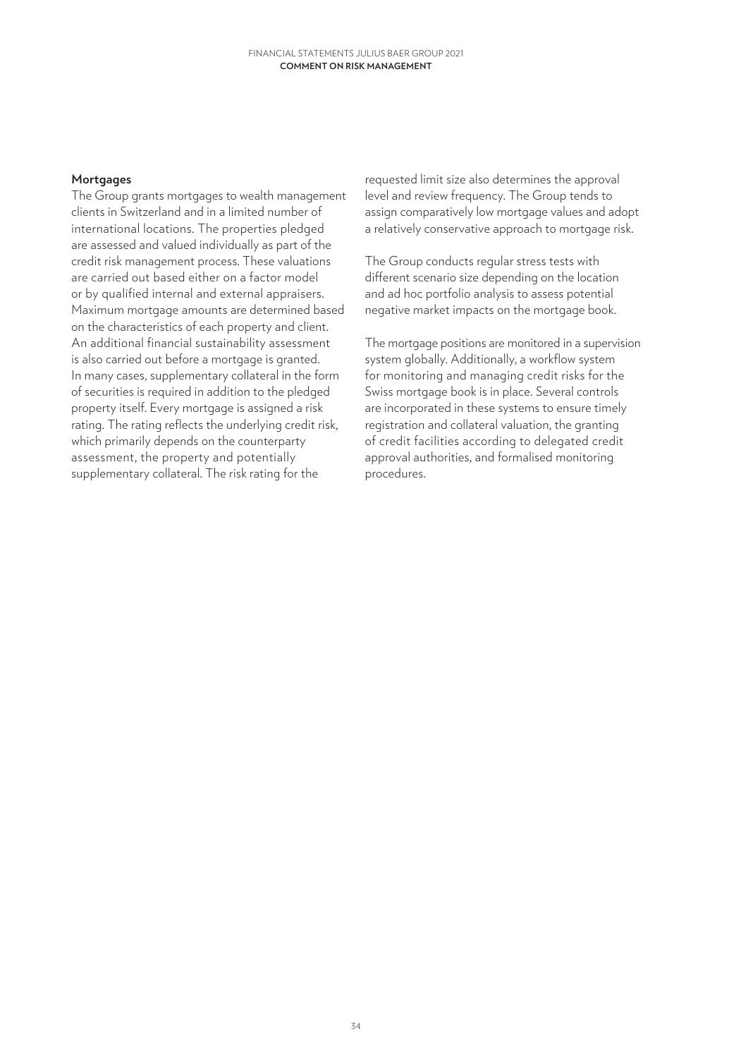### Mortgages

The Group grants mortgages to wealth management clients in Switzerland and in a limited number of international locations. The properties pledged are assessed and valued individually as part of the credit risk management process. These valuations are carried out based either on a factor model or by qualified internal and external appraisers. Maximum mortgage amounts are determined based on the characteristics of each property and client. An additional financial sustainability assessment is also carried out before a mortgage is granted. In many cases, supplementary collateral in the form of securities is required in addition to the pledged property itself. Every mortgage is assigned a risk rating. The rating reflects the underlying credit risk, which primarily depends on the counterparty assessment, the property and potentially supplementary collateral. The risk rating for the requested limit size also determines the approval level and review frequency. The Group tends to assign comparatively low mortgage values and adopt a relatively conservative approach to mortgage risk.

The Group conducts regular stress tests with different scenario size depending on the location and ad hoc portfolio analysis to assess potential negative market impacts on the mortgage book.

The mortgage positions are monitored in a supervision system globally. Additionally, a workflow system for monitoring and managing credit risks for the Swiss mortgage book is in place. Several controls are incorporated in these systems to ensure timely registration and collateral valuation, the granting of credit facilities according to delegated credit approval authorities, and formalised monitoring procedures.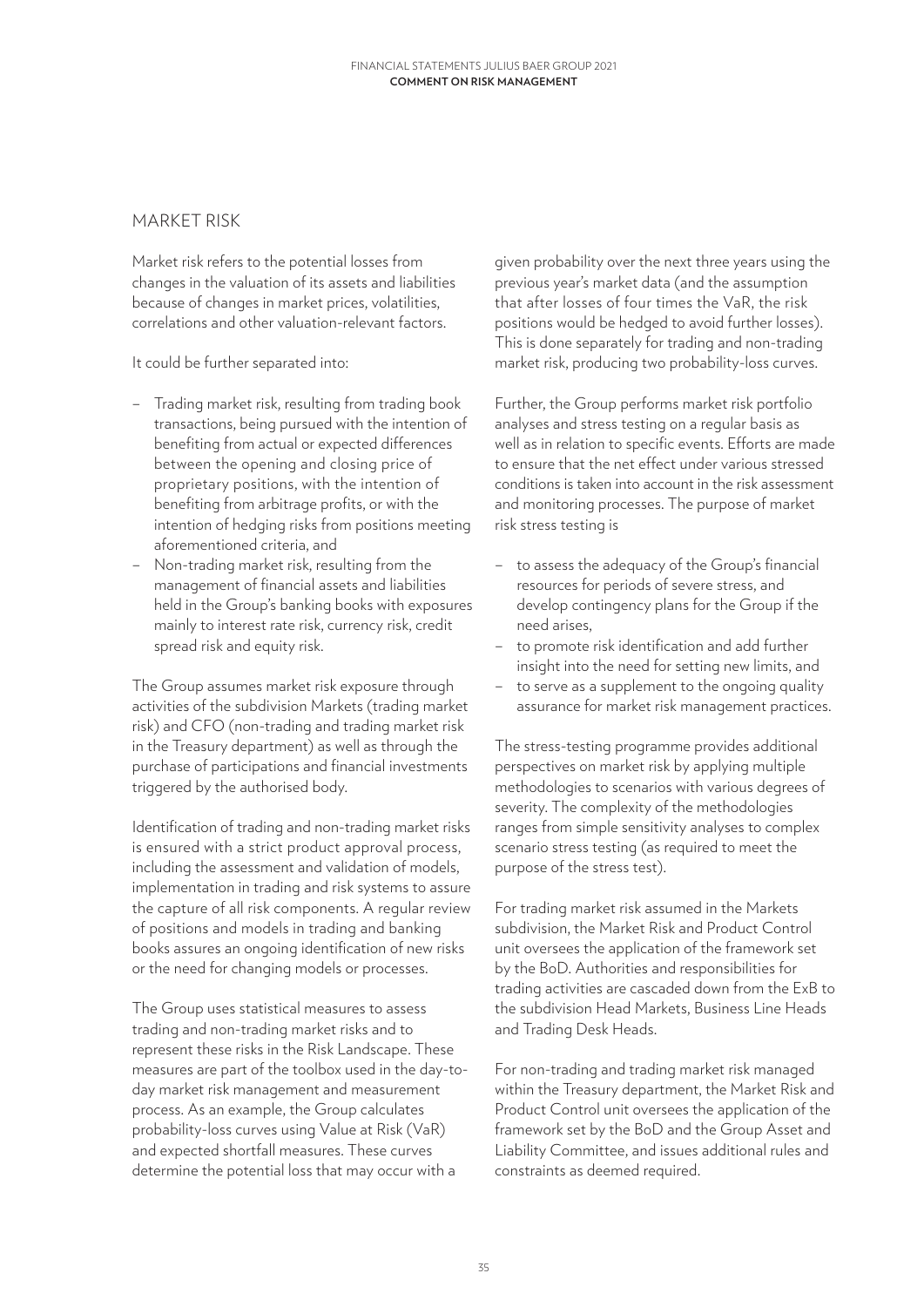## MARKET RISK

Market risk refers to the potential losses from changes in the valuation of its assets and liabilities because of changes in market prices, volatilities, correlations and other valuation-relevant factors.

It could be further separated into:

- Trading market risk, resulting from trading book transactions, being pursued with the intention of benefiting from actual or expected differences between the opening and closing price of proprietary positions, with the intention of benefiting from arbitrage profits, or with the intention of hedging risks from positions meeting aforementioned criteria, and
- Non-trading market risk, resulting from the management of financial assets and liabilities held in the Group's banking books with exposures mainly to interest rate risk, currency risk, credit spread risk and equity risk.

The Group assumes market risk exposure through activities of the subdivision Markets (trading market risk) and CFO (non-trading and trading market risk in the Treasury department) as well as through the purchase of participations and financial investments triggered by the authorised body.

Identification of trading and non-trading market risks is ensured with a strict product approval process, including the assessment and validation of models, implementation in trading and risk systems to assure the capture of all risk components. A regular review of positions and models in trading and banking books assures an ongoing identification of new risks or the need for changing models or processes.

The Group uses statistical measures to assess trading and non-trading market risks and to represent these risks in the Risk Landscape. These measures are part of the toolbox used in the day-to-day market risk management and measurement process. As an example, the Group calculates probability-loss curves using Value at Risk (VaR) and expected shortfall measures. These curves determine the potential loss that may occur with a given probability over the next three years using the previous year's market data (and the assumption that after losses of four times the VaR, the risk positions would be hedged to avoid further losses). This is done separately for trading and non-trading market risk, producing two probability-loss curves.

Further, the Group performs market risk portfolio analyses and stress testing on a regular basis as well as in relation to specific events. Efforts are made to ensure that the net effect under various stressed conditions is taken into account in the risk assessment and monitoring processes. The purpose of market risk stress testing is

- to assess the adequacy of the Group's financial resources for periods of severe stress, and develop contingency plans for the Group if the need arises,
- to promote risk identification and add further insight into the need for setting new limits, and
- to serve as a supplement to the ongoing quality assurance for market risk management practices.

The stress-testing programme provides additional perspectives on market risk by applying multiple methodologies to scenarios with various degrees of severity. The complexity of the methodologies ranges from simple sensitivity analyses to complex scenario stress testing (as required to meet the purpose of the stress test).

For trading market risk assumed in the Markets subdivision, the Market Risk and Product Control unit oversees the application of the framework set by the BoD. Authorities and responsibilities for trading activities are cascaded down from the ExB to the subdivision Head Markets, Business Line Heads and Trading Desk Heads.

For non-trading and trading market risk managed within the Treasury department, the Market Risk and Product Control unit oversees the application of the framework set by the BoD and the Group Asset and Liability Committee, and issues additional rules and constraints as deemed required.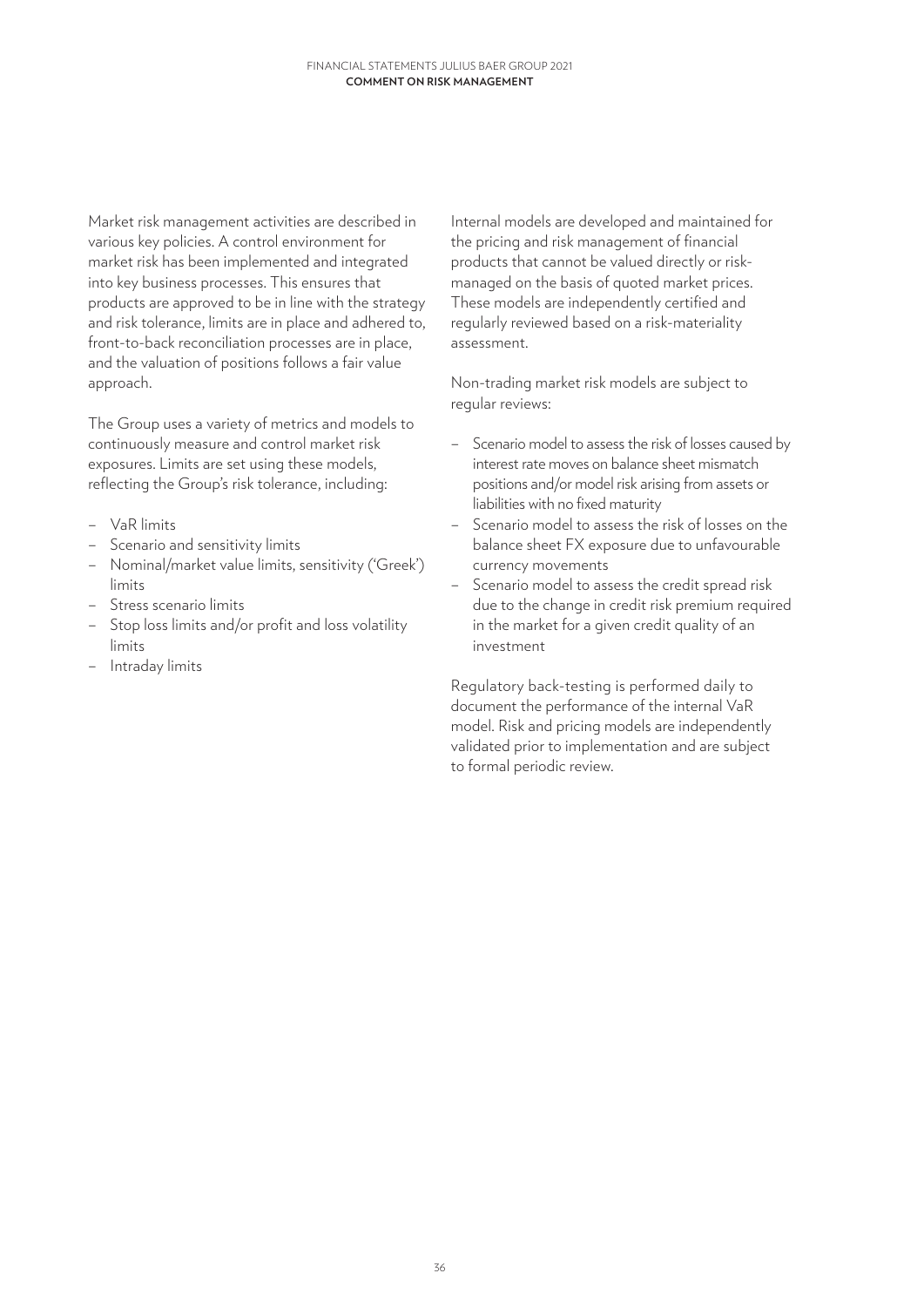Market risk management activities are described in various key policies. A control environment for market risk has been implemented and integrated into key business processes. This ensures that products are approved to be in line with the strategy and risk tolerance, limits are in place and adhered to, front-to-back reconciliation processes are in place, and the valuation of positions follows a fair value approach.

The Group uses a variety of metrics and models to continuously measure and control market risk exposures. Limits are set using these models, reflecting the Group's risk tolerance, including:

- VaR limits
- Scenario and sensitivity limits
- Nominal/market value limits, sensitivity ('Greek') limits
- Stress scenario limits
- Stop loss limits and/or profit and loss volatility limits
- Intraday limits

Internal models are developed and maintained for the pricing and risk management of financial products that cannot be valued directly or risk-managed on the basis of quoted market prices. These models are independently certified and regularly reviewed based on a risk-materiality assessment.

Non-trading market risk models are subject to regular reviews:

- Scenario model to assess the risk of losses caused by interest rate moves on balance sheet mismatch positions and/or model risk arising from assets or liabilities with no fixed maturity
- Scenario model to assess the risk of losses on the balance sheet FX exposure due to unfavourable currency movements
- Scenario model to assess the credit spread risk due to the change in credit risk premium required in the market for a given credit quality of an investment

Regulatory back-testing is performed daily to document the performance of the internal VaR model. Risk and pricing models are independently validated prior to implementation and are subject to formal periodic review.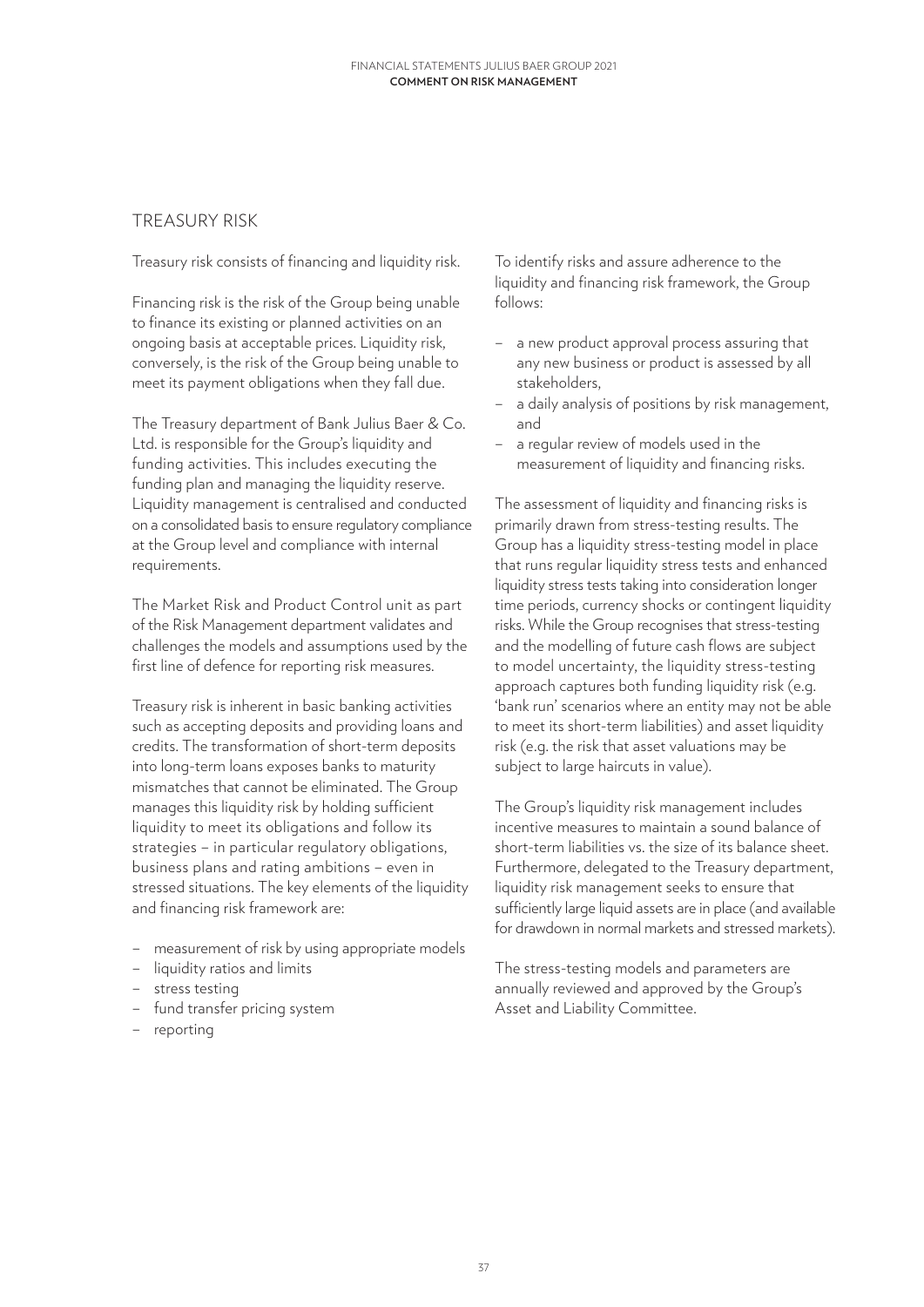## TREASURY RISK

Treasury risk consists of financing and liquidity risk.

Financing risk is the risk of the Group being unable to finance its existing or planned activities on an ongoing basis at acceptable prices. Liquidity risk, conversely, is the risk of the Group being unable to meet its payment obligations when they fall due.

The Treasury department of Bank Julius Baer & Co. Ltd. is responsible for the Group's liquidity and funding activities. This includes executing the funding plan and managing the liquidity reserve. Liquidity management is centralised and conducted on a consolidated basis to ensure regulatory compliance at the Group level and compliance with internal requirements.

The Market Risk and Product Control unit as part of the Risk Management department validates and challenges the models and assumptions used by the first line of defence for reporting risk measures.

Treasury risk is inherent in basic banking activities such as accepting deposits and providing loans and credits. The transformation of short-term deposits into long-term loans exposes banks to maturity mismatches that cannot be eliminated. The Group manages this liquidity risk by holding sufficient liquidity to meet its obligations and follow its strategies – in particular regulatory obligations, business plans and rating ambitions – even in stressed situations. The key elements of the liquidity and financing risk framework are:

- measurement of risk by using appropriate models
- liquidity ratios and limits
- stress testing
- fund transfer pricing system
- reporting

To identify risks and assure adherence to the liquidity and financing risk framework, the Group follows:

- a new product approval process assuring that any new business or product is assessed by all stakeholders,
- a daily analysis of positions by risk management, and
- a regular review of models used in the measurement of liquidity and financing risks.

The assessment of liquidity and financing risks is primarily drawn from stress-testing results. The Group has a liquidity stress-testing model in place that runs regular liquidity stress tests and enhanced liquidity stress tests taking into consideration longer time periods, currency shocks or contingent liquidity risks. While the Group recognises that stress-testing and the modelling of future cash flows are subject to model uncertainty, the liquidity stress-testing approach captures both funding liquidity risk (e.g. 'bank run' scenarios where an entity may not be able to meet its short-term liabilities) and asset liquidity risk (e.g. the risk that asset valuations may be subject to large haircuts in value).

The Group's liquidity risk management includes incentive measures to maintain a sound balance of short-term liabilities vs. the size of its balance sheet. Furthermore, delegated to the Treasury department, liquidity risk management seeks to ensure that sufficiently large liquid assets are in place (and available for drawdown in normal markets and stressed markets).

The stress-testing models and parameters are annually reviewed and approved by the Group's Asset and Liability Committee.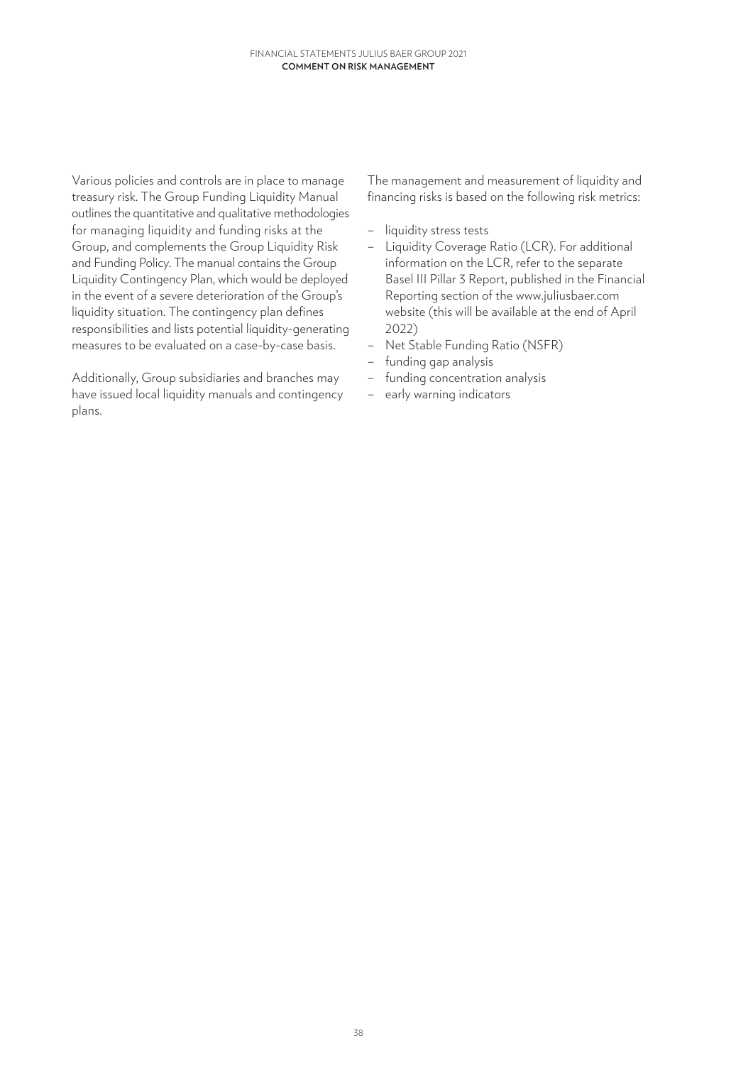Various policies and controls are in place to manage treasury risk. The Group Funding Liquidity Manual outlines the quantitative and qualitative methodologies for managing liquidity and funding risks at the Group, and complements the Group Liquidity Risk and Funding Policy. The manual contains the Group Liquidity Contingency Plan, which would be deployed in the event of a severe deterioration of the Group's liquidity situation. The contingency plan defines responsibilities and lists potential liquidity-generating measures to be evaluated on a case-by-case basis.

Additionally, Group subsidiaries and branches may have issued local liquidity manuals and contingency plans.

The management and measurement of liquidity and financing risks is based on the following risk metrics:

- liquidity stress tests
- Liquidity Coverage Ratio (LCR). For additional information on the LCR, refer to the separate Basel III Pillar 3 Report, published in the Financial Reporting section of the www.juliusbaer.com website (this will be available at the end of April 2022)
- Net Stable Funding Ratio (NSFR)
- funding gap analysis
- funding concentration analysis
- early warning indicators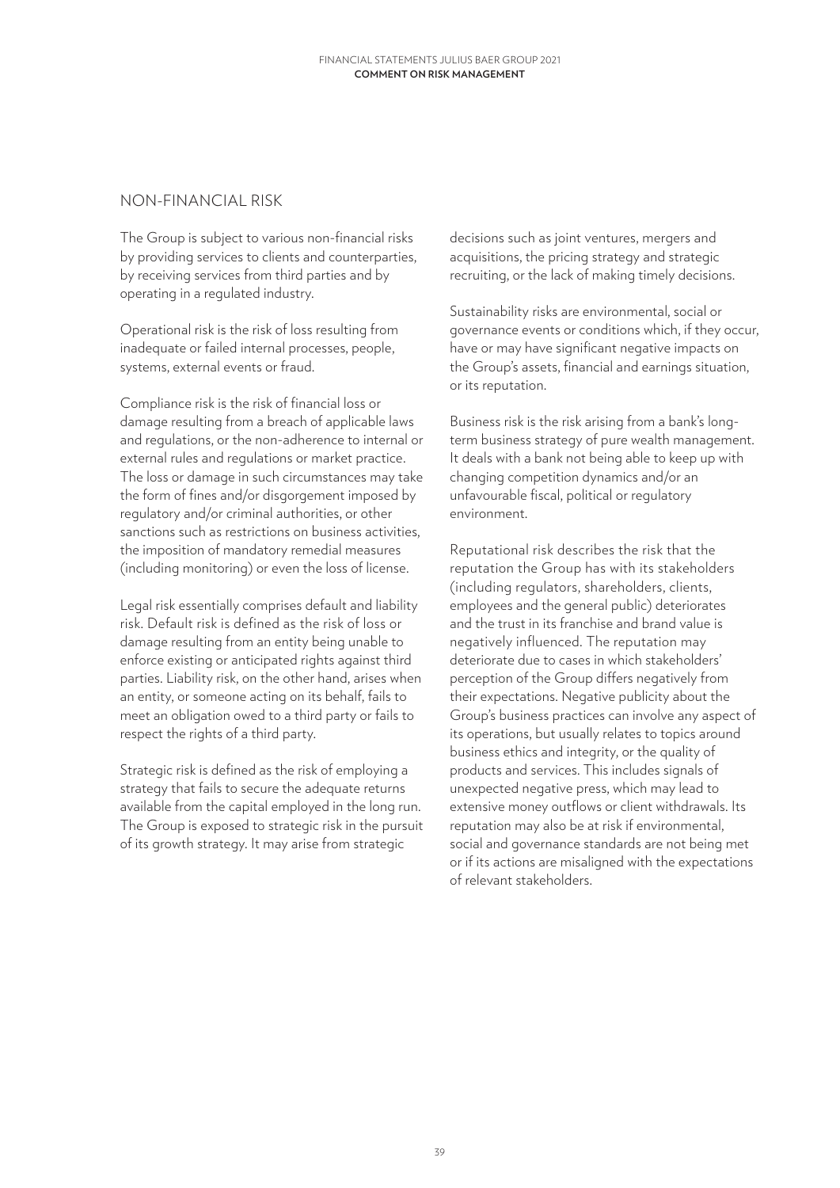## NON-FINANCIAL RISK

The Group is subject to various non-financial risks by providing services to clients and counterparties, by receiving services from third parties and by operating in a regulated industry.

Operational risk is the risk of loss resulting from inadequate or failed internal processes, people, systems, external events or fraud.

Compliance risk is the risk of financial loss or damage resulting from a breach of applicable laws and regulations, or the non-adherence to internal or external rules and regulations or market practice. The loss or damage in such circumstances may take the form of fines and/or disgorgement imposed by regulatory and/or criminal authorities, or other sanctions such as restrictions on business activities, the imposition of mandatory remedial measures (including monitoring) or even the loss of license.

Legal risk essentially comprises default and liability risk. Default risk is defined as the risk of loss or damage resulting from an entity being unable to enforce existing or anticipated rights against third parties. Liability risk, on the other hand, arises when an entity, or someone acting on its behalf, fails to meet an obligation owed to a third party or fails to respect the rights of a third party.

Strategic risk is defined as the risk of employing a strategy that fails to secure the adequate returns available from the capital employed in the long run. The Group is exposed to strategic risk in the pursuit of its growth strategy. It may arise from strategic decisions such as joint ventures, mergers and acquisitions, the pricing strategy and strategic recruiting, or the lack of making timely decisions.

Sustainability risks are environmental, social or governance events or conditions which, if they occur, have or may have significant negative impacts on the Group's assets, financial and earnings situation, or its reputation.

Business risk is the risk arising from a bank's long-term business strategy of pure wealth management. It deals with a bank not being able to keep up with changing competition dynamics and/or an unfavourable fiscal, political or regulatory environment.

Reputational risk describes the risk that the reputation the Group has with its stakeholders (including regulators, shareholders, clients, employees and the general public) deteriorates and the trust in its franchise and brand value is negatively influenced. The reputation may deteriorate due to cases in which stakeholders' perception of the Group differs negatively from their expectations. Negative publicity about the Group's business practices can involve any aspect of its operations, but usually relates to topics around business ethics and integrity, or the quality of products and services. This includes signals of unexpected negative press, which may lead to extensive money outflows or client withdrawals. Its reputation may also be at risk if environmental, social and governance standards are not being met or if its actions are misaligned with the expectations of relevant stakeholders.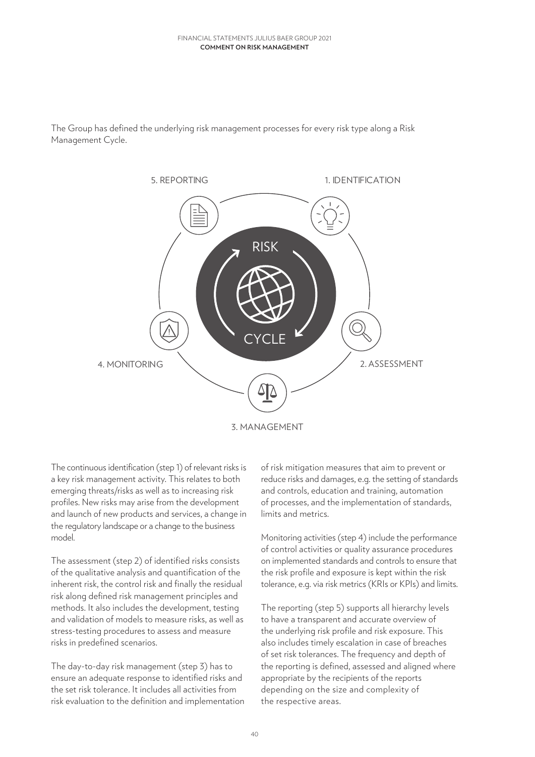The Group has defined the underlying risk management processes for every risk type along a Risk Management Cycle.

5. REPORTING

1. IDENTIFICATION

RISK

CYCLE

4. MONITORING

2. ASSESSMENT

3. MANAGEMENT

The continuous identification (step 1) of relevant risks is a key risk management activity. This relates to both emerging threats/risks as well as to increasing risk profiles. New risks may arise from the development and launch of new products and services, a change in the regulatory landscape or a change to the business model.

The assessment (step 2) of identified risks consists of the qualitative analysis and quantification of the inherent risk, the control risk and finally the residual risk along defined risk management principles and methods. It also includes the development, testing and validation of models to measure risks, as well as stress-testing procedures to assess and measure risks in predefined scenarios.

The day-to-day risk management (step 3) has to ensure an adequate response to identified risks and the set risk tolerance. It includes all activities from risk evaluation to the definition and implementation of risk mitigation measures that aim to prevent or reduce risks and damages, e.g. the setting of standards and controls, education and training, automation of processes, and the implementation of standards, limits and metrics.

Monitoring activities (step 4) include the performance of control activities or quality assurance procedures on implemented standards and controls to ensure that the risk profile and exposure is kept within the risk tolerance, e.g. via risk metrics (KRIs or KPIs) and limits.

The reporting (step 5) supports all hierarchy levels to have a transparent and accurate overview of the underlying risk profile and risk exposure. This also includes timely escalation in case of breaches of set risk tolerances. The frequency and depth of the reporting is defined, assessed and aligned where appropriate by the recipients of the reports depending on the size and complexity of the respective areas.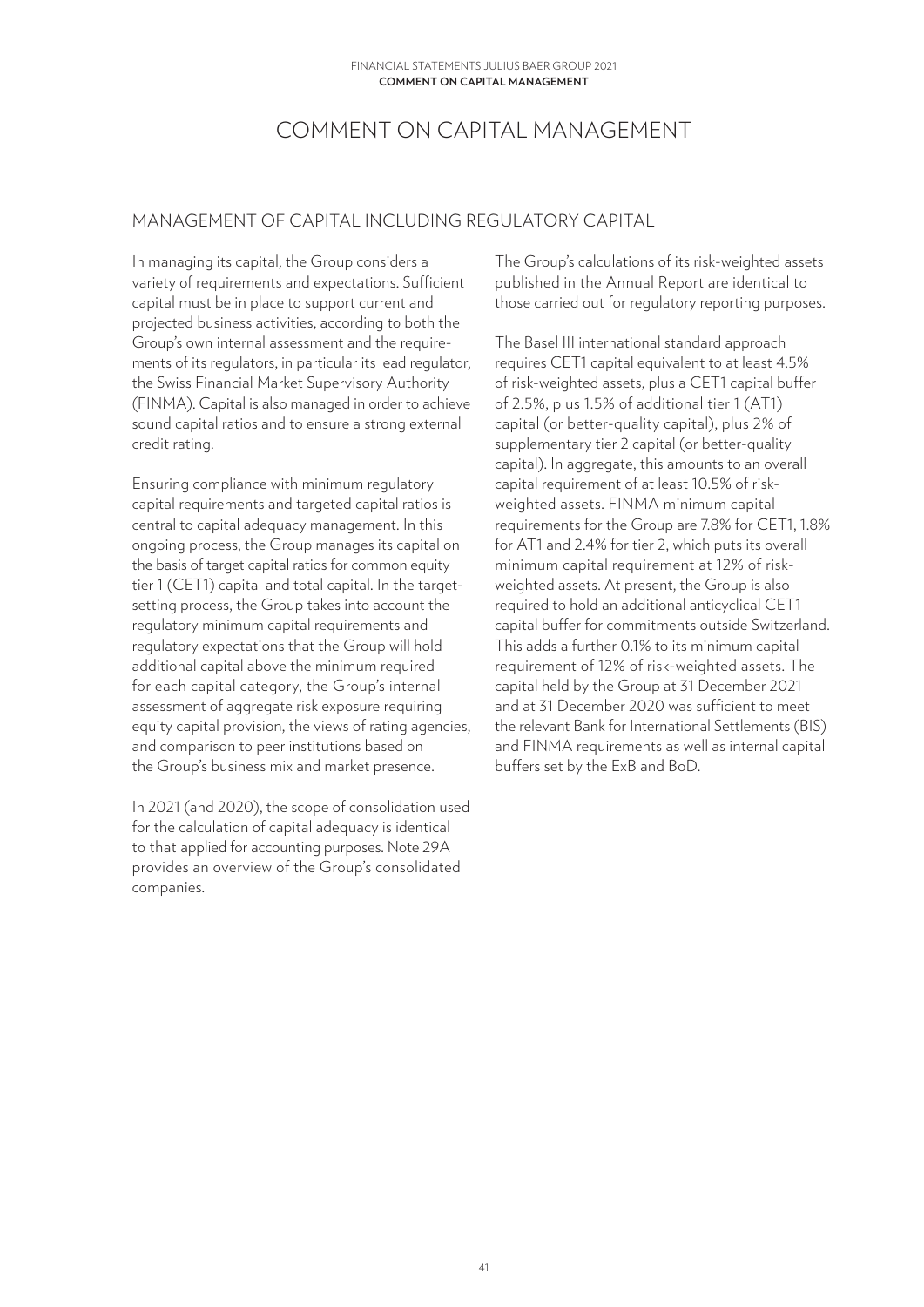# COMMENT ON CAPITAL MANAGEMENT

## MANAGEMENT OF CAPITAL INCLUDING REGULATORY CAPITAL

In managing its capital, the Group considers a variety of requirements and expectations. Sufficient capital must be in place to support current and projected business activities, according to both the Group's own internal assessment and the requirements of its regulators, in particular its lead regulator, the Swiss Financial Market Supervisory Authority (FINMA). Capital is also managed in order to achieve sound capital ratios and to ensure a strong external credit rating.

Ensuring compliance with minimum regulatory capital requirements and targeted capital ratios is central to capital adequacy management. In this ongoing process, the Group manages its capital on the basis of target capital ratios for common equity tier 1 (CET1) capital and total capital. In the target-setting process, the Group takes into account the regulatory minimum capital requirements and regulatory expectations that the Group will hold additional capital above the minimum required for each capital category, the Group's internal assessment of aggregate risk exposure requiring equity capital provision, the views of rating agencies, and comparison to peer institutions based on the Group's business mix and market presence.

In 2021 (and 2020), the scope of consolidation used for the calculation of capital adequacy is identical to that applied for accounting purposes. Note 29A provides an overview of the Group's consolidated companies.

The Group's calculations of its risk-weighted assets published in the Annual Report are identical to those carried out for regulatory reporting purposes.

The Basel III international standard approach requires CET1 capital equivalent to at least 4.5% of risk-weighted assets, plus a CET1 capital buffer of 2.5%, plus 1.5% of additional tier 1 (AT1) capital (or better-quality capital), plus 2% of supplementary tier 2 capital (or better-quality capital). In aggregate, this amounts to an overall capital requirement of at least 10.5% of risk-weighted assets. FINMA minimum capital requirements for the Group are 7.8% for CET1, 1.8% for AT1 and 2.4% for tier 2, which puts its overall minimum capital requirement at 12% of risk-weighted assets. At present, the Group is also required to hold an additional anticyclical CET1 capital buffer for commitments outside Switzerland. This adds a further 0.1% to its minimum capital requirement of 12% of risk-weighted assets. The capital held by the Group at 31 December 2021 and at 31 December 2020 was sufficient to meet the relevant Bank for International Settlements (BIS) and FINMA requirements as well as internal capital buffers set by the ExB and BoD.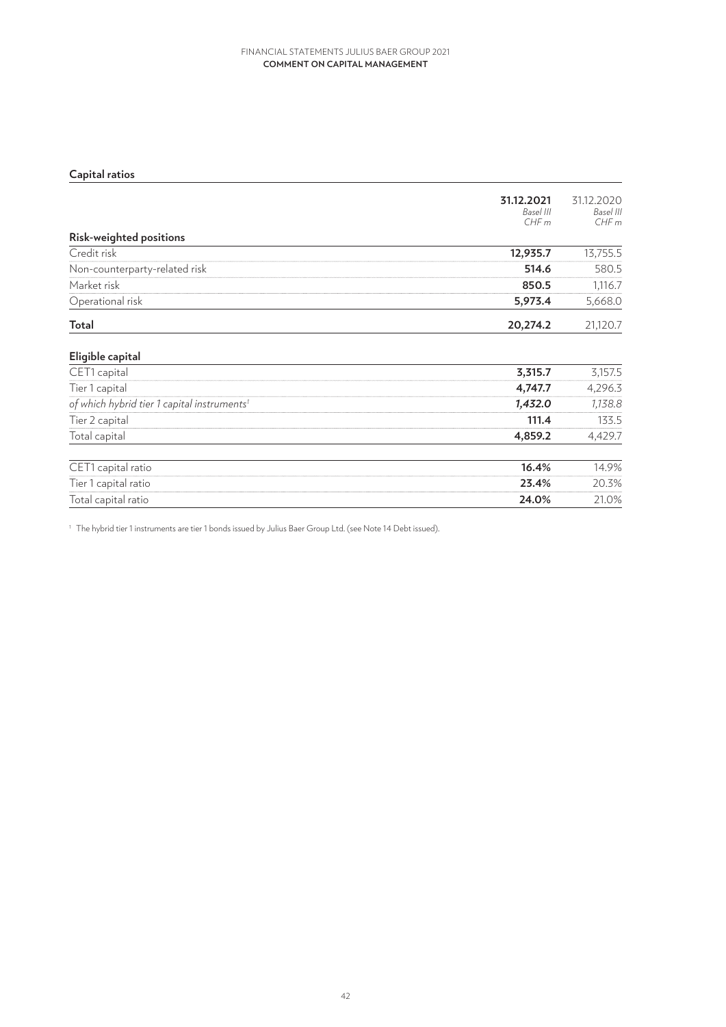## Capital ratios

| | 31.12.2021<br>*Basel III*<br>*CHF m* | 31.12.2020<br>*Basel III*<br>*CHF m* |
|---|---|---|
| **Risk-weighted positions** | | |
| Credit risk | **12,935.7** | 13,755.5 |
| Non-counterparty-related risk | **514.6** | 580.5 |
| Market risk | **850.5** | 1,116.7 |
| Operational risk | **5,973.4** | 5,668.0 |
| **Total** | **20,274.2** | 21,120.7 |
| | | |
| **Eligible capital** | | |
| CET1 capital | **3,315.7** | 3,157.5 |
| Tier 1 capital | **4,747.7** | 4,296.3 |
| *of which hybrid tier 1 capital instruments*[1] | ***1,432.0*** | *1,138.8* |
| Tier 2 capital | **111.4** | 133.5 |
| Total capital | **4,859.2** | 4,429.7 |
| | | |
| CET1 capital ratio | **16.4%** | 14.9% |
| Tier 1 capital ratio | **23.4%** | 20.3% |
| Total capital ratio | **24.0%** | 21.0% |

[1] The hybrid tier 1 instruments are tier 1 bonds issued by Julius Baer Group Ltd. (see Note 14 Debt issued).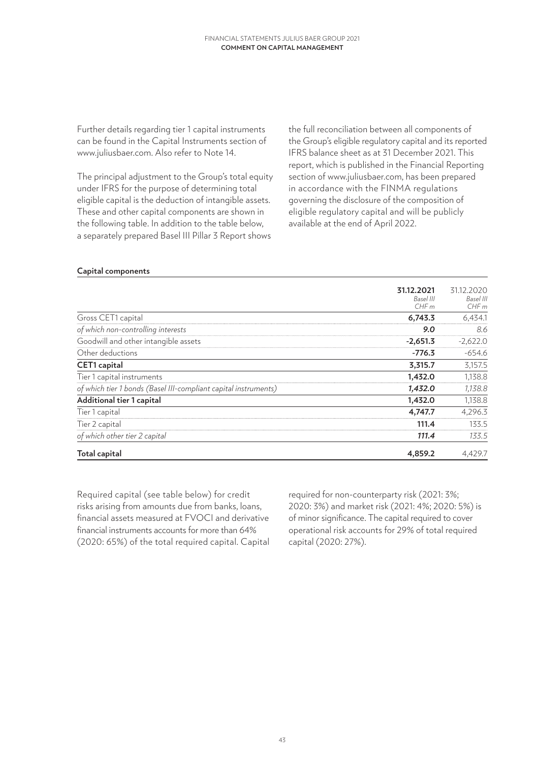Further details regarding tier 1 capital instruments can be found in the Capital Instruments section of www.juliusbaer.com. Also refer to Note 14.

The principal adjustment to the Group's total equity under IFRS for the purpose of determining total eligible capital is the deduction of intangible assets. These and other capital components are shown in the following table. In addition to the table below, a separately prepared Basel III Pillar 3 Report shows the full reconciliation between all components of the Group's eligible regulatory capital and its reported IFRS balance sheet as at 31 December 2021. This report, which is published in the Financial Reporting section of www.juliusbaer.com, has been prepared in accordance with the FINMA regulations governing the disclosure of the composition of eligible regulatory capital and will be publicly available at the end of April 2022.

**Capital components**

| | **31.12.2021** *Basel III* *CHF m* | 31.12.2020 *Basel III* *CHF m* |
|---|---|---|
| Gross CET1 capital | **6,743.3** | 6,434.1 |
| *of which non-controlling interests* | ***9.0*** | *8.6* |
| Goodwill and other intangible assets | **-2,651.3** | -2,622.0 |
| Other deductions | **-776.3** | -654.6 |
| **CET1 capital** | **3,315.7** | 3,157.5 |
| Tier 1 capital instruments | **1,432.0** | 1,138.8 |
| *of which tier 1 bonds (Basel III-compliant capital instruments)* | ***1,432.0*** | *1,138.8* |
| **Additional tier 1 capital** | **1,432.0** | 1,138.8 |
| Tier 1 capital | **4,747.7** | 4,296.3 |
| Tier 2 capital | **111.4** | 133.5 |
| *of which other tier 2 capital* | ***111.4*** | *133.5* |
| **Total capital** | **4,859.2** | 4,429.7 |

Required capital (see table below) for credit risks arising from amounts due from banks, loans, financial assets measured at FVOCI and derivative financial instruments accounts for more than 64% (2020: 65%) of the total required capital. Capital required for non-counterparty risk (2021: 3%; 2020: 3%) and market risk (2021: 4%; 2020: 5%) is of minor significance. The capital required to cover operational risk accounts for 29% of total required capital (2020: 27%).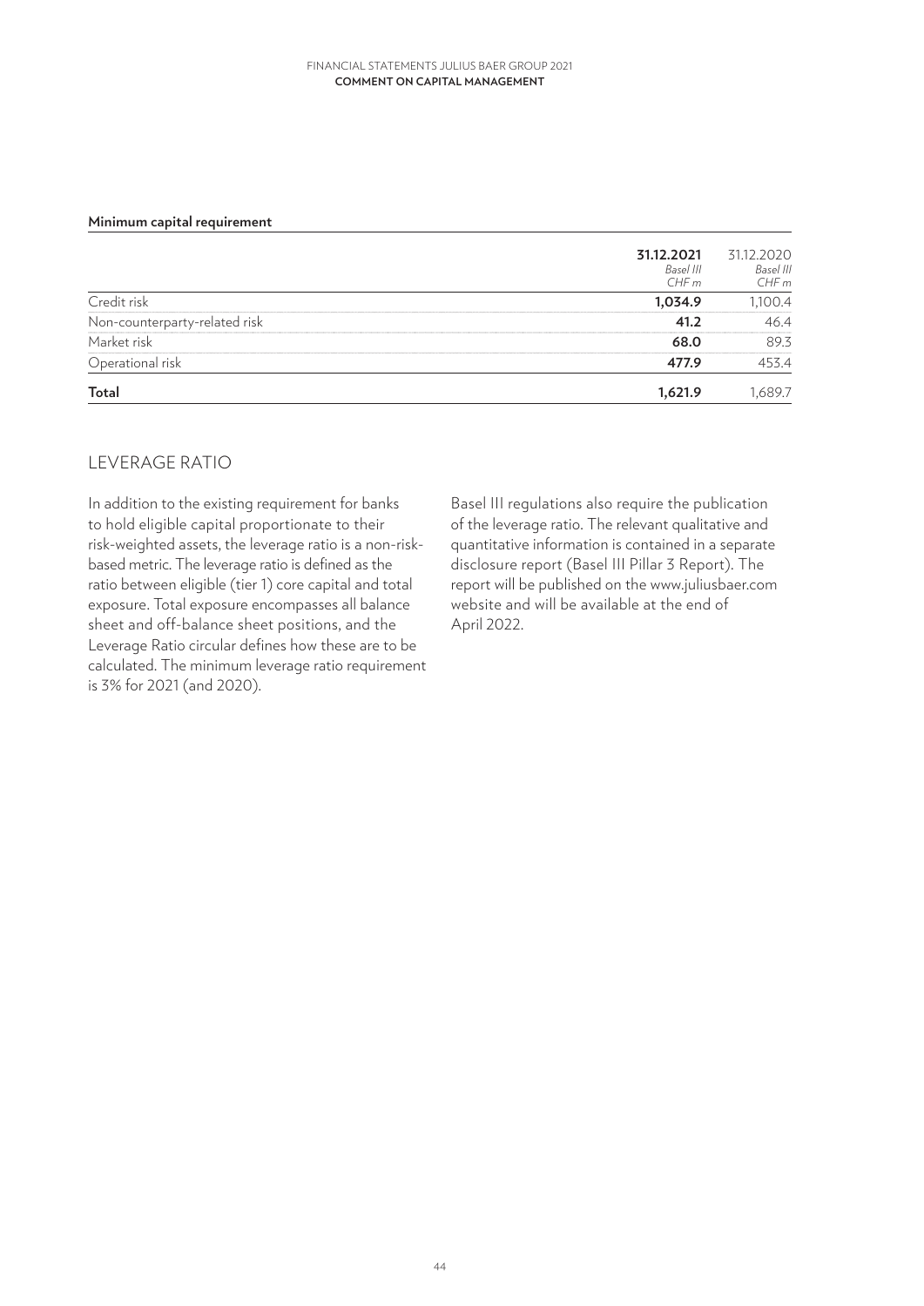**Minimum capital requirement**

| | 31.12.2021 *Basel III* *CHF m* | 31.12.2020 *Basel III* *CHF m* |
|---|---|---|
| Credit risk | **1,034.9** | 1,100.4 |
| Non-counterparty-related risk | **41.2** | 46.4 |
| Market risk | **68.0** | 89.3 |
| Operational risk | **477.9** | 453.4 |
| **Total** | **1,621.9** | 1,689.7 |

## LEVERAGE RATIO

In addition to the existing requirement for banks to hold eligible capital proportionate to their risk-weighted assets, the leverage ratio is a non-risk-based metric. The leverage ratio is defined as the ratio between eligible (tier 1) core capital and total exposure. Total exposure encompasses all balance sheet and off-balance sheet positions, and the Leverage Ratio circular defines how these are to be calculated. The minimum leverage ratio requirement is 3% for 2021 (and 2020).

Basel III regulations also require the publication of the leverage ratio. The relevant qualitative and quantitative information is contained in a separate disclosure report (Basel III Pillar 3 Report). The report will be published on the www.juliusbaer.com website and will be available at the end of April 2022.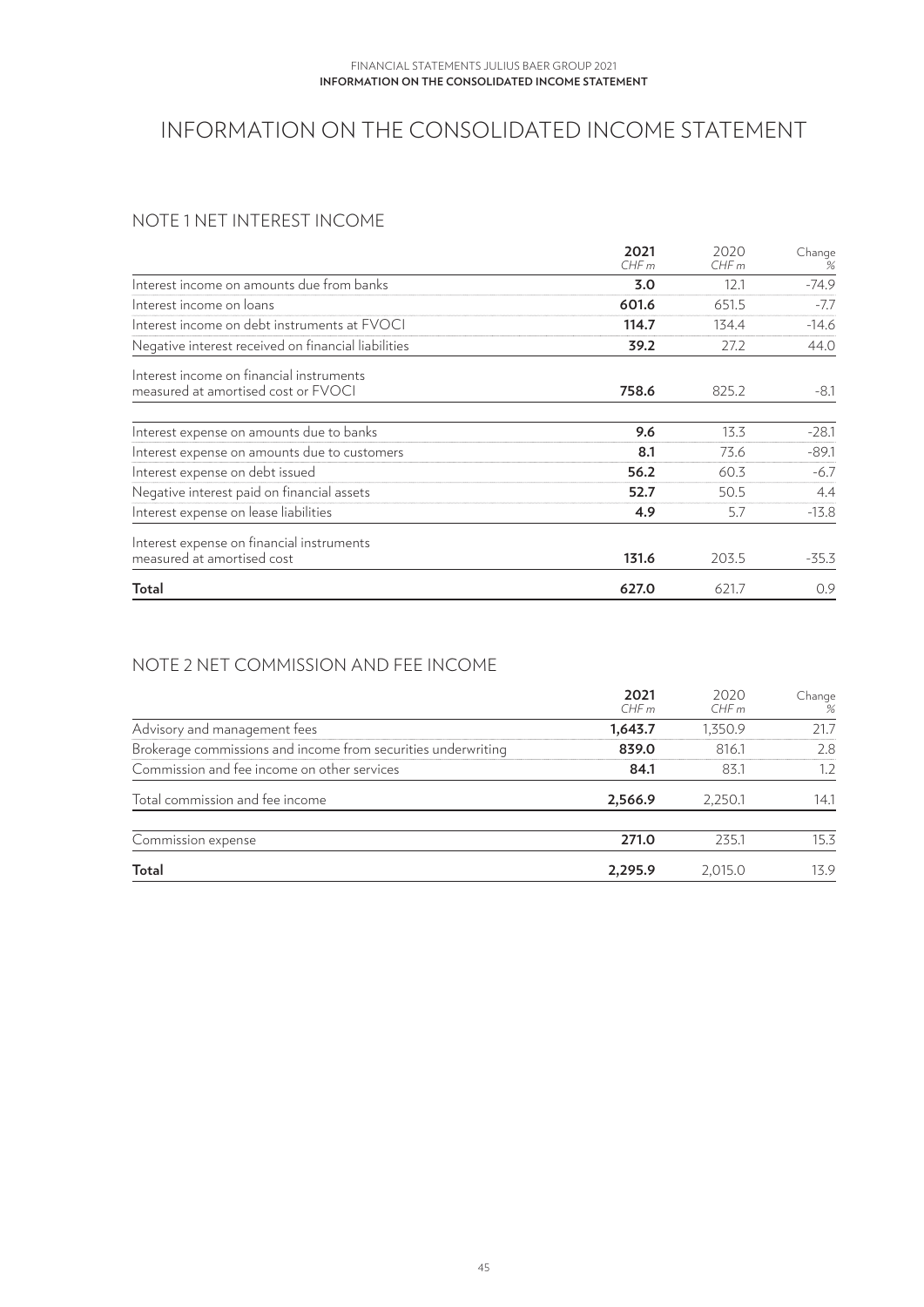# INFORMATION ON THE CONSOLIDATED INCOME STATEMENT

## NOTE 1 NET INTEREST INCOME

| | 2021<br>CHF m | 2020<br>CHF m | Change<br>% |
|---|---|---|---|
| Interest income on amounts due from banks | **3.0** | 12.1 | -74.9 |
| Interest income on loans | **601.6** | 651.5 | -7.7 |
| Interest income on debt instruments at FVOCI | **114.7** | 134.4 | -14.6 |
| Negative interest received on financial liabilities | **39.2** | 27.2 | 44.0 |
| Interest income on financial instruments measured at amortised cost or FVOCI | **758.6** | 825.2 | -8.1 |
| Interest expense on amounts due to banks | **9.6** | 13.3 | -28.1 |
| Interest expense on amounts due to customers | **8.1** | 73.6 | -89.1 |
| Interest expense on debt issued | **56.2** | 60.3 | -6.7 |
| Negative interest paid on financial assets | **52.7** | 50.5 | 4.4 |
| Interest expense on lease liabilities | **4.9** | 5.7 | -13.8 |
| Interest expense on financial instruments measured at amortised cost | **131.6** | 203.5 | -35.3 |
| **Total** | **627.0** | 621.7 | 0.9 |

## NOTE 2 NET COMMISSION AND FEE INCOME

| | 2021<br>CHF m | 2020<br>CHF m | Change<br>% |
|---|---|---|---|
| Advisory and management fees | **1,643.7** | 1,350.9 | 21.7 |
| Brokerage commissions and income from securities underwriting | **839.0** | 816.1 | 2.8 |
| Commission and fee income on other services | **84.1** | 83.1 | 1.2 |
| Total commission and fee income | **2,566.9** | 2,250.1 | 14.1 |
| Commission expense | **271.0** | 235.1 | 15.3 |
| **Total** | **2,295.9** | 2,015.0 | 13.9 |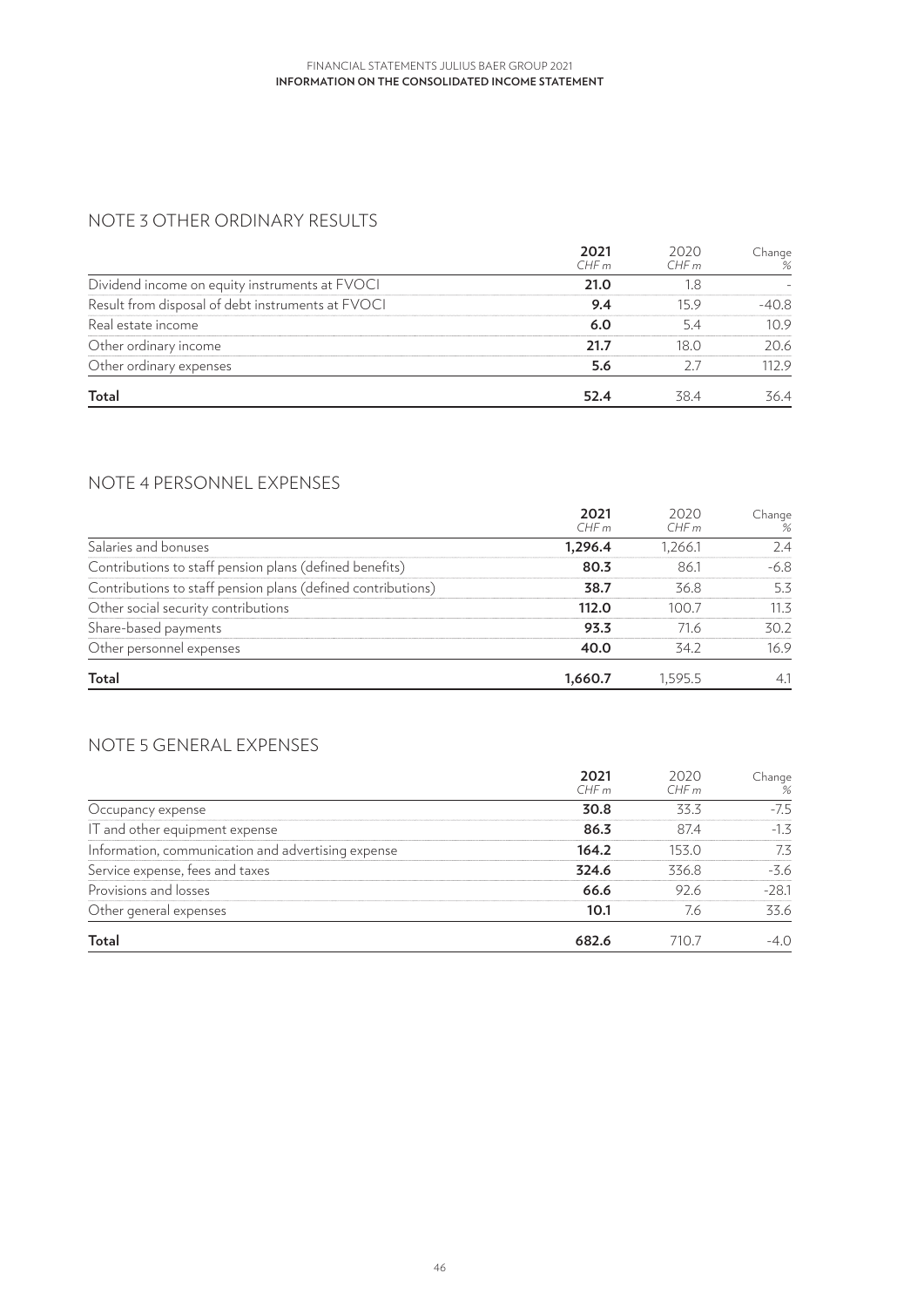## NOTE 3 OTHER ORDINARY RESULTS

| | 2021<br>CHF m | 2020<br>CHF m | Change<br>% |
|---|---|---|---|
| Dividend income on equity instruments at FVOCI | **21.0** | 1.8 | - |
| Result from disposal of debt instruments at FVOCI | **9.4** | 15.9 | -40.8 |
| Real estate income | **6.0** | 5.4 | 10.9 |
| Other ordinary income | **21.7** | 18.0 | 20.6 |
| Other ordinary expenses | **5.6** | 2.7 | 112.9 |
| **Total** | **52.4** | 38.4 | 36.4 |

## NOTE 4 PERSONNEL EXPENSES

| | 2021<br>CHF m | 2020<br>CHF m | Change<br>% |
|---|---|---|---|
| Salaries and bonuses | **1,296.4** | 1,266.1 | 2.4 |
| Contributions to staff pension plans (defined benefits) | **80.3** | 86.1 | -6.8 |
| Contributions to staff pension plans (defined contributions) | **38.7** | 36.8 | 5.3 |
| Other social security contributions | **112.0** | 100.7 | 11.3 |
| Share-based payments | **93.3** | 71.6 | 30.2 |
| Other personnel expenses | **40.0** | 34.2 | 16.9 |
| **Total** | **1,660.7** | 1,595.5 | 4.1 |

## NOTE 5 GENERAL EXPENSES

| | 2021<br>CHF m | 2020<br>CHF m | Change<br>% |
|---|---|---|---|
| Occupancy expense | **30.8** | 33.3 | -7.5 |
| IT and other equipment expense | **86.3** | 87.4 | -1.3 |
| Information, communication and advertising expense | **164.2** | 153.0 | 7.3 |
| Service expense, fees and taxes | **324.6** | 336.8 | -3.6 |
| Provisions and losses | **66.6** | 92.6 | -28.1 |
| Other general expenses | **10.1** | 7.6 | 33.6 |
| **Total** | **682.6** | 710.7 | -4.0 |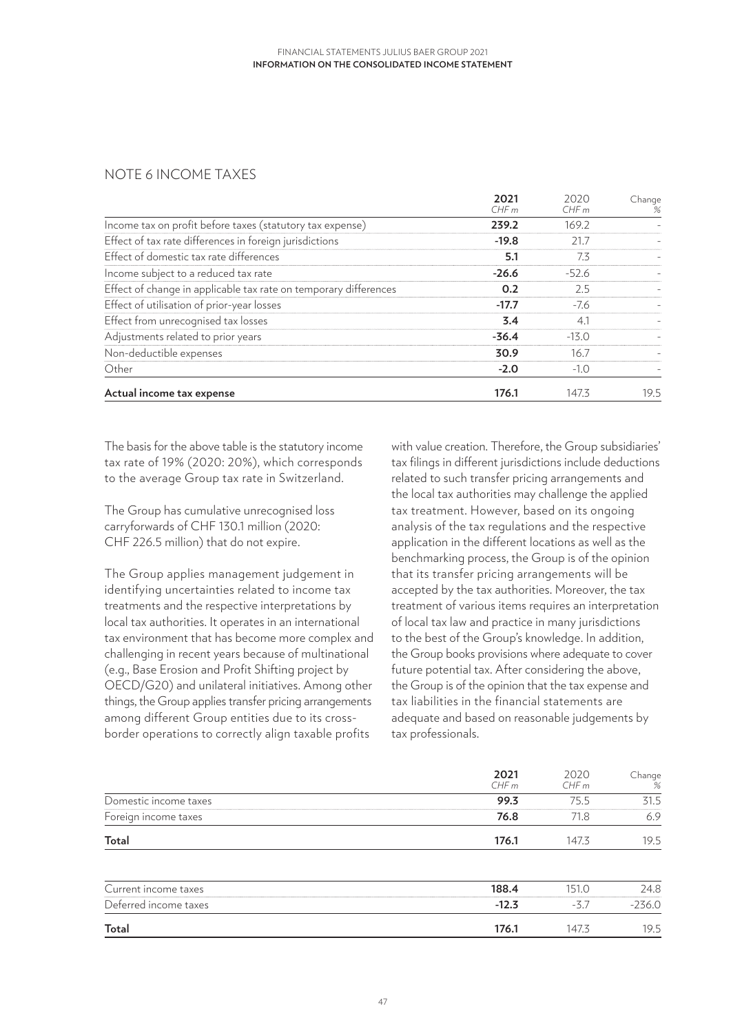## NOTE 6 INCOME TAXES

| | 2021 CHF m | 2020 CHF m | Change % |
|---|---|---|---|
| Income tax on profit before taxes (statutory tax expense) | **239.2** | 169.2 | - |
| Effect of tax rate differences in foreign jurisdictions | **-19.8** | 21.7 | - |
| Effect of domestic tax rate differences | **5.1** | 7.3 | - |
| Income subject to a reduced tax rate | **-26.6** | -52.6 | - |
| Effect of change in applicable tax rate on temporary differences | **0.2** | 2.5 | - |
| Effect of utilisation of prior-year losses | **-17.7** | -7.6 | - |
| Effect from unrecognised tax losses | **3.4** | 4.1 | - |
| Adjustments related to prior years | **-36.4** | -13.0 | - |
| Non-deductible expenses | **30.9** | 16.7 | - |
| Other | **-2.0** | -1.0 | - |
| **Actual income tax expense** | **176.1** | 147.3 | 19.5 |

The basis for the above table is the statutory income tax rate of 19% (2020: 20%), which corresponds to the average Group tax rate in Switzerland.

The Group has cumulative unrecognised loss carryforwards of CHF 130.1 million (2020: CHF 226.5 million) that do not expire.

The Group applies management judgement in identifying uncertainties related to income tax treatments and the respective interpretations by local tax authorities. It operates in an international tax environment that has become more complex and challenging in recent years because of multinational (e.g., Base Erosion and Profit Shifting project by OECD/G20) and unilateral initiatives. Among other things, the Group applies transfer pricing arrangements among different Group entities due to its cross-border operations to correctly align taxable profits with value creation. Therefore, the Group subsidiaries' tax filings in different jurisdictions include deductions related to such transfer pricing arrangements and the local tax authorities may challenge the applied tax treatment. However, based on its ongoing analysis of the tax regulations and the respective application in the different locations as well as the benchmarking process, the Group is of the opinion that its transfer pricing arrangements will be accepted by the tax authorities. Moreover, the tax treatment of various items requires an interpretation of local tax law and practice in many jurisdictions to the best of the Group's knowledge. In addition, the Group books provisions where adequate to cover future potential tax. After considering the above, the Group is of the opinion that the tax expense and tax liabilities in the financial statements are adequate and based on reasonable judgements by tax professionals.

| | 2021 CHF m | 2020 CHF m | Change % |
|---|---|---|---|
| Domestic income taxes | **99.3** | 75.5 | 31.5 |
| Foreign income taxes | **76.8** | 71.8 | 6.9 |
| **Total** | **176.1** | 147.3 | 19.5 |

| | 2021 CHF m | 2020 CHF m | Change % |
|---|---|---|---|
| Current income taxes | **188.4** | 151.0 | 24.8 |
| Deferred income taxes | **-12.3** | -3.7 | -236.0 |
| **Total** | **176.1** | 147.3 | 19.5 |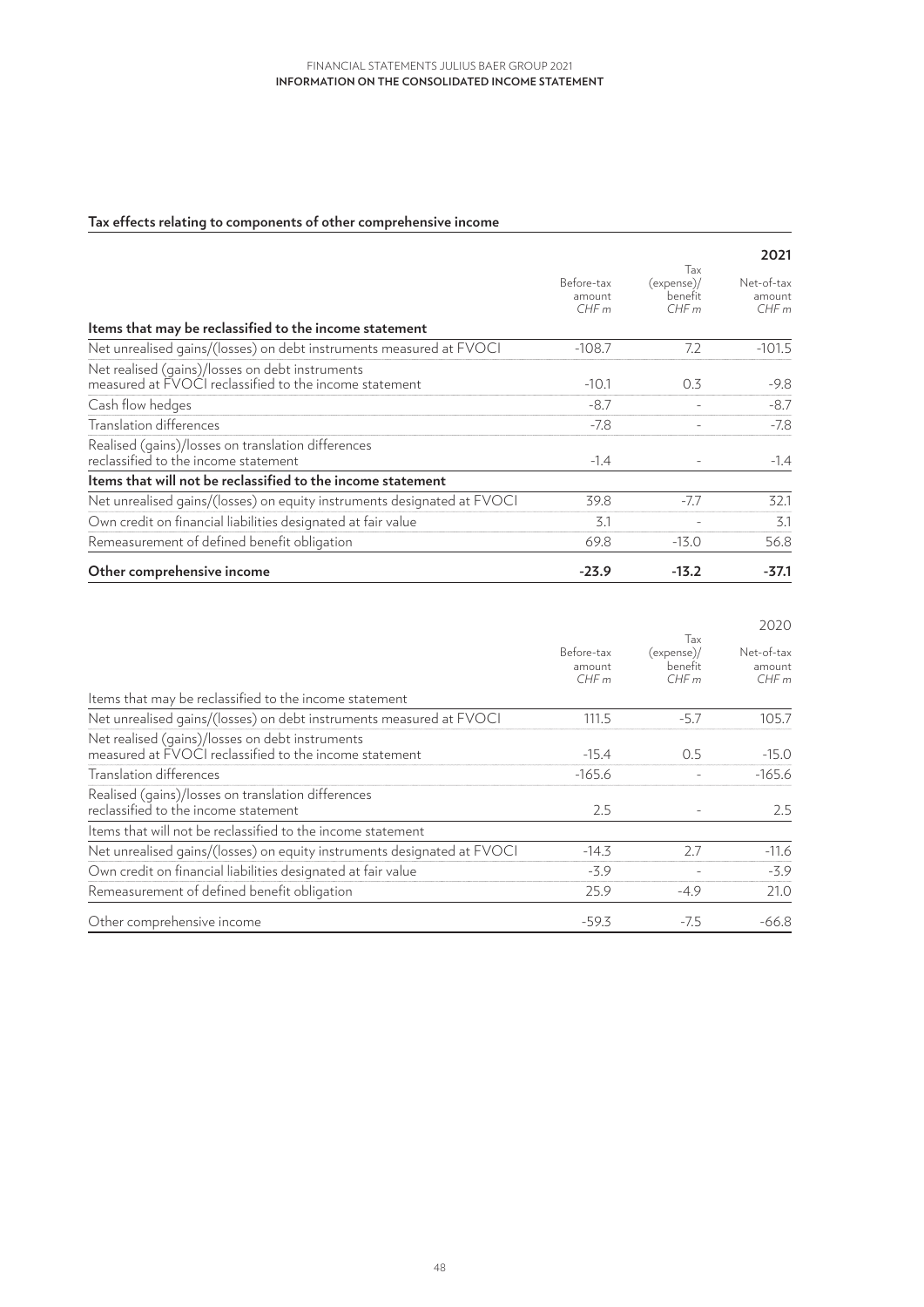### Tax effects relating to components of other comprehensive income

| | | | **2021** |
|---|---|---|---|
| | Before-tax amount *CHF m* | Tax (expense)/ benefit *CHF m* | Net-of-tax amount *CHF m* |
| **Items that may be reclassified to the income statement** | | | |
| Net unrealised gains/(losses) on debt instruments measured at FVOCI | -108.7 | 7.2 | -101.5 |
| Net realised (gains)/losses on debt instruments measured at FVOCI reclassified to the income statement | -10.1 | 0.3 | -9.8 |
| Cash flow hedges | -8.7 | - | -8.7 |
| Translation differences | -7.8 | - | -7.8 |
| Realised (gains)/losses on translation differences reclassified to the income statement | -1.4 | - | -1.4 |
| **Items that will not be reclassified to the income statement** | | | |
| Net unrealised gains/(losses) on equity instruments designated at FVOCI | 39.8 | -7.7 | 32.1 |
| Own credit on financial liabilities designated at fair value | 3.1 | - | 3.1 |
| Remeasurement of defined benefit obligation | 69.8 | -13.0 | 56.8 |
| **Other comprehensive income** | **-23.9** | **-13.2** | **-37.1** |

| | | | 2020 |
|---|---|---|---|
| | Before-tax amount *CHF m* | Tax (expense)/ benefit *CHF m* | Net-of-tax amount *CHF m* |
| Items that may be reclassified to the income statement | | | |
| Net unrealised gains/(losses) on debt instruments measured at FVOCI | 111.5 | -5.7 | 105.7 |
| Net realised (gains)/losses on debt instruments measured at FVOCI reclassified to the income statement | -15.4 | 0.5 | -15.0 |
| Translation differences | -165.6 | - | -165.6 |
| Realised (gains)/losses on translation differences reclassified to the income statement | 2.5 | - | 2.5 |
| Items that will not be reclassified to the income statement | | | |
| Net unrealised gains/(losses) on equity instruments designated at FVOCI | -14.3 | 2.7 | -11.6 |
| Own credit on financial liabilities designated at fair value | -3.9 | - | -3.9 |
| Remeasurement of defined benefit obligation | 25.9 | -4.9 | 21.0 |
| Other comprehensive income | -59.3 | -7.5 | -66.8 |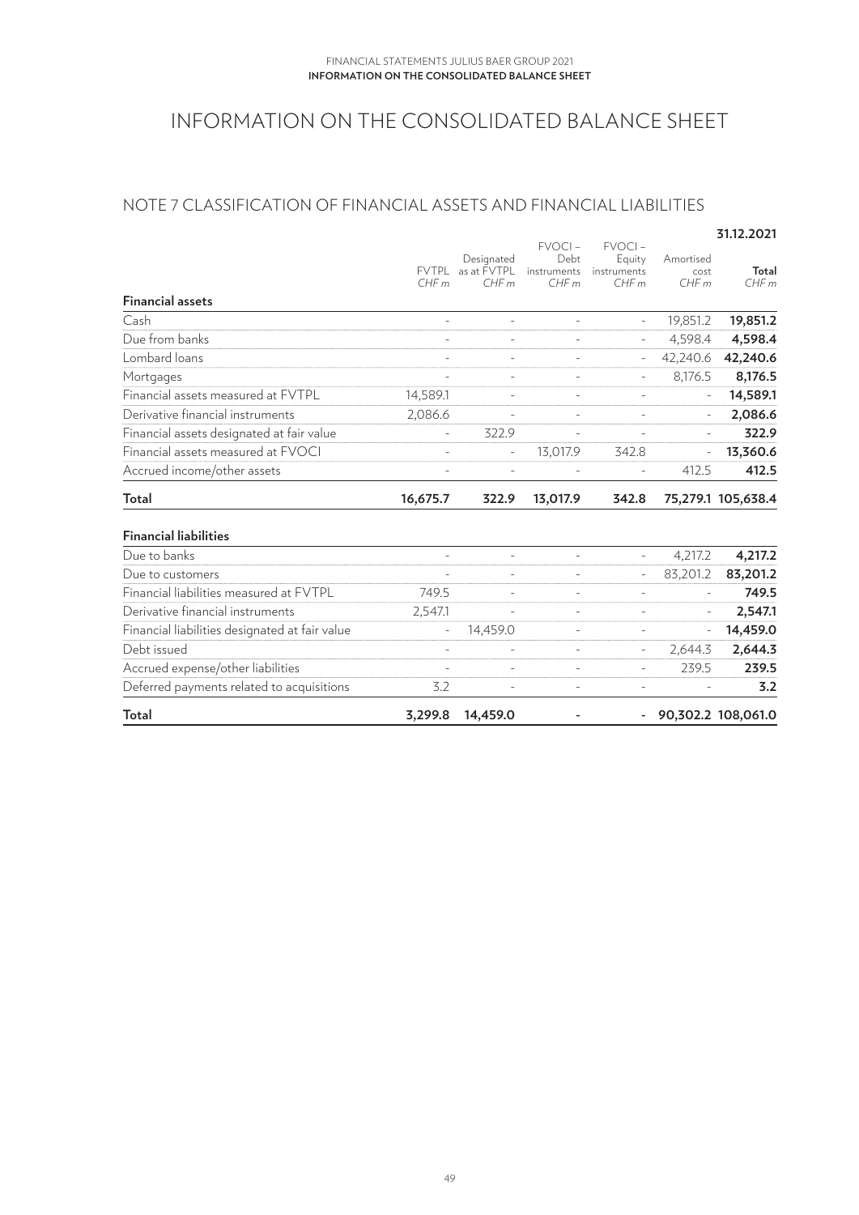# INFORMATION ON THE CONSOLIDATED BALANCE SHEET

## NOTE 7 CLASSIFICATION OF FINANCIAL ASSETS AND FINANCIAL LIABILITIES

| | | | | | | 31.12.2021 |
|---|---|---|---|---|---|---|
| | FVTPL *CHF m* | Designated as at FVTPL *CHF m* | FVOCI – Debt instruments *CHF m* | FVOCI – Equity instruments *CHF m* | Amortised cost *CHF m* | **Total** *CHF m* |
| **Financial assets** | | | | | | |
| Cash | - | - | - | - | 19,851.2 | **19,851.2** |
| Due from banks | - | - | - | - | 4,598.4 | **4,598.4** |
| Lombard loans | - | - | - | - | 42,240.6 | **42,240.6** |
| Mortgages | - | - | - | - | 8,176.5 | **8,176.5** |
| Financial assets measured at FVTPL | 14,589.1 | - | - | - | - | **14,589.1** |
| Derivative financial instruments | 2,086.6 | - | - | - | - | **2,086.6** |
| Financial assets designated at fair value | - | 322.9 | - | - | - | **322.9** |
| Financial assets measured at FVOCI | - | - | 13,017.9 | 342.8 | - | **13,360.6** |
| Accrued income/other assets | - | - | - | - | 412.5 | **412.5** |
| **Total** | **16,675.7** | **322.9** | **13,017.9** | **342.8** | **75,279.1** | **105,638.4** |
| | | | | | | |
| **Financial liabilities** | | | | | | |
| Due to banks | - | - | - | - | 4,217.2 | **4,217.2** |
| Due to customers | - | - | - | - | 83,201.2 | **83,201.2** |
| Financial liabilities measured at FVTPL | 749.5 | - | - | - | - | **749.5** |
| Derivative financial instruments | 2,547.1 | - | - | - | - | **2,547.1** |
| Financial liabilities designated at fair value | - | 14,459.0 | - | - | - | **14,459.0** |
| Debt issued | - | - | - | - | 2,644.3 | **2,644.3** |
| Accrued expense/other liabilities | - | - | - | - | 239.5 | **239.5** |
| Deferred payments related to acquisitions | 3.2 | - | - | - | - | **3.2** |
| **Total** | **3,299.8** | **14,459.0** | **-** | **-** | **90,302.2** | **108,061.0** |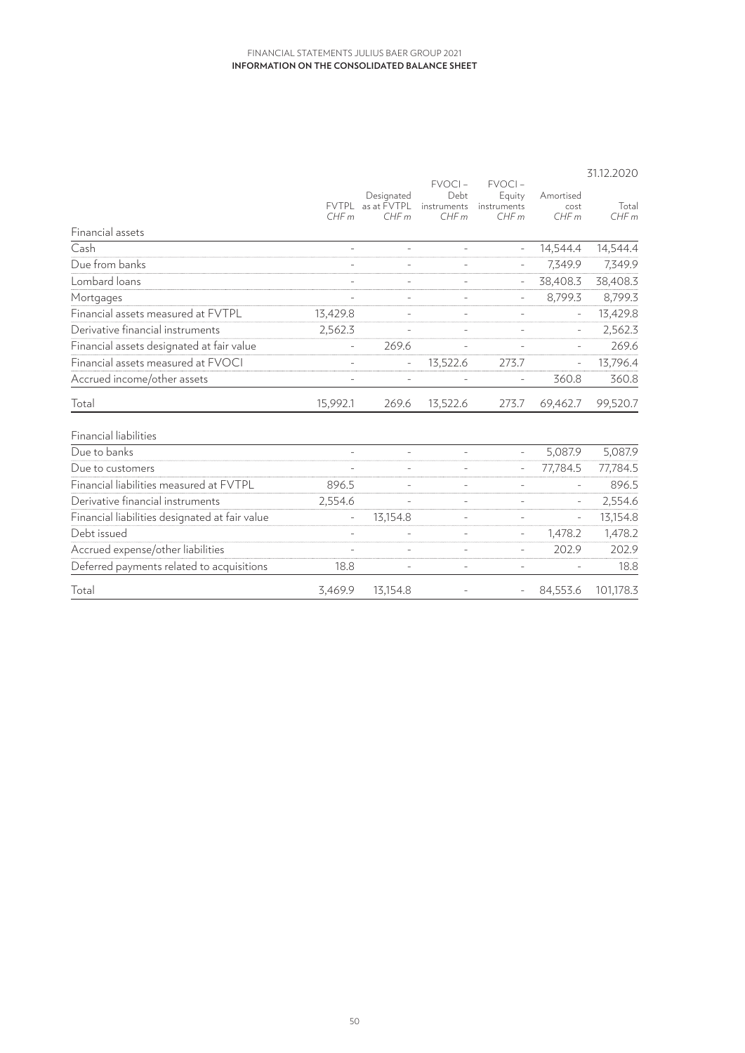31.12.2020

| | FVTPL CHF m | Designated as at FVTPL CHF m | FVOCI – Debt instruments CHF m | FVOCI – Equity instruments CHF m | Amortised cost CHF m | Total CHF m |
|---|---|---|---|---|---|---|
| **Financial assets** | | | | | | |
| Cash | - | - | - | - | 14,544.4 | 14,544.4 |
| Due from banks | - | - | - | - | 7,349.9 | 7,349.9 |
| Lombard loans | - | - | - | - | 38,408.3 | 38,408.3 |
| Mortgages | - | - | - | - | 8,799.3 | 8,799.3 |
| Financial assets measured at FVTPL | 13,429.8 | - | - | - | - | 13,429.8 |
| Derivative financial instruments | 2,562.3 | - | - | - | - | 2,562.3 |
| Financial assets designated at fair value | - | 269.6 | - | - | - | 269.6 |
| Financial assets measured at FVOCI | - | - | 13,522.6 | 273.7 | - | 13,796.4 |
| Accrued income/other assets | - | - | - | - | 360.8 | 360.8 |
| Total | 15,992.1 | 269.6 | 13,522.6 | 273.7 | 69,462.7 | 99,520.7 |
| **Financial liabilities** | | | | | | |
| Due to banks | - | - | - | - | 5,087.9 | 5,087.9 |
| Due to customers | - | - | - | - | 77,784.5 | 77,784.5 |
| Financial liabilities measured at FVTPL | 896.5 | - | - | - | - | 896.5 |
| Derivative financial instruments | 2,554.6 | - | - | - | - | 2,554.6 |
| Financial liabilities designated at fair value | - | 13,154.8 | - | - | - | 13,154.8 |
| Debt issued | - | - | - | - | 1,478.2 | 1,478.2 |
| Accrued expense/other liabilities | - | - | - | - | 202.9 | 202.9 |
| Deferred payments related to acquisitions | 18.8 | - | - | - | - | 18.8 |
| Total | 3,469.9 | 13,154.8 | - | - | 84,553.6 | 101,178.3 |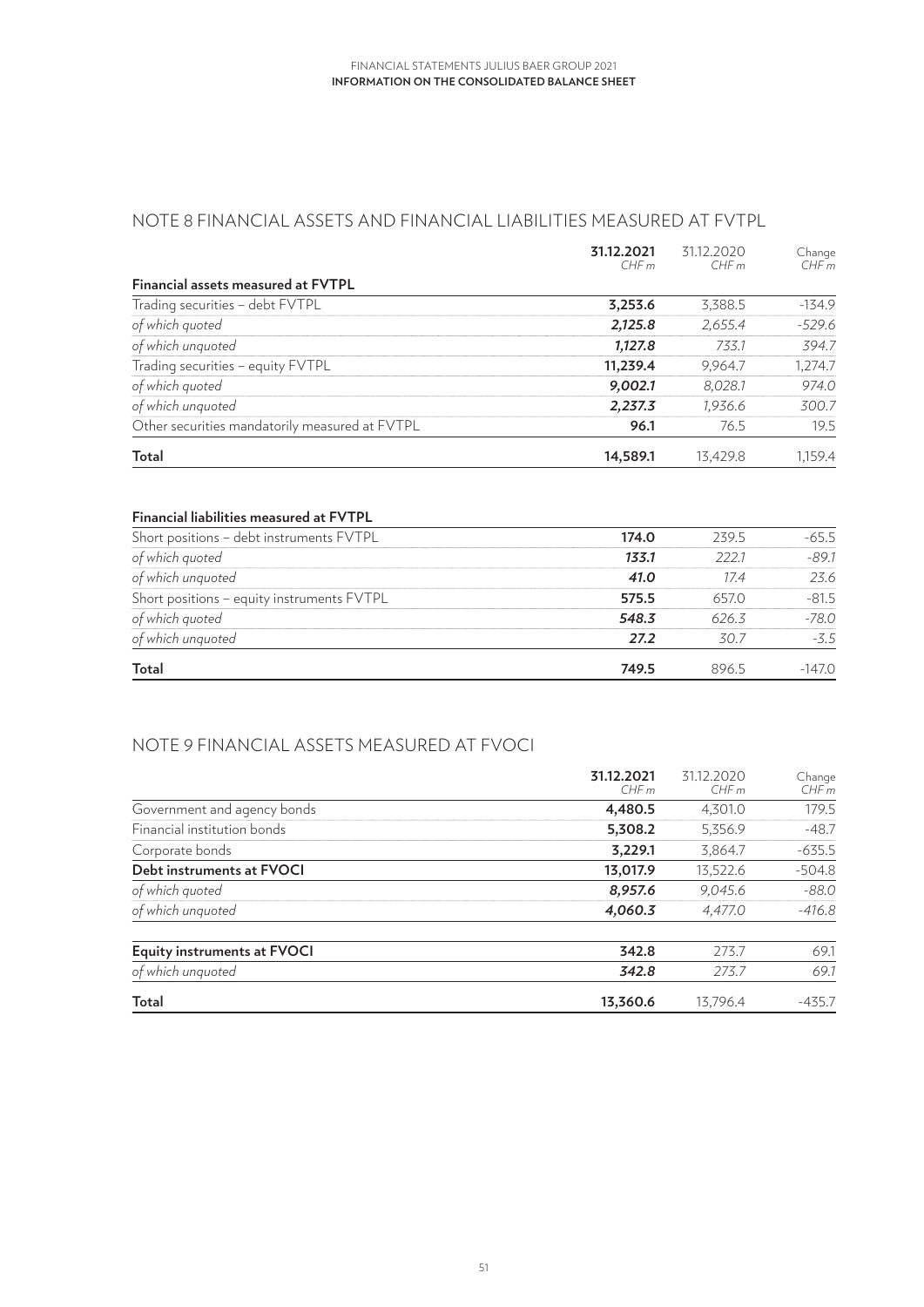## NOTE 8 FINANCIAL ASSETS AND FINANCIAL LIABILITIES MEASURED AT FVTPL

| | **31.12.2021** *CHF m* | 31.12.2020 *CHF m* | Change *CHF m* |
|---|---|---|---|
| **Financial assets measured at FVTPL** | | | |
| Trading securities – debt FVTPL | **3,253.6** | 3,388.5 | -134.9 |
| *of which quoted* | ***2,125.8*** | *2,655.4* | *-529.6* |
| *of which unquoted* | ***1,127.8*** | *733.1* | *394.7* |
| Trading securities – equity FVTPL | **11,239.4** | 9,964.7 | 1,274.7 |
| *of which quoted* | ***9,002.1*** | *8,028.1* | *974.0* |
| *of which unquoted* | ***2,237.3*** | *1,936.6* | *300.7* |
| Other securities mandatorily measured at FVTPL | **96.1** | 76.5 | 19.5 |
| **Total** | **14,589.1** | 13,429.8 | 1,159.4 |

| | **31.12.2021** *CHF m* | 31.12.2020 *CHF m* | Change *CHF m* |
|---|---|---|---|
| **Financial liabilities measured at FVTPL** | | | |
| Short positions – debt instruments FVTPL | **174.0** | 239.5 | -65.5 |
| *of which quoted* | ***133.1*** | *222.1* | *-89.1* |
| *of which unquoted* | ***41.0*** | *17.4* | *23.6* |
| Short positions – equity instruments FVTPL | **575.5** | 657.0 | -81.5 |
| *of which quoted* | ***548.3*** | *626.3* | *-78.0* |
| *of which unquoted* | ***27.2*** | *30.7* | *-3.5* |
| **Total** | **749.5** | 896.5 | -147.0 |

## NOTE 9 FINANCIAL ASSETS MEASURED AT FVOCI

| | **31.12.2021** *CHF m* | 31.12.2020 *CHF m* | Change *CHF m* |
|---|---|---|---|
| Government and agency bonds | **4,480.5** | 4,301.0 | 179.5 |
| Financial institution bonds | **5,308.2** | 5,356.9 | -48.7 |
| Corporate bonds | **3,229.1** | 3,864.7 | -635.5 |
| **Debt instruments at FVOCI** | **13,017.9** | 13,522.6 | -504.8 |
| *of which quoted* | ***8,957.6*** | *9,045.6* | *-88.0* |
| *of which unquoted* | ***4,060.3*** | *4,477.0* | *-416.8* |
| **Equity instruments at FVOCI** | **342.8** | 273.7 | 69.1 |
| *of which unquoted* | ***342.8*** | *273.7* | *69.1* |
| **Total** | **13,360.6** | 13,796.4 | -435.7 |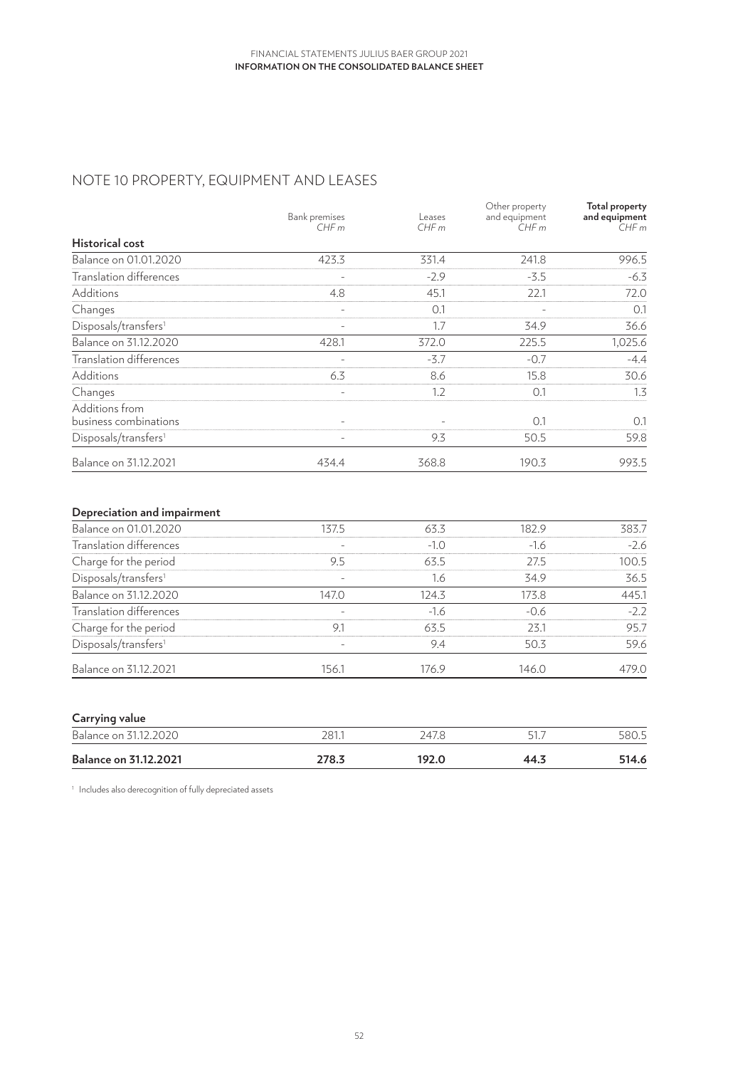## NOTE 10 PROPERTY, EQUIPMENT AND LEASES

| | Bank premises CHF m | Leases CHF m | Other property and equipment CHF m | **Total property and equipment** CHF m |
|---|---|---|---|---|
| **Historical cost** | | | | |
| Balance on 01.01.2020 | 423.3 | 331.4 | 241.8 | 996.5 |
| Translation differences | - | -2.9 | -3.5 | -6.3 |
| Additions | 4.8 | 45.1 | 22.1 | 72.0 |
| Changes | - | 0.1 | - | 0.1 |
| Disposals/transfers[1] | - | 1.7 | 34.9 | 36.6 |
| Balance on 31.12.2020 | 428.1 | 372.0 | 225.5 | 1,025.6 |
| Translation differences | - | -3.7 | -0.7 | -4.4 |
| Additions | 6.3 | 8.6 | 15.8 | 30.6 |
| Changes | - | 1.2 | 0.1 | 1.3 |
| Additions from business combinations | - | - | 0.1 | 0.1 |
| Disposals/transfers[1] | - | 9.3 | 50.5 | 59.8 |
| Balance on 31.12.2021 | 434.4 | 368.8 | 190.3 | 993.5 |
| | | | | |
| **Depreciation and impairment** | | | | |
| Balance on 01.01.2020 | 137.5 | 63.3 | 182.9 | 383.7 |
| Translation differences | - | -1.0 | -1.6 | -2.6 |
| Charge for the period | 9.5 | 63.5 | 27.5 | 100.5 |
| Disposals/transfers[1] | - | 1.6 | 34.9 | 36.5 |
| Balance on 31.12.2020 | 147.0 | 124.3 | 173.8 | 445.1 |
| Translation differences | - | -1.6 | -0.6 | -2.2 |
| Charge for the period | 9.1 | 63.5 | 23.1 | 95.7 |
| Disposals/transfers[1] | - | 9.4 | 50.3 | 59.6 |
| Balance on 31.12.2021 | 156.1 | 176.9 | 146.0 | 479.0 |
| | | | | |
| **Carrying value** | | | | |
| Balance on 31.12.2020 | 281.1 | 247.8 | 51.7 | 580.5 |
| **Balance on 31.12.2021** | **278.3** | **192.0** | **44.3** | **514.6** |

[1] Includes also derecognition of fully depreciated assets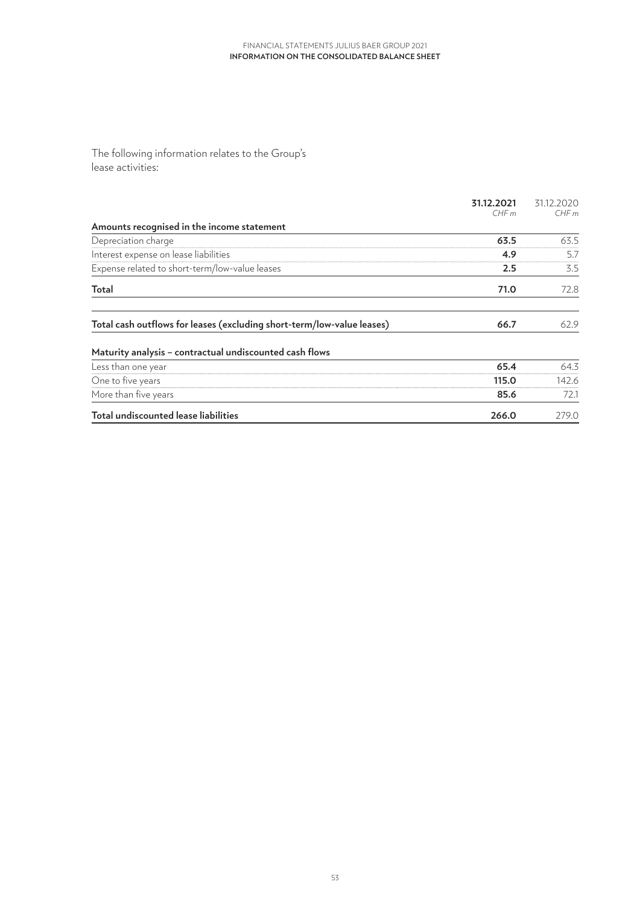The following information relates to the Group's lease activities:

| | 31.12.2021 CHF m | 31.12.2020 CHF m |
|---|---|---|
| **Amounts recognised in the income statement** | | |
| Depreciation charge | **63.5** | 63.5 |
| Interest expense on lease liabilities | **4.9** | 5.7 |
| Expense related to short-term/low-value leases | **2.5** | 3.5 |
| **Total** | **71.0** | 72.8 |
| | | |
| **Total cash outflows for leases (excluding short-term/low-value leases)** | **66.7** | 62.9 |
| | | |
| **Maturity analysis – contractual undiscounted cash flows** | | |
| Less than one year | **65.4** | 64.3 |
| One to five years | **115.0** | 142.6 |
| More than five years | **85.6** | 72.1 |
| **Total undiscounted lease liabilities** | **266.0** | 279.0 |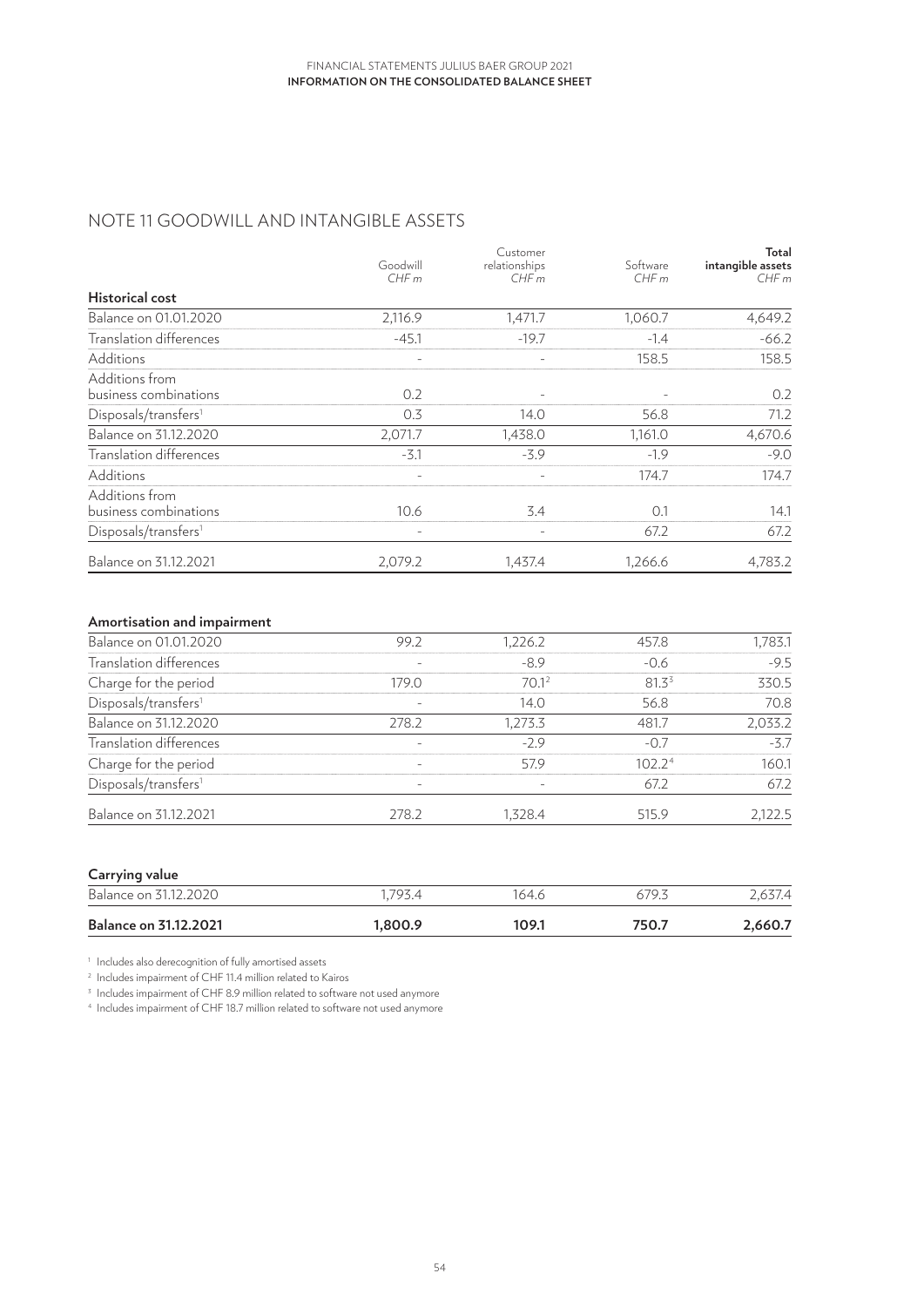## NOTE 11 GOODWILL AND INTANGIBLE ASSETS

| | Goodwill CHF m | Customer relationships CHF m | Software CHF m | **Total intangible assets** CHF m |
|---|---|---|---|---|
| **Historical cost** | | | | |
| Balance on 01.01.2020 | 2,116.9 | 1,471.7 | 1,060.7 | 4,649.2 |
| Translation differences | -45.1 | -19.7 | -1.4 | -66.2 |
| Additions | - | - | 158.5 | 158.5 |
| Additions from business combinations | 0.2 | - | - | 0.2 |
| Disposals/transfers[1] | 0.3 | 14.0 | 56.8 | 71.2 |
| Balance on 31.12.2020 | 2,071.7 | 1,438.0 | 1,161.0 | 4,670.6 |
| Translation differences | -3.1 | -3.9 | -1.9 | -9.0 |
| Additions | - | - | 174.7 | 174.7 |
| Additions from business combinations | 10.6 | 3.4 | 0.1 | 14.1 |
| Disposals/transfers[1] | - | - | 67.2 | 67.2 |
| Balance on 31.12.2021 | 2,079.2 | 1,437.4 | 1,266.6 | 4,783.2 |
| | | | | |
| **Amortisation and impairment** | | | | |
| Balance on 01.01.2020 | 99.2 | 1,226.2 | 457.8 | 1,783.1 |
| Translation differences | - | -8.9 | -0.6 | -9.5 |
| Charge for the period | 179.0 | 70.1[2] | 81.3[3] | 330.5 |
| Disposals/transfers[1] | - | 14.0 | 56.8 | 70.8 |
| Balance on 31.12.2020 | 278.2 | 1,273.3 | 481.7 | 2,033.2 |
| Translation differences | - | -2.9 | -0.7 | -3.7 |
| Charge for the period | - | 57.9 | 102.2[4] | 160.1 |
| Disposals/transfers[1] | - | - | 67.2 | 67.2 |
| Balance on 31.12.2021 | 278.2 | 1,328.4 | 515.9 | 2,122.5 |
| | | | | |
| **Carrying value** | | | | |
| Balance on 31.12.2020 | 1,793.4 | 164.6 | 679.3 | 2,637.4 |
| **Balance on 31.12.2021** | **1,800.9** | **109.1** | **750.7** | **2,660.7** |

[1] Includes also derecognition of fully amortised assets

[2] Includes impairment of CHF 11.4 million related to Kairos

[3] Includes impairment of CHF 8.9 million related to software not used anymore

[4] Includes impairment of CHF 18.7 million related to software not used anymore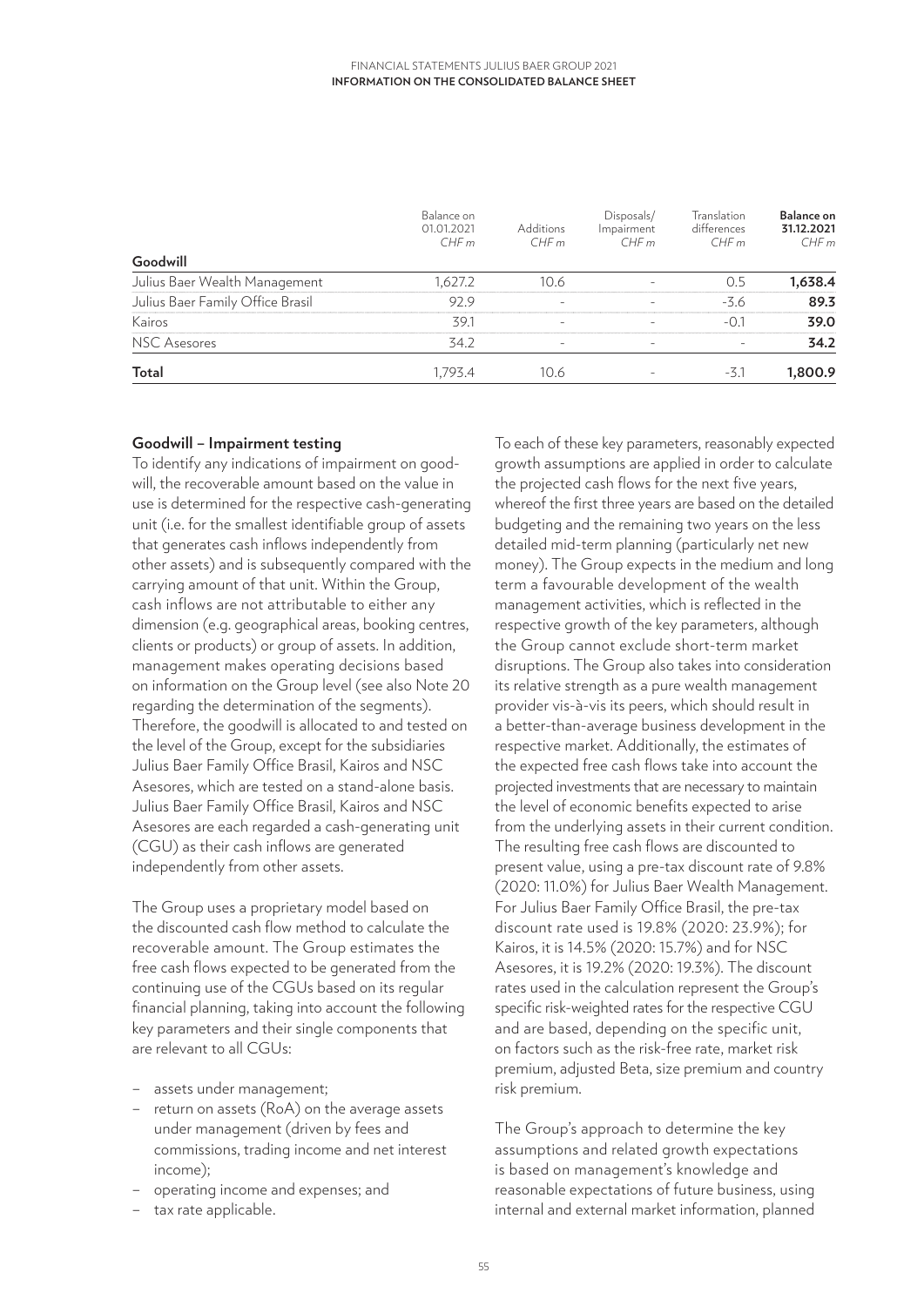| Goodwill | Balance on 01.01.2021 CHF m | Additions CHF m | Disposals/ Impairment CHF m | Translation differences CHF m | **Balance on 31.12.2021** CHF m |
|---|---|---|---|---|---|
| Julius Baer Wealth Management | 1,627.2 | 10.6 | - | 0.5 | **1,638.4** |
| Julius Baer Family Office Brasil | 92.9 | - | - | -3.6 | **89.3** |
| Kairos | 39.1 | - | - | -0.1 | **39.0** |
| NSC Asesores | 34.2 | - | - | - | **34.2** |
| **Total** | 1,793.4 | 10.6 | - | -3.1 | **1,800.9** |

**Goodwill – Impairment testing**

To identify any indications of impairment on goodwill, the recoverable amount based on the value in use is determined for the respective cash-generating unit (i.e. for the smallest identifiable group of assets that generates cash inflows independently from other assets) and is subsequently compared with the carrying amount of that unit. Within the Group, cash inflows are not attributable to either any dimension (e.g. geographical areas, booking centres, clients or products) or group of assets. In addition, management makes operating decisions based on information on the Group level (see also Note 20 regarding the determination of the segments). Therefore, the goodwill is allocated to and tested on the level of the Group, except for the subsidiaries Julius Baer Family Office Brasil, Kairos and NSC Asesores, which are tested on a stand-alone basis. Julius Baer Family Office Brasil, Kairos and NSC Asesores are each regarded a cash-generating unit (CGU) as their cash inflows are generated independently from other assets.

The Group uses a proprietary model based on the discounted cash flow method to calculate the recoverable amount. The Group estimates the free cash flows expected to be generated from the continuing use of the CGUs based on its regular financial planning, taking into account the following key parameters and their single components that are relevant to all CGUs:

- assets under management;
- return on assets (RoA) on the average assets under management (driven by fees and commissions, trading income and net interest income);
- operating income and expenses; and
- tax rate applicable.

To each of these key parameters, reasonably expected growth assumptions are applied in order to calculate the projected cash flows for the next five years, whereof the first three years are based on the detailed budgeting and the remaining two years on the less detailed mid-term planning (particularly net new money). The Group expects in the medium and long term a favourable development of the wealth management activities, which is reflected in the respective growth of the key parameters, although the Group cannot exclude short-term market disruptions. The Group also takes into consideration its relative strength as a pure wealth management provider vis-à-vis its peers, which should result in a better-than-average business development in the respective market. Additionally, the estimates of the expected free cash flows take into account the projected investments that are necessary to maintain the level of economic benefits expected to arise from the underlying assets in their current condition. The resulting free cash flows are discounted to present value, using a pre-tax discount rate of 9.8% (2020: 11.0%) for Julius Baer Wealth Management. For Julius Baer Family Office Brasil, the pre-tax discount rate used is 19.8% (2020: 23.9%); for Kairos, it is 14.5% (2020: 15.7%) and for NSC Asesores, it is 19.2% (2020: 19.3%). The discount rates used in the calculation represent the Group's specific risk-weighted rates for the respective CGU and are based, depending on the specific unit, on factors such as the risk-free rate, market risk premium, adjusted Beta, size premium and country risk premium.

The Group's approach to determine the key assumptions and related growth expectations is based on management's knowledge and reasonable expectations of future business, using internal and external market information, planned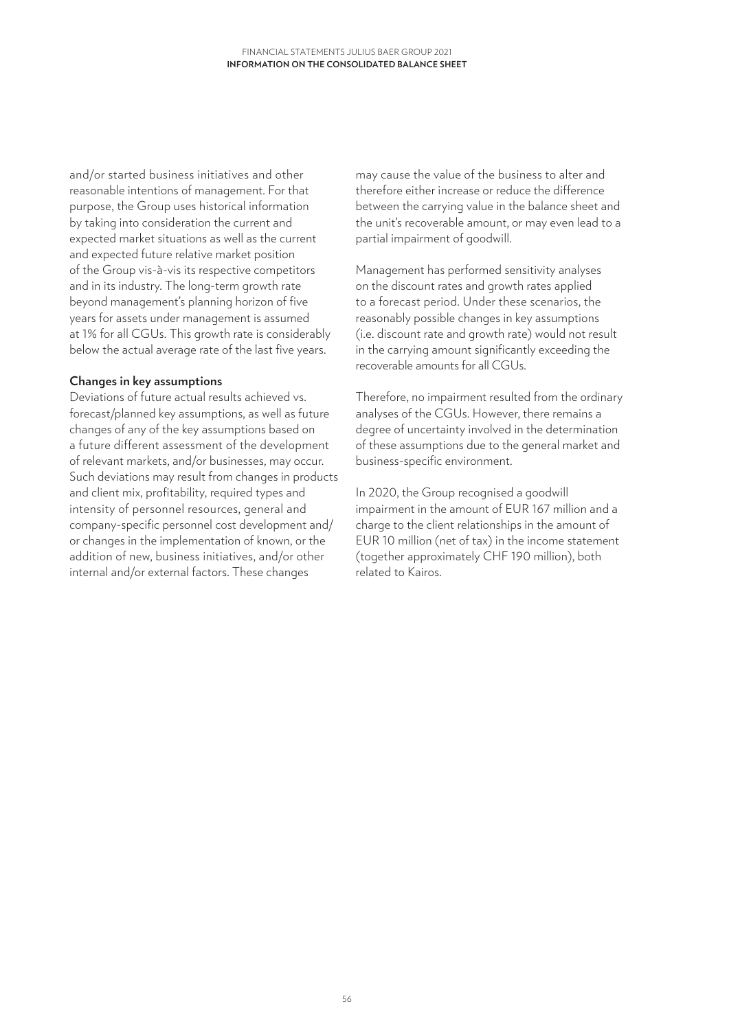and/or started business initiatives and other reasonable intentions of management. For that purpose, the Group uses historical information by taking into consideration the current and expected market situations as well as the current and expected future relative market position of the Group vis-à-vis its respective competitors and in its industry. The long-term growth rate beyond management's planning horizon of five years for assets under management is assumed at 1% for all CGUs. This growth rate is considerably below the actual average rate of the last five years.

**Changes in key assumptions**

Deviations of future actual results achieved vs. forecast/planned key assumptions, as well as future changes of any of the key assumptions based on a future different assessment of the development of relevant markets, and/or businesses, may occur. Such deviations may result from changes in products and client mix, profitability, required types and intensity of personnel resources, general and company-specific personnel cost development and/or changes in the implementation of known, or the addition of new, business initiatives, and/or other internal and/or external factors. These changes may cause the value of the business to alter and therefore either increase or reduce the difference between the carrying value in the balance sheet and the unit's recoverable amount, or may even lead to a partial impairment of goodwill.

Management has performed sensitivity analyses on the discount rates and growth rates applied to a forecast period. Under these scenarios, the reasonably possible changes in key assumptions (i.e. discount rate and growth rate) would not result in the carrying amount significantly exceeding the recoverable amounts for all CGUs.

Therefore, no impairment resulted from the ordinary analyses of the CGUs. However, there remains a degree of uncertainty involved in the determination of these assumptions due to the general market and business-specific environment.

In 2020, the Group recognised a goodwill impairment in the amount of EUR 167 million and a charge to the client relationships in the amount of EUR 10 million (net of tax) in the income statement (together approximately CHF 190 million), both related to Kairos.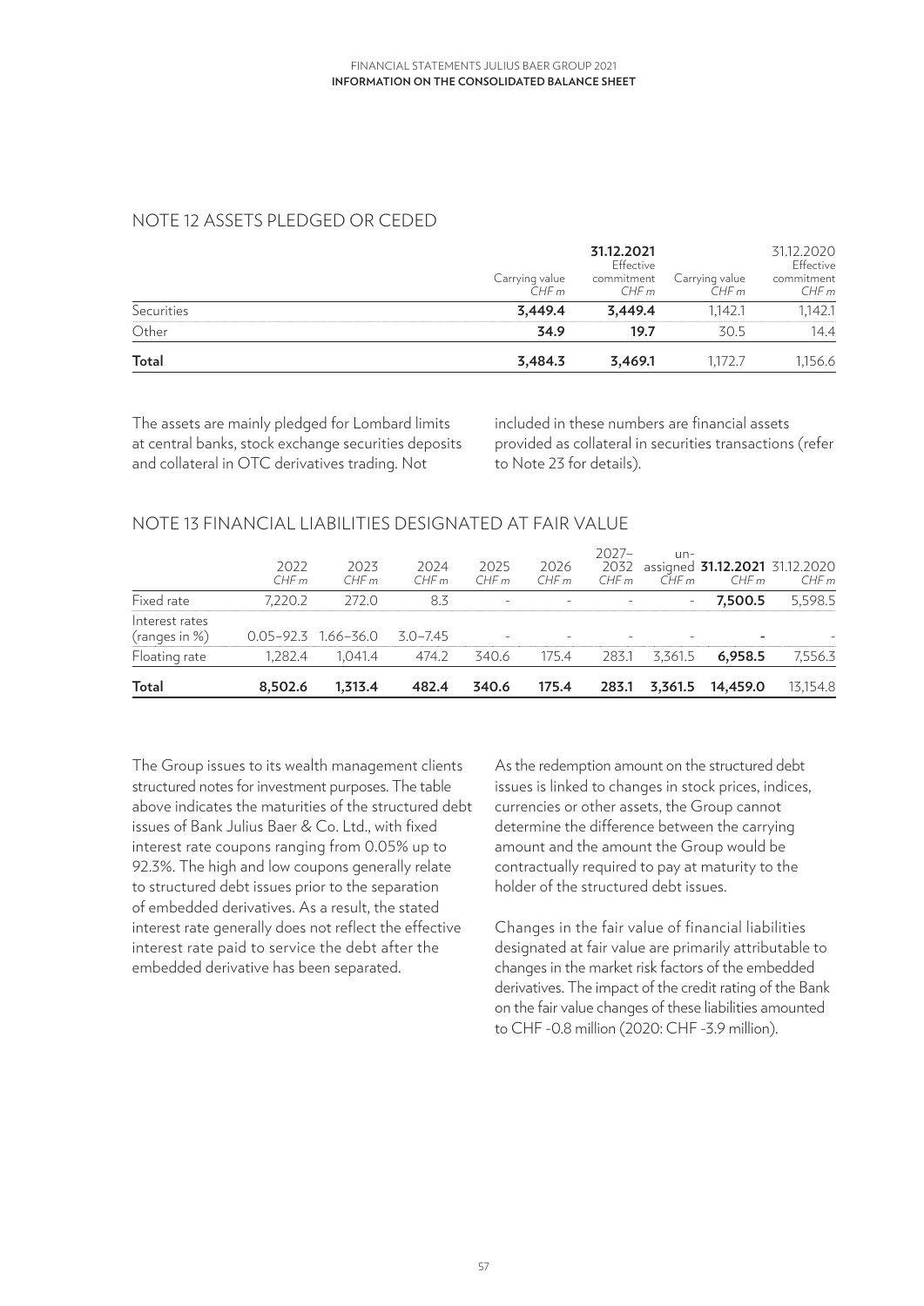## NOTE 12 ASSETS PLEDGED OR CEDED

| | 31.12.2021 Carrying value CHF m | 31.12.2021 Effective commitment CHF m | 31.12.2020 Carrying value CHF m | 31.12.2020 Effective commitment CHF m |
|---|---|---|---|---|
| Securities | **3,449.4** | **3,449.4** | 1,142.1 | 1,142.1 |
| Other | **34.9** | **19.7** | 30.5 | 14.4 |
| **Total** | **3,484.3** | **3,469.1** | 1,172.7 | 1,156.6 |

The assets are mainly pledged for Lombard limits at central banks, stock exchange securities deposits and collateral in OTC derivatives trading. Not included in these numbers are financial assets provided as collateral in securities transactions (refer to Note 23 for details).

## NOTE 13 FINANCIAL LIABILITIES DESIGNATED AT FAIR VALUE

| | 2022 CHF m | 2023 CHF m | 2024 CHF m | 2025 CHF m | 2026 CHF m | 2027–2032 CHF m | unassigned CHF m | 31.12.2021 CHF m | 31.12.2020 CHF m |
|---|---|---|---|---|---|---|---|---|---|
| Fixed rate | 7,220.2 | 272.0 | 8.3 | - | - | - | - | **7,500.5** | 5,598.5 |
| Interest rates (ranges in %) | 0.05–92.3 | 1.66–36.0 | 3.0–7.45 | - | - | - | - | **-** | - |
| Floating rate | 1,282.4 | 1,041.4 | 474.2 | 340.6 | 175.4 | 283.1 | 3,361.5 | **6,958.5** | 7,556.3 |
| **Total** | **8,502.6** | **1,313.4** | **482.4** | **340.6** | **175.4** | **283.1** | **3,361.5** | **14,459.0** | 13,154.8 |

The Group issues to its wealth management clients structured notes for investment purposes. The table above indicates the maturities of the structured debt issues of Bank Julius Baer & Co. Ltd., with fixed interest rate coupons ranging from 0.05% up to 92.3%. The high and low coupons generally relate to structured debt issues prior to the separation of embedded derivatives. As a result, the stated interest rate generally does not reflect the effective interest rate paid to service the debt after the embedded derivative has been separated.

As the redemption amount on the structured debt issues is linked to changes in stock prices, indices, currencies or other assets, the Group cannot determine the difference between the carrying amount and the amount the Group would be contractually required to pay at maturity to the holder of the structured debt issues.

Changes in the fair value of financial liabilities designated at fair value are primarily attributable to changes in the market risk factors of the embedded derivatives. The impact of the credit rating of the Bank on the fair value changes of these liabilities amounted to CHF -0.8 million (2020: CHF -3.9 million).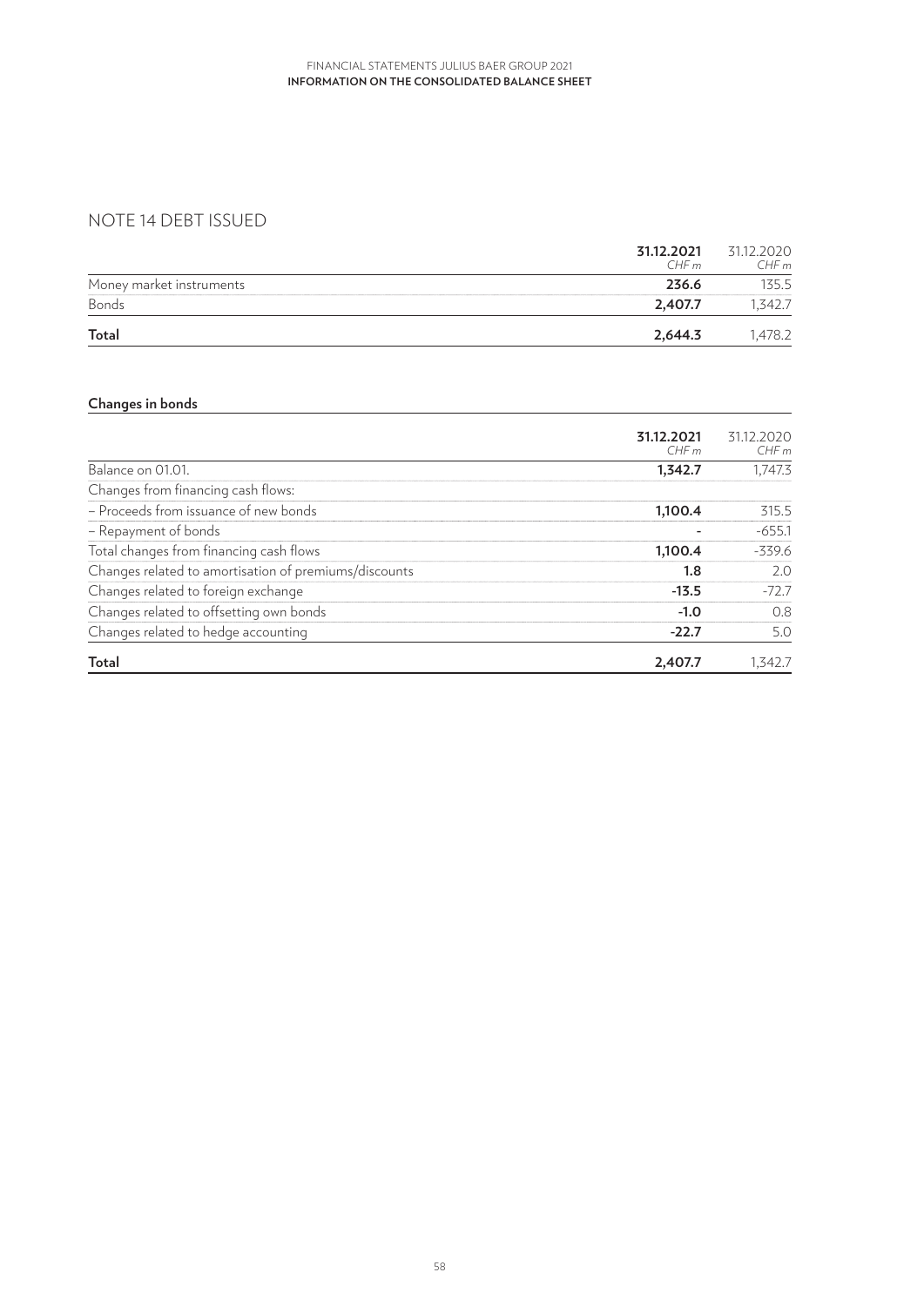## NOTE 14 DEBT ISSUED

| | **31.12.2021** *CHF m* | 31.12.2020 *CHF m* |
|---|---|---|
| Money market instruments | **236.6** | 135.5 |
| Bonds | **2,407.7** | 1,342.7 |
| **Total** | **2,644.3** | 1,478.2 |

### Changes in bonds

| | **31.12.2021** *CHF m* | 31.12.2020 *CHF m* |
|---|---|---|
| Balance on 01.01. | **1,342.7** | 1,747.3 |
| Changes from financing cash flows: | | |
| – Proceeds from issuance of new bonds | **1,100.4** | 315.5 |
| – Repayment of bonds | **-** | -655.1 |
| Total changes from financing cash flows | **1,100.4** | -339.6 |
| Changes related to amortisation of premiums/discounts | **1.8** | 2.0 |
| Changes related to foreign exchange | **-13.5** | -72.7 |
| Changes related to offsetting own bonds | **-1.0** | 0.8 |
| Changes related to hedge accounting | **-22.7** | 5.0 |
| **Total** | **2,407.7** | 1,342.7 |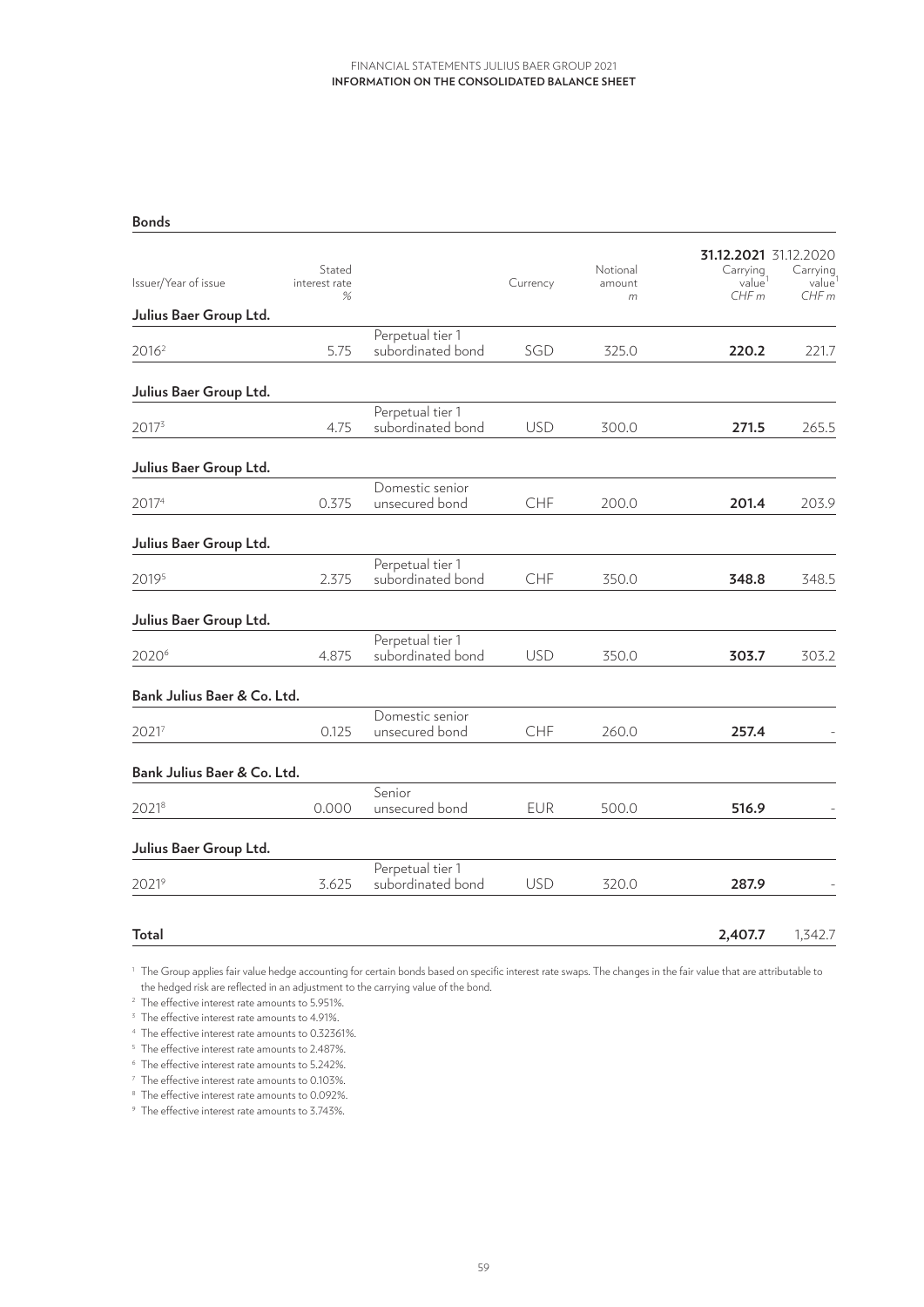## Bonds

| Issuer/Year of issue | Stated interest rate % | | Currency | Notional amount m | 31.12.2021 Carrying value[1] CHF m | 31.12.2020 Carrying value[1] CHF m |
|---|---|---|---|---|---|---|
| **Julius Baer Group Ltd.** | | | | | | |
| 2016[2] | 5.75 | Perpetual tier 1 subordinated bond | SGD | 325.0 | **220.2** | 221.7 |
| **Julius Baer Group Ltd.** | | | | | | |
| 2017[3] | 4.75 | Perpetual tier 1 subordinated bond | USD | 300.0 | **271.5** | 265.5 |
| **Julius Baer Group Ltd.** | | | | | | |
| 2017[4] | 0.375 | Domestic senior unsecured bond | CHF | 200.0 | **201.4** | 203.9 |
| **Julius Baer Group Ltd.** | | | | | | |
| 2019[5] | 2.375 | Perpetual tier 1 subordinated bond | CHF | 350.0 | **348.8** | 348.5 |
| **Julius Baer Group Ltd.** | | | | | | |
| 2020[6] | 4.875 | Perpetual tier 1 subordinated bond | USD | 350.0 | **303.7** | 303.2 |
| **Bank Julius Baer & Co. Ltd.** | | | | | | |
| 2021[7] | 0.125 | Domestic senior unsecured bond | CHF | 260.0 | **257.4** | - |
| **Bank Julius Baer & Co. Ltd.** | | | | | | |
| 2021[8] | 0.000 | Senior unsecured bond | EUR | 500.0 | **516.9** | - |
| **Julius Baer Group Ltd.** | | | | | | |
| 2021[9] | 3.625 | Perpetual tier 1 subordinated bond | USD | 320.0 | **287.9** | - |
| **Total** | | | | | **2,407.7** | 1,342.7 |

[1] The Group applies fair value hedge accounting for certain bonds based on specific interest rate swaps. The changes in the fair value that are attributable to the hedged risk are reflected in an adjustment to the carrying value of the bond.

[2] The effective interest rate amounts to 5.951%.

[3] The effective interest rate amounts to 4.91%.

[4] The effective interest rate amounts to 0.32361%.

[5] The effective interest rate amounts to 2.487%.

[6] The effective interest rate amounts to 5.242%.

[7] The effective interest rate amounts to 0.103%.

[8] The effective interest rate amounts to 0.092%.

[9] The effective interest rate amounts to 3.743%.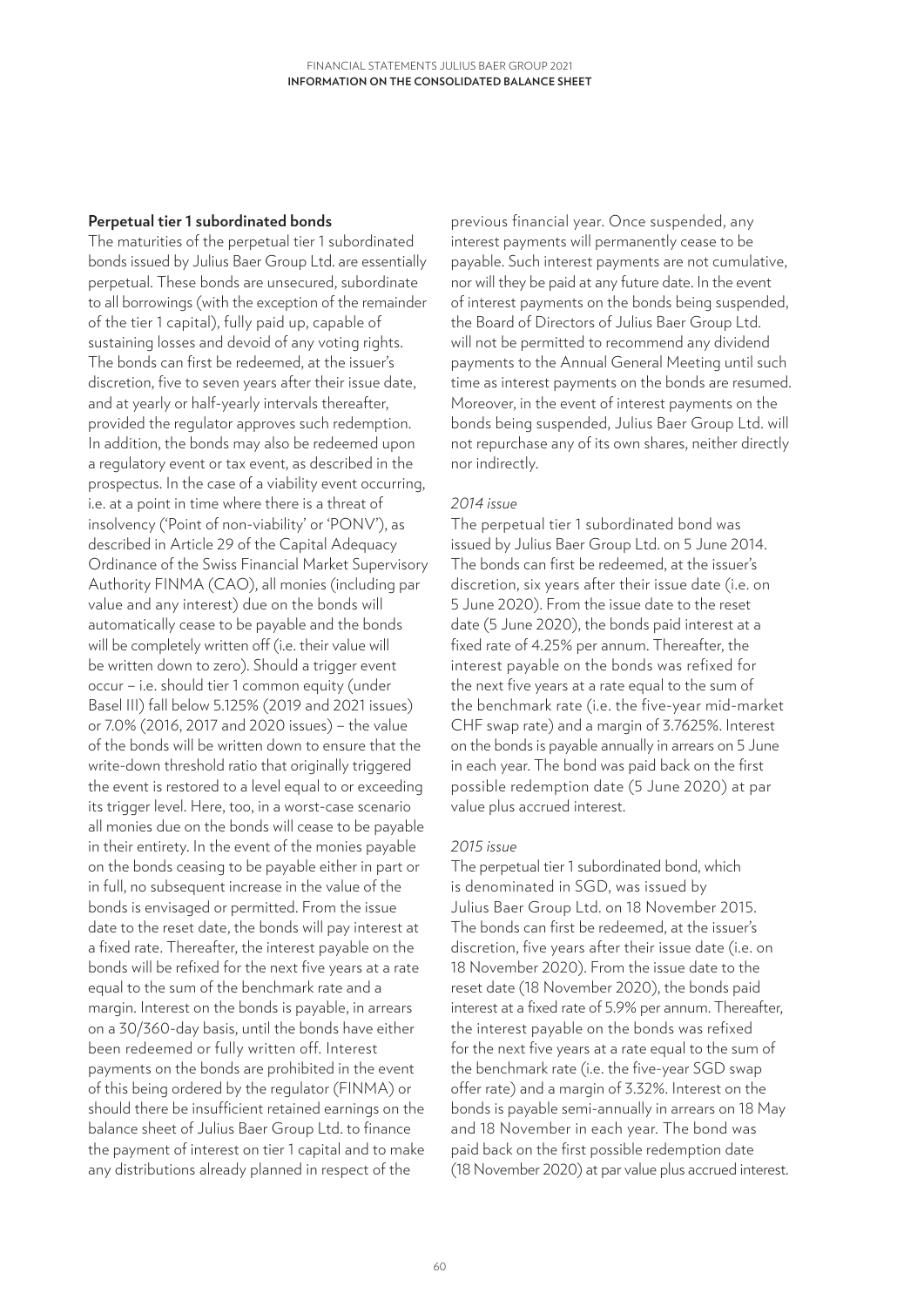## Perpetual tier 1 subordinated bonds

The maturities of the perpetual tier 1 subordinated bonds issued by Julius Baer Group Ltd. are essentially perpetual. These bonds are unsecured, subordinate to all borrowings (with the exception of the remainder of the tier 1 capital), fully paid up, capable of sustaining losses and devoid of any voting rights. The bonds can first be redeemed, at the issuer's discretion, five to seven years after their issue date, and at yearly or half-yearly intervals thereafter, provided the regulator approves such redemption. In addition, the bonds may also be redeemed upon a regulatory event or tax event, as described in the prospectus. In the case of a viability event occurring, i.e. at a point in time where there is a threat of insolvency ('Point of non-viability' or 'PONV'), as described in Article 29 of the Capital Adequacy Ordinance of the Swiss Financial Market Supervisory Authority FINMA (CAO), all monies (including par value and any interest) due on the bonds will automatically cease to be payable and the bonds will be completely written off (i.e. their value will be written down to zero). Should a trigger event occur – i.e. should tier 1 common equity (under Basel III) fall below 5.125% (2019 and 2021 issues) or 7.0% (2016, 2017 and 2020 issues) – the value of the bonds will be written down to ensure that the write-down threshold ratio that originally triggered the event is restored to a level equal to or exceeding its trigger level. Here, too, in a worst-case scenario all monies due on the bonds will cease to be payable in their entirety. In the event of the monies payable on the bonds ceasing to be payable either in part or in full, no subsequent increase in the value of the bonds is envisaged or permitted. From the issue date to the reset date, the bonds will pay interest at a fixed rate. Thereafter, the interest payable on the bonds will be refixed for the next five years at a rate equal to the sum of the benchmark rate and a margin. Interest on the bonds is payable, in arrears on a 30/360-day basis, until the bonds have either been redeemed or fully written off. Interest payments on the bonds are prohibited in the event of this being ordered by the regulator (FINMA) or should there be insufficient retained earnings on the balance sheet of Julius Baer Group Ltd. to finance the payment of interest on tier 1 capital and to make any distributions already planned in respect of the previous financial year. Once suspended, any interest payments will permanently cease to be payable. Such interest payments are not cumulative, nor will they be paid at any future date. In the event of interest payments on the bonds being suspended, the Board of Directors of Julius Baer Group Ltd. will not be permitted to recommend any dividend payments to the Annual General Meeting until such time as interest payments on the bonds are resumed. Moreover, in the event of interest payments on the bonds being suspended, Julius Baer Group Ltd. will not repurchase any of its own shares, neither directly nor indirectly.

*2014 issue*

The perpetual tier 1 subordinated bond was issued by Julius Baer Group Ltd. on 5 June 2014. The bonds can first be redeemed, at the issuer's discretion, six years after their issue date (i.e. on 5 June 2020). From the issue date to the reset date (5 June 2020), the bonds paid interest at a fixed rate of 4.25% per annum. Thereafter, the interest payable on the bonds was refixed for the next five years at a rate equal to the sum of the benchmark rate (i.e. the five-year mid-market CHF swap rate) and a margin of 3.7625%. Interest on the bonds is payable annually in arrears on 5 June in each year. The bond was paid back on the first possible redemption date (5 June 2020) at par value plus accrued interest.

*2015 issue*

The perpetual tier 1 subordinated bond, which is denominated in SGD, was issued by Julius Baer Group Ltd. on 18 November 2015. The bonds can first be redeemed, at the issuer's discretion, five years after their issue date (i.e. on 18 November 2020). From the issue date to the reset date (18 November 2020), the bonds paid interest at a fixed rate of 5.9% per annum. Thereafter, the interest payable on the bonds was refixed for the next five years at a rate equal to the sum of the benchmark rate (i.e. the five-year SGD swap offer rate) and a margin of 3.32%. Interest on the bonds is payable semi-annually in arrears on 18 May and 18 November in each year. The bond was paid back on the first possible redemption date (18 November 2020) at par value plus accrued interest.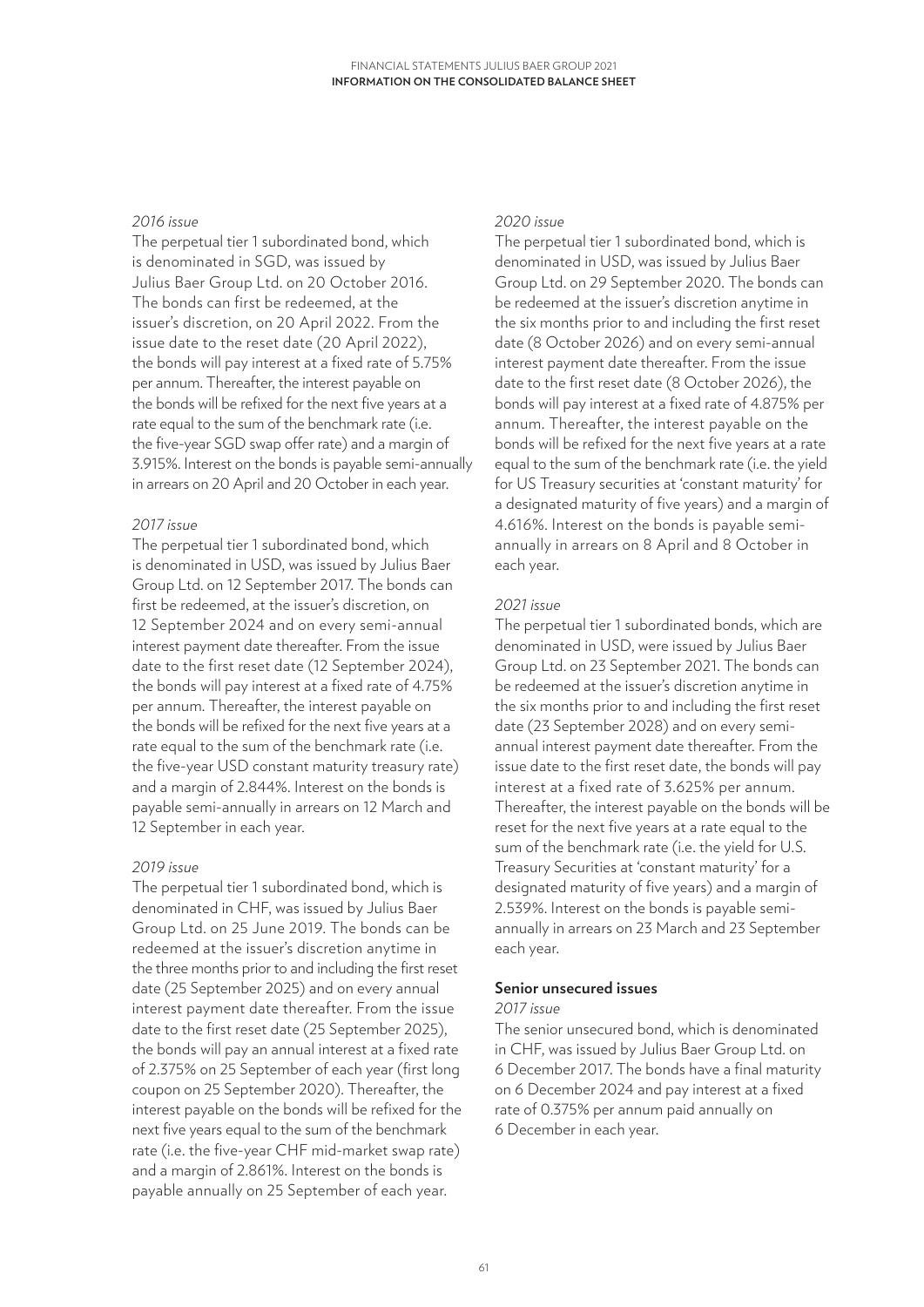*2016 issue*

The perpetual tier 1 subordinated bond, which is denominated in SGD, was issued by Julius Baer Group Ltd. on 20 October 2016. The bonds can first be redeemed, at the issuer's discretion, on 20 April 2022. From the issue date to the reset date (20 April 2022), the bonds will pay interest at a fixed rate of 5.75% per annum. Thereafter, the interest payable on the bonds will be refixed for the next five years at a rate equal to the sum of the benchmark rate (i.e. the five-year SGD swap offer rate) and a margin of 3.915%. Interest on the bonds is payable semi-annually in arrears on 20 April and 20 October in each year.

*2017 issue*

The perpetual tier 1 subordinated bond, which is denominated in USD, was issued by Julius Baer Group Ltd. on 12 September 2017. The bonds can first be redeemed, at the issuer's discretion, on 12 September 2024 and on every semi-annual interest payment date thereafter. From the issue date to the first reset date (12 September 2024), the bonds will pay interest at a fixed rate of 4.75% per annum. Thereafter, the interest payable on the bonds will be refixed for the next five years at a rate equal to the sum of the benchmark rate (i.e. the five-year USD constant maturity treasury rate) and a margin of 2.844%. Interest on the bonds is payable semi-annually in arrears on 12 March and 12 September in each year.

*2019 issue*

The perpetual tier 1 subordinated bond, which is denominated in CHF, was issued by Julius Baer Group Ltd. on 25 June 2019. The bonds can be redeemed at the issuer's discretion anytime in the three months prior to and including the first reset date (25 September 2025) and on every annual interest payment date thereafter. From the issue date to the first reset date (25 September 2025), the bonds will pay an annual interest at a fixed rate of 2.375% on 25 September of each year (first long coupon on 25 September 2020). Thereafter, the interest payable on the bonds will be refixed for the next five years equal to the sum of the benchmark rate (i.e. the five-year CHF mid-market swap rate) and a margin of 2.861%. Interest on the bonds is payable annually on 25 September of each year.

*2020 issue*

The perpetual tier 1 subordinated bond, which is denominated in USD, was issued by Julius Baer Group Ltd. on 29 September 2020. The bonds can be redeemed at the issuer's discretion anytime in the six months prior to and including the first reset date (8 October 2026) and on every semi-annual interest payment date thereafter. From the issue date to the first reset date (8 October 2026), the bonds will pay interest at a fixed rate of 4.875% per annum. Thereafter, the interest payable on the bonds will be refixed for the next five years at a rate equal to the sum of the benchmark rate (i.e. the yield for US Treasury securities at 'constant maturity' for a designated maturity of five years) and a margin of 4.616%. Interest on the bonds is payable semi-annually in arrears on 8 April and 8 October in each year.

*2021 issue*

The perpetual tier 1 subordinated bonds, which are denominated in USD, were issued by Julius Baer Group Ltd. on 23 September 2021. The bonds can be redeemed at the issuer's discretion anytime in the six months prior to and including the first reset date (23 September 2028) and on every semi-annual interest payment date thereafter. From the issue date to the first reset date, the bonds will pay interest at a fixed rate of 3.625% per annum. Thereafter, the interest payable on the bonds will be reset for the next five years at a rate equal to the sum of the benchmark rate (i.e. the yield for U.S. Treasury Securities at 'constant maturity' for a designated maturity of five years) and a margin of 2.539%. Interest on the bonds is payable semi-annually in arrears on 23 March and 23 September each year.

**Senior unsecured issues**

*2017 issue*

The senior unsecured bond, which is denominated in CHF, was issued by Julius Baer Group Ltd. on 6 December 2017. The bonds have a final maturity on 6 December 2024 and pay interest at a fixed rate of 0.375% per annum paid annually on 6 December in each year.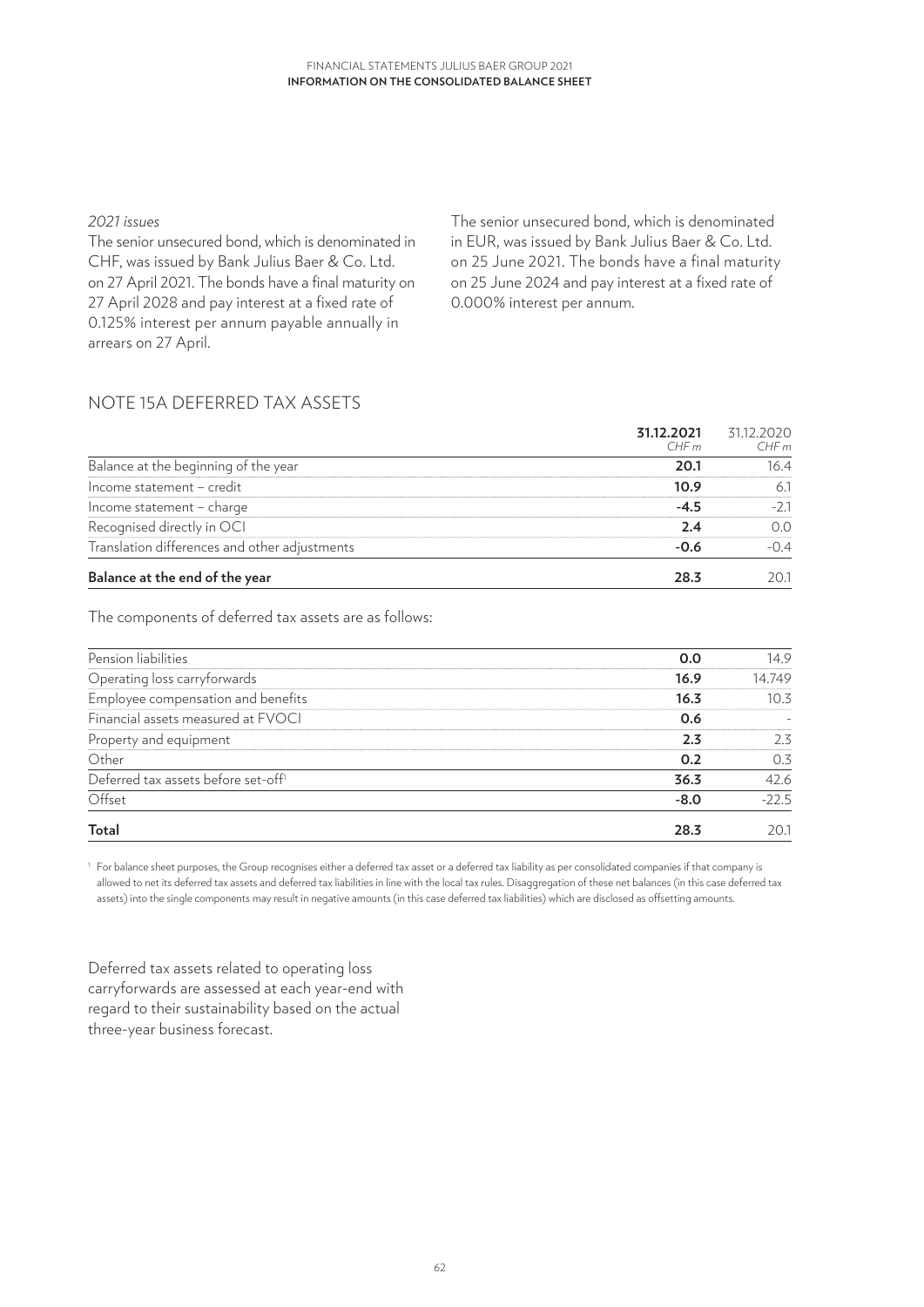*2021 issues*

The senior unsecured bond, which is denominated in CHF, was issued by Bank Julius Baer & Co. Ltd. on 27 April 2021. The bonds have a final maturity on 27 April 2028 and pay interest at a fixed rate of 0.125% interest per annum payable annually in arrears on 27 April.

The senior unsecured bond, which is denominated in EUR, was issued by Bank Julius Baer & Co. Ltd. on 25 June 2021. The bonds have a final maturity on 25 June 2024 and pay interest at a fixed rate of 0.000% interest per annum.

## NOTE 15A DEFERRED TAX ASSETS

| | **31.12.2021** *CHF m* | 31.12.2020 *CHF m* |
|---|---|---|
| Balance at the beginning of the year | **20.1** | 16.4 |
| Income statement – credit | **10.9** | 6.1 |
| Income statement – charge | **-4.5** | -2.1 |
| Recognised directly in OCI | **2.4** | 0.0 |
| Translation differences and other adjustments | **-0.6** | -0.4 |
| **Balance at the end of the year** | **28.3** | 20.1 |

The components of deferred tax assets are as follows:

| | **31.12.2021** *CHF m* | 31.12.2020 *CHF m* |
|---|---|---|
| Pension liabilities | **0.0** | 14.9 |
| Operating loss carryforwards | **16.9** | 14.749 |
| Employee compensation and benefits | **16.3** | 10.3 |
| Financial assets measured at FVOCI | **0.6** | - |
| Property and equipment | **2.3** | 2.3 |
| Other | **0.2** | 0.3 |
| Deferred tax assets before set-off[1] | **36.3** | 42.6 |
| Offset | **-8.0** | -22.5 |
| **Total** | **28.3** | 20.1 |

[1] For balance sheet purposes, the Group recognises either a deferred tax asset or a deferred tax liability as per consolidated companies if that company is allowed to net its deferred tax assets and deferred tax liabilities in line with the local tax rules. Disaggregation of these net balances (in this case deferred tax assets) into the single components may result in negative amounts (in this case deferred tax liabilities) which are disclosed as offsetting amounts.

Deferred tax assets related to operating loss carryforwards are assessed at each year-end with regard to their sustainability based on the actual three-year business forecast.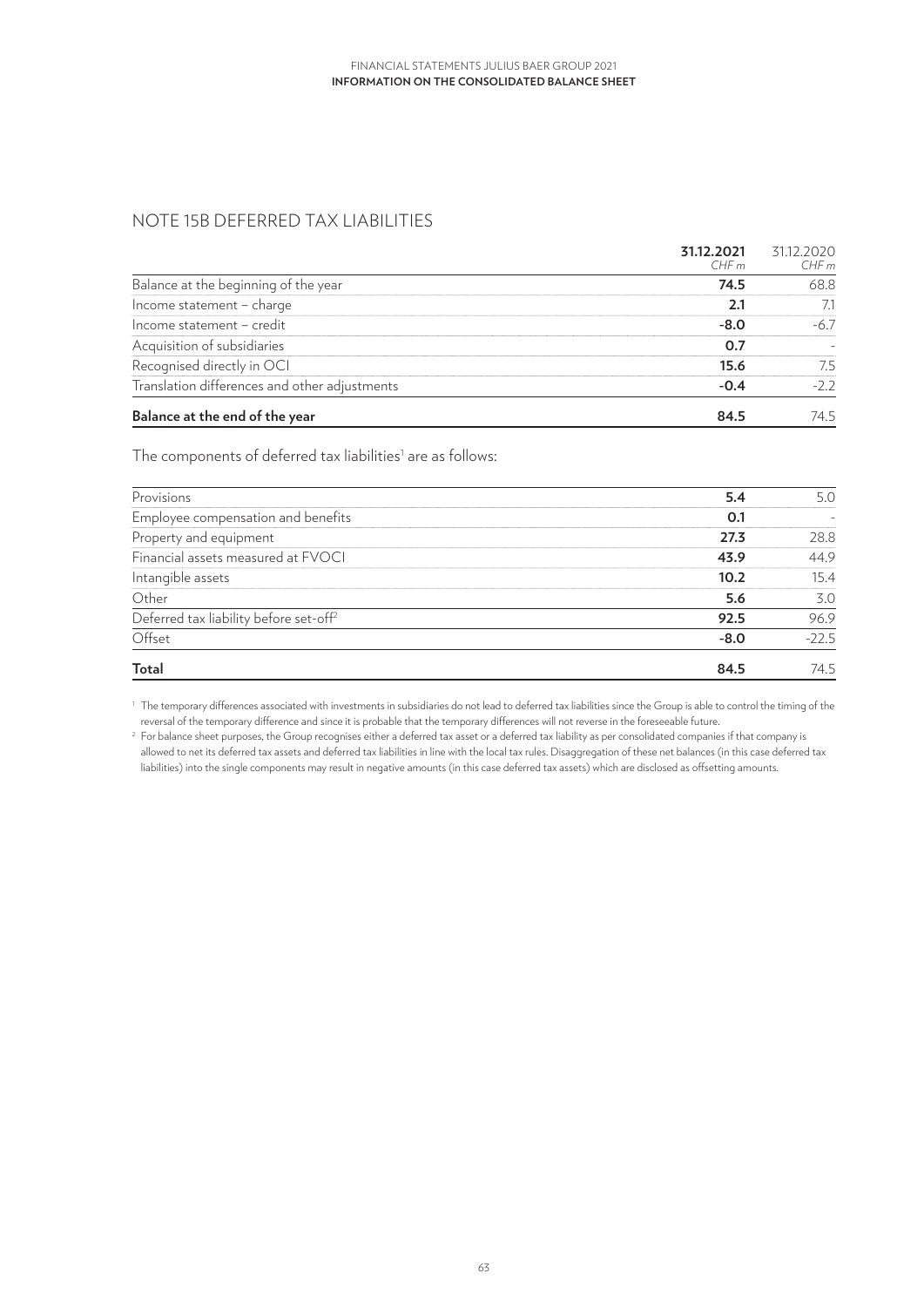## NOTE 15B DEFERRED TAX LIABILITIES

| | 31.12.2021<br>*CHF m* | 31.12.2020<br>*CHF m* |
|---|---|---|
| Balance at the beginning of the year | **74.5** | 68.8 |
| Income statement – charge | **2.1** | 7.1 |
| Income statement – credit | **-8.0** | -6.7 |
| Acquisition of subsidiaries | **0.7** | - |
| Recognised directly in OCI | **15.6** | 7.5 |
| Translation differences and other adjustments | **-0.4** | -2.2 |
| **Balance at the end of the year** | **84.5** | 74.5 |

The components of deferred tax liabilities[1] are as follows:

| | | |
|---|---|---|
| Provisions | **5.4** | 5.0 |
| Employee compensation and benefits | **0.1** | - |
| Property and equipment | **27.3** | 28.8 |
| Financial assets measured at FVOCI | **43.9** | 44.9 |
| Intangible assets | **10.2** | 15.4 |
| Other | **5.6** | 3.0 |
| Deferred tax liability before set-off[2] | **92.5** | 96.9 |
| Offset | **-8.0** | -22.5 |
| **Total** | **84.5** | 74.5 |

[1] The temporary differences associated with investments in subsidiaries do not lead to deferred tax liabilities since the Group is able to control the timing of the reversal of the temporary difference and since it is probable that the temporary differences will not reverse in the foreseeable future.

[2] For balance sheet purposes, the Group recognises either a deferred tax asset or a deferred tax liability as per consolidated companies if that company is allowed to net its deferred tax assets and deferred tax liabilities in line with the local tax rules. Disaggregation of these net balances (in this case deferred tax liabilities) into the single components may result in negative amounts (in this case deferred tax assets) which are disclosed as offsetting amounts.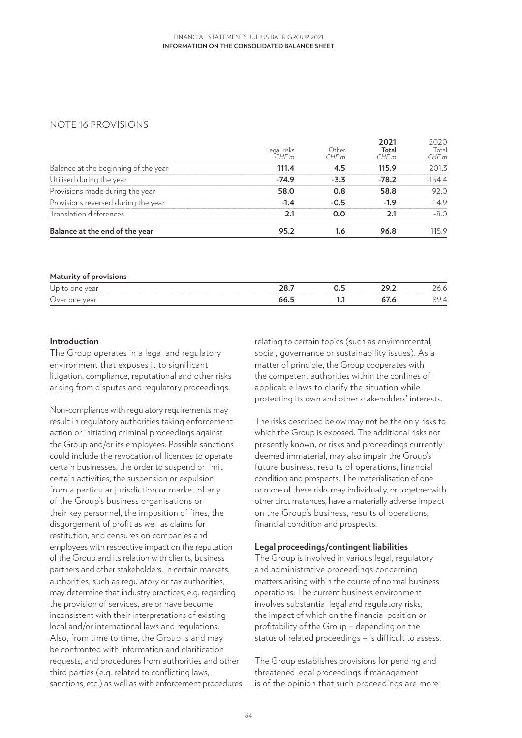## NOTE 16 PROVISIONS

| | Legal risks CHF m | Other CHF m | 2021 Total CHF m | 2020 Total CHF m |
|---|---|---|---|---|
| Balance at the beginning of the year | **111.4** | **4.5** | **115.9** | 201.3 |
| Utilised during the year | **-74.9** | **-3.3** | **-78.2** | -154.4 |
| Provisions made during the year | **58.0** | **0.8** | **58.8** | 92.0 |
| Provisions reversed during the year | **-1.4** | **-0.5** | **-1.9** | -14.9 |
| Translation differences | **2.1** | **0.0** | **2.1** | -8.0 |
| **Balance at the end of the year** | **95.2** | **1.6** | **96.8** | 115.9 |

**Maturity of provisions**

| | Legal risks CHF m | Other CHF m | 2021 Total CHF m | 2020 Total CHF m |
|---|---|---|---|---|
| Up to one year | **28.7** | **0.5** | **29.2** | 26.6 |
| Over one year | **66.5** | **1.1** | **67.6** | 89.4 |

**Introduction**

The Group operates in a legal and regulatory environment that exposes it to significant litigation, compliance, reputational and other risks arising from disputes and regulatory proceedings.

Non-compliance with regulatory requirements may result in regulatory authorities taking enforcement action or initiating criminal proceedings against the Group and/or its employees. Possible sanctions could include the revocation of licences to operate certain businesses, the order to suspend or limit certain activities, the suspension or expulsion from a particular jurisdiction or market of any of the Group's business organisations or their key personnel, the imposition of fines, the disgorgement of profit as well as claims for restitution, and censures on companies and employees with respective impact on the reputation of the Group and its relation with clients, business partners and other stakeholders. In certain markets, authorities, such as regulatory or tax authorities, may determine that industry practices, e.g. regarding the provision of services, are or have become inconsistent with their interpretations of existing local and/or international laws and regulations. Also, from time to time, the Group is and may be confronted with information and clarification requests, and procedures from authorities and other third parties (e.g. related to conflicting laws, sanctions, etc.) as well as with enforcement procedures relating to certain topics (such as environmental, social, governance or sustainability issues). As a matter of principle, the Group cooperates with the competent authorities within the confines of applicable laws to clarify the situation while protecting its own and other stakeholders' interests.

The risks described below may not be the only risks to which the Group is exposed. The additional risks not presently known, or risks and proceedings currently deemed immaterial, may also impair the Group's future business, results of operations, financial condition and prospects. The materialisation of one or more of these risks may individually, or together with other circumstances, have a materially adverse impact on the Group's business, results of operations, financial condition and prospects.

**Legal proceedings/contingent liabilities**

The Group is involved in various legal, regulatory and administrative proceedings concerning matters arising within the course of normal business operations. The current business environment involves substantial legal and regulatory risks, the impact of which on the financial position or profitability of the Group – depending on the status of related proceedings – is difficult to assess.

The Group establishes provisions for pending and threatened legal proceedings if management is of the opinion that such proceedings are more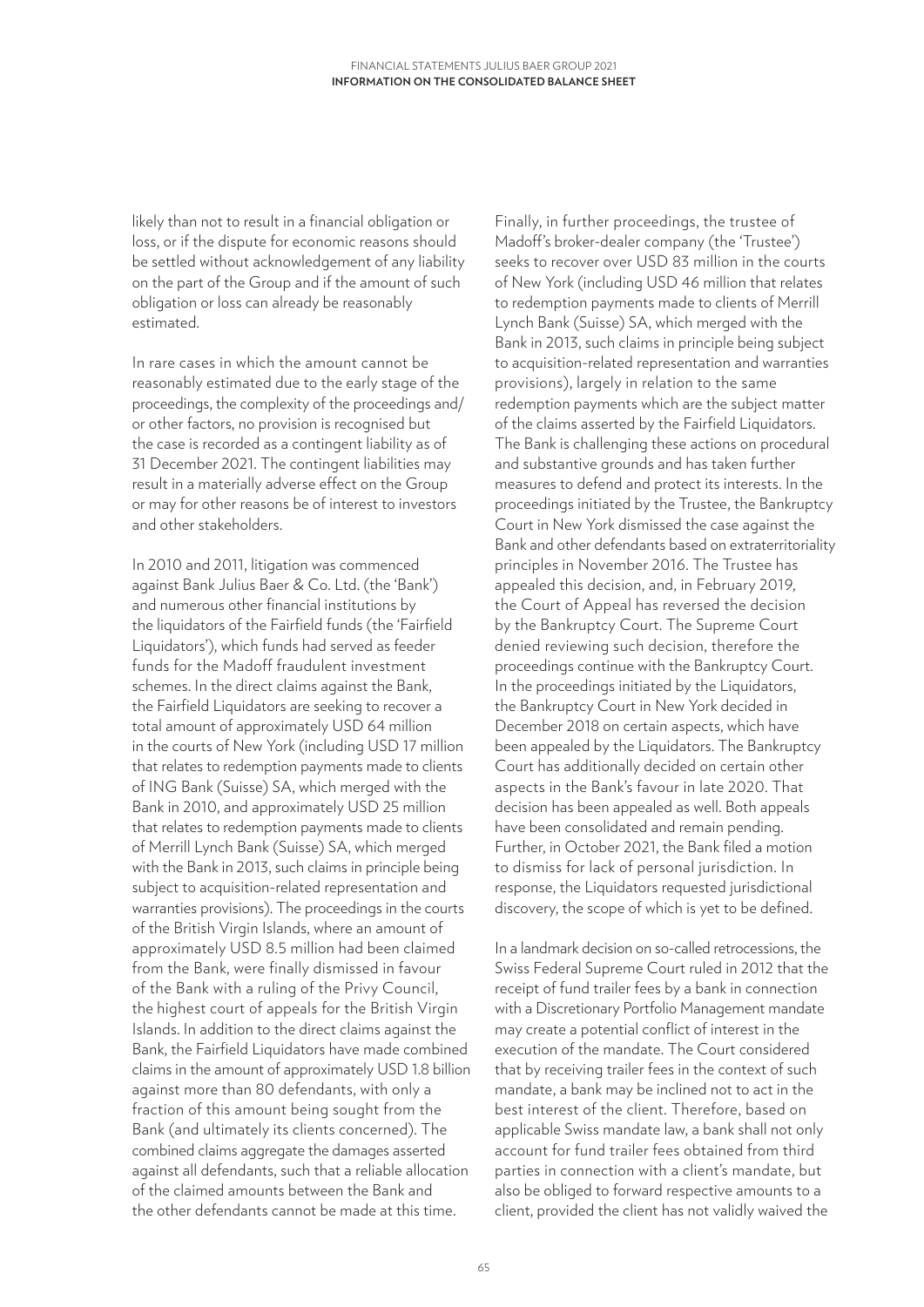likely than not to result in a financial obligation or loss, or if the dispute for economic reasons should be settled without acknowledgement of any liability on the part of the Group and if the amount of such obligation or loss can already be reasonably estimated.

In rare cases in which the amount cannot be reasonably estimated due to the early stage of the proceedings, the complexity of the proceedings and/or other factors, no provision is recognised but the case is recorded as a contingent liability as of 31 December 2021. The contingent liabilities may result in a materially adverse effect on the Group or may for other reasons be of interest to investors and other stakeholders.

In 2010 and 2011, litigation was commenced against Bank Julius Baer & Co. Ltd. (the 'Bank') and numerous other financial institutions by the liquidators of the Fairfield funds (the 'Fairfield Liquidators'), which funds had served as feeder funds for the Madoff fraudulent investment schemes. In the direct claims against the Bank, the Fairfield Liquidators are seeking to recover a total amount of approximately USD 64 million in the courts of New York (including USD 17 million that relates to redemption payments made to clients of ING Bank (Suisse) SA, which merged with the Bank in 2010, and approximately USD 25 million that relates to redemption payments made to clients of Merrill Lynch Bank (Suisse) SA, which merged with the Bank in 2013, such claims in principle being subject to acquisition-related representation and warranties provisions). The proceedings in the courts of the British Virgin Islands, where an amount of approximately USD 8.5 million had been claimed from the Bank, were finally dismissed in favour of the Bank with a ruling of the Privy Council, the highest court of appeals for the British Virgin Islands. In addition to the direct claims against the Bank, the Fairfield Liquidators have made combined claims in the amount of approximately USD 1.8 billion against more than 80 defendants, with only a fraction of this amount being sought from the Bank (and ultimately its clients concerned). The combined claims aggregate the damages asserted against all defendants, such that a reliable allocation of the claimed amounts between the Bank and the other defendants cannot be made at this time.

Finally, in further proceedings, the trustee of Madoff's broker-dealer company (the 'Trustee') seeks to recover over USD 83 million in the courts of New York (including USD 46 million that relates to redemption payments made to clients of Merrill Lynch Bank (Suisse) SA, which merged with the Bank in 2013, such claims in principle being subject to acquisition-related representation and warranties provisions), largely in relation to the same redemption payments which are the subject matter of the claims asserted by the Fairfield Liquidators. The Bank is challenging these actions on procedural and substantive grounds and has taken further measures to defend and protect its interests. In the proceedings initiated by the Trustee, the Bankruptcy Court in New York dismissed the case against the Bank and other defendants based on extraterritoriality principles in November 2016. The Trustee has appealed this decision, and, in February 2019, the Court of Appeal has reversed the decision by the Bankruptcy Court. The Supreme Court denied reviewing such decision, therefore the proceedings continue with the Bankruptcy Court. In the proceedings initiated by the Liquidators, the Bankruptcy Court in New York decided in December 2018 on certain aspects, which have been appealed by the Liquidators. The Bankruptcy Court has additionally decided on certain other aspects in the Bank's favour in late 2020. That decision has been appealed as well. Both appeals have been consolidated and remain pending. Further, in October 2021, the Bank filed a motion to dismiss for lack of personal jurisdiction. In response, the Liquidators requested jurisdictional discovery, the scope of which is yet to be defined.

In a landmark decision on so-called retrocessions, the Swiss Federal Supreme Court ruled in 2012 that the receipt of fund trailer fees by a bank in connection with a Discretionary Portfolio Management mandate may create a potential conflict of interest in the execution of the mandate. The Court considered that by receiving trailer fees in the context of such mandate, a bank may be inclined not to act in the best interest of the client. Therefore, based on applicable Swiss mandate law, a bank shall not only account for fund trailer fees obtained from third parties in connection with a client's mandate, but also be obliged to forward respective amounts to a client, provided the client has not validly waived the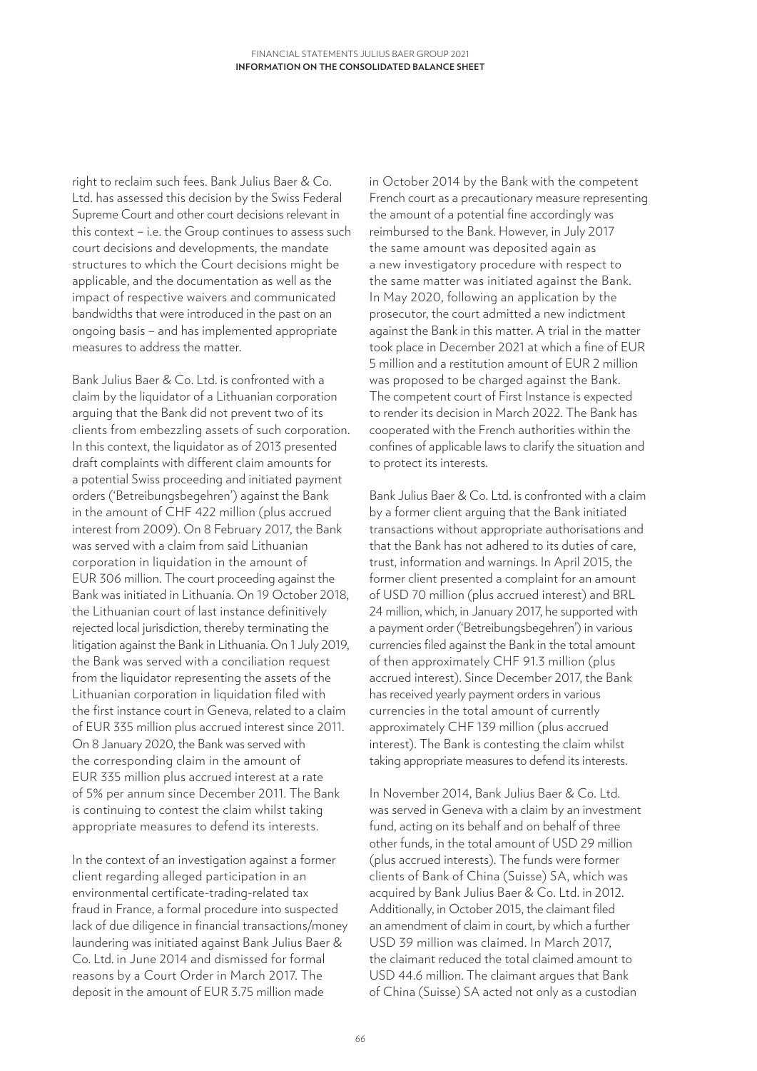right to reclaim such fees. Bank Julius Baer & Co. Ltd. has assessed this decision by the Swiss Federal Supreme Court and other court decisions relevant in this context – i.e. the Group continues to assess such court decisions and developments, the mandate structures to which the Court decisions might be applicable, and the documentation as well as the impact of respective waivers and communicated bandwidths that were introduced in the past on an ongoing basis – and has implemented appropriate measures to address the matter.

Bank Julius Baer & Co. Ltd. is confronted with a claim by the liquidator of a Lithuanian corporation arguing that the Bank did not prevent two of its clients from embezzling assets of such corporation. In this context, the liquidator as of 2013 presented draft complaints with different claim amounts for a potential Swiss proceeding and initiated payment orders ('Betreibungsbegehren') against the Bank in the amount of CHF 422 million (plus accrued interest from 2009). On 8 February 2017, the Bank was served with a claim from said Lithuanian corporation in liquidation in the amount of EUR 306 million. The court proceeding against the Bank was initiated in Lithuania. On 19 October 2018, the Lithuanian court of last instance definitively rejected local jurisdiction, thereby terminating the litigation against the Bank in Lithuania. On 1 July 2019, the Bank was served with a conciliation request from the liquidator representing the assets of the Lithuanian corporation in liquidation filed with the first instance court in Geneva, related to a claim of EUR 335 million plus accrued interest since 2011. On 8 January 2020, the Bank was served with the corresponding claim in the amount of EUR 335 million plus accrued interest at a rate of 5% per annum since December 2011. The Bank is continuing to contest the claim whilst taking appropriate measures to defend its interests.

In the context of an investigation against a former client regarding alleged participation in an environmental certificate-trading-related tax fraud in France, a formal procedure into suspected lack of due diligence in financial transactions/money laundering was initiated against Bank Julius Baer & Co. Ltd. in June 2014 and dismissed for formal reasons by a Court Order in March 2017. The deposit in the amount of EUR 3.75 million made in October 2014 by the Bank with the competent French court as a precautionary measure representing the amount of a potential fine accordingly was reimbursed to the Bank. However, in July 2017 the same amount was deposited again as a new investigatory procedure with respect to the same matter was initiated against the Bank. In May 2020, following an application by the prosecutor, the court admitted a new indictment against the Bank in this matter. A trial in the matter took place in December 2021 at which a fine of EUR 5 million and a restitution amount of EUR 2 million was proposed to be charged against the Bank. The competent court of First Instance is expected to render its decision in March 2022. The Bank has cooperated with the French authorities within the confines of applicable laws to clarify the situation and to protect its interests.

Bank Julius Baer & Co. Ltd. is confronted with a claim by a former client arguing that the Bank initiated transactions without appropriate authorisations and that the Bank has not adhered to its duties of care, trust, information and warnings. In April 2015, the former client presented a complaint for an amount of USD 70 million (plus accrued interest) and BRL 24 million, which, in January 2017, he supported with a payment order ('Betreibungsbegehren') in various currencies filed against the Bank in the total amount of then approximately CHF 91.3 million (plus accrued interest). Since December 2017, the Bank has received yearly payment orders in various currencies in the total amount of currently approximately CHF 139 million (plus accrued interest). The Bank is contesting the claim whilst taking appropriate measures to defend its interests.

In November 2014, Bank Julius Baer & Co. Ltd. was served in Geneva with a claim by an investment fund, acting on its behalf and on behalf of three other funds, in the total amount of USD 29 million (plus accrued interests). The funds were former clients of Bank of China (Suisse) SA, which was acquired by Bank Julius Baer & Co. Ltd. in 2012. Additionally, in October 2015, the claimant filed an amendment of claim in court, by which a further USD 39 million was claimed. In March 2017, the claimant reduced the total claimed amount to USD 44.6 million. The claimant argues that Bank of China (Suisse) SA acted not only as a custodian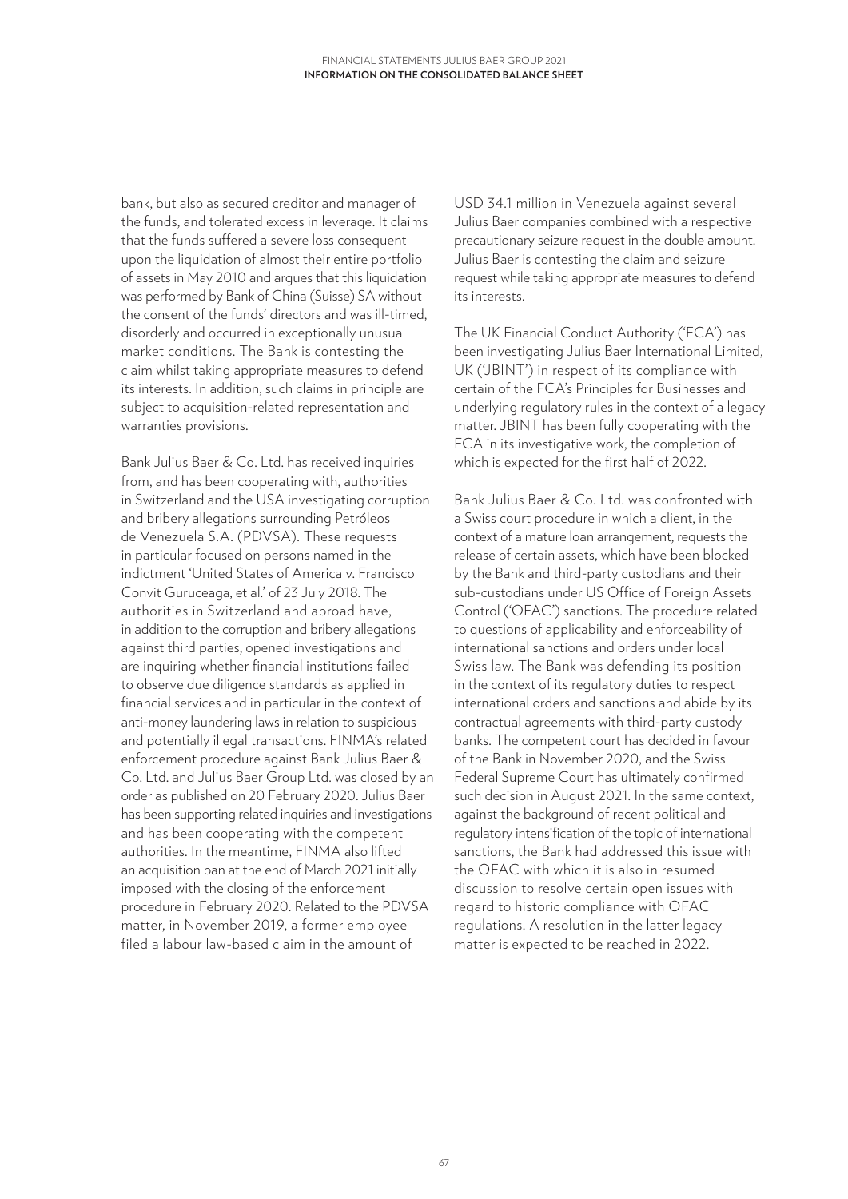bank, but also as secured creditor and manager of the funds, and tolerated excess in leverage. It claims that the funds suffered a severe loss consequent upon the liquidation of almost their entire portfolio of assets in May 2010 and argues that this liquidation was performed by Bank of China (Suisse) SA without the consent of the funds' directors and was ill-timed, disorderly and occurred in exceptionally unusual market conditions. The Bank is contesting the claim whilst taking appropriate measures to defend its interests. In addition, such claims in principle are subject to acquisition-related representation and warranties provisions.

Bank Julius Baer & Co. Ltd. has received inquiries from, and has been cooperating with, authorities in Switzerland and the USA investigating corruption and bribery allegations surrounding Petróleos de Venezuela S.A. (PDVSA). These requests in particular focused on persons named in the indictment 'United States of America v. Francisco Convit Guruceaga, et al.' of 23 July 2018. The authorities in Switzerland and abroad have, in addition to the corruption and bribery allegations against third parties, opened investigations and are inquiring whether financial institutions failed to observe due diligence standards as applied in financial services and in particular in the context of anti-money laundering laws in relation to suspicious and potentially illegal transactions. FINMA's related enforcement procedure against Bank Julius Baer & Co. Ltd. and Julius Baer Group Ltd. was closed by an order as published on 20 February 2020. Julius Baer has been supporting related inquiries and investigations and has been cooperating with the competent authorities. In the meantime, FINMA also lifted an acquisition ban at the end of March 2021 initially imposed with the closing of the enforcement procedure in February 2020. Related to the PDVSA matter, in November 2019, a former employee filed a labour law-based claim in the amount of USD 34.1 million in Venezuela against several Julius Baer companies combined with a respective precautionary seizure request in the double amount. Julius Baer is contesting the claim and seizure request while taking appropriate measures to defend its interests.

The UK Financial Conduct Authority ('FCA') has been investigating Julius Baer International Limited, UK ('JBINT') in respect of its compliance with certain of the FCA's Principles for Businesses and underlying regulatory rules in the context of a legacy matter. JBINT has been fully cooperating with the FCA in its investigative work, the completion of which is expected for the first half of 2022.

Bank Julius Baer & Co. Ltd. was confronted with a Swiss court procedure in which a client, in the context of a mature loan arrangement, requests the release of certain assets, which have been blocked by the Bank and third-party custodians and their sub-custodians under US Office of Foreign Assets Control ('OFAC') sanctions. The procedure related to questions of applicability and enforceability of international sanctions and orders under local Swiss law. The Bank was defending its position in the context of its regulatory duties to respect international orders and sanctions and abide by its contractual agreements with third-party custody banks. The competent court has decided in favour of the Bank in November 2020, and the Swiss Federal Supreme Court has ultimately confirmed such decision in August 2021. In the same context, against the background of recent political and regulatory intensification of the topic of international sanctions, the Bank had addressed this issue with the OFAC with which it is also in resumed discussion to resolve certain open issues with regard to historic compliance with OFAC regulations. A resolution in the latter legacy matter is expected to be reached in 2022.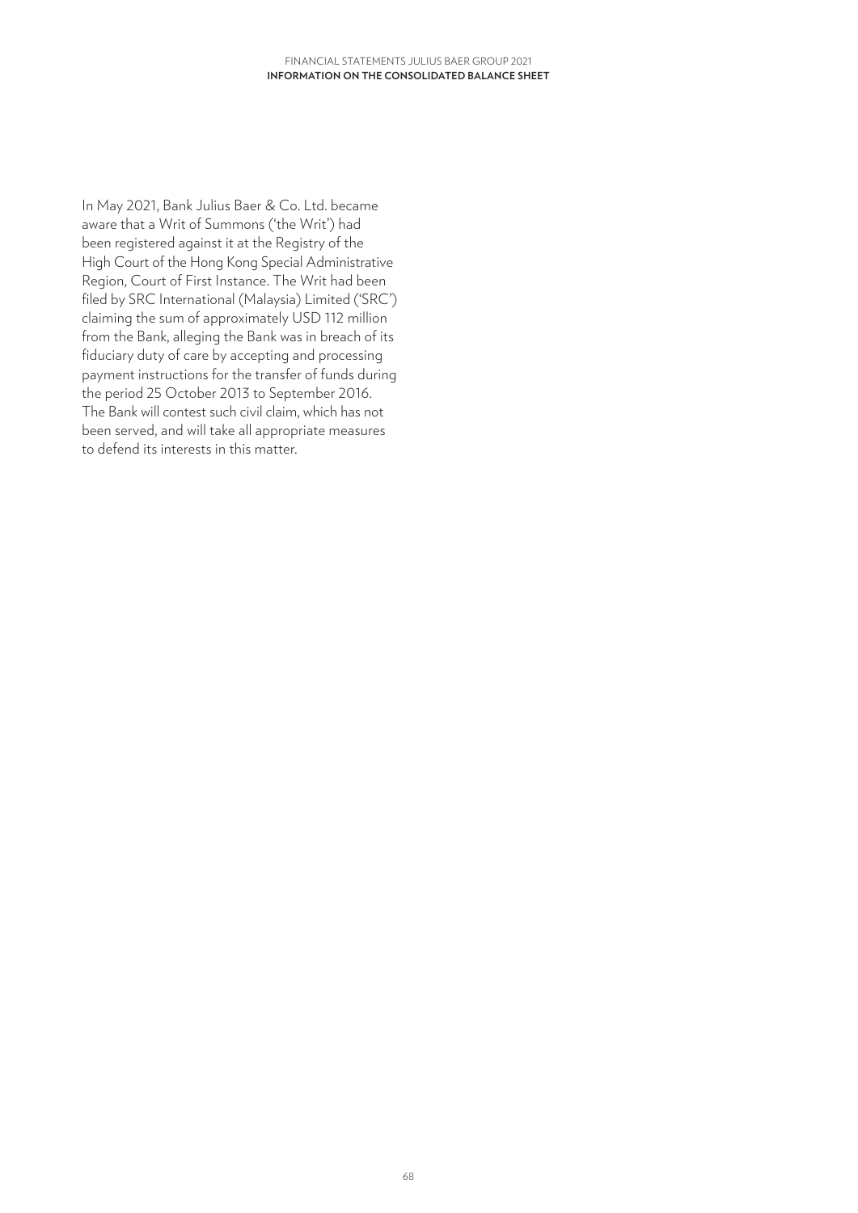In May 2021, Bank Julius Baer & Co. Ltd. became aware that a Writ of Summons ('the Writ') had been registered against it at the Registry of the High Court of the Hong Kong Special Administrative Region, Court of First Instance. The Writ had been filed by SRC International (Malaysia) Limited ('SRC') claiming the sum of approximately USD 112 million from the Bank, alleging the Bank was in breach of its fiduciary duty of care by accepting and processing payment instructions for the transfer of funds during the period 25 October 2013 to September 2016. The Bank will contest such civil claim, which has not been served, and will take all appropriate measures to defend its interests in this matter.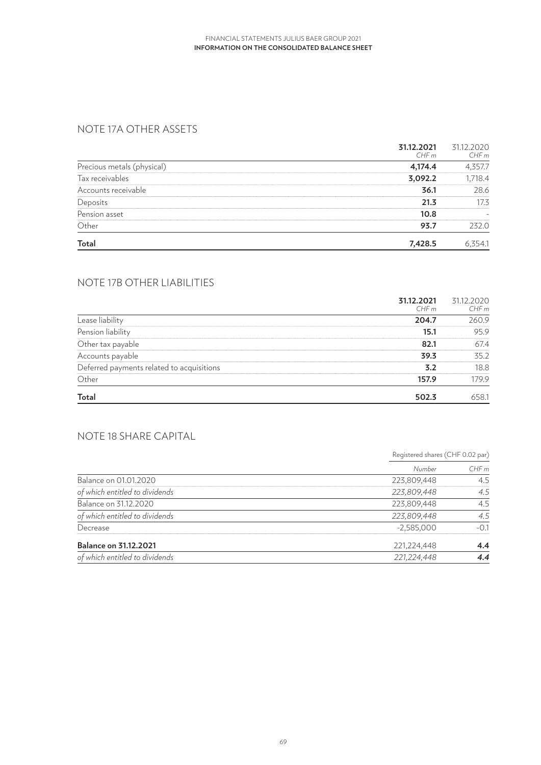## NOTE 17A OTHER ASSETS

| | **31.12.2021** *CHF m* | 31.12.2020 *CHF m* |
|---|---|---|
| Precious metals (physical) | **4,174.4** | 4,357.7 |
| Tax receivables | **3,092.2** | 1,718.4 |
| Accounts receivable | **36.1** | 28.6 |
| Deposits | **21.3** | 17.3 |
| Pension asset | **10.8** | - |
| Other | **93.7** | 232.0 |
| **Total** | **7,428.5** | 6,354.1 |

## NOTE 17B OTHER LIABILITIES

| | **31.12.2021** *CHF m* | 31.12.2020 *CHF m* |
|---|---|---|
| Lease liability | **204.7** | 260.9 |
| Pension liability | **15.1** | 95.9 |
| Other tax payable | **82.1** | 67.4 |
| Accounts payable | **39.3** | 35.2 |
| Deferred payments related to acquisitions | **3.2** | 18.8 |
| Other | **157.9** | 179.9 |
| **Total** | **502.3** | 658.1 |

## NOTE 18 SHARE CAPITAL

| | Registered shares (CHF 0.02 par) | |
|---|---|---|
| | *Number* | *CHF m* |
| Balance on 01.01.2020 | 223,809,448 | 4.5 |
| *of which entitled to dividends* | *223,809,448* | *4.5* |
| Balance on 31.12.2020 | 223,809,448 | 4.5 |
| *of which entitled to dividends* | *223,809,448* | *4.5* |
| Decrease | -2,585,000 | -0.1 |
| **Balance on 31.12.2021** | 221,224,448 | **4.4** |
| *of which entitled to dividends* | *221,224,448* | ***4.4*** |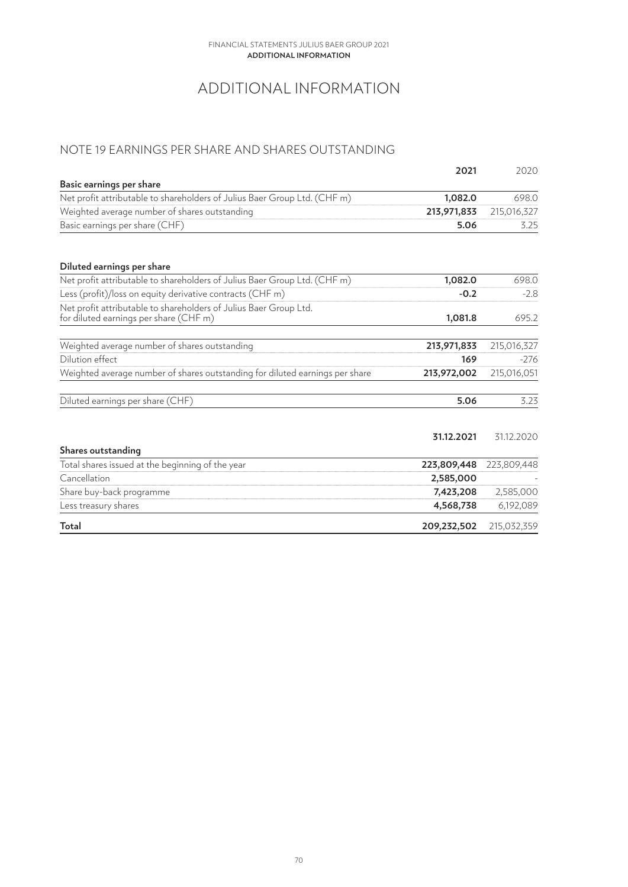# ADDITIONAL INFORMATION

## NOTE 19 EARNINGS PER SHARE AND SHARES OUTSTANDING

| | 2021 | 2020 |
|---|---|---|
| **Basic earnings per share** | | |
| Net profit attributable to shareholders of Julius Baer Group Ltd. (CHF m) | **1,082.0** | 698.0 |
| Weighted average number of shares outstanding | **213,971,833** | 215,016,327 |
| Basic earnings per share (CHF) | **5.06** | 3.25 |

| | 2021 | 2020 |
|---|---|---|
| **Diluted earnings per share** | | |
| Net profit attributable to shareholders of Julius Baer Group Ltd. (CHF m) | **1,082.0** | 698.0 |
| Less (profit)/loss on equity derivative contracts (CHF m) | **-0.2** | -2.8 |
| Net profit attributable to shareholders of Julius Baer Group Ltd. for diluted earnings per share (CHF m) | **1,081.8** | 695.2 |
| Weighted average number of shares outstanding | **213,971,833** | 215,016,327 |
| Dilution effect | **169** | -276 |
| Weighted average number of shares outstanding for diluted earnings per share | **213,972,002** | 215,016,051 |
| Diluted earnings per share (CHF) | **5.06** | 3.23 |

| | 31.12.2021 | 31.12.2020 |
|---|---|---|
| **Shares outstanding** | | |
| Total shares issued at the beginning of the year | **223,809,448** | 223,809,448 |
| Cancellation | **2,585,000** | - |
| Share buy-back programme | **7,423,208** | 2,585,000 |
| Less treasury shares | **4,568,738** | 6,192,089 |
| **Total** | **209,232,502** | 215,032,359 |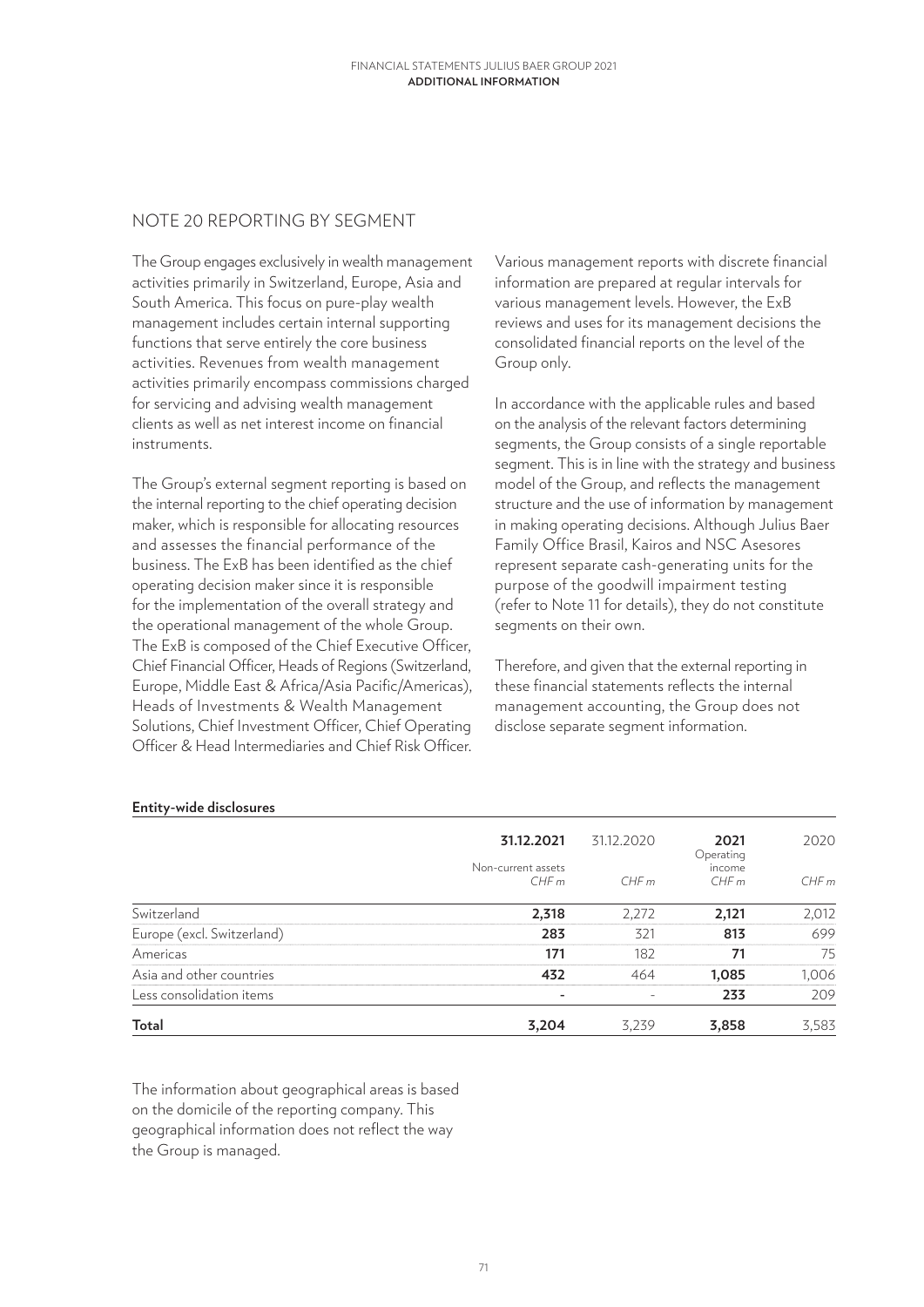## NOTE 20 REPORTING BY SEGMENT

The Group engages exclusively in wealth management activities primarily in Switzerland, Europe, Asia and South America. This focus on pure-play wealth management includes certain internal supporting functions that serve entirely the core business activities. Revenues from wealth management activities primarily encompass commissions charged for servicing and advising wealth management clients as well as net interest income on financial instruments.

The Group's external segment reporting is based on the internal reporting to the chief operating decision maker, which is responsible for allocating resources and assesses the financial performance of the business. The ExB has been identified as the chief operating decision maker since it is responsible for the implementation of the overall strategy and the operational management of the whole Group. The ExB is composed of the Chief Executive Officer, Chief Financial Officer, Heads of Regions (Switzerland, Europe, Middle East & Africa/Asia Pacific/Americas), Heads of Investments & Wealth Management Solutions, Chief Investment Officer, Chief Operating Officer & Head Intermediaries and Chief Risk Officer.

Various management reports with discrete financial information are prepared at regular intervals for various management levels. However, the ExB reviews and uses for its management decisions the consolidated financial reports on the level of the Group only.

In accordance with the applicable rules and based on the analysis of the relevant factors determining segments, the Group consists of a single reportable segment. This is in line with the strategy and business model of the Group, and reflects the management structure and the use of information by management in making operating decisions. Although Julius Baer Family Office Brasil, Kairos and NSC Asesores represent separate cash-generating units for the purpose of the goodwill impairment testing (refer to Note 11 for details), they do not constitute segments on their own.

Therefore, and given that the external reporting in these financial statements reflects the internal management accounting, the Group does not disclose separate segment information.

**Entity-wide disclosures**

| | **31.12.2021** | 31.12.2020 | **2021** | 2020 |
|---|---|---|---|---|
| | Non-current assets | | Operating income | |
| | *CHF m* | *CHF m* | *CHF m* | *CHF m* |
| Switzerland | **2,318** | 2,272 | **2,121** | 2,012 |
| Europe (excl. Switzerland) | **283** | 321 | **813** | 699 |
| Americas | **171** | 182 | **71** | 75 |
| Asia and other countries | **432** | 464 | **1,085** | 1,006 |
| Less consolidation items | **-** | - | **233** | 209 |
| **Total** | **3,204** | 3,239 | **3,858** | 3,583 |

The information about geographical areas is based on the domicile of the reporting company. This geographical information does not reflect the way the Group is managed.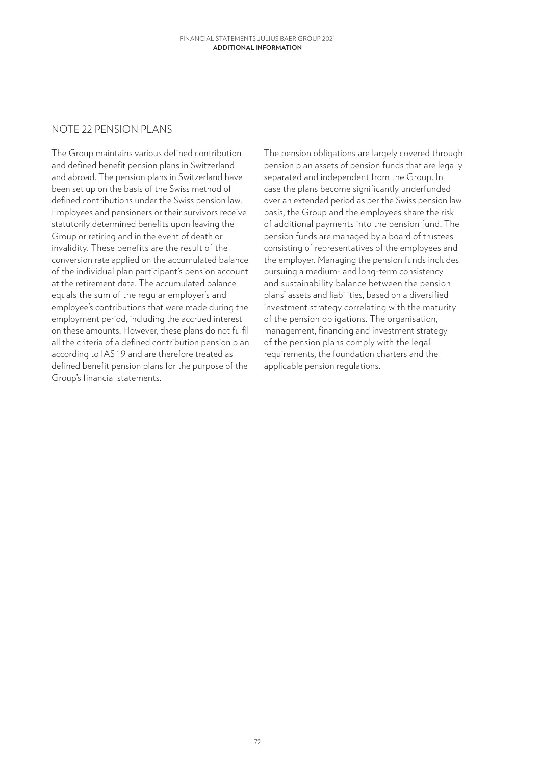## NOTE 22 PENSION PLANS

The Group maintains various defined contribution and defined benefit pension plans in Switzerland and abroad. The pension plans in Switzerland have been set up on the basis of the Swiss method of defined contributions under the Swiss pension law. Employees and pensioners or their survivors receive statutorily determined benefits upon leaving the Group or retiring and in the event of death or invalidity. These benefits are the result of the conversion rate applied on the accumulated balance of the individual plan participant's pension account at the retirement date. The accumulated balance equals the sum of the regular employer's and employee's contributions that were made during the employment period, including the accrued interest on these amounts. However, these plans do not fulfil all the criteria of a defined contribution pension plan according to IAS 19 and are therefore treated as defined benefit pension plans for the purpose of the Group's financial statements.

The pension obligations are largely covered through pension plan assets of pension funds that are legally separated and independent from the Group. In case the plans become significantly underfunded over an extended period as per the Swiss pension law basis, the Group and the employees share the risk of additional payments into the pension fund. The pension funds are managed by a board of trustees consisting of representatives of the employees and the employer. Managing the pension funds includes pursuing a medium- and long-term consistency and sustainability balance between the pension plans' assets and liabilities, based on a diversified investment strategy correlating with the maturity of the pension obligations. The organisation, management, financing and investment strategy of the pension plans comply with the legal requirements, the foundation charters and the applicable pension regulations.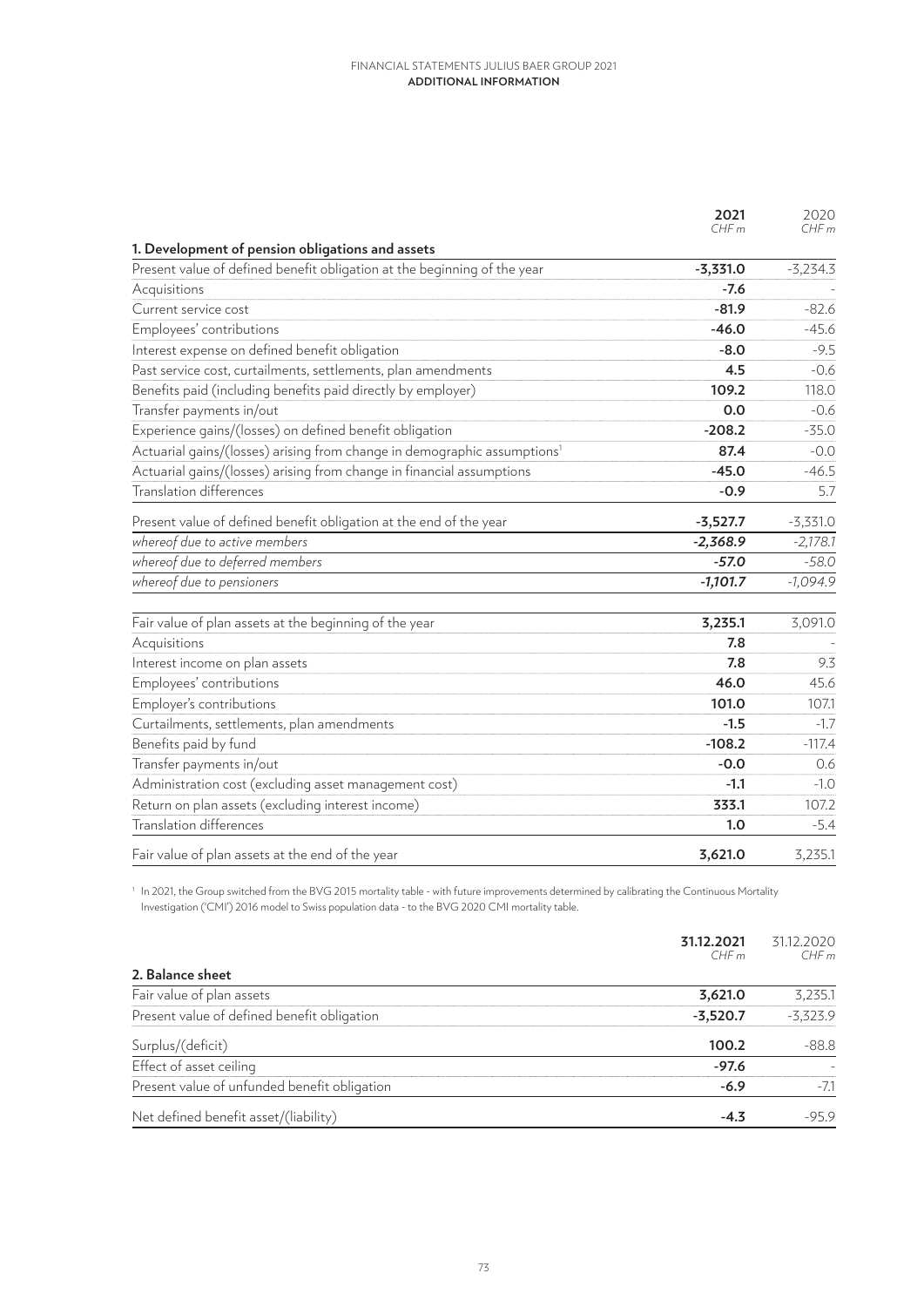| | 2021<br>CHF m | 2020<br>CHF m |
|---|---|---|
| **1. Development of pension obligations and assets** | | |
| Present value of defined benefit obligation at the beginning of the year | **-3,331.0** | -3,234.3 |
| Acquisitions | **-7.6** | - |
| Current service cost | **-81.9** | -82.6 |
| Employees' contributions | **-46.0** | -45.6 |
| Interest expense on defined benefit obligation | **-8.0** | -9.5 |
| Past service cost, curtailments, settlements, plan amendments | **4.5** | -0.6 |
| Benefits paid (including benefits paid directly by employer) | **109.2** | 118.0 |
| Transfer payments in/out | **0.0** | -0.6 |
| Experience gains/(losses) on defined benefit obligation | **-208.2** | -35.0 |
| Actuarial gains/(losses) arising from change in demographic assumptions[1] | **87.4** | -0.0 |
| Actuarial gains/(losses) arising from change in financial assumptions | **-45.0** | -46.5 |
| Translation differences | **-0.9** | 5.7 |
| Present value of defined benefit obligation at the end of the year | **-3,527.7** | -3,331.0 |
| *whereof due to active members* | ***-2,368.9*** | *-2,178.1* |
| *whereof due to deferred members* | ***-57.0*** | *-58.0* |
| *whereof due to pensioners* | ***-1,101.7*** | *-1,094.9* |
| Fair value of plan assets at the beginning of the year | **3,235.1** | 3,091.0 |
| Acquisitions | **7.8** | - |
| Interest income on plan assets | **7.8** | 9.3 |
| Employees' contributions | **46.0** | 45.6 |
| Employer's contributions | **101.0** | 107.1 |
| Curtailments, settlements, plan amendments | **-1.5** | -1.7 |
| Benefits paid by fund | **-108.2** | -117.4 |
| Transfer payments in/out | **-0.0** | 0.6 |
| Administration cost (excluding asset management cost) | **-1.1** | -1.0 |
| Return on plan assets (excluding interest income) | **333.1** | 107.2 |
| Translation differences | **1.0** | -5.4 |
| Fair value of plan assets at the end of the year | **3,621.0** | 3,235.1 |

[1] In 2021, the Group switched from the BVG 2015 mortality table - with future improvements determined by calibrating the Continuous Mortality Investigation ('CMI') 2016 model to Swiss population data - to the BVG 2020 CMI mortality table.

| | 31.12.2021<br>CHF m | 31.12.2020<br>CHF m |
|---|---|---|
| **2. Balance sheet** | | |
| Fair value of plan assets | **3,621.0** | 3,235.1 |
| Present value of defined benefit obligation | **-3,520.7** | -3,323.9 |
| Surplus/(deficit) | **100.2** | -88.8 |
| Effect of asset ceiling | **-97.6** | - |
| Present value of unfunded benefit obligation | **-6.9** | -7.1 |
| Net defined benefit asset/(liability) | **-4.3** | -95.9 |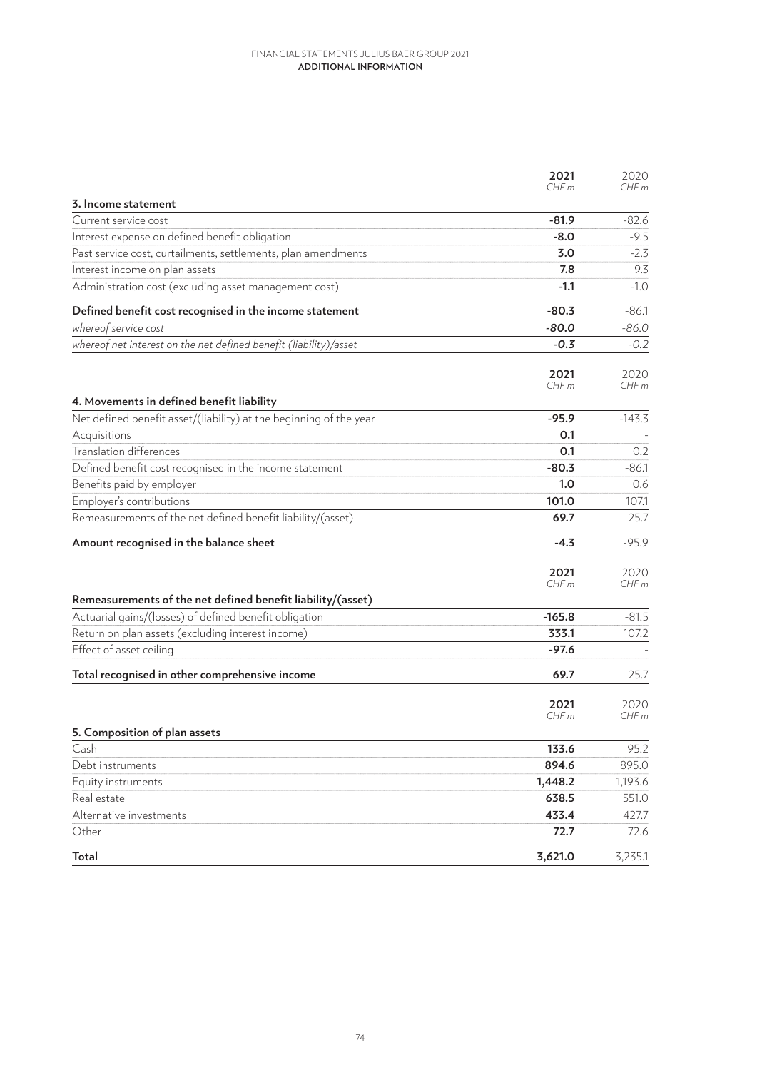| | 2021<br>CHF m | 2020<br>CHF m |
|---|---|---|
| **3. Income statement** | | |
| Current service cost | **-81.9** | -82.6 |
| Interest expense on defined benefit obligation | **-8.0** | -9.5 |
| Past service cost, curtailments, settlements, plan amendments | **3.0** | -2.3 |
| Interest income on plan assets | **7.8** | 9.3 |
| Administration cost (excluding asset management cost) | **-1.1** | -1.0 |
| **Defined benefit cost recognised in the income statement** | **-80.3** | -86.1 |
| *whereof service cost* | ***-80.0*** | *-86.0* |
| *whereof net interest on the net defined benefit (liability)/asset* | ***-0.3*** | *-0.2* |

| | 2021<br>CHF m | 2020<br>CHF m |
|---|---|---|
| **4. Movements in defined benefit liability** | | |
| Net defined benefit asset/(liability) at the beginning of the year | **-95.9** | -143.3 |
| Acquisitions | **0.1** | - |
| Translation differences | **0.1** | 0.2 |
| Defined benefit cost recognised in the income statement | **-80.3** | -86.1 |
| Benefits paid by employer | **1.0** | 0.6 |
| Employer's contributions | **101.0** | 107.1 |
| Remeasurements of the net defined benefit liability/(asset) | **69.7** | 25.7 |
| **Amount recognised in the balance sheet** | **-4.3** | -95.9 |

| | 2021<br>CHF m | 2020<br>CHF m |
|---|---|---|
| **Remeasurements of the net defined benefit liability/(asset)** | | |
| Actuarial gains/(losses) of defined benefit obligation | **-165.8** | -81.5 |
| Return on plan assets (excluding interest income) | **333.1** | 107.2 |
| Effect of asset ceiling | **-97.6** | - |
| **Total recognised in other comprehensive income** | **69.7** | 25.7 |

| | 2021<br>CHF m | 2020<br>CHF m |
|---|---|---|
| **5. Composition of plan assets** | | |
| Cash | **133.6** | 95.2 |
| Debt instruments | **894.6** | 895.0 |
| Equity instruments | **1,448.2** | 1,193.6 |
| Real estate | **638.5** | 551.0 |
| Alternative investments | **433.4** | 427.7 |
| Other | **72.7** | 72.6 |
| **Total** | **3,621.0** | 3,235.1 |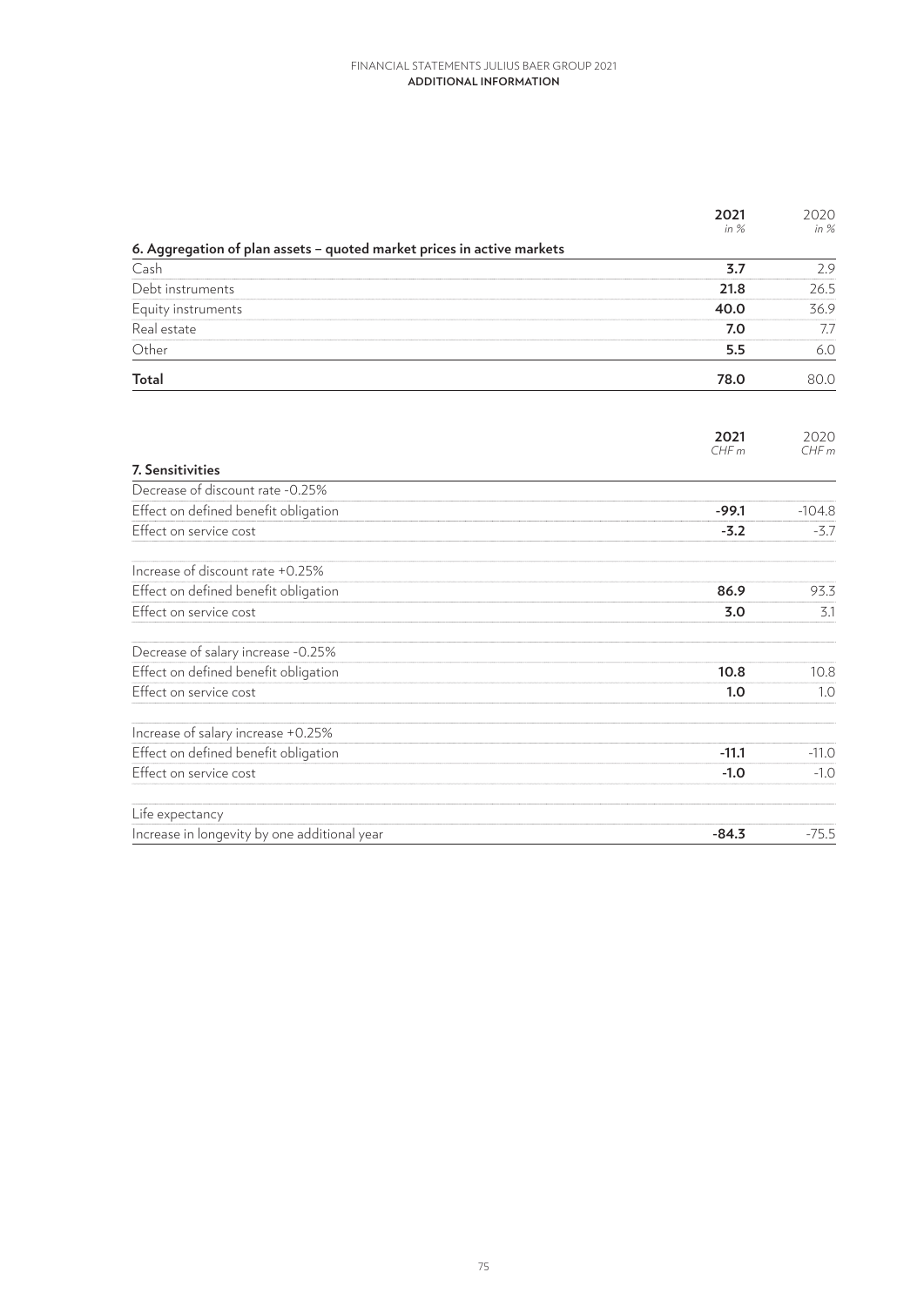| | 2021<br>*in %* | 2020<br>*in %* |
|---|---|---|
| **6. Aggregation of plan assets – quoted market prices in active markets** | | |
| Cash | **3.7** | 2.9 |
| Debt instruments | **21.8** | 26.5 |
| Equity instruments | **40.0** | 36.9 |
| Real estate | **7.0** | 7.7 |
| Other | **5.5** | 6.0 |
| **Total** | **78.0** | 80.0 |

| | 2021<br>*CHF m* | 2020<br>*CHF m* |
|---|---|---|
| **7. Sensitivities** | | |
| Decrease of discount rate -0.25% | | |
| Effect on defined benefit obligation | **-99.1** | -104.8 |
| Effect on service cost | **-3.2** | -3.7 |
| Increase of discount rate +0.25% | | |
| Effect on defined benefit obligation | **86.9** | 93.3 |
| Effect on service cost | **3.0** | 3.1 |
| Decrease of salary increase -0.25% | | |
| Effect on defined benefit obligation | **10.8** | 10.8 |
| Effect on service cost | **1.0** | 1.0 |
| Increase of salary increase +0.25% | | |
| Effect on defined benefit obligation | **-11.1** | -11.0 |
| Effect on service cost | **-1.0** | -1.0 |
| Life expectancy | | |
| Increase in longevity by one additional year | **-84.3** | -75.5 |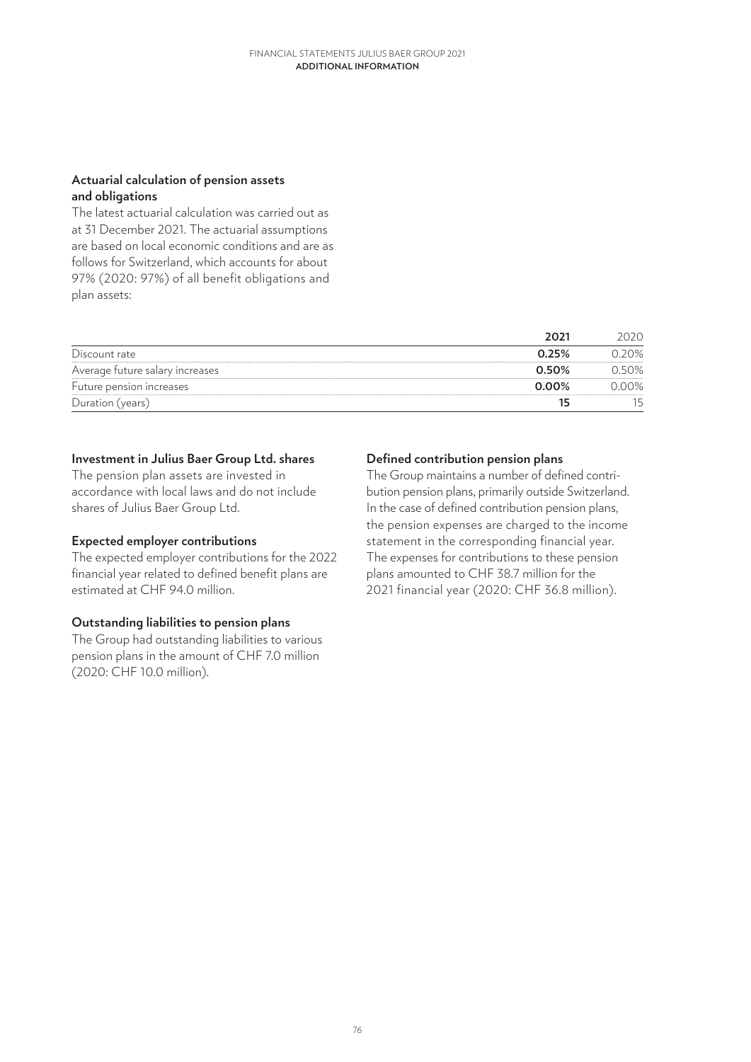### Actuarial calculation of pension assets and obligations

The latest actuarial calculation was carried out as at 31 December 2021. The actuarial assumptions are based on local economic conditions and are as follows for Switzerland, which accounts for about 97% (2020: 97%) of all benefit obligations and plan assets:

| | **2021** | 2020 |
|---|---|---|
| Discount rate | **0.25%** | 0.20% |
| Average future salary increases | **0.50%** | 0.50% |
| Future pension increases | **0.00%** | 0.00% |
| Duration (years) | **15** | 15 |

### Investment in Julius Baer Group Ltd. shares

The pension plan assets are invested in accordance with local laws and do not include shares of Julius Baer Group Ltd.

### Expected employer contributions

The expected employer contributions for the 2022 financial year related to defined benefit plans are estimated at CHF 94.0 million.

### Outstanding liabilities to pension plans

The Group had outstanding liabilities to various pension plans in the amount of CHF 7.0 million (2020: CHF 10.0 million).

### Defined contribution pension plans

The Group maintains a number of defined contribution pension plans, primarily outside Switzerland. In the case of defined contribution pension plans, the pension expenses are charged to the income statement in the corresponding financial year. The expenses for contributions to these pension plans amounted to CHF 38.7 million for the 2021 financial year (2020: CHF 36.8 million).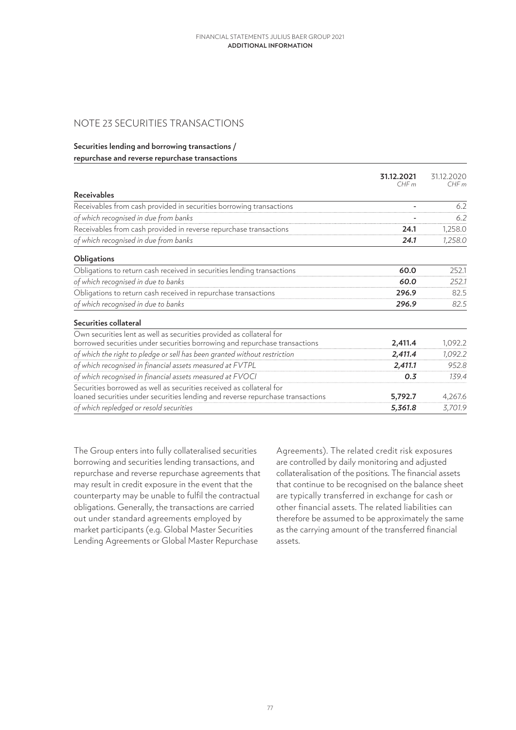## NOTE 23 SECURITIES TRANSACTIONS

**Securities lending and borrowing transactions / repurchase and reverse repurchase transactions**

| | **31.12.2021** *CHF m* | 31.12.2020 *CHF m* |
|---|---|---|
| **Receivables** | | |
| Receivables from cash provided in securities borrowing transactions | **-** | 6.2 |
| *of which recognised in due from banks* | ***-*** | *6.2* |
| Receivables from cash provided in reverse repurchase transactions | **24.1** | 1,258.0 |
| *of which recognised in due from banks* | ***24.1*** | *1,258.0* |
| **Obligations** | | |
| Obligations to return cash received in securities lending transactions | **60.0** | 252.1 |
| *of which recognised in due to banks* | ***60.0*** | *252.1* |
| Obligations to return cash received in repurchase transactions | **296.9** | 82.5 |
| *of which recognised in due to banks* | ***296.9*** | *82.5* |
| **Securities collateral** | | |
| Own securities lent as well as securities provided as collateral for borrowed securities under securities borrowing and repurchase transactions | **2,411.4** | 1,092.2 |
| *of which the right to pledge or sell has been granted without restriction* | ***2,411.4*** | *1,092.2* |
| *of which recognised in financial assets measured at FVTPL* | ***2,411.1*** | *952.8* |
| *of which recognised in financial assets measured at FVOCI* | ***0.3*** | *139.4* |
| Securities borrowed as well as securities received as collateral for loaned securities under securities lending and reverse repurchase transactions | **5,792.7** | 4,267.6 |
| *of which repledged or resold securities* | ***5,361.8*** | *3,701.9* |

The Group enters into fully collateralised securities borrowing and securities lending transactions, and repurchase and reverse repurchase agreements that may result in credit exposure in the event that the counterparty may be unable to fulfil the contractual obligations. Generally, the transactions are carried out under standard agreements employed by market participants (e.g. Global Master Securities Lending Agreements or Global Master Repurchase Agreements). The related credit risk exposures are controlled by daily monitoring and adjusted collateralisation of the positions. The financial assets that continue to be recognised on the balance sheet are typically transferred in exchange for cash or other financial assets. The related liabilities can therefore be assumed to be approximately the same as the carrying amount of the transferred financial assets.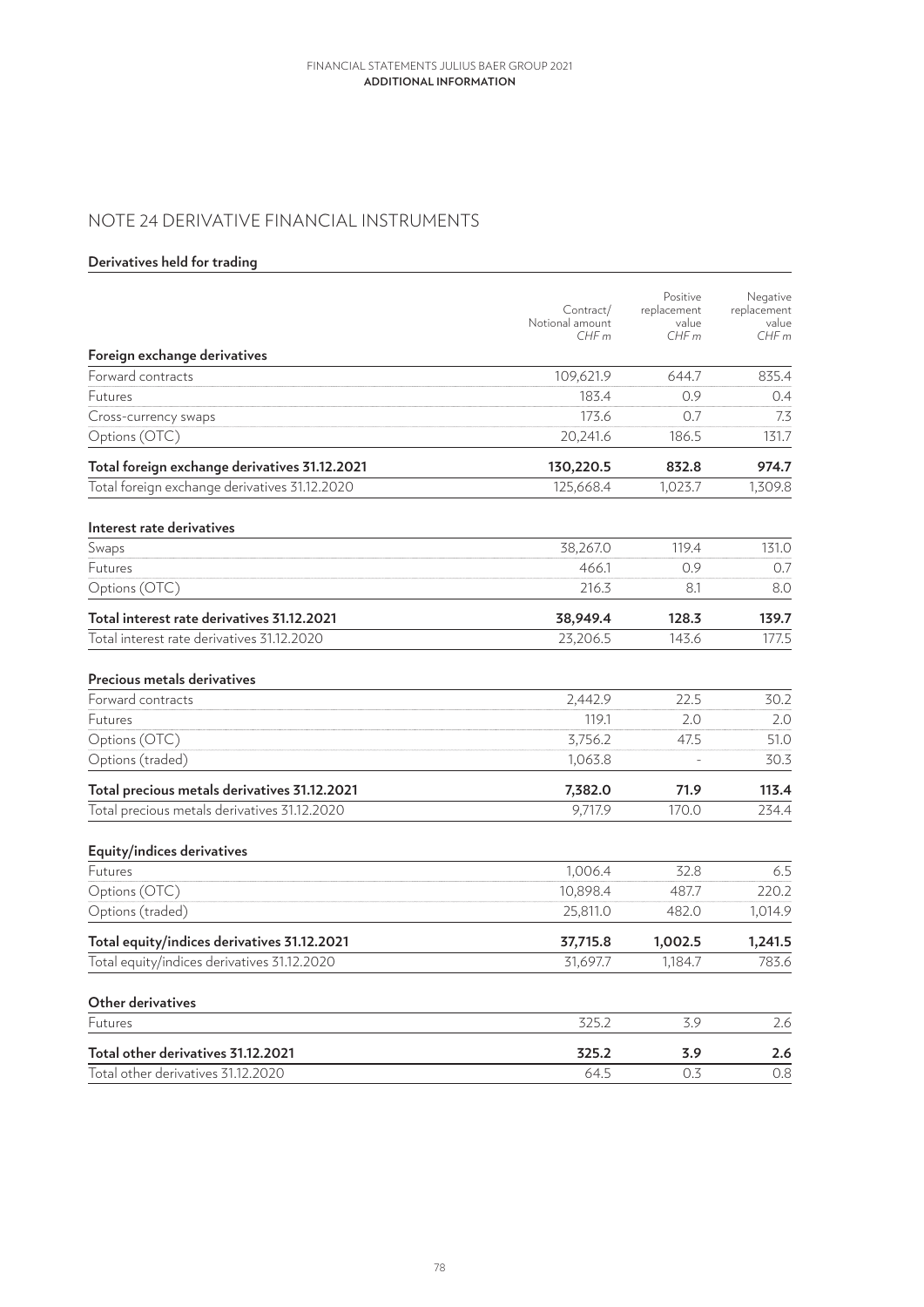# NOTE 24 DERIVATIVE FINANCIAL INSTRUMENTS

## Derivatives held for trading

| | Contract/ Notional amount *CHF m* | Positive replacement value *CHF m* | Negative replacement value *CHF m* |
|---|---|---|---|
| **Foreign exchange derivatives** | | | |
| Forward contracts | 109,621.9 | 644.7 | 835.4 |
| Futures | 183.4 | 0.9 | 0.4 |
| Cross-currency swaps | 173.6 | 0.7 | 7.3 |
| Options (OTC) | 20,241.6 | 186.5 | 131.7 |
| **Total foreign exchange derivatives 31.12.2021** | **130,220.5** | **832.8** | **974.7** |
| Total foreign exchange derivatives 31.12.2020 | 125,668.4 | 1,023.7 | 1,309.8 |
| **Interest rate derivatives** | | | |
| Swaps | 38,267.0 | 119.4 | 131.0 |
| Futures | 466.1 | 0.9 | 0.7 |
| Options (OTC) | 216.3 | 8.1 | 8.0 |
| **Total interest rate derivatives 31.12.2021** | **38,949.4** | **128.3** | **139.7** |
| Total interest rate derivatives 31.12.2020 | 23,206.5 | 143.6 | 177.5 |
| **Precious metals derivatives** | | | |
| Forward contracts | 2,442.9 | 22.5 | 30.2 |
| Futures | 119.1 | 2.0 | 2.0 |
| Options (OTC) | 3,756.2 | 47.5 | 51.0 |
| Options (traded) | 1,063.8 | - | 30.3 |
| **Total precious metals derivatives 31.12.2021** | **7,382.0** | **71.9** | **113.4** |
| Total precious metals derivatives 31.12.2020 | 9,717.9 | 170.0 | 234.4 |
| **Equity/indices derivatives** | | | |
| Futures | 1,006.4 | 32.8 | 6.5 |
| Options (OTC) | 10,898.4 | 487.7 | 220.2 |
| Options (traded) | 25,811.0 | 482.0 | 1,014.9 |
| **Total equity/indices derivatives 31.12.2021** | **37,715.8** | **1,002.5** | **1,241.5** |
| Total equity/indices derivatives 31.12.2020 | 31,697.7 | 1,184.7 | 783.6 |
| **Other derivatives** | | | |
| Futures | 325.2 | 3.9 | 2.6 |
| **Total other derivatives 31.12.2021** | **325.2** | **3.9** | **2.6** |
| Total other derivatives 31.12.2020 | 64.5 | 0.3 | 0.8 |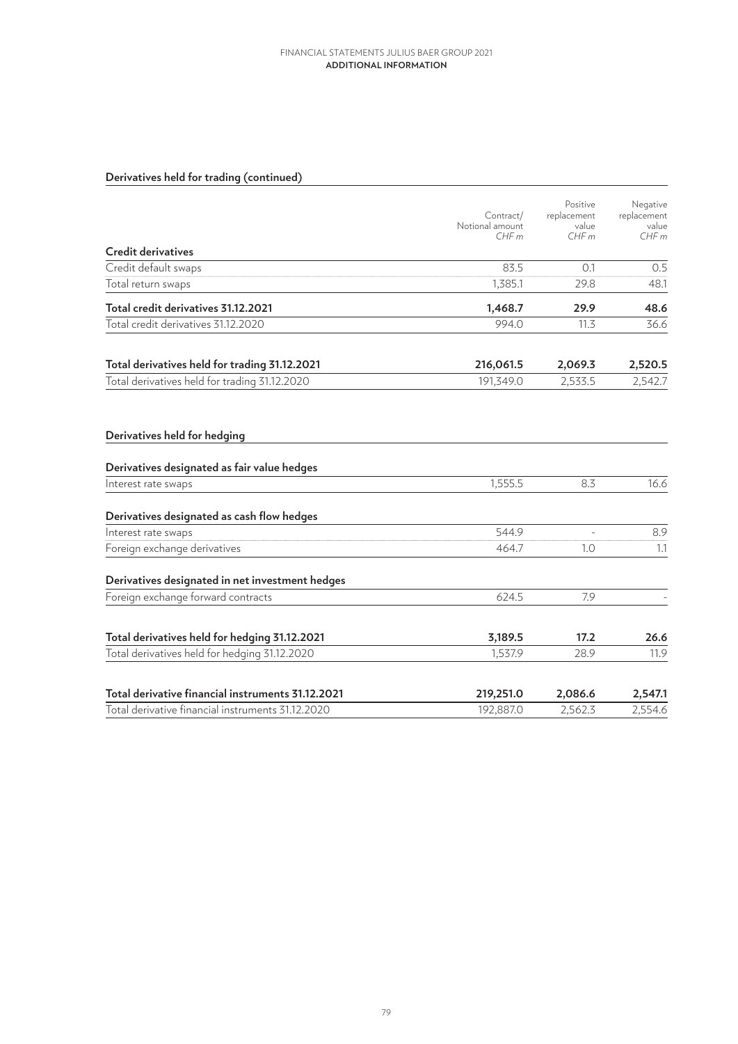## Derivatives held for trading (continued)

| | Contract/ Notional amount CHF m | Positive replacement value CHF m | Negative replacement value CHF m |
|---|---|---|---|
| **Credit derivatives** | | | |
| Credit default swaps | 83.5 | 0.1 | 0.5 |
| Total return swaps | 1,385.1 | 29.8 | 48.1 |
| **Total credit derivatives 31.12.2021** | **1,468.7** | **29.9** | **48.6** |
| Total credit derivatives 31.12.2020 | 994.0 | 11.3 | 36.6 |
| | | | |
| **Total derivatives held for trading 31.12.2021** | **216,061.5** | **2,069.3** | **2,520.5** |
| Total derivatives held for trading 31.12.2020 | 191,349.0 | 2,533.5 | 2,542.7 |

## Derivatives held for hedging

| | Contract/ Notional amount CHF m | Positive replacement value CHF m | Negative replacement value CHF m |
|---|---|---|---|
| **Derivatives designated as fair value hedges** | | | |
| Interest rate swaps | 1,555.5 | 8.3 | 16.6 |
| | | | |
| **Derivatives designated as cash flow hedges** | | | |
| Interest rate swaps | 544.9 | - | 8.9 |
| Foreign exchange derivatives | 464.7 | 1.0 | 1.1 |
| | | | |
| **Derivatives designated in net investment hedges** | | | |
| Foreign exchange forward contracts | 624.5 | 7.9 | - |
| | | | |
| **Total derivatives held for hedging 31.12.2021** | **3,189.5** | **17.2** | **26.6** |
| Total derivatives held for hedging 31.12.2020 | 1,537.9 | 28.9 | 11.9 |
| | | | |
| **Total derivative financial instruments 31.12.2021** | **219,251.0** | **2,086.6** | **2,547.1** |
| Total derivative financial instruments 31.12.2020 | 192,887.0 | 2,562.3 | 2,554.6 |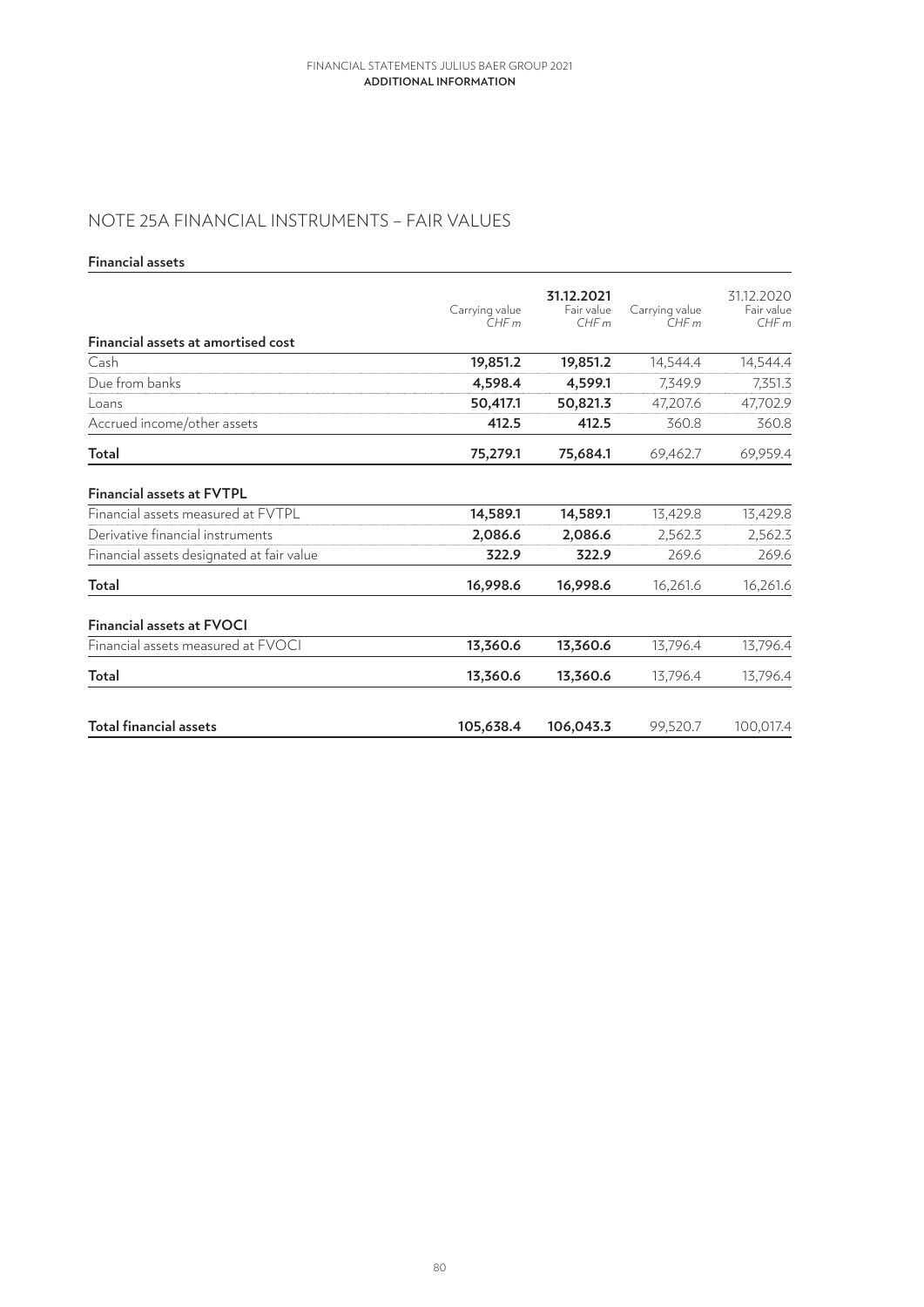# NOTE 25A FINANCIAL INSTRUMENTS – FAIR VALUES

**Financial assets**

| | 31.12.2021 | | 31.12.2020 | |
|---|---|---|---|---|
| | Carrying value CHF m | Fair value CHF m | Carrying value CHF m | Fair value CHF m |
| **Financial assets at amortised cost** | | | | |
| Cash | **19,851.2** | **19,851.2** | 14,544.4 | 14,544.4 |
| Due from banks | **4,598.4** | **4,599.1** | 7,349.9 | 7,351.3 |
| Loans | **50,417.1** | **50,821.3** | 47,207.6 | 47,702.9 |
| Accrued income/other assets | **412.5** | **412.5** | 360.8 | 360.8 |
| **Total** | **75,279.1** | **75,684.1** | 69,462.7 | 69,959.4 |
| **Financial assets at FVTPL** | | | | |
| Financial assets measured at FVTPL | **14,589.1** | **14,589.1** | 13,429.8 | 13,429.8 |
| Derivative financial instruments | **2,086.6** | **2,086.6** | 2,562.3 | 2,562.3 |
| Financial assets designated at fair value | **322.9** | **322.9** | 269.6 | 269.6 |
| **Total** | **16,998.6** | **16,998.6** | 16,261.6 | 16,261.6 |
| **Financial assets at FVOCI** | | | | |
| Financial assets measured at FVOCI | **13,360.6** | **13,360.6** | 13,796.4 | 13,796.4 |
| **Total** | **13,360.6** | **13,360.6** | 13,796.4 | 13,796.4 |
| **Total financial assets** | **105,638.4** | **106,043.3** | 99,520.7 | 100,017.4 |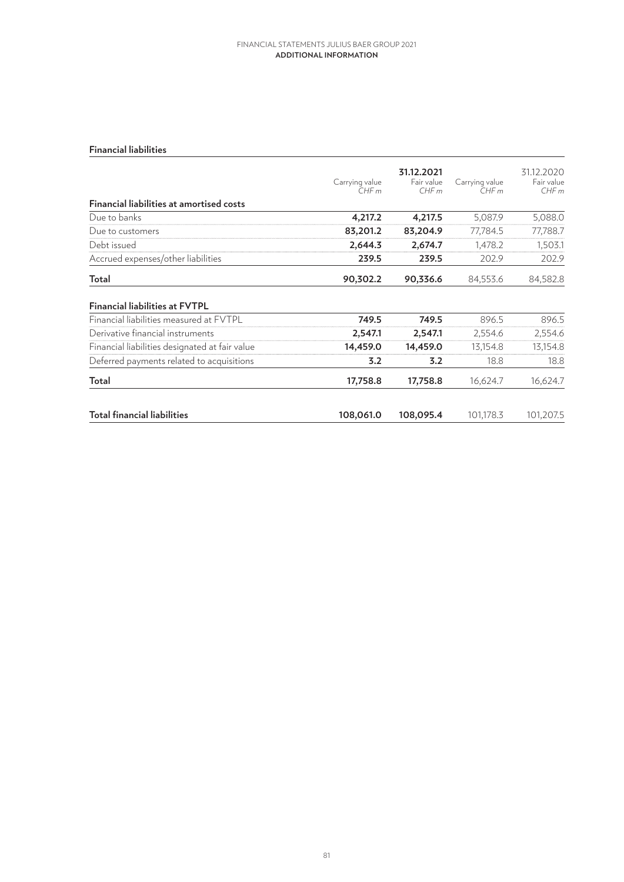### Financial liabilities

| | Carrying value CHF m | 31.12.2021 Fair value CHF m | Carrying value CHF m | 31.12.2020 Fair value CHF m |
|---|---|---|---|---|
| **Financial liabilities at amortised costs** | | | | |
| Due to banks | **4,217.2** | **4,217.5** | 5,087.9 | 5,088.0 |
| Due to customers | **83,201.2** | **83,204.9** | 77,784.5 | 77,788.7 |
| Debt issued | **2,644.3** | **2,674.7** | 1,478.2 | 1,503.1 |
| Accrued expenses/other liabilities | **239.5** | **239.5** | 202.9 | 202.9 |
| **Total** | **90,302.2** | **90,336.6** | 84,553.6 | 84,582.8 |
| **Financial liabilities at FVTPL** | | | | |
| Financial liabilities measured at FVTPL | **749.5** | **749.5** | 896.5 | 896.5 |
| Derivative financial instruments | **2,547.1** | **2,547.1** | 2,554.6 | 2,554.6 |
| Financial liabilities designated at fair value | **14,459.0** | **14,459.0** | 13,154.8 | 13,154.8 |
| Deferred payments related to acquisitions | **3.2** | **3.2** | 18.8 | 18.8 |
| **Total** | **17,758.8** | **17,758.8** | 16,624.7 | 16,624.7 |
| **Total financial liabilities** | **108,061.0** | **108,095.4** | 101,178.3 | 101,207.5 |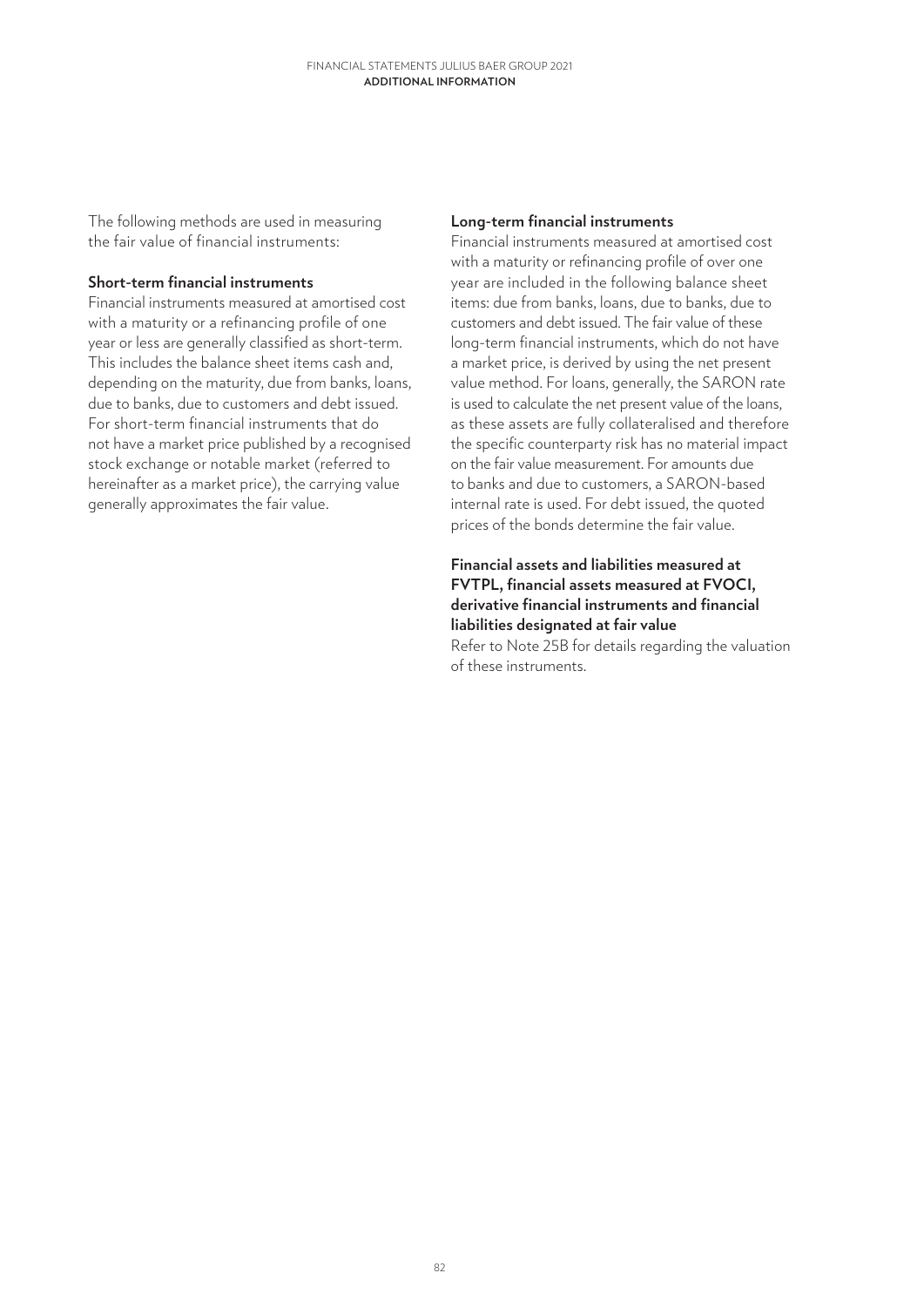The following methods are used in measuring the fair value of financial instruments:

**Short-term financial instruments**

Financial instruments measured at amortised cost with a maturity or a refinancing profile of one year or less are generally classified as short-term. This includes the balance sheet items cash and, depending on the maturity, due from banks, loans, due to banks, due to customers and debt issued. For short-term financial instruments that do not have a market price published by a recognised stock exchange or notable market (referred to hereinafter as a market price), the carrying value generally approximates the fair value.

**Long-term financial instruments**

Financial instruments measured at amortised cost with a maturity or refinancing profile of over one year are included in the following balance sheet items: due from banks, loans, due to banks, due to customers and debt issued. The fair value of these long-term financial instruments, which do not have a market price, is derived by using the net present value method. For loans, generally, the SARON rate is used to calculate the net present value of the loans, as these assets are fully collateralised and therefore the specific counterparty risk has no material impact on the fair value measurement. For amounts due to banks and due to customers, a SARON-based internal rate is used. For debt issued, the quoted prices of the bonds determine the fair value.

**Financial assets and liabilities measured at FVTPL, financial assets measured at FVOCI, derivative financial instruments and financial liabilities designated at fair value**

Refer to Note 25B for details regarding the valuation of these instruments.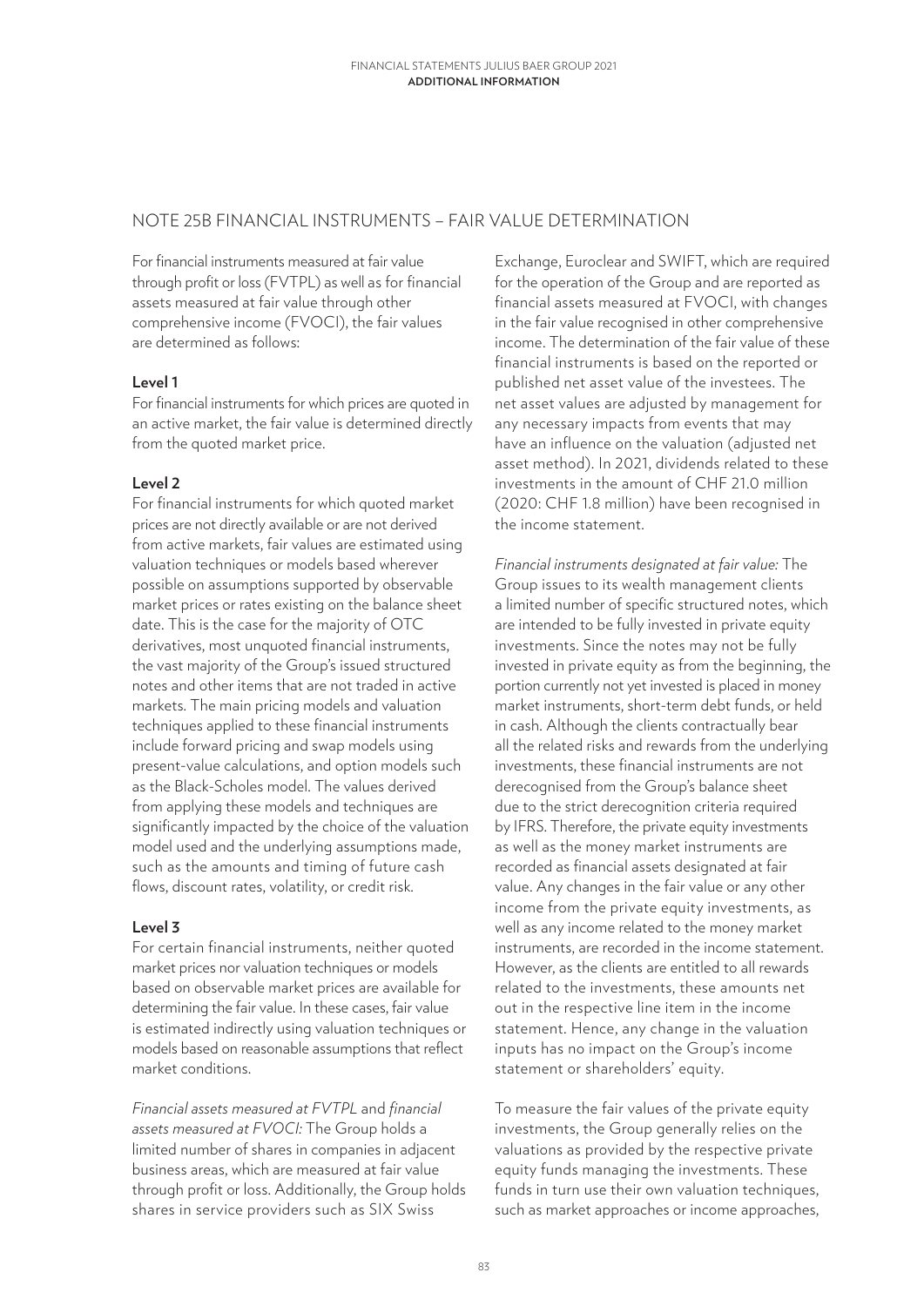## NOTE 25B FINANCIAL INSTRUMENTS – FAIR VALUE DETERMINATION

For financial instruments measured at fair value through profit or loss (FVTPL) as well as for financial assets measured at fair value through other comprehensive income (FVOCI), the fair values are determined as follows:

**Level 1**

For financial instruments for which prices are quoted in an active market, the fair value is determined directly from the quoted market price.

**Level 2**

For financial instruments for which quoted market prices are not directly available or are not derived from active markets, fair values are estimated using valuation techniques or models based wherever possible on assumptions supported by observable market prices or rates existing on the balance sheet date. This is the case for the majority of OTC derivatives, most unquoted financial instruments, the vast majority of the Group's issued structured notes and other items that are not traded in active markets. The main pricing models and valuation techniques applied to these financial instruments include forward pricing and swap models using present-value calculations, and option models such as the Black-Scholes model. The values derived from applying these models and techniques are significantly impacted by the choice of the valuation model used and the underlying assumptions made, such as the amounts and timing of future cash flows, discount rates, volatility, or credit risk.

**Level 3**

For certain financial instruments, neither quoted market prices nor valuation techniques or models based on observable market prices are available for determining the fair value. In these cases, fair value is estimated indirectly using valuation techniques or models based on reasonable assumptions that reflect market conditions.

*Financial assets measured at FVTPL* and *financial assets measured at FVOCI:* The Group holds a limited number of shares in companies in adjacent business areas, which are measured at fair value through profit or loss. Additionally, the Group holds shares in service providers such as SIX Swiss Exchange, Euroclear and SWIFT, which are required for the operation of the Group and are reported as financial assets measured at FVOCI, with changes in the fair value recognised in other comprehensive income. The determination of the fair value of these financial instruments is based on the reported or published net asset value of the investees. The net asset values are adjusted by management for any necessary impacts from events that may have an influence on the valuation (adjusted net asset method). In 2021, dividends related to these investments in the amount of CHF 21.0 million (2020: CHF 1.8 million) have been recognised in the income statement.

*Financial instruments designated at fair value:* The Group issues to its wealth management clients a limited number of specific structured notes, which are intended to be fully invested in private equity investments. Since the notes may not be fully invested in private equity as from the beginning, the portion currently not yet invested is placed in money market instruments, short-term debt funds, or held in cash. Although the clients contractually bear all the related risks and rewards from the underlying investments, these financial instruments are not derecognised from the Group's balance sheet due to the strict derecognition criteria required by IFRS. Therefore, the private equity investments as well as the money market instruments are recorded as financial assets designated at fair value. Any changes in the fair value or any other income from the private equity investments, as well as any income related to the money market instruments, are recorded in the income statement. However, as the clients are entitled to all rewards related to the investments, these amounts net out in the respective line item in the income statement. Hence, any change in the valuation inputs has no impact on the Group's income statement or shareholders' equity.

To measure the fair values of the private equity investments, the Group generally relies on the valuations as provided by the respective private equity funds managing the investments. These funds in turn use their own valuation techniques, such as market approaches or income approaches,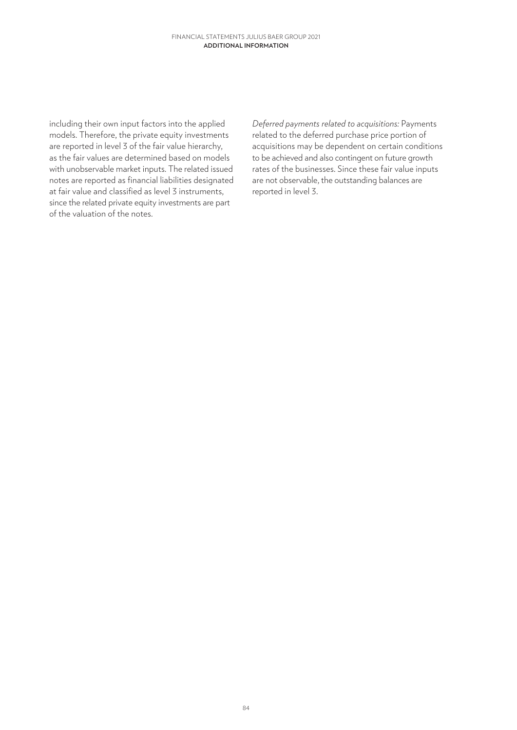including their own input factors into the applied models. Therefore, the private equity investments are reported in level 3 of the fair value hierarchy, as the fair values are determined based on models with unobservable market inputs. The related issued notes are reported as financial liabilities designated at fair value and classified as level 3 instruments, since the related private equity investments are part of the valuation of the notes.

*Deferred payments related to acquisitions:* Payments related to the deferred purchase price portion of acquisitions may be dependent on certain conditions to be achieved and also contingent on future growth rates of the businesses. Since these fair value inputs are not observable, the outstanding balances are reported in level 3.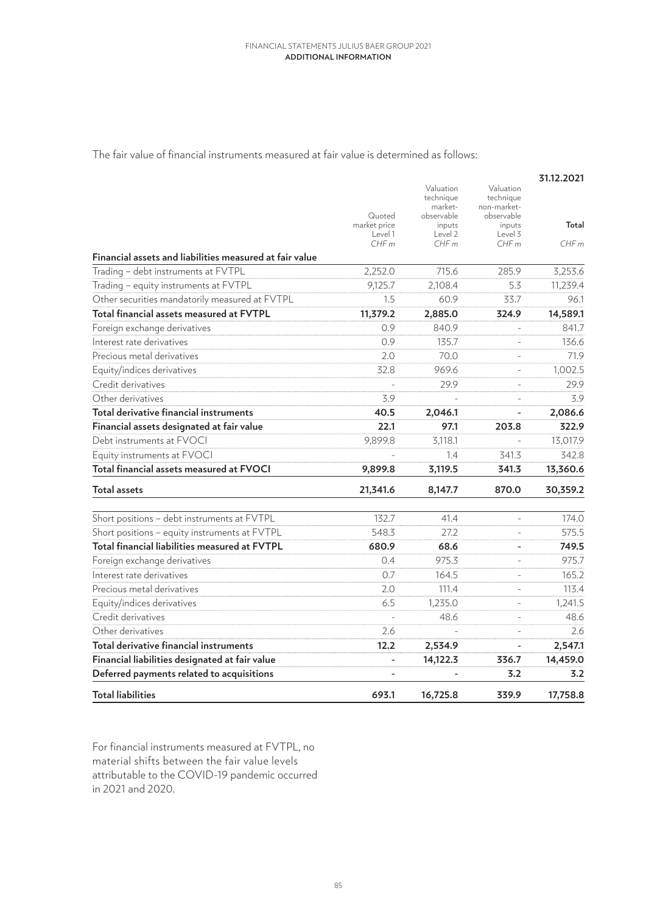The fair value of financial instruments measured at fair value is determined as follows:

| | | | | 31.12.2021 |
|---|---|---|---|---|
| | Quoted market price Level 1 CHF m | Valuation technique market-observable inputs Level 2 CHF m | Valuation technique non-market-observable inputs Level 3 CHF m | Total CHF m |
| **Financial assets and liabilities measured at fair value** | | | | |
| Trading – debt instruments at FVTPL | 2,252.0 | 715.6 | 285.9 | 3,253.6 |
| Trading – equity instruments at FVTPL | 9,125.7 | 2,108.4 | 5.3 | 11,239.4 |
| Other securities mandatorily measured at FVTPL | 1.5 | 60.9 | 33.7 | 96.1 |
| **Total financial assets measured at FVTPL** | **11,379.2** | **2,885.0** | **324.9** | **14,589.1** |
| Foreign exchange derivatives | 0.9 | 840.9 | - | 841.7 |
| Interest rate derivatives | 0.9 | 135.7 | - | 136.6 |
| Precious metal derivatives | 2.0 | 70.0 | - | 71.9 |
| Equity/indices derivatives | 32.8 | 969.6 | - | 1,002.5 |
| Credit derivatives | - | 29.9 | - | 29.9 |
| Other derivatives | 3.9 | - | - | 3.9 |
| **Total derivative financial instruments** | **40.5** | **2,046.1** | **-** | **2,086.6** |
| **Financial assets designated at fair value** | **22.1** | **97.1** | **203.8** | **322.9** |
| Debt instruments at FVOCI | 9,899.8 | 3,118.1 | - | 13,017.9 |
| Equity instruments at FVOCI | - | 1.4 | 341.3 | 342.8 |
| **Total financial assets measured at FVOCI** | **9,899.8** | **3,119.5** | **341.3** | **13,360.6** |
| **Total assets** | **21,341.6** | **8,147.7** | **870.0** | **30,359.2** |
| | | | | |
| Short positions – debt instruments at FVTPL | 132.7 | 41.4 | - | 174.0 |
| Short positions – equity instruments at FVTPL | 548.3 | 27.2 | - | 575.5 |
| **Total financial liabilities measured at FVTPL** | **680.9** | **68.6** | **-** | **749.5** |
| Foreign exchange derivatives | 0.4 | 975.3 | - | 975.7 |
| Interest rate derivatives | 0.7 | 164.5 | - | 165.2 |
| Precious metal derivatives | 2.0 | 111.4 | - | 113.4 |
| Equity/indices derivatives | 6.5 | 1,235.0 | - | 1,241.5 |
| Credit derivatives | - | 48.6 | - | 48.6 |
| Other derivatives | 2.6 | - | - | 2.6 |
| **Total derivative financial instruments** | **12.2** | **2,534.9** | **-** | **2,547.1** |
| **Financial liabilities designated at fair value** | **-** | **14,122.3** | **336.7** | **14,459.0** |
| **Deferred payments related to acquisitions** | **-** | **-** | **3.2** | **3.2** |
| **Total liabilities** | **693.1** | **16,725.8** | **339.9** | **17,758.8** |

For financial instruments measured at FVTPL, no material shifts between the fair value levels attributable to the COVID-19 pandemic occurred in 2021 and 2020.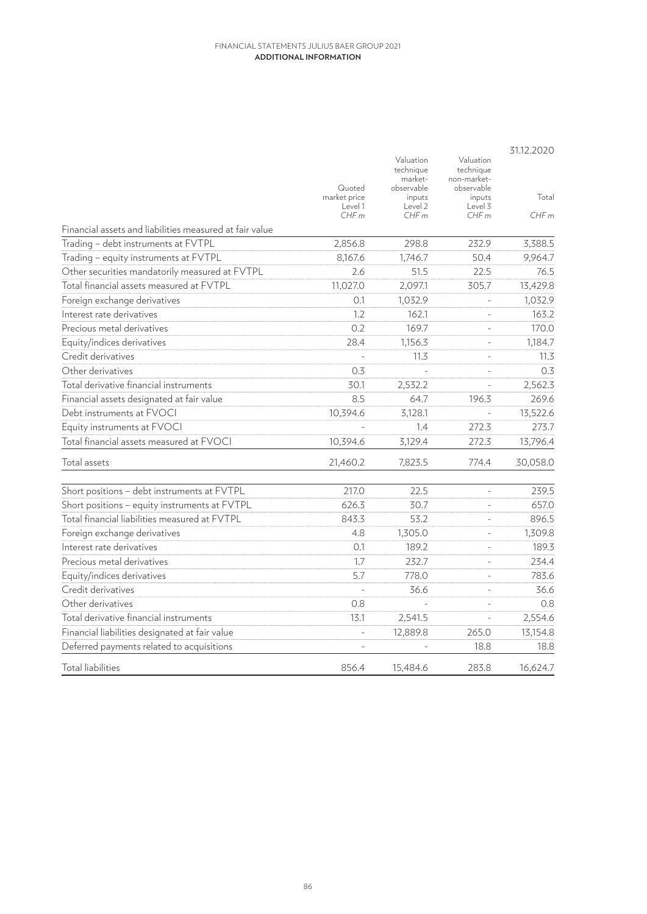| | Quoted market price Level 1 CHF m | Valuation technique market-observable inputs Level 2 CHF m | Valuation technique non-market-observable inputs Level 3 CHF m | 31.12.2020 Total CHF m |
|---|---|---|---|---|
| Financial assets and liabilities measured at fair value | | | | |
| Trading – debt instruments at FVTPL | 2,856.8 | 298.8 | 232.9 | 3,388.5 |
| Trading – equity instruments at FVTPL | 8,167.6 | 1,746.7 | 50.4 | 9,964.7 |
| Other securities mandatorily measured at FVTPL | 2.6 | 51.5 | 22.5 | 76.5 |
| Total financial assets measured at FVTPL | 11,027.0 | 2,097.1 | 305.7 | 13,429.8 |
| Foreign exchange derivatives | 0.1 | 1,032.9 | - | 1,032.9 |
| Interest rate derivatives | 1.2 | 162.1 | - | 163.2 |
| Precious metal derivatives | 0.2 | 169.7 | - | 170.0 |
| Equity/indices derivatives | 28.4 | 1,156.3 | - | 1,184.7 |
| Credit derivatives | - | 11.3 | - | 11.3 |
| Other derivatives | 0.3 | - | - | 0.3 |
| Total derivative financial instruments | 30.1 | 2,532.2 | - | 2,562.3 |
| Financial assets designated at fair value | 8.5 | 64.7 | 196.3 | 269.6 |
| Debt instruments at FVOCI | 10,394.6 | 3,128.1 | - | 13,522.6 |
| Equity instruments at FVOCI | - | 1.4 | 272.3 | 273.7 |
| Total financial assets measured at FVOCI | 10,394.6 | 3,129.4 | 272.3 | 13,796.4 |
| Total assets | 21,460.2 | 7,823.5 | 774.4 | 30,058.0 |
| | | | | |
| Short positions – debt instruments at FVTPL | 217.0 | 22.5 | - | 239.5 |
| Short positions – equity instruments at FVTPL | 626.3 | 30.7 | - | 657.0 |
| Total financial liabilities measured at FVTPL | 843.3 | 53.2 | - | 896.5 |
| Foreign exchange derivatives | 4.8 | 1,305.0 | - | 1,309.8 |
| Interest rate derivatives | 0.1 | 189.2 | - | 189.3 |
| Precious metal derivatives | 1.7 | 232.7 | - | 234.4 |
| Equity/indices derivatives | 5.7 | 778.0 | - | 783.6 |
| Credit derivatives | - | 36.6 | - | 36.6 |
| Other derivatives | 0.8 | - | - | 0.8 |
| Total derivative financial instruments | 13.1 | 2,541.5 | - | 2,554.6 |
| Financial liabilities designated at fair value | - | 12,889.8 | 265.0 | 13,154.8 |
| Deferred payments related to acquisitions | - | - | 18.8 | 18.8 |
| Total liabilities | 856.4 | 15,484.6 | 283.8 | 16,624.7 |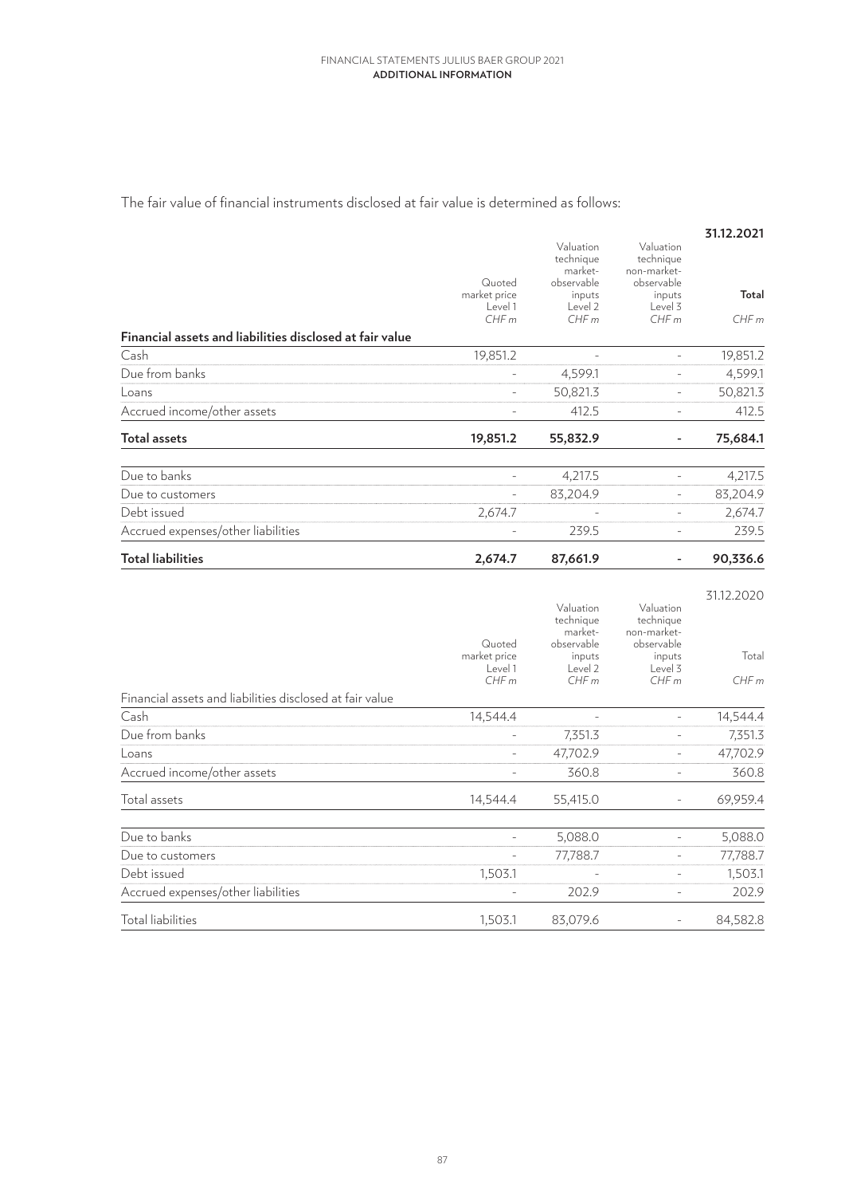The fair value of financial instruments disclosed at fair value is determined as follows:

| | Quoted market price Level 1 | Valuation technique market-observable inputs Level 2 | Valuation technique non-market-observable inputs Level 3 | **31.12.2021** **Total** |
|---|---|---|---|---|
| | CHF m | CHF m | CHF m | CHF m |
| **Financial assets and liabilities disclosed at fair value** | | | | |
| Cash | 19,851.2 | - | - | 19,851.2 |
| Due from banks | - | 4,599.1 | - | 4,599.1 |
| Loans | - | 50,821.3 | - | 50,821.3 |
| Accrued income/other assets | - | 412.5 | - | 412.5 |
| **Total assets** | **19,851.2** | **55,832.9** | **-** | **75,684.1** |
| Due to banks | - | 4,217.5 | - | 4,217.5 |
| Due to customers | - | 83,204.9 | - | 83,204.9 |
| Debt issued | 2,674.7 | - | - | 2,674.7 |
| Accrued expenses/other liabilities | - | 239.5 | - | 239.5 |
| **Total liabilities** | **2,674.7** | **87,661.9** | **-** | **90,336.6** |

| | Quoted market price Level 1 | Valuation technique market-observable inputs Level 2 | Valuation technique non-market-observable inputs Level 3 | 31.12.2020 Total |
|---|---|---|---|---|
| | CHF m | CHF m | CHF m | CHF m |
| Financial assets and liabilities disclosed at fair value | | | | |
| Cash | 14,544.4 | - | - | 14,544.4 |
| Due from banks | - | 7,351.3 | - | 7,351.3 |
| Loans | - | 47,702.9 | - | 47,702.9 |
| Accrued income/other assets | - | 360.8 | - | 360.8 |
| Total assets | 14,544.4 | 55,415.0 | - | 69,959.4 |
| Due to banks | - | 5,088.0 | - | 5,088.0 |
| Due to customers | - | 77,788.7 | - | 77,788.7 |
| Debt issued | 1,503.1 | - | - | 1,503.1 |
| Accrued expenses/other liabilities | - | 202.9 | - | 202.9 |
| Total liabilities | 1,503.1 | 83,079.6 | - | 84,582.8 |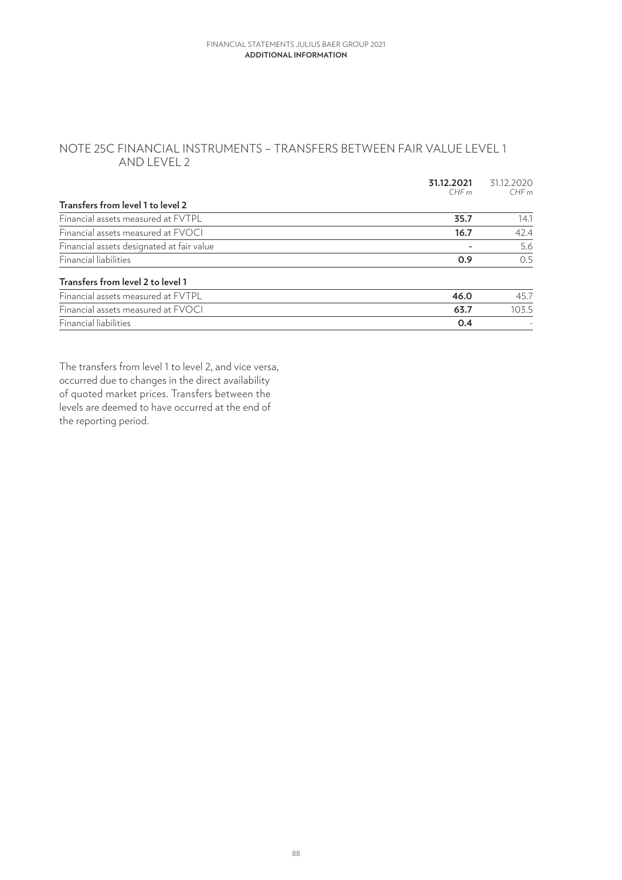## NOTE 25C FINANCIAL INSTRUMENTS – TRANSFERS BETWEEN FAIR VALUE LEVEL 1 AND LEVEL 2

| | **31.12.2021** *CHF m* | 31.12.2020 *CHF m* |
|---|---|---|
| **Transfers from level 1 to level 2** | | |
| Financial assets measured at FVTPL | **35.7** | 14.1 |
| Financial assets measured at FVOCI | **16.7** | 42.4 |
| Financial assets designated at fair value | **-** | 5.6 |
| Financial liabilities | **0.9** | 0.5 |
| **Transfers from level 2 to level 1** | | |
| Financial assets measured at FVTPL | **46.0** | 45.7 |
| Financial assets measured at FVOCI | **63.7** | 103.5 |
| Financial liabilities | **0.4** | - |

The transfers from level 1 to level 2, and vice versa, occurred due to changes in the direct availability of quoted market prices. Transfers between the levels are deemed to have occurred at the end of the reporting period.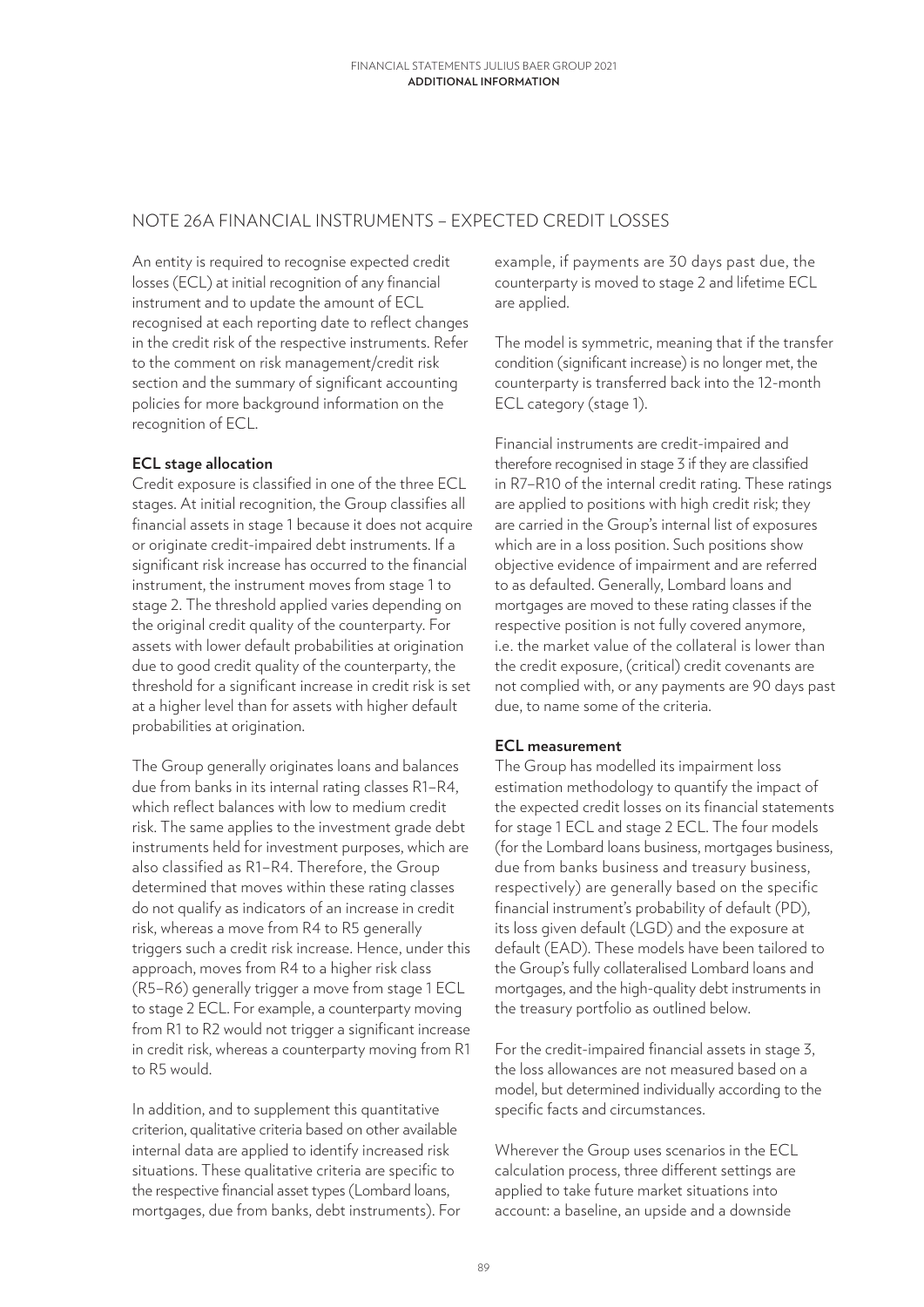## NOTE 26A FINANCIAL INSTRUMENTS – EXPECTED CREDIT LOSSES

An entity is required to recognise expected credit losses (ECL) at initial recognition of any financial instrument and to update the amount of ECL recognised at each reporting date to reflect changes in the credit risk of the respective instruments. Refer to the comment on risk management/credit risk section and the summary of significant accounting policies for more background information on the recognition of ECL.

### ECL stage allocation

Credit exposure is classified in one of the three ECL stages. At initial recognition, the Group classifies all financial assets in stage 1 because it does not acquire or originate credit-impaired debt instruments. If a significant risk increase has occurred to the financial instrument, the instrument moves from stage 1 to stage 2. The threshold applied varies depending on the original credit quality of the counterparty. For assets with lower default probabilities at origination due to good credit quality of the counterparty, the threshold for a significant increase in credit risk is set at a higher level than for assets with higher default probabilities at origination.

The Group generally originates loans and balances due from banks in its internal rating classes R1–R4, which reflect balances with low to medium credit risk. The same applies to the investment grade debt instruments held for investment purposes, which are also classified as R1–R4. Therefore, the Group determined that moves within these rating classes do not qualify as indicators of an increase in credit risk, whereas a move from R4 to R5 generally triggers such a credit risk increase. Hence, under this approach, moves from R4 to a higher risk class (R5–R6) generally trigger a move from stage 1 ECL to stage 2 ECL. For example, a counterparty moving from R1 to R2 would not trigger a significant increase in credit risk, whereas a counterparty moving from R1 to R5 would.

In addition, and to supplement this quantitative criterion, qualitative criteria based on other available internal data are applied to identify increased risk situations. These qualitative criteria are specific to the respective financial asset types (Lombard loans, mortgages, due from banks, debt instruments). For example, if payments are 30 days past due, the counterparty is moved to stage 2 and lifetime ECL are applied.

The model is symmetric, meaning that if the transfer condition (significant increase) is no longer met, the counterparty is transferred back into the 12-month ECL category (stage 1).

Financial instruments are credit-impaired and therefore recognised in stage 3 if they are classified in R7–R10 of the internal credit rating. These ratings are applied to positions with high credit risk; they are carried in the Group's internal list of exposures which are in a loss position. Such positions show objective evidence of impairment and are referred to as defaulted. Generally, Lombard loans and mortgages are moved to these rating classes if the respective position is not fully covered anymore, i.e. the market value of the collateral is lower than the credit exposure, (critical) credit covenants are not complied with, or any payments are 90 days past due, to name some of the criteria.

### ECL measurement

The Group has modelled its impairment loss estimation methodology to quantify the impact of the expected credit losses on its financial statements for stage 1 ECL and stage 2 ECL. The four models (for the Lombard loans business, mortgages business, due from banks business and treasury business, respectively) are generally based on the specific financial instrument's probability of default (PD), its loss given default (LGD) and the exposure at default (EAD). These models have been tailored to the Group's fully collateralised Lombard loans and mortgages, and the high-quality debt instruments in the treasury portfolio as outlined below.

For the credit-impaired financial assets in stage 3, the loss allowances are not measured based on a model, but determined individually according to the specific facts and circumstances.

Wherever the Group uses scenarios in the ECL calculation process, three different settings are applied to take future market situations into account: a baseline, an upside and a downside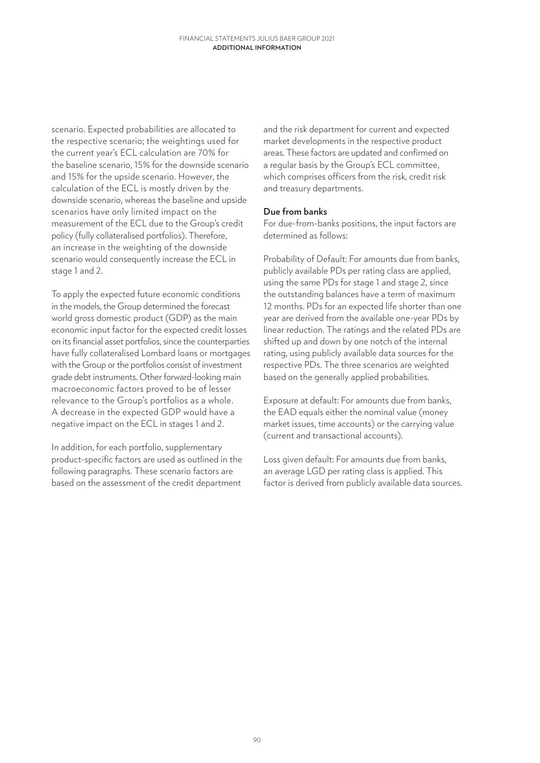scenario. Expected probabilities are allocated to the respective scenario; the weightings used for the current year's ECL calculation are 70% for the baseline scenario, 15% for the downside scenario and 15% for the upside scenario. However, the calculation of the ECL is mostly driven by the downside scenario, whereas the baseline and upside scenarios have only limited impact on the measurement of the ECL due to the Group's credit policy (fully collateralised portfolios). Therefore, an increase in the weighting of the downside scenario would consequently increase the ECL in stage 1 and 2.

To apply the expected future economic conditions in the models, the Group determined the forecast world gross domestic product (GDP) as the main economic input factor for the expected credit losses on its financial asset portfolios, since the counterparties have fully collateralised Lombard loans or mortgages with the Group or the portfolios consist of investment grade debt instruments. Other forward-looking main macroeconomic factors proved to be of lesser relevance to the Group's portfolios as a whole. A decrease in the expected GDP would have a negative impact on the ECL in stages 1 and 2.

In addition, for each portfolio, supplementary product-specific factors are used as outlined in the following paragraphs. These scenario factors are based on the assessment of the credit department and the risk department for current and expected market developments in the respective product areas. These factors are updated and confirmed on a regular basis by the Group's ECL committee, which comprises officers from the risk, credit risk and treasury departments.

**Due from banks**

For due-from-banks positions, the input factors are determined as follows:

Probability of Default: For amounts due from banks, publicly available PDs per rating class are applied, using the same PDs for stage 1 and stage 2, since the outstanding balances have a term of maximum 12 months. PDs for an expected life shorter than one year are derived from the available one-year PDs by linear reduction. The ratings and the related PDs are shifted up and down by one notch of the internal rating, using publicly available data sources for the respective PDs. The three scenarios are weighted based on the generally applied probabilities.

Exposure at default: For amounts due from banks, the EAD equals either the nominal value (money market issues, time accounts) or the carrying value (current and transactional accounts).

Loss given default: For amounts due from banks, an average LGD per rating class is applied. This factor is derived from publicly available data sources.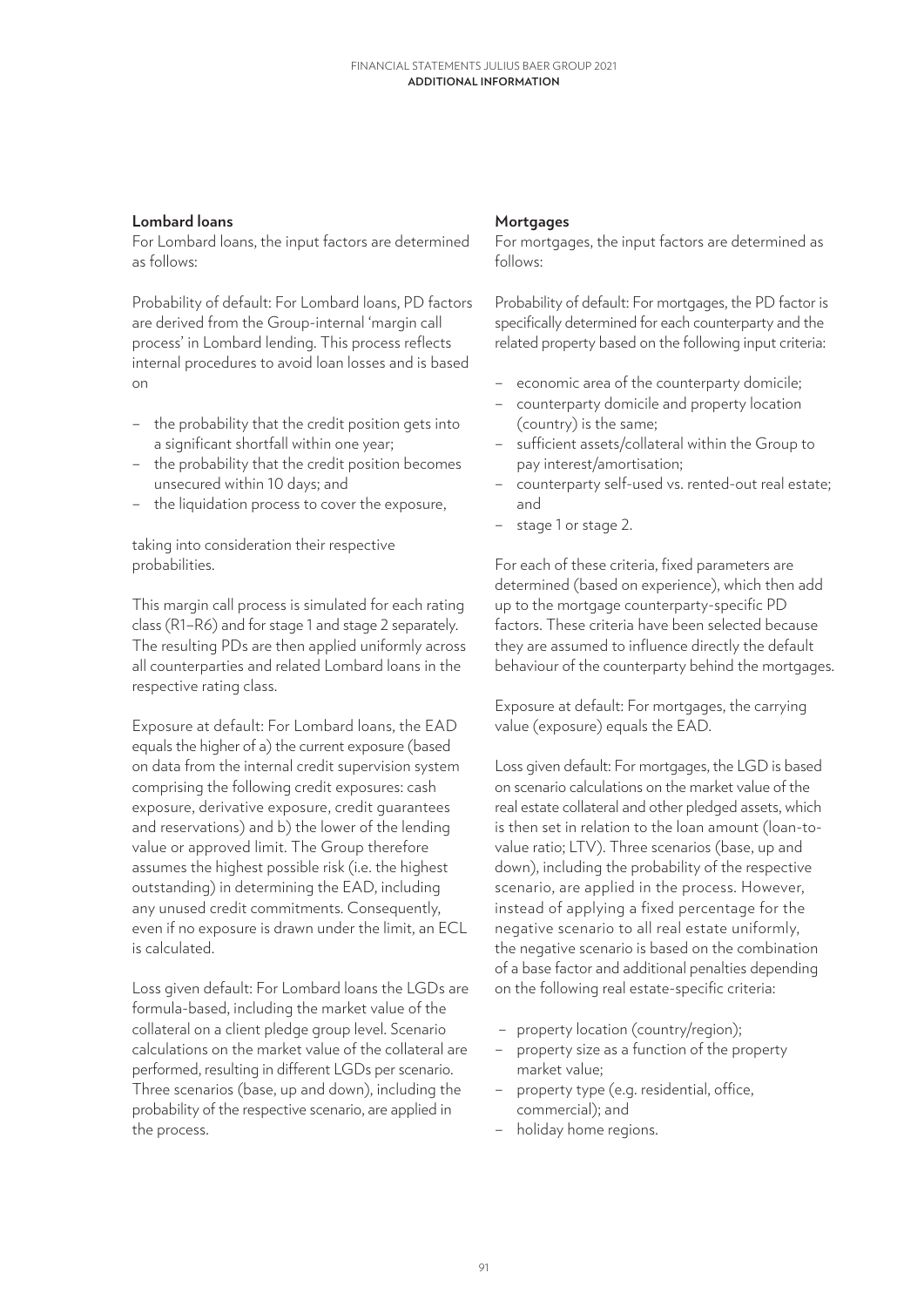### Lombard loans

For Lombard loans, the input factors are determined as follows:

Probability of default: For Lombard loans, PD factors are derived from the Group-internal 'margin call process' in Lombard lending. This process reflects internal procedures to avoid loan losses and is based on

- the probability that the credit position gets into a significant shortfall within one year;
- the probability that the credit position becomes unsecured within 10 days; and
- the liquidation process to cover the exposure,

taking into consideration their respective probabilities.

This margin call process is simulated for each rating class (R1–R6) and for stage 1 and stage 2 separately. The resulting PDs are then applied uniformly across all counterparties and related Lombard loans in the respective rating class.

Exposure at default: For Lombard loans, the EAD equals the higher of a) the current exposure (based on data from the internal credit supervision system comprising the following credit exposures: cash exposure, derivative exposure, credit guarantees and reservations) and b) the lower of the lending value or approved limit. The Group therefore assumes the highest possible risk (i.e. the highest outstanding) in determining the EAD, including any unused credit commitments. Consequently, even if no exposure is drawn under the limit, an ECL is calculated.

Loss given default: For Lombard loans the LGDs are formula-based, including the market value of the collateral on a client pledge group level. Scenario calculations on the market value of the collateral are performed, resulting in different LGDs per scenario. Three scenarios (base, up and down), including the probability of the respective scenario, are applied in the process.

### Mortgages

For mortgages, the input factors are determined as follows:

Probability of default: For mortgages, the PD factor is specifically determined for each counterparty and the related property based on the following input criteria:

- economic area of the counterparty domicile;
- counterparty domicile and property location (country) is the same;
- sufficient assets/collateral within the Group to pay interest/amortisation;
- counterparty self-used vs. rented-out real estate; and
- stage 1 or stage 2.

For each of these criteria, fixed parameters are determined (based on experience), which then add up to the mortgage counterparty-specific PD factors. These criteria have been selected because they are assumed to influence directly the default behaviour of the counterparty behind the mortgages.

Exposure at default: For mortgages, the carrying value (exposure) equals the EAD.

Loss given default: For mortgages, the LGD is based on scenario calculations on the market value of the real estate collateral and other pledged assets, which is then set in relation to the loan amount (loan-to-value ratio; LTV). Three scenarios (base, up and down), including the probability of the respective scenario, are applied in the process. However, instead of applying a fixed percentage for the negative scenario to all real estate uniformly, the negative scenario is based on the combination of a base factor and additional penalties depending on the following real estate-specific criteria:

- property location (country/region);
- property size as a function of the property market value;
- property type (e.g. residential, office, commercial); and
- holiday home regions.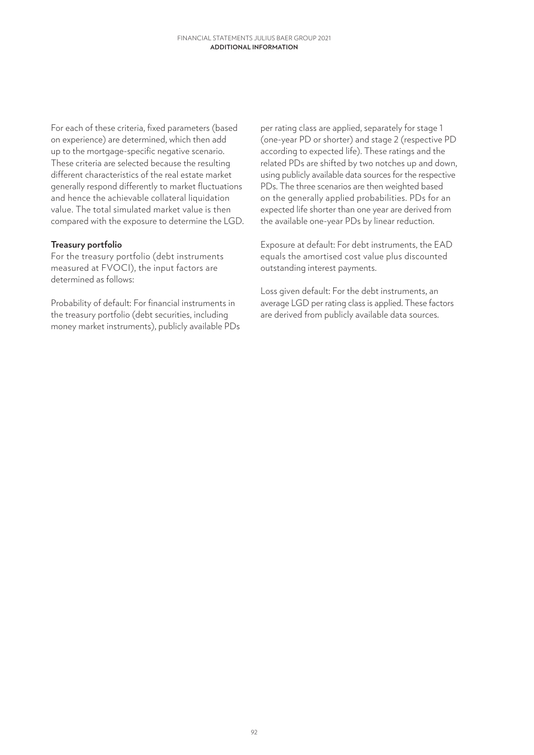For each of these criteria, fixed parameters (based on experience) are determined, which then add up to the mortgage-specific negative scenario. These criteria are selected because the resulting different characteristics of the real estate market generally respond differently to market fluctuations and hence the achievable collateral liquidation value. The total simulated market value is then compared with the exposure to determine the LGD.

**Treasury portfolio**

For the treasury portfolio (debt instruments measured at FVOCI), the input factors are determined as follows:

Probability of default: For financial instruments in the treasury portfolio (debt securities, including money market instruments), publicly available PDs per rating class are applied, separately for stage 1 (one-year PD or shorter) and stage 2 (respective PD according to expected life). These ratings and the related PDs are shifted by two notches up and down, using publicly available data sources for the respective PDs. The three scenarios are then weighted based on the generally applied probabilities. PDs for an expected life shorter than one year are derived from the available one-year PDs by linear reduction.

Exposure at default: For debt instruments, the EAD equals the amortised cost value plus discounted outstanding interest payments.

Loss given default: For the debt instruments, an average LGD per rating class is applied. These factors are derived from publicly available data sources.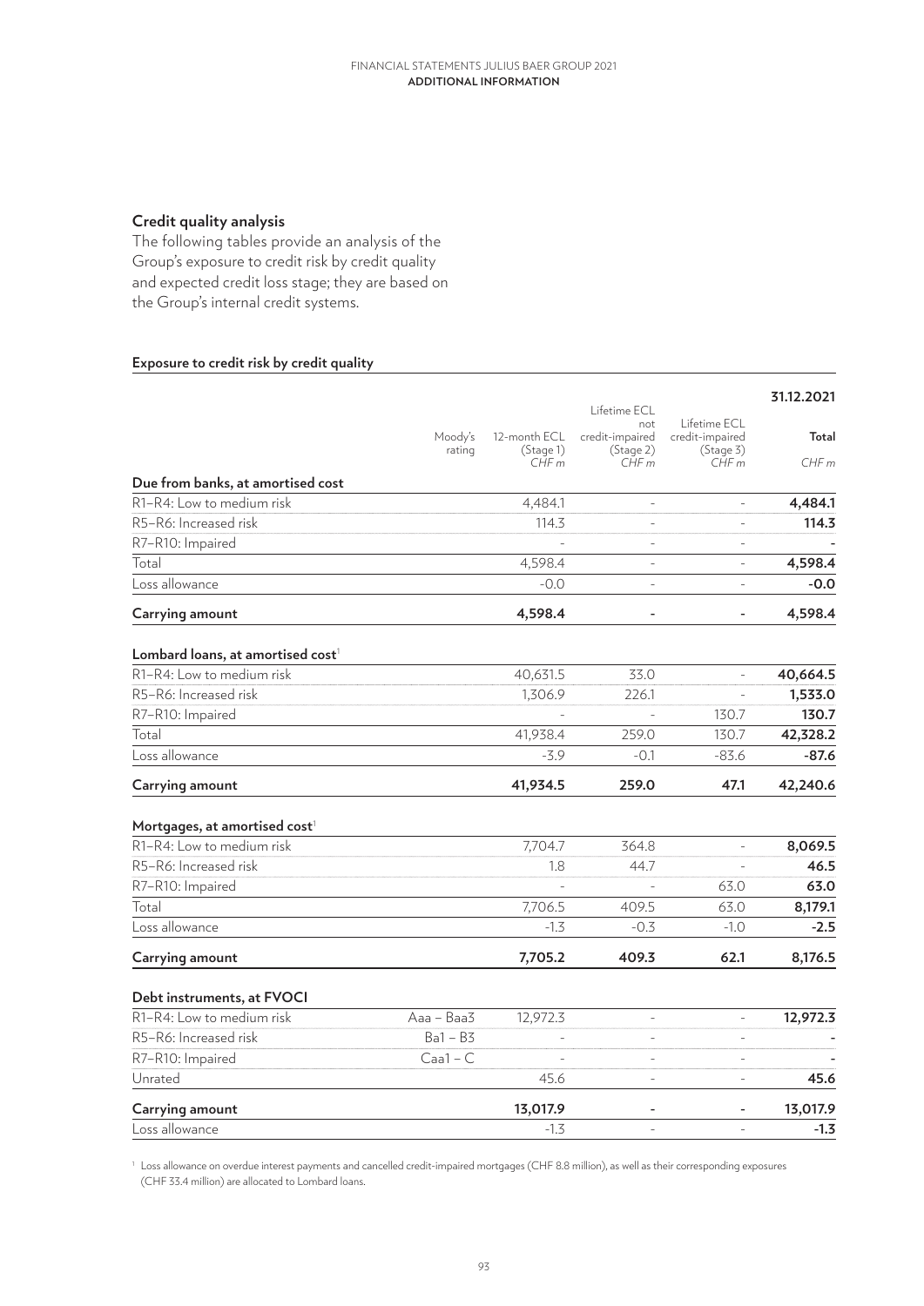## Credit quality analysis

The following tables provide an analysis of the Group's exposure to credit risk by credit quality and expected credit loss stage; they are based on the Group's internal credit systems.

### Exposure to credit risk by credit quality

| | Moody's rating | 12-month ECL (Stage 1) CHF m | Lifetime ECL not credit-impaired (Stage 2) CHF m | Lifetime ECL credit-impaired (Stage 3) CHF m | 31.12.2021 Total CHF m |
|---|---|---|---|---|---|
| **Due from banks, at amortised cost** | | | | | |
| R1–R4: Low to medium risk | | 4,484.1 | - | - | **4,484.1** |
| R5–R6: Increased risk | | 114.3 | - | - | **114.3** |
| R7–R10: Impaired | | - | - | - | **-** |
| Total | | 4,598.4 | - | - | **4,598.4** |
| Loss allowance | | -0.0 | - | - | **-0.0** |
| **Carrying amount** | | **4,598.4** | **-** | **-** | **4,598.4** |
| **Lombard loans, at amortised cost[1]** | | | | | |
| R1–R4: Low to medium risk | | 40,631.5 | 33.0 | - | **40,664.5** |
| R5–R6: Increased risk | | 1,306.9 | 226.1 | - | **1,533.0** |
| R7–R10: Impaired | | - | - | 130.7 | **130.7** |
| Total | | 41,938.4 | 259.0 | 130.7 | **42,328.2** |
| Loss allowance | | -3.9 | -0.1 | -83.6 | **-87.6** |
| **Carrying amount** | | **41,934.5** | **259.0** | **47.1** | **42,240.6** |
| **Mortgages, at amortised cost[1]** | | | | | |
| R1–R4: Low to medium risk | | 7,704.7 | 364.8 | - | **8,069.5** |
| R5–R6: Increased risk | | 1.8 | 44.7 | - | **46.5** |
| R7–R10: Impaired | | - | - | 63.0 | **63.0** |
| Total | | 7,706.5 | 409.5 | 63.0 | **8,179.1** |
| Loss allowance | | -1.3 | -0.3 | -1.0 | **-2.5** |
| **Carrying amount** | | **7,705.2** | **409.3** | **62.1** | **8,176.5** |
| **Debt instruments, at FVOCI** | | | | | |
| R1–R4: Low to medium risk | Aaa – Baa3 | 12,972.3 | - | - | **12,972.3** |
| R5–R6: Increased risk | Ba1 – B3 | - | - | - | **-** |
| R7–R10: Impaired | Caa1 – C | - | - | - | **-** |
| Unrated | | 45.6 | - | - | **45.6** |
| **Carrying amount** | | **13,017.9** | **-** | **-** | **13,017.9** |
| Loss allowance | | -1.3 | - | - | **-1.3** |

[1] Loss allowance on overdue interest payments and cancelled credit-impaired mortgages (CHF 8.8 million), as well as their corresponding exposures (CHF 33.4 million) are allocated to Lombard loans.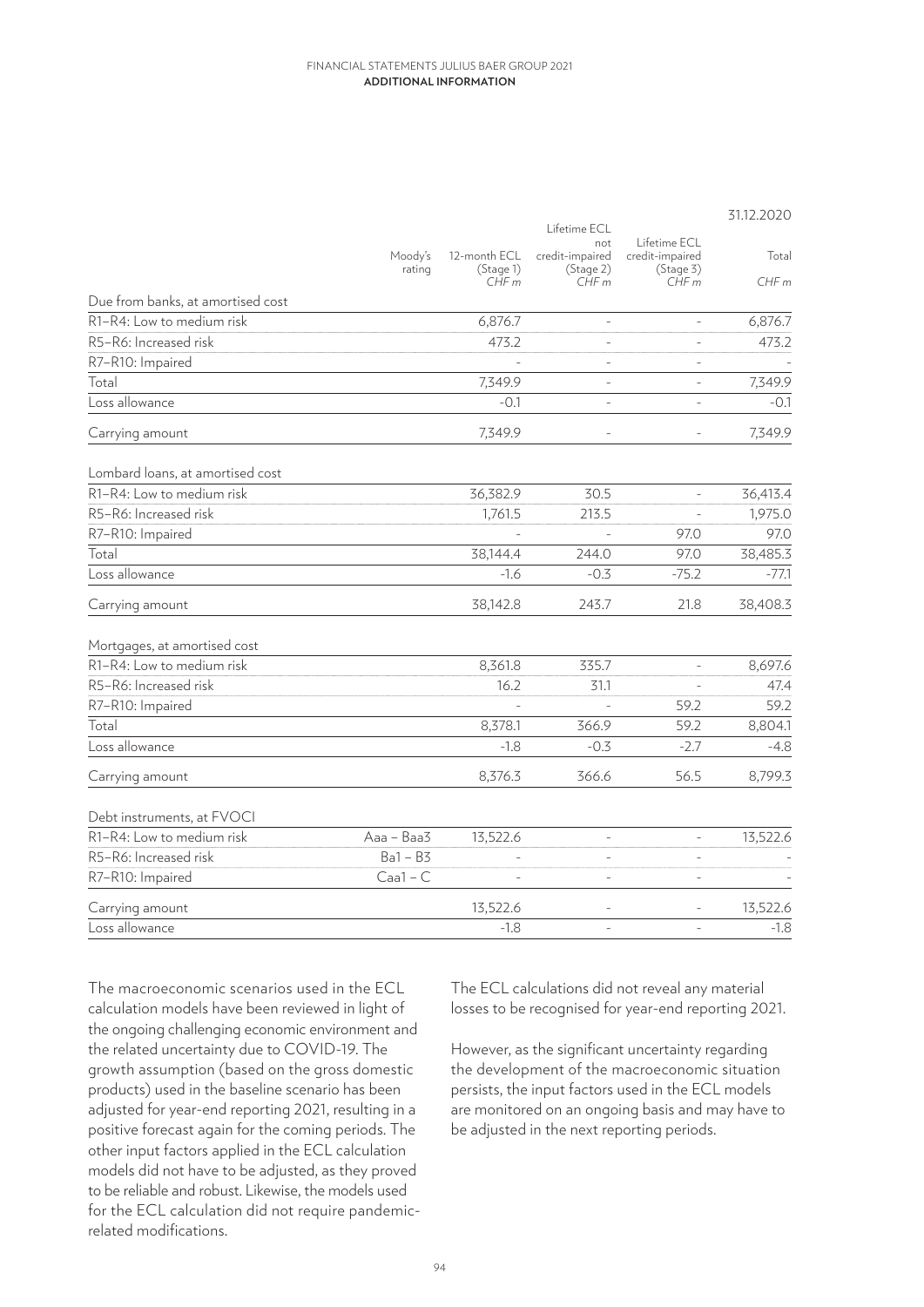| | Moody's rating | 12-month ECL (Stage 1) CHF m | Lifetime ECL not credit-impaired (Stage 2) CHF m | Lifetime ECL credit-impaired (Stage 3) CHF m | 31.12.2020 Total CHF m |
|---|---|---|---|---|---|
| **Due from banks, at amortised cost** | | | | | |
| R1–R4: Low to medium risk | | 6,876.7 | - | - | 6,876.7 |
| R5–R6: Increased risk | | 473.2 | - | - | 473.2 |
| R7–R10: Impaired | | - | - | - | - |
| Total | | 7,349.9 | - | - | 7,349.9 |
| Loss allowance | | -0.1 | - | - | -0.1 |
| Carrying amount | | 7,349.9 | - | - | 7,349.9 |
| **Lombard loans, at amortised cost** | | | | | |
| R1–R4: Low to medium risk | | 36,382.9 | 30.5 | - | 36,413.4 |
| R5–R6: Increased risk | | 1,761.5 | 213.5 | - | 1,975.0 |
| R7–R10: Impaired | | - | - | 97.0 | 97.0 |
| Total | | 38,144.4 | 244.0 | 97.0 | 38,485.3 |
| Loss allowance | | -1.6 | -0.3 | -75.2 | -77.1 |
| Carrying amount | | 38,142.8 | 243.7 | 21.8 | 38,408.3 |
| **Mortgages, at amortised cost** | | | | | |
| R1–R4: Low to medium risk | | 8,361.8 | 335.7 | - | 8,697.6 |
| R5–R6: Increased risk | | 16.2 | 31.1 | - | 47.4 |
| R7–R10: Impaired | | - | - | 59.2 | 59.2 |
| Total | | 8,378.1 | 366.9 | 59.2 | 8,804.1 |
| Loss allowance | | -1.8 | -0.3 | -2.7 | -4.8 |
| Carrying amount | | 8,376.3 | 366.6 | 56.5 | 8,799.3 |
| **Debt instruments, at FVOCI** | | | | | |
| R1–R4: Low to medium risk | Aaa – Baa3 | 13,522.6 | - | - | 13,522.6 |
| R5–R6: Increased risk | Ba1 – B3 | - | - | - | - |
| R7–R10: Impaired | Caa1 – C | - | - | - | - |
| Carrying amount | | 13,522.6 | - | - | 13,522.6 |
| Loss allowance | | -1.8 | - | - | -1.8 |

The macroeconomic scenarios used in the ECL calculation models have been reviewed in light of the ongoing challenging economic environment and the related uncertainty due to COVID-19. The growth assumption (based on the gross domestic products) used in the baseline scenario has been adjusted for year-end reporting 2021, resulting in a positive forecast again for the coming periods. The other input factors applied in the ECL calculation models did not have to be adjusted, as they proved to be reliable and robust. Likewise, the models used for the ECL calculation did not require pandemic-related modifications.

The ECL calculations did not reveal any material losses to be recognised for year-end reporting 2021.

However, as the significant uncertainty regarding the development of the macroeconomic situation persists, the input factors used in the ECL models are monitored on an ongoing basis and may have to be adjusted in the next reporting periods.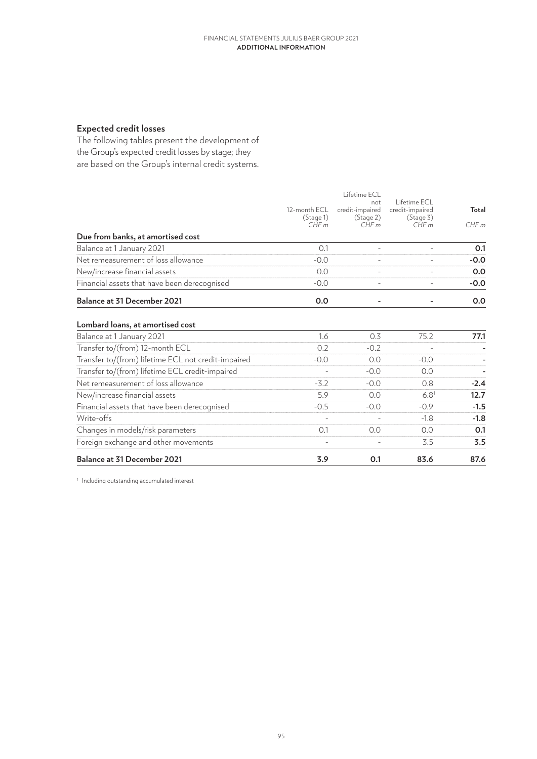## Expected credit losses

The following tables present the development of the Group's expected credit losses by stage; they are based on the Group's internal credit systems.

| | 12-month ECL (Stage 1) CHF m | Lifetime ECL not credit-impaired (Stage 2) CHF m | Lifetime ECL credit-impaired (Stage 3) CHF m | **Total** CHF m |
|---|---|---|---|---|
| **Due from banks, at amortised cost** | | | | |
| Balance at 1 January 2021 | 0.1 | - | - | **0.1** |
| Net remeasurement of loss allowance | -0.0 | - | - | **-0.0** |
| New/increase financial assets | 0.0 | - | - | **0.0** |
| Financial assets that have been derecognised | -0.0 | - | - | **-0.0** |
| **Balance at 31 December 2021** | **0.0** | **-** | **-** | **0.0** |
| | | | | |
| **Lombard loans, at amortised cost** | | | | |
| Balance at 1 January 2021 | 1.6 | 0.3 | 75.2 | **77.1** |
| Transfer to/(from) 12-month ECL | 0.2 | -0.2 | - | **-** |
| Transfer to/(from) lifetime ECL not credit-impaired | -0.0 | 0.0 | -0.0 | **-** |
| Transfer to/(from) lifetime ECL credit-impaired | - | -0.0 | 0.0 | **-** |
| Net remeasurement of loss allowance | -3.2 | -0.0 | 0.8 | **-2.4** |
| New/increase financial assets | 5.9 | 0.0 | 6.8[1] | **12.7** |
| Financial assets that have been derecognised | -0.5 | -0.0 | -0.9 | **-1.5** |
| Write-offs | - | - | -1.8 | **-1.8** |
| Changes in models/risk parameters | 0.1 | 0.0 | 0.0 | **0.1** |
| Foreign exchange and other movements | - | - | 3.5 | **3.5** |
| **Balance at 31 December 2021** | **3.9** | **0.1** | **83.6** | **87.6** |

[1] Including outstanding accumulated interest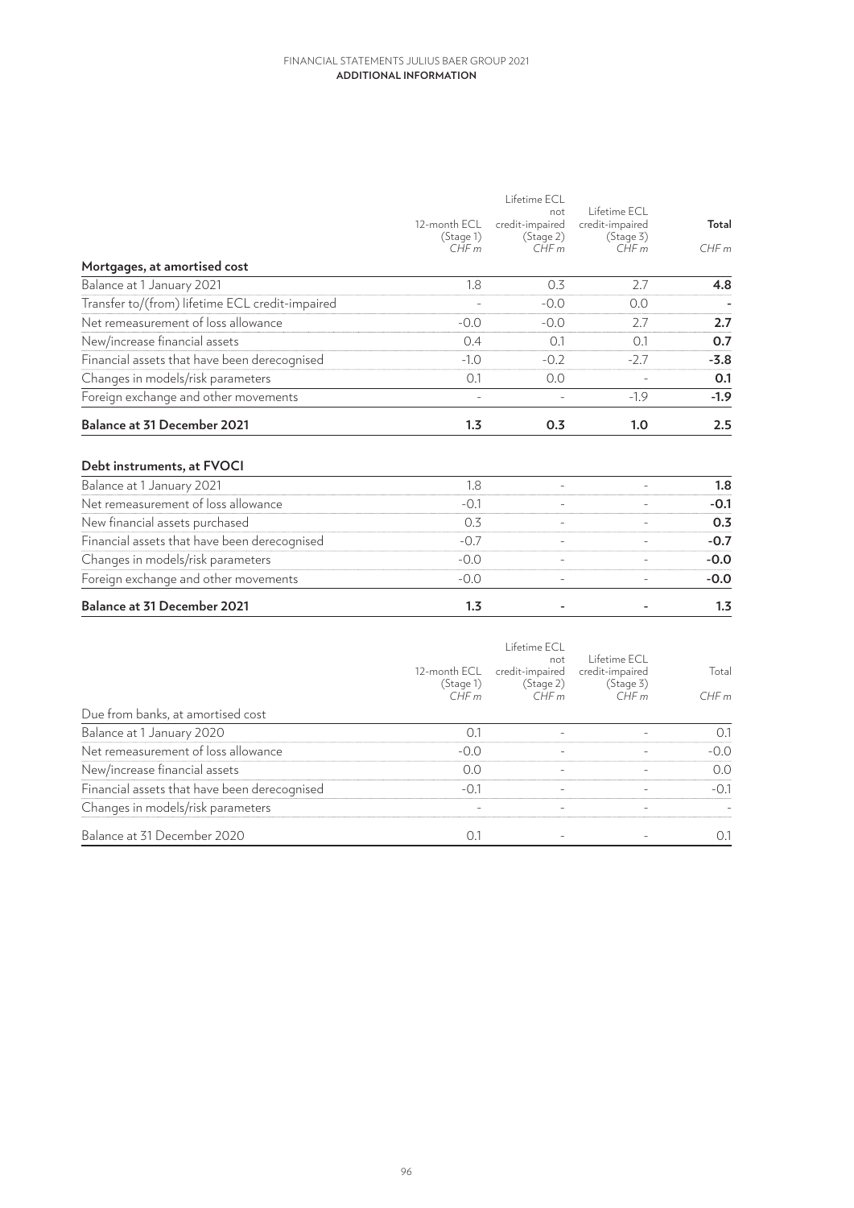| | 12-month ECL (Stage 1) CHF m | Lifetime ECL not credit-impaired (Stage 2) CHF m | Lifetime ECL credit-impaired (Stage 3) CHF m | **Total** CHF m |
|---|---|---|---|---|
| **Mortgages, at amortised cost** | | | | |
| Balance at 1 January 2021 | 1.8 | 0.3 | 2.7 | **4.8** |
| Transfer to/(from) lifetime ECL credit-impaired | - | -0.0 | 0.0 | **-** |
| Net remeasurement of loss allowance | -0.0 | -0.0 | 2.7 | **2.7** |
| New/increase financial assets | 0.4 | 0.1 | 0.1 | **0.7** |
| Financial assets that have been derecognised | -1.0 | -0.2 | -2.7 | **-3.8** |
| Changes in models/risk parameters | 0.1 | 0.0 | - | **0.1** |
| Foreign exchange and other movements | - | - | -1.9 | **-1.9** |
| **Balance at 31 December 2021** | **1.3** | **0.3** | **1.0** | **2.5** |
| | | | | |
| **Debt instruments, at FVOCI** | | | | |
| Balance at 1 January 2021 | 1.8 | - | - | **1.8** |
| Net remeasurement of loss allowance | -0.1 | - | - | **-0.1** |
| New financial assets purchased | 0.3 | - | - | **0.3** |
| Financial assets that have been derecognised | -0.7 | - | - | **-0.7** |
| Changes in models/risk parameters | -0.0 | - | - | **-0.0** |
| Foreign exchange and other movements | -0.0 | - | - | **-0.0** |
| **Balance at 31 December 2021** | **1.3** | **-** | **-** | **1.3** |

| | 12-month ECL (Stage 1) CHF m | Lifetime ECL not credit-impaired (Stage 2) CHF m | Lifetime ECL credit-impaired (Stage 3) CHF m | Total CHF m |
|---|---|---|---|---|
| Due from banks, at amortised cost | | | | |
| Balance at 1 January 2020 | 0.1 | - | - | 0.1 |
| Net remeasurement of loss allowance | -0.0 | - | - | -0.0 |
| New/increase financial assets | 0.0 | - | - | 0.0 |
| Financial assets that have been derecognised | -0.1 | - | - | -0.1 |
| Changes in models/risk parameters | - | - | - | - |
| Balance at 31 December 2020 | 0.1 | - | - | 0.1 |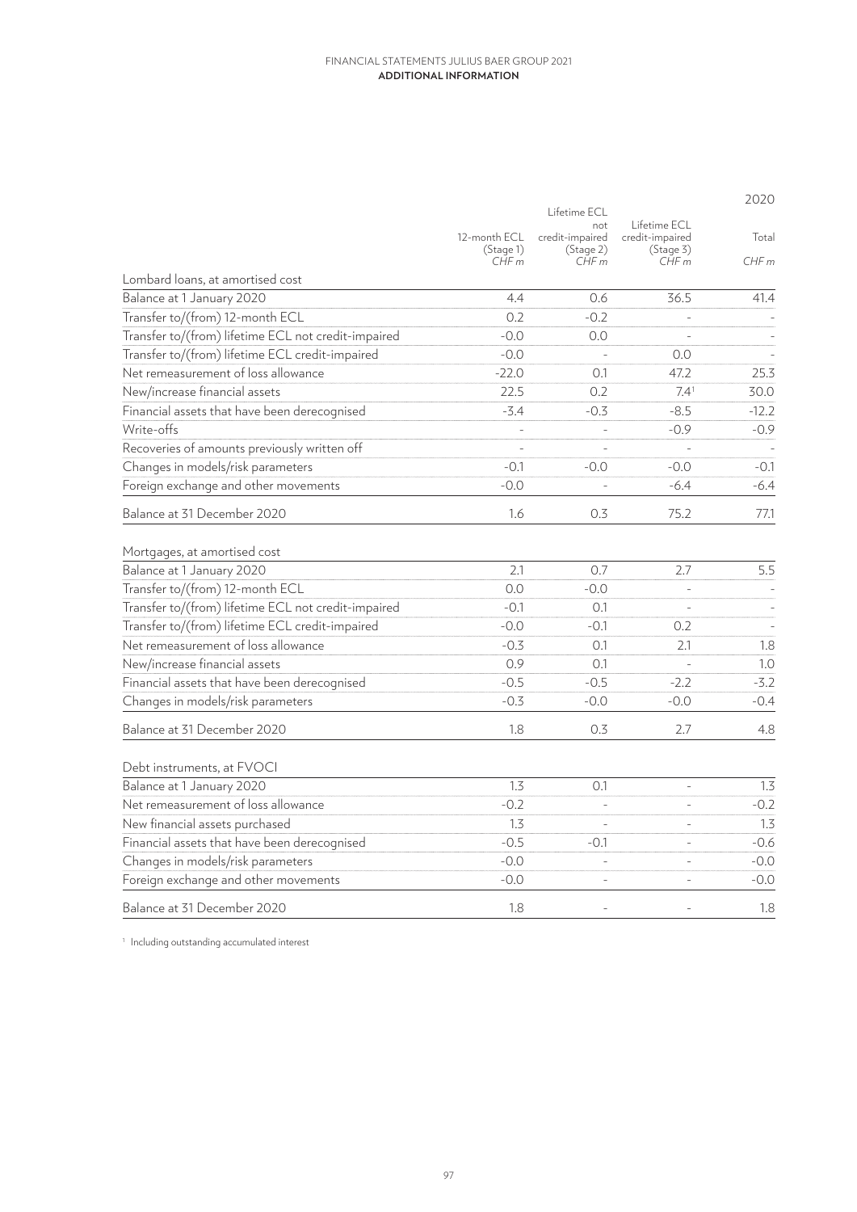| | 12-month ECL (Stage 1) CHF m | Lifetime ECL not credit-impaired (Stage 2) CHF m | Lifetime ECL credit-impaired (Stage 3) CHF m | 2020 Total CHF m |
|---|---|---|---|---|
| **Lombard loans, at amortised cost** | | | | |
| Balance at 1 January 2020 | 4.4 | 0.6 | 36.5 | 41.4 |
| Transfer to/(from) 12-month ECL | 0.2 | -0.2 | - | - |
| Transfer to/(from) lifetime ECL not credit-impaired | -0.0 | 0.0 | - | - |
| Transfer to/(from) lifetime ECL credit-impaired | -0.0 | - | 0.0 | - |
| Net remeasurement of loss allowance | -22.0 | 0.1 | 47.2 | 25.3 |
| New/increase financial assets | 22.5 | 0.2 | 7.4[1] | 30.0 |
| Financial assets that have been derecognised | -3.4 | -0.3 | -8.5 | -12.2 |
| Write-offs | - | - | -0.9 | -0.9 |
| Recoveries of amounts previously written off | - | - | - | - |
| Changes in models/risk parameters | -0.1 | -0.0 | -0.0 | -0.1 |
| Foreign exchange and other movements | -0.0 | - | -6.4 | -6.4 |
| Balance at 31 December 2020 | 1.6 | 0.3 | 75.2 | 77.1 |
| **Mortgages, at amortised cost** | | | | |
| Balance at 1 January 2020 | 2.1 | 0.7 | 2.7 | 5.5 |
| Transfer to/(from) 12-month ECL | 0.0 | -0.0 | - | - |
| Transfer to/(from) lifetime ECL not credit-impaired | -0.1 | 0.1 | - | - |
| Transfer to/(from) lifetime ECL credit-impaired | -0.0 | -0.1 | 0.2 | - |
| Net remeasurement of loss allowance | -0.3 | 0.1 | 2.1 | 1.8 |
| New/increase financial assets | 0.9 | 0.1 | - | 1.0 |
| Financial assets that have been derecognised | -0.5 | -0.5 | -2.2 | -3.2 |
| Changes in models/risk parameters | -0.3 | -0.0 | -0.0 | -0.4 |
| Balance at 31 December 2020 | 1.8 | 0.3 | 2.7 | 4.8 |
| **Debt instruments, at FVOCI** | | | | |
| Balance at 1 January 2020 | 1.3 | 0.1 | - | 1.3 |
| Net remeasurement of loss allowance | -0.2 | - | - | -0.2 |
| New financial assets purchased | 1.3 | - | - | 1.3 |
| Financial assets that have been derecognised | -0.5 | -0.1 | - | -0.6 |
| Changes in models/risk parameters | -0.0 | - | - | -0.0 |
| Foreign exchange and other movements | -0.0 | - | - | -0.0 |
| Balance at 31 December 2020 | 1.8 | - | - | 1.8 |

[1] Including outstanding accumulated interest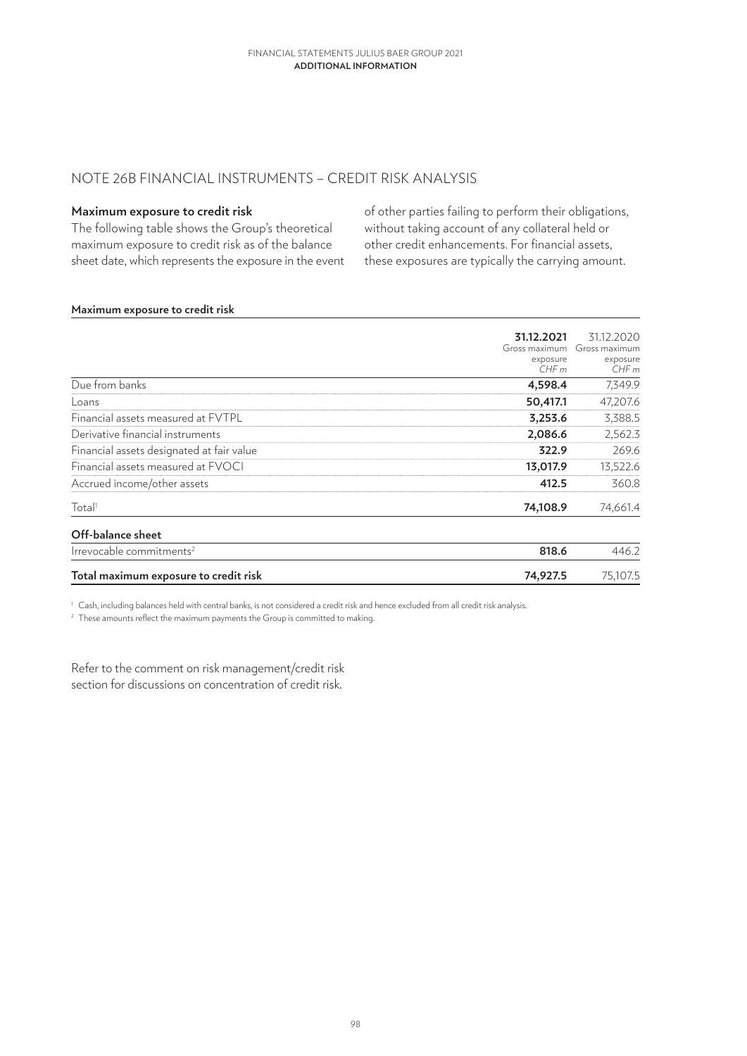## NOTE 26B FINANCIAL INSTRUMENTS – CREDIT RISK ANALYSIS

**Maximum exposure to credit risk**

The following table shows the Group's theoretical maximum exposure to credit risk as of the balance sheet date, which represents the exposure in the event of other parties failing to perform their obligations, without taking account of any collateral held or other credit enhancements. For financial assets, these exposures are typically the carrying amount.

**Maximum exposure to credit risk**

| | **31.12.2021** Gross maximum exposure *CHF m* | 31.12.2020 Gross maximum exposure *CHF m* |
|---|---|---|
| Due from banks | **4,598.4** | 7,349.9 |
| Loans | **50,417.1** | 47,207.6 |
| Financial assets measured at FVTPL | **3,253.6** | 3,388.5 |
| Derivative financial instruments | **2,086.6** | 2,562.3 |
| Financial assets designated at fair value | **322.9** | 269.6 |
| Financial assets measured at FVOCI | **13,017.9** | 13,522.6 |
| Accrued income/other assets | **412.5** | 360.8 |
| Total[1] | **74,108.9** | 74,661.4 |
| **Off-balance sheet** | | |
| Irrevocable commitments[2] | **818.6** | 446.2 |
| **Total maximum exposure to credit risk** | **74,927.5** | 75,107.5 |

[1] Cash, including balances held with central banks, is not considered a credit risk and hence excluded from all credit risk analysis.

[2] These amounts reflect the maximum payments the Group is committed to making.

Refer to the comment on risk management/credit risk section for discussions on concentration of credit risk.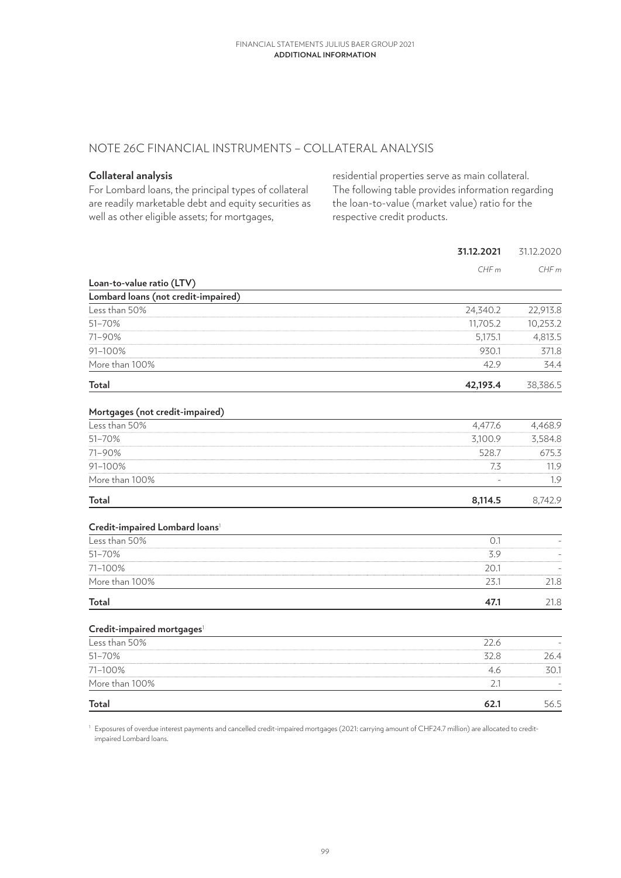## NOTE 26C FINANCIAL INSTRUMENTS – COLLATERAL ANALYSIS

**Collateral analysis**

For Lombard loans, the principal types of collateral are readily marketable debt and equity securities as well as other eligible assets; for mortgages, residential properties serve as main collateral. The following table provides information regarding the loan-to-value (market value) ratio for the respective credit products.

| | **31.12.2021** | 31.12.2020 |
|---|---|---|
| | *CHF m* | *CHF m* |
| **Loan-to-value ratio (LTV)** | | |
| **Lombard loans (not credit-impaired)** | | |
| Less than 50% | 24,340.2 | 22,913.8 |
| 51–70% | 11,705.2 | 10,253.2 |
| 71–90% | 5,175.1 | 4,813.5 |
| 91–100% | 930.1 | 371.8 |
| More than 100% | 42.9 | 34.4 |
| **Total** | **42,193.4** | 38,386.5 |
| | | |
| **Mortgages (not credit-impaired)** | | |
| Less than 50% | 4,477.6 | 4,468.9 |
| 51–70% | 3,100.9 | 3,584.8 |
| 71–90% | 528.7 | 675.3 |
| 91–100% | 7.3 | 11.9 |
| More than 100% | - | 1.9 |
| **Total** | **8,114.5** | 8,742.9 |
| | | |
| **Credit-impaired Lombard loans**[1] | | |
| Less than 50% | 0.1 | - |
| 51–70% | 3.9 | - |
| 71–100% | 20.1 | - |
| More than 100% | 23.1 | 21.8 |
| **Total** | **47.1** | 21.8 |
| | | |
| **Credit-impaired mortgages**[1] | | |
| Less than 50% | 22.6 | - |
| 51–70% | 32.8 | 26.4 |
| 71–100% | 4.6 | 30.1 |
| More than 100% | 2.1 | - |
| **Total** | **62.1** | 56.5 |

[1] Exposures of overdue interest payments and cancelled credit-impaired mortgages (2021: carrying amount of CHF24.7 million) are allocated to credit-impaired Lombard loans.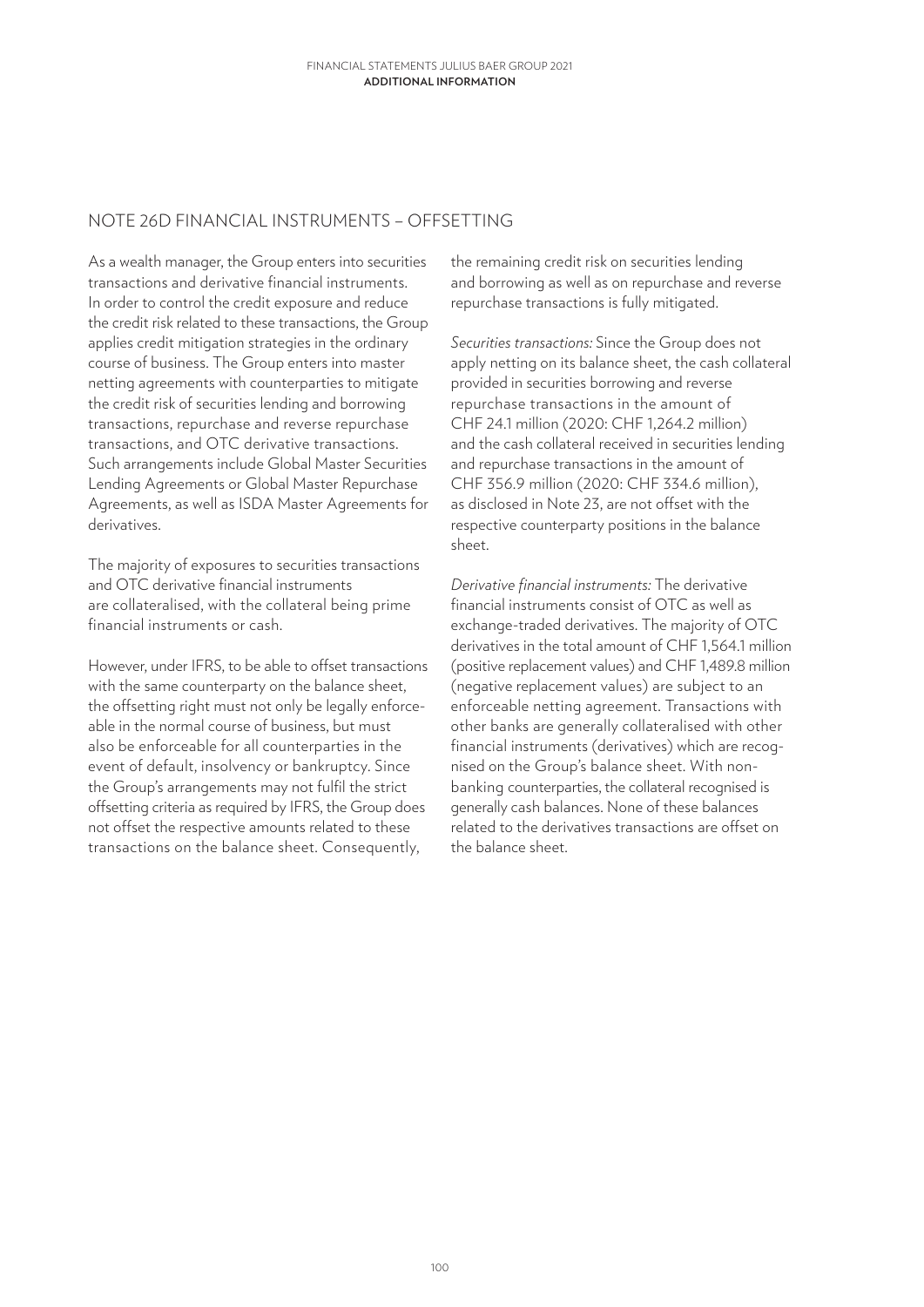## NOTE 26D FINANCIAL INSTRUMENTS – OFFSETTING

As a wealth manager, the Group enters into securities transactions and derivative financial instruments. In order to control the credit exposure and reduce the credit risk related to these transactions, the Group applies credit mitigation strategies in the ordinary course of business. The Group enters into master netting agreements with counterparties to mitigate the credit risk of securities lending and borrowing transactions, repurchase and reverse repurchase transactions, and OTC derivative transactions. Such arrangements include Global Master Securities Lending Agreements or Global Master Repurchase Agreements, as well as ISDA Master Agreements for derivatives.

The majority of exposures to securities transactions and OTC derivative financial instruments are collateralised, with the collateral being prime financial instruments or cash.

However, under IFRS, to be able to offset transactions with the same counterparty on the balance sheet, the offsetting right must not only be legally enforceable in the normal course of business, but must also be enforceable for all counterparties in the event of default, insolvency or bankruptcy. Since the Group's arrangements may not fulfil the strict offsetting criteria as required by IFRS, the Group does not offset the respective amounts related to these transactions on the balance sheet. Consequently, the remaining credit risk on securities lending and borrowing as well as on repurchase and reverse repurchase transactions is fully mitigated.

*Securities transactions:* Since the Group does not apply netting on its balance sheet, the cash collateral provided in securities borrowing and reverse repurchase transactions in the amount of CHF 24.1 million (2020: CHF 1,264.2 million) and the cash collateral received in securities lending and repurchase transactions in the amount of CHF 356.9 million (2020: CHF 334.6 million), as disclosed in Note 23, are not offset with the respective counterparty positions in the balance sheet.

*Derivative financial instruments:* The derivative financial instruments consist of OTC as well as exchange-traded derivatives. The majority of OTC derivatives in the total amount of CHF 1,564.1 million (positive replacement values) and CHF 1,489.8 million (negative replacement values) are subject to an enforceable netting agreement. Transactions with other banks are generally collateralised with other financial instruments (derivatives) which are recognised on the Group's balance sheet. With non-banking counterparties, the collateral recognised is generally cash balances. None of these balances related to the derivatives transactions are offset on the balance sheet.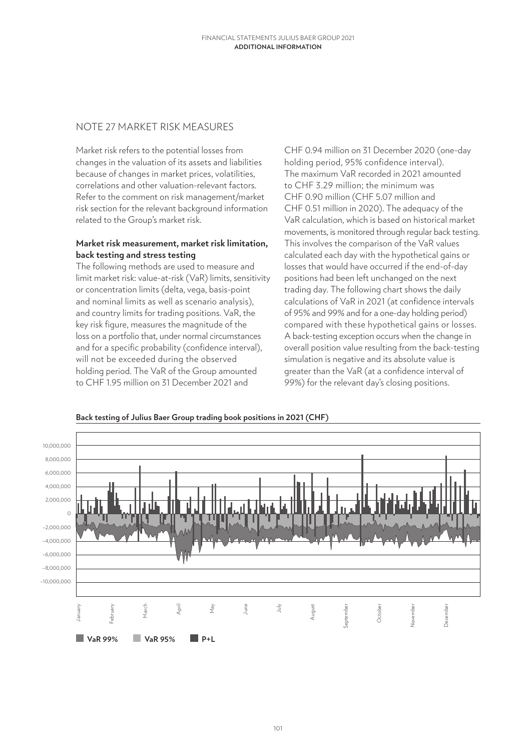## NOTE 27 MARKET RISK MEASURES

Market risk refers to the potential losses from changes in the valuation of its assets and liabilities because of changes in market prices, volatilities, correlations and other valuation-relevant factors. Refer to the comment on risk management/market risk section for the relevant background information related to the Group's market risk.

### Market risk measurement, market risk limitation, back testing and stress testing

The following methods are used to measure and limit market risk: value-at-risk (VaR) limits, sensitivity or concentration limits (delta, vega, basis-point and nominal limits as well as scenario analysis), and country limits for trading positions. VaR, the key risk figure, measures the magnitude of the loss on a portfolio that, under normal circumstances and for a specific probability (confidence interval), will not be exceeded during the observed holding period. The VaR of the Group amounted to CHF 1.95 million on 31 December 2021 and CHF 0.94 million on 31 December 2020 (one-day holding period, 95% confidence interval). The maximum VaR recorded in 2021 amounted to CHF 3.29 million; the minimum was CHF 0.90 million (CHF 5.07 million and CHF 0.51 million in 2020). The adequacy of the VaR calculation, which is based on historical market movements, is monitored through regular back testing. This involves the comparison of the VaR values calculated each day with the hypothetical gains or losses that would have occurred if the end-of-day positions had been left unchanged on the next trading day. The following chart shows the daily calculations of VaR in 2021 (at confidence intervals of 95% and 99% and for a one-day holding period) compared with these hypothetical gains or losses. A back-testing exception occurs when the change in overall position value resulting from the back-testing simulation is negative and its absolute value is greater than the VaR (at a confidence interval of 99%) for the relevant day's closing positions.

**Back testing of Julius Baer Group trading book positions in 2021 (CHF)**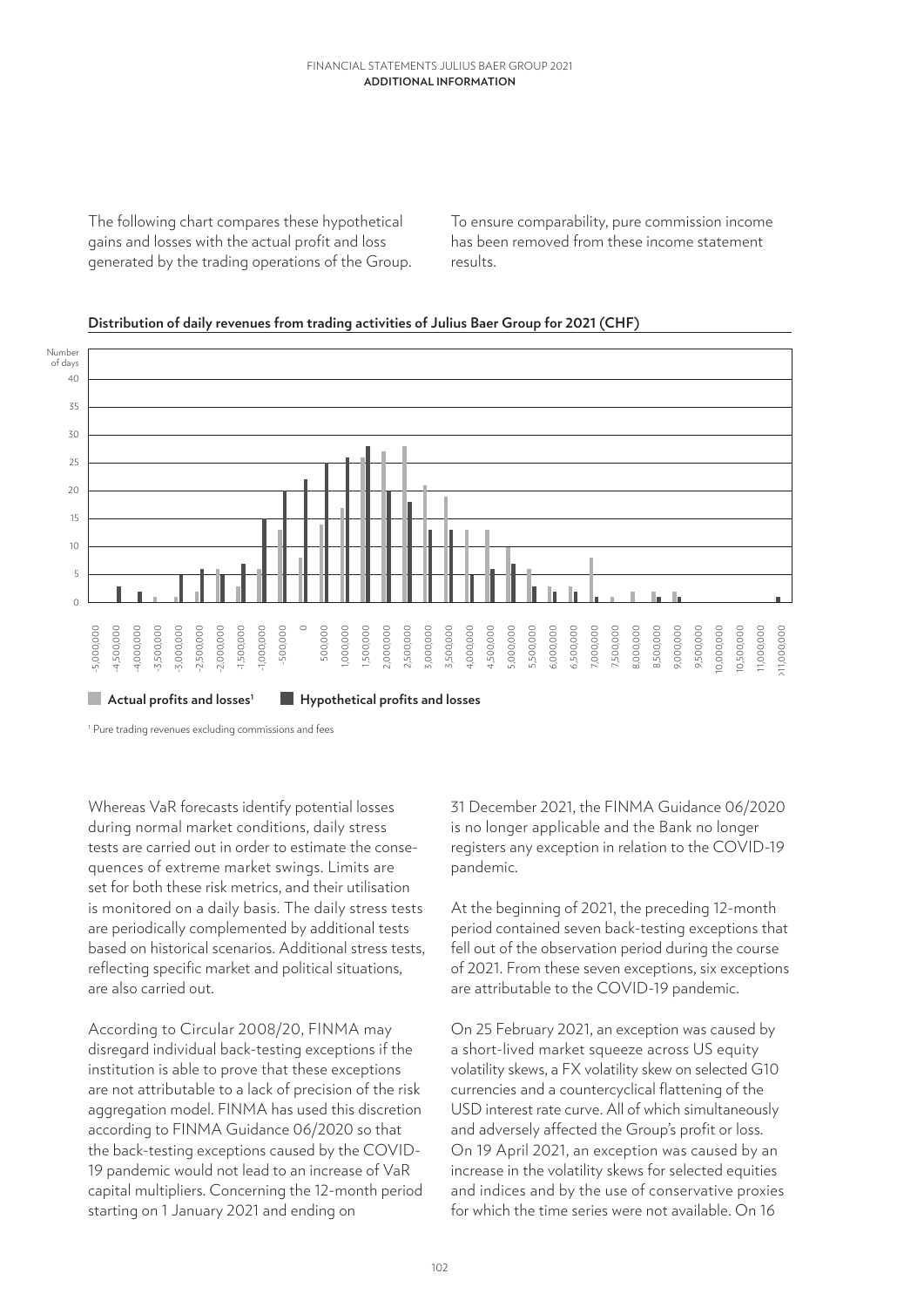The following chart compares these hypothetical gains and losses with the actual profit and loss generated by the trading operations of the Group. To ensure comparability, pure commission income has been removed from these income statement results.

**Distribution of daily revenues from trading activities of Julius Baer Group for 2021 (CHF)**

[1] Pure trading revenues excluding commissions and fees

Whereas VaR forecasts identify potential losses during normal market conditions, daily stress tests are carried out in order to estimate the consequences of extreme market swings. Limits are set for both these risk metrics, and their utilisation is monitored on a daily basis. The daily stress tests are periodically complemented by additional tests based on historical scenarios. Additional stress tests, reflecting specific market and political situations, are also carried out.

According to Circular 2008/20, FINMA may disregard individual back-testing exceptions if the institution is able to prove that these exceptions are not attributable to a lack of precision of the risk aggregation model. FINMA has used this discretion according to FINMA Guidance 06/2020 so that the back-testing exceptions caused by the COVID-19 pandemic would not lead to an increase of VaR capital multipliers. Concerning the 12-month period starting on 1 January 2021 and ending on 31 December 2021, the FINMA Guidance 06/2020 is no longer applicable and the Bank no longer registers any exception in relation to the COVID-19 pandemic.

At the beginning of 2021, the preceding 12-month period contained seven back-testing exceptions that fell out of the observation period during the course of 2021. From these seven exceptions, six exceptions are attributable to the COVID-19 pandemic.

On 25 February 2021, an exception was caused by a short-lived market squeeze across US equity volatility skews, a FX volatility skew on selected G10 currencies and a countercyclical flattening of the USD interest rate curve. All of which simultaneously and adversely affected the Group's profit or loss. On 19 April 2021, an exception was caused by an increase in the volatility skews for selected equities and indices and by the use of conservative proxies for which the time series were not available. On 16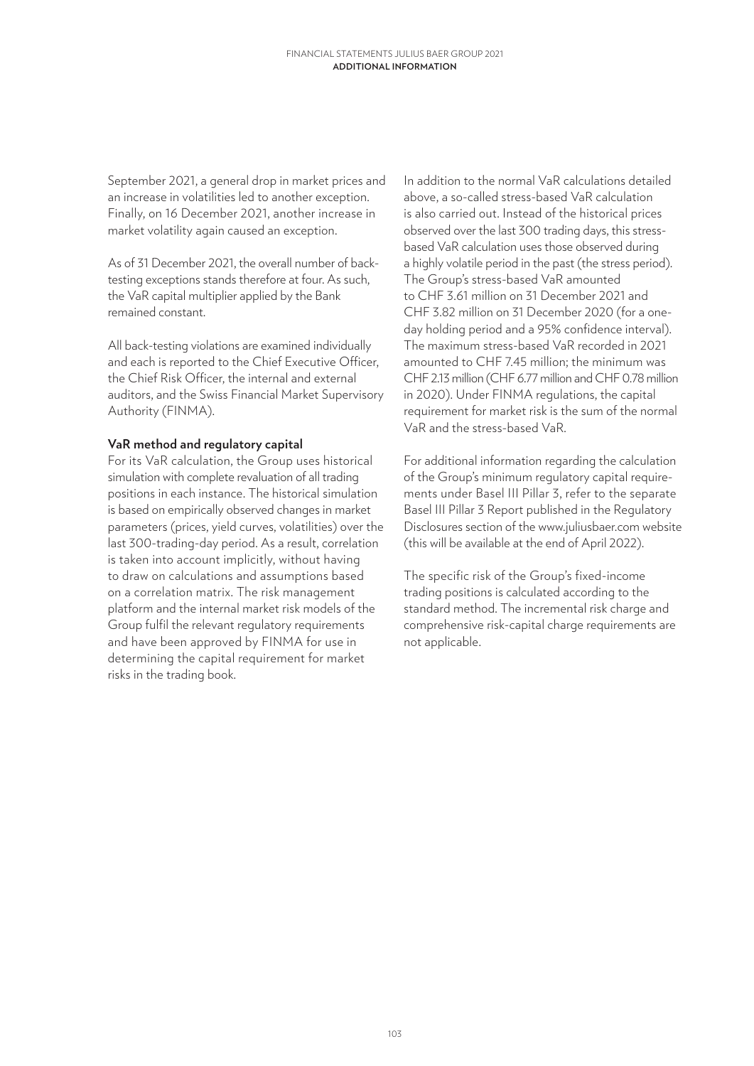September 2021, a general drop in market prices and an increase in volatilities led to another exception. Finally, on 16 December 2021, another increase in market volatility again caused an exception.

As of 31 December 2021, the overall number of back-testing exceptions stands therefore at four. As such, the VaR capital multiplier applied by the Bank remained constant.

All back-testing violations are examined individually and each is reported to the Chief Executive Officer, the Chief Risk Officer, the internal and external auditors, and the Swiss Financial Market Supervisory Authority (FINMA).

**VaR method and regulatory capital**

For its VaR calculation, the Group uses historical simulation with complete revaluation of all trading positions in each instance. The historical simulation is based on empirically observed changes in market parameters (prices, yield curves, volatilities) over the last 300-trading-day period. As a result, correlation is taken into account implicitly, without having to draw on calculations and assumptions based on a correlation matrix. The risk management platform and the internal market risk models of the Group fulfil the relevant regulatory requirements and have been approved by FINMA for use in determining the capital requirement for market risks in the trading book.

In addition to the normal VaR calculations detailed above, a so-called stress-based VaR calculation is also carried out. Instead of the historical prices observed over the last 300 trading days, this stress-based VaR calculation uses those observed during a highly volatile period in the past (the stress period). The Group's stress-based VaR amounted to CHF 3.61 million on 31 December 2021 and CHF 3.82 million on 31 December 2020 (for a one-day holding period and a 95% confidence interval). The maximum stress-based VaR recorded in 2021 amounted to CHF 7.45 million; the minimum was CHF 2.13 million (CHF 6.77 million and CHF 0.78 million in 2020). Under FINMA regulations, the capital requirement for market risk is the sum of the normal VaR and the stress-based VaR.

For additional information regarding the calculation of the Group's minimum regulatory capital requirements under Basel III Pillar 3, refer to the separate Basel III Pillar 3 Report published in the Regulatory Disclosures section of the www.juliusbaer.com website (this will be available at the end of April 2022).

The specific risk of the Group's fixed-income trading positions is calculated according to the standard method. The incremental risk charge and comprehensive risk-capital charge requirements are not applicable.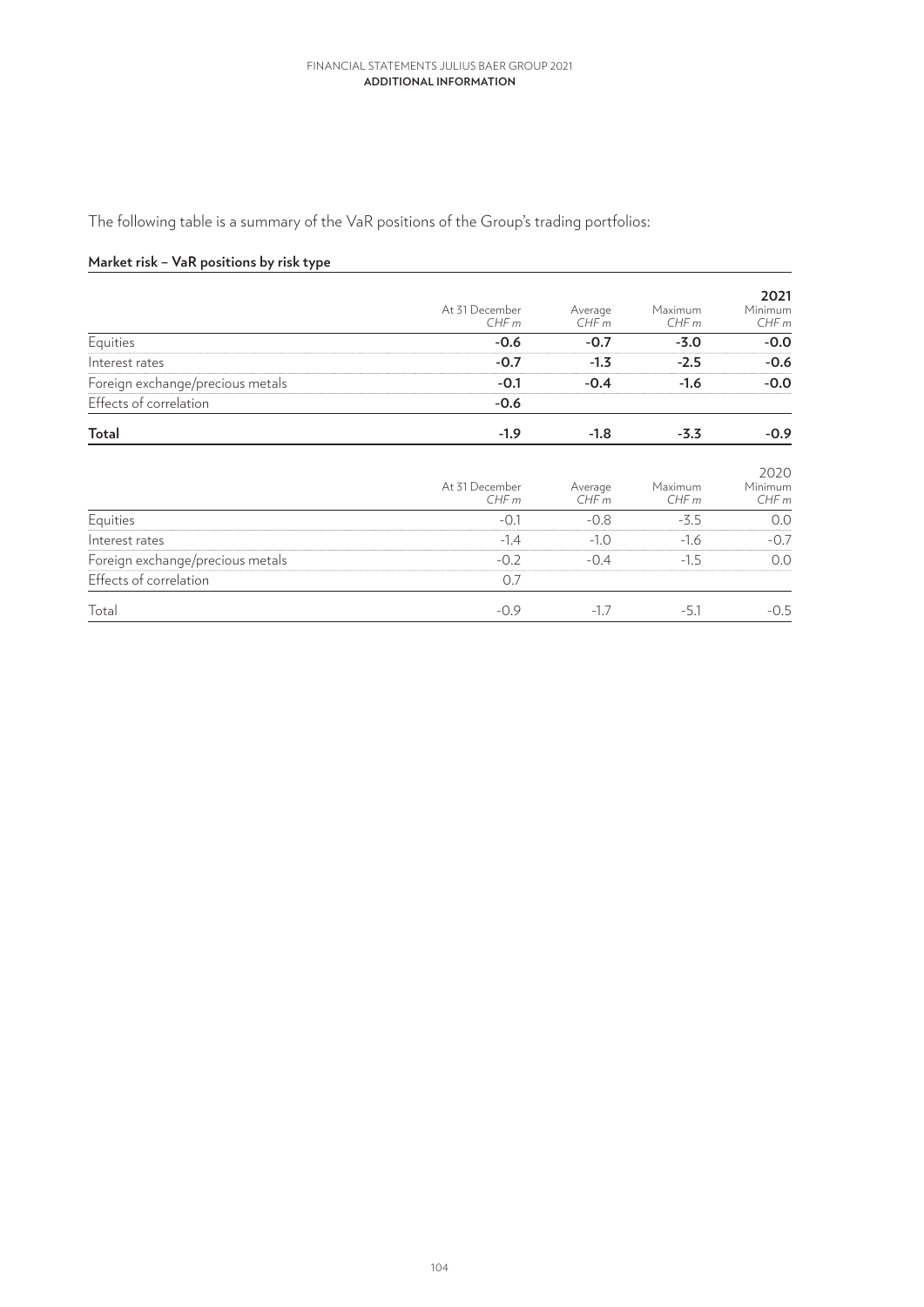The following table is a summary of the VaR positions of the Group's trading portfolios:

**Market risk – VaR positions by risk type**

| | At 31 December CHF m | Average CHF m | Maximum CHF m | **2021** Minimum CHF m |
|---|---|---|---|---|
| Equities | **-0.6** | **-0.7** | **-3.0** | **-0.0** |
| Interest rates | **-0.7** | **-1.3** | **-2.5** | **-0.6** |
| Foreign exchange/precious metals | **-0.1** | **-0.4** | **-1.6** | **-0.0** |
| Effects of correlation | **-0.6** | | | |
| **Total** | **-1.9** | **-1.8** | **-3.3** | **-0.9** |

| | At 31 December CHF m | Average CHF m | Maximum CHF m | 2020 Minimum CHF m |
|---|---|---|---|---|
| Equities | -0.1 | -0.8 | -3.5 | 0.0 |
| Interest rates | -1.4 | -1.0 | -1.6 | -0.7 |
| Foreign exchange/precious metals | -0.2 | -0.4 | -1.5 | 0.0 |
| Effects of correlation | 0.7 | | | |
| Total | -0.9 | -1.7 | -5.1 | -0.5 |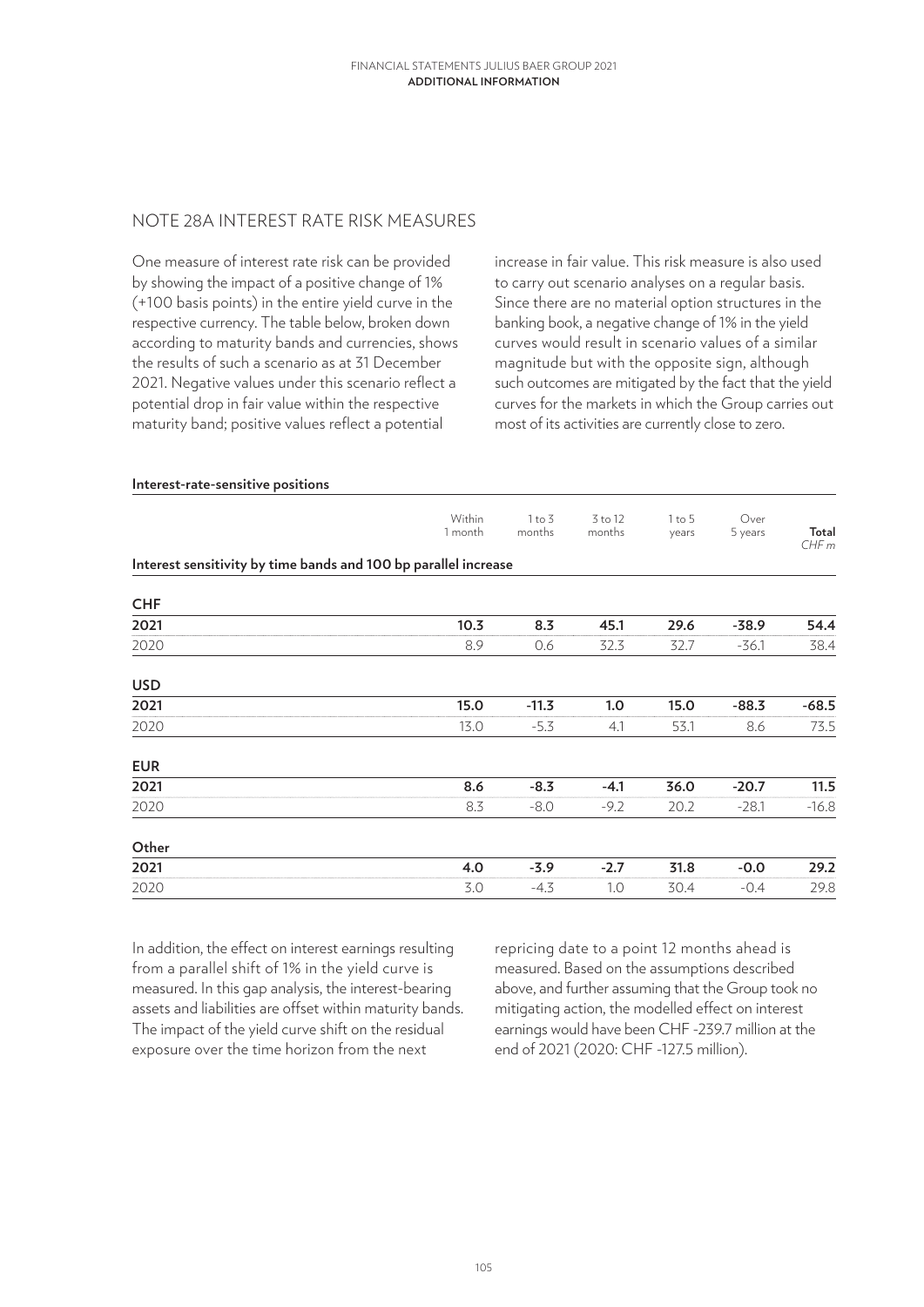## NOTE 28A INTEREST RATE RISK MEASURES

One measure of interest rate risk can be provided by showing the impact of a positive change of 1% (+100 basis points) in the entire yield curve in the respective currency. The table below, broken down according to maturity bands and currencies, shows the results of such a scenario as at 31 December 2021. Negative values under this scenario reflect a potential drop in fair value within the respective maturity band; positive values reflect a potential increase in fair value. This risk measure is also used to carry out scenario analyses on a regular basis. Since there are no material option structures in the banking book, a negative change of 1% in the yield curves would result in scenario values of a similar magnitude but with the opposite sign, although such outcomes are mitigated by the fact that the yield curves for the markets in which the Group carries out most of its activities are currently close to zero.

**Interest-rate-sensitive positions**

| | Within 1 month | 1 to 3 months | 3 to 12 months | 1 to 5 years | Over 5 years | **Total** *CHF m* |
|---|---|---|---|---|---|---|
| **Interest sensitivity by time bands and 100 bp parallel increase** | | | | | | |
| **CHF** | | | | | | |
| **2021** | **10.3** | **8.3** | **45.1** | **29.6** | **-38.9** | **54.4** |
| 2020 | 8.9 | 0.6 | 32.3 | 32.7 | -36.1 | 38.4 |
| **USD** | | | | | | |
| **2021** | **15.0** | **-11.3** | **1.0** | **15.0** | **-88.3** | **-68.5** |
| 2020 | 13.0 | -5.3 | 4.1 | 53.1 | 8.6 | 73.5 |
| **EUR** | | | | | | |
| **2021** | **8.6** | **-8.3** | **-4.1** | **36.0** | **-20.7** | **11.5** |
| 2020 | 8.3 | -8.0 | -9.2 | 20.2 | -28.1 | -16.8 |
| **Other** | | | | | | |
| **2021** | **4.0** | **-3.9** | **-2.7** | **31.8** | **-0.0** | **29.2** |
| 2020 | 3.0 | -4.3 | 1.0 | 30.4 | -0.4 | 29.8 |

In addition, the effect on interest earnings resulting from a parallel shift of 1% in the yield curve is measured. In this gap analysis, the interest-bearing assets and liabilities are offset within maturity bands. The impact of the yield curve shift on the residual exposure over the time horizon from the next repricing date to a point 12 months ahead is measured. Based on the assumptions described above, and further assuming that the Group took no mitigating action, the modelled effect on interest earnings would have been CHF -239.7 million at the end of 2021 (2020: CHF -127.5 million).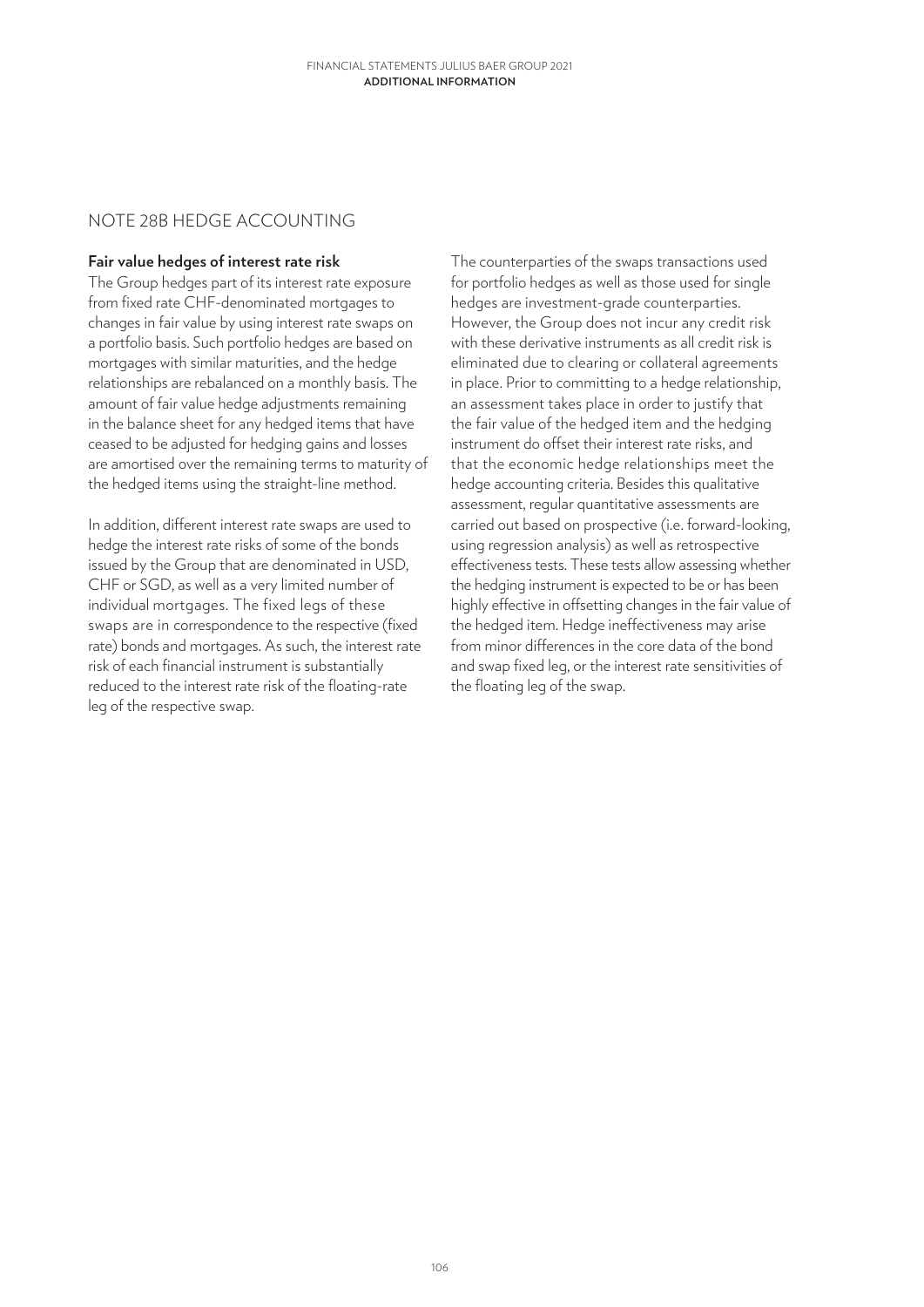## NOTE 28B HEDGE ACCOUNTING

**Fair value hedges of interest rate risk**

The Group hedges part of its interest rate exposure from fixed rate CHF-denominated mortgages to changes in fair value by using interest rate swaps on a portfolio basis. Such portfolio hedges are based on mortgages with similar maturities, and the hedge relationships are rebalanced on a monthly basis. The amount of fair value hedge adjustments remaining in the balance sheet for any hedged items that have ceased to be adjusted for hedging gains and losses are amortised over the remaining terms to maturity of the hedged items using the straight-line method.

In addition, different interest rate swaps are used to hedge the interest rate risks of some of the bonds issued by the Group that are denominated in USD, CHF or SGD, as well as a very limited number of individual mortgages. The fixed legs of these swaps are in correspondence to the respective (fixed rate) bonds and mortgages. As such, the interest rate risk of each financial instrument is substantially reduced to the interest rate risk of the floating-rate leg of the respective swap.

The counterparties of the swaps transactions used for portfolio hedges as well as those used for single hedges are investment-grade counterparties. However, the Group does not incur any credit risk with these derivative instruments as all credit risk is eliminated due to clearing or collateral agreements in place. Prior to committing to a hedge relationship, an assessment takes place in order to justify that the fair value of the hedged item and the hedging instrument do offset their interest rate risks, and that the economic hedge relationships meet the hedge accounting criteria. Besides this qualitative assessment, regular quantitative assessments are carried out based on prospective (i.e. forward-looking, using regression analysis) as well as retrospective effectiveness tests. These tests allow assessing whether the hedging instrument is expected to be or has been highly effective in offsetting changes in the fair value of the hedged item. Hedge ineffectiveness may arise from minor differences in the core data of the bond and swap fixed leg, or the interest rate sensitivities of the floating leg of the swap.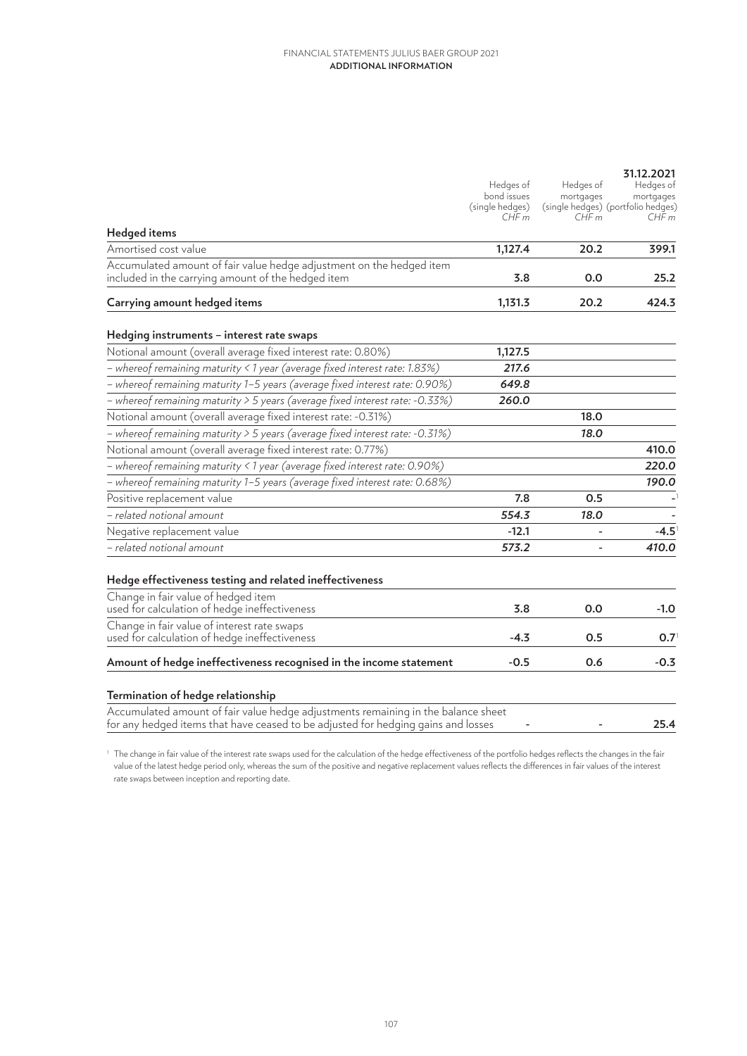| | Hedges of bond issues (single hedges) CHF m | Hedges of mortgages (single hedges) CHF m | 31.12.2021 Hedges of mortgages (portfolio hedges) CHF m |
|---|---|---|---|
| **Hedged items** | | | |
| Amortised cost value | **1,127.4** | **20.2** | **399.1** |
| Accumulated amount of fair value hedge adjustment on the hedged item included in the carrying amount of the hedged item | **3.8** | **0.0** | **25.2** |
| **Carrying amount hedged items** | **1,131.3** | **20.2** | **424.3** |
| | | | |
| **Hedging instruments – interest rate swaps** | | | |
| Notional amount (overall average fixed interest rate: 0.80%) | **1,127.5** | | |
| *– whereof remaining maturity < 1 year (average fixed interest rate: 1.83%)* | ***217.6*** | | |
| *– whereof remaining maturity 1–5 years (average fixed interest rate: 0.90%)* | ***649.8*** | | |
| *– whereof remaining maturity > 5 years (average fixed interest rate: -0.33%)* | ***260.0*** | | |
| Notional amount (overall average fixed interest rate: -0.31%) | | **18.0** | |
| *– whereof remaining maturity > 5 years (average fixed interest rate: -0.31%)* | | ***18.0*** | |
| Notional amount (overall average fixed interest rate: 0.77%) | | | **410.0** |
| *– whereof remaining maturity < 1 year (average fixed interest rate: 0.90%)* | | | ***220.0*** |
| *– whereof remaining maturity 1–5 years (average fixed interest rate: 0.68%)* | | | ***190.0*** |
| Positive replacement value | **7.8** | **0.5** | -[1] |
| *– related notional amount* | ***554.3*** | ***18.0*** | - |
| Negative replacement value | **-12.1** | - | **-4.5**[1] |
| *– related notional amount* | ***573.2*** | - | ***410.0*** |
| | | | |
| **Hedge effectiveness testing and related ineffectiveness** | | | |
| Change in fair value of hedged item used for calculation of hedge ineffectiveness | **3.8** | **0.0** | **-1.0** |
| Change in fair value of interest rate swaps used for calculation of hedge ineffectiveness | **-4.3** | **0.5** | **0.7**[1] |
| **Amount of hedge ineffectiveness recognised in the income statement** | **-0.5** | **0.6** | **-0.3** |
| | | | |
| **Termination of hedge relationship** | | | |
| Accumulated amount of fair value hedge adjustments remaining in the balance sheet for any hedged items that have ceased to be adjusted for hedging gains and losses | - | - | **25.4** |

[1] The change in fair value of the interest rate swaps used for the calculation of the hedge effectiveness of the portfolio hedges reflects the changes in the fair value of the latest hedge period only, whereas the sum of the positive and negative replacement values reflects the differences in fair values of the interest rate swaps between inception and reporting date.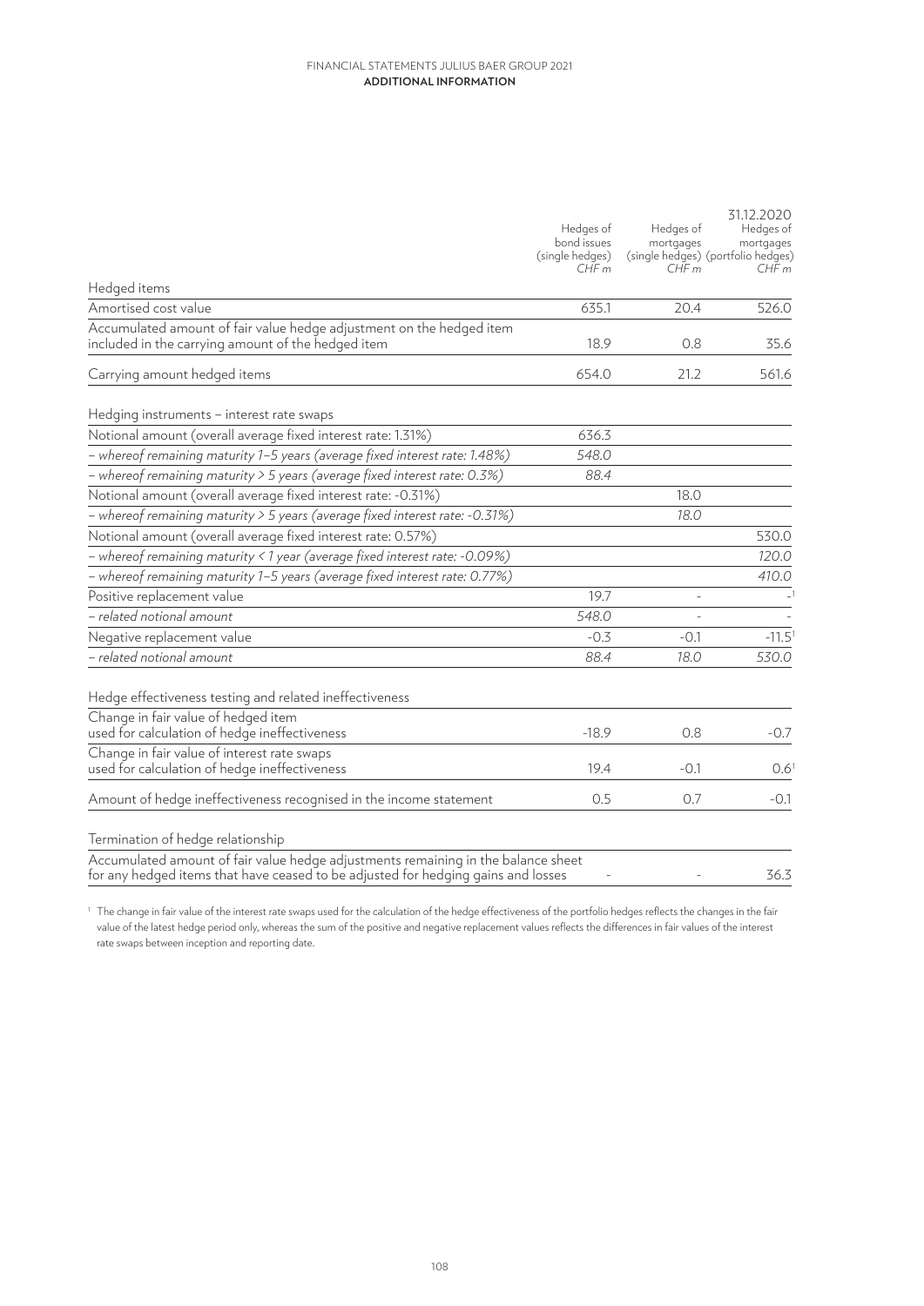| | Hedges of bond issues (single hedges) CHF m | Hedges of mortgages (single hedges) CHF m | 31.12.2020 Hedges of mortgages (portfolio hedges) CHF m |
|---|---|---|---|
| Hedged items | | | |
| Amortised cost value | 635.1 | 20.4 | 526.0 |
| Accumulated amount of fair value hedge adjustment on the hedged item included in the carrying amount of the hedged item | 18.9 | 0.8 | 35.6 |
| Carrying amount hedged items | 654.0 | 21.2 | 561.6 |
| | | | |
| Hedging instruments – interest rate swaps | | | |
| Notional amount (overall average fixed interest rate: 1.31%) | 636.3 | | |
| *– whereof remaining maturity 1–5 years (average fixed interest rate: 1.48%)* | *548.0* | | |
| *– whereof remaining maturity > 5 years (average fixed interest rate: 0.3%)* | *88.4* | | |
| Notional amount (overall average fixed interest rate: -0.31%) | | 18.0 | |
| *– whereof remaining maturity > 5 years (average fixed interest rate: -0.31%)* | | *18.0* | |
| Notional amount (overall average fixed interest rate: 0.57%) | | | 530.0 |
| *– whereof remaining maturity < 1 year (average fixed interest rate: -0.09%)* | | | *120.0* |
| *– whereof remaining maturity 1–5 years (average fixed interest rate: 0.77%)* | | | *410.0* |
| Positive replacement value | 19.7 | - | -[1] |
| *– related notional amount* | *548.0* | - | - |
| Negative replacement value | -0.3 | -0.1 | -11.5[1] |
| *– related notional amount* | *88.4* | *18.0* | *530.0* |
| | | | |
| Hedge effectiveness testing and related ineffectiveness | | | |
| Change in fair value of hedged item used for calculation of hedge ineffectiveness | -18.9 | 0.8 | -0.7 |
| Change in fair value of interest rate swaps used for calculation of hedge ineffectiveness | 19.4 | -0.1 | 0.6[1] |
| Amount of hedge ineffectiveness recognised in the income statement | 0.5 | 0.7 | -0.1 |
| | | | |
| Termination of hedge relationship | | | |
| Accumulated amount of fair value hedge adjustments remaining in the balance sheet for any hedged items that have ceased to be adjusted for hedging gains and losses | - | - | 36.3 |

[1] The change in fair value of the interest rate swaps used for the calculation of the hedge effectiveness of the portfolio hedges reflects the changes in the fair value of the latest hedge period only, whereas the sum of the positive and negative replacement values reflects the differences in fair values of the interest rate swaps between inception and reporting date.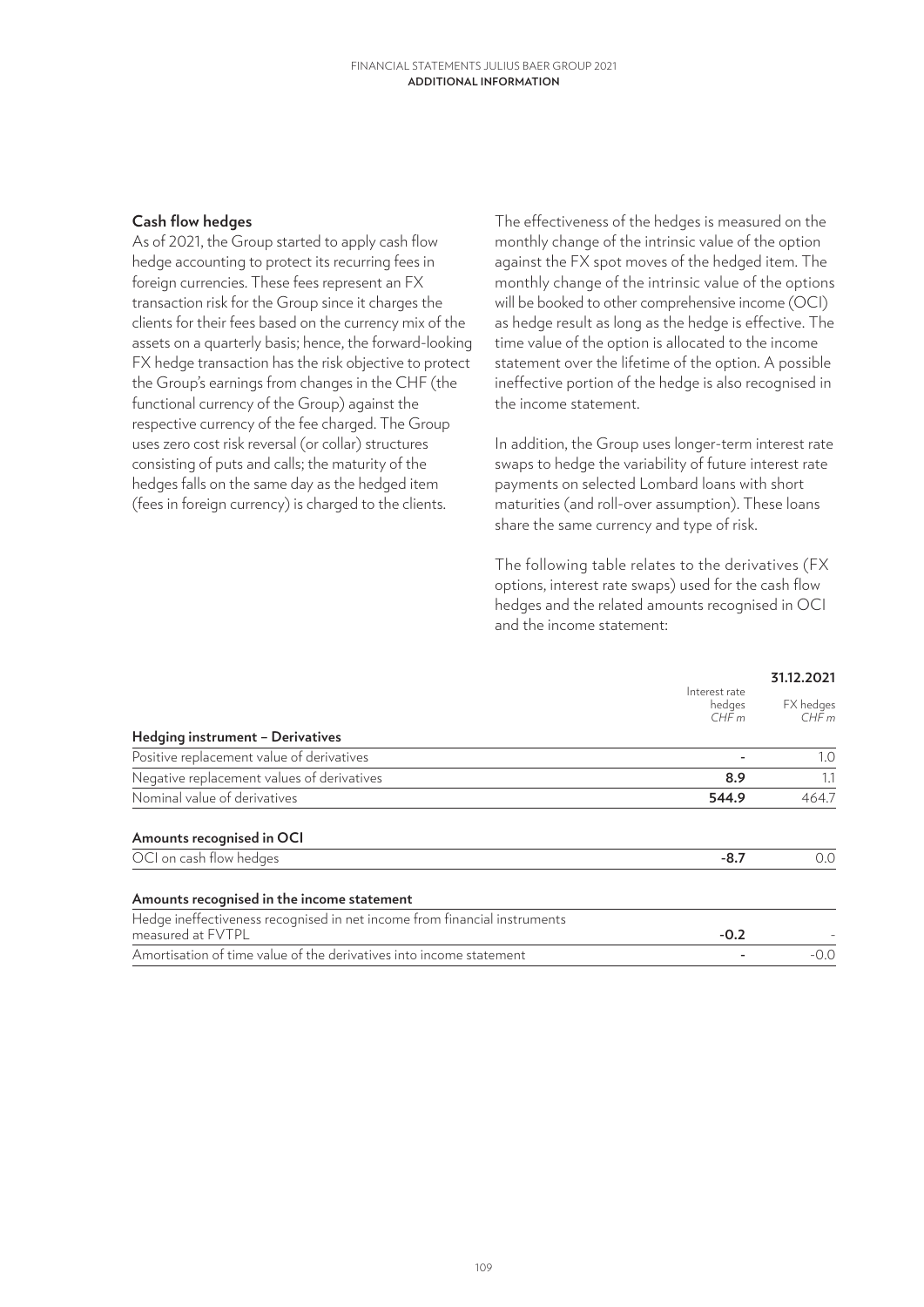## Cash flow hedges

As of 2021, the Group started to apply cash flow hedge accounting to protect its recurring fees in foreign currencies. These fees represent an FX transaction risk for the Group since it charges the clients for their fees based on the currency mix of the assets on a quarterly basis; hence, the forward-looking FX hedge transaction has the risk objective to protect the Group's earnings from changes in the CHF (the functional currency of the Group) against the respective currency of the fee charged. The Group uses zero cost risk reversal (or collar) structures consisting of puts and calls; the maturity of the hedges falls on the same day as the hedged item (fees in foreign currency) is charged to the clients.

The effectiveness of the hedges is measured on the monthly change of the intrinsic value of the option against the FX spot moves of the hedged item. The monthly change of the intrinsic value of the options will be booked to other comprehensive income (OCI) as hedge result as long as the hedge is effective. The time value of the option is allocated to the income statement over the lifetime of the option. A possible ineffective portion of the hedge is also recognised in the income statement.

In addition, the Group uses longer-term interest rate swaps to hedge the variability of future interest rate payments on selected Lombard loans with short maturities (and roll-over assumption). These loans share the same currency and type of risk.

The following table relates to the derivatives (FX options, interest rate swaps) used for the cash flow hedges and the related amounts recognised in OCI and the income statement:

| | | **31.12.2021** |
|---|---|---|
| | Interest rate hedges *CHF m* | FX hedges *CHF m* |
| **Hedging instrument – Derivatives** | | |
| Positive replacement value of derivatives | - | 1.0 |
| Negative replacement values of derivatives | **8.9** | 1.1 |
| Nominal value of derivatives | **544.9** | 464.7 |
| **Amounts recognised in OCI** | | |
| OCI on cash flow hedges | **-8.7** | 0.0 |
| **Amounts recognised in the income statement** | | |
| Hedge ineffectiveness recognised in net income from financial instruments measured at FVTPL | **-0.2** | - |
| Amortisation of time value of the derivatives into income statement | - | -0.0 |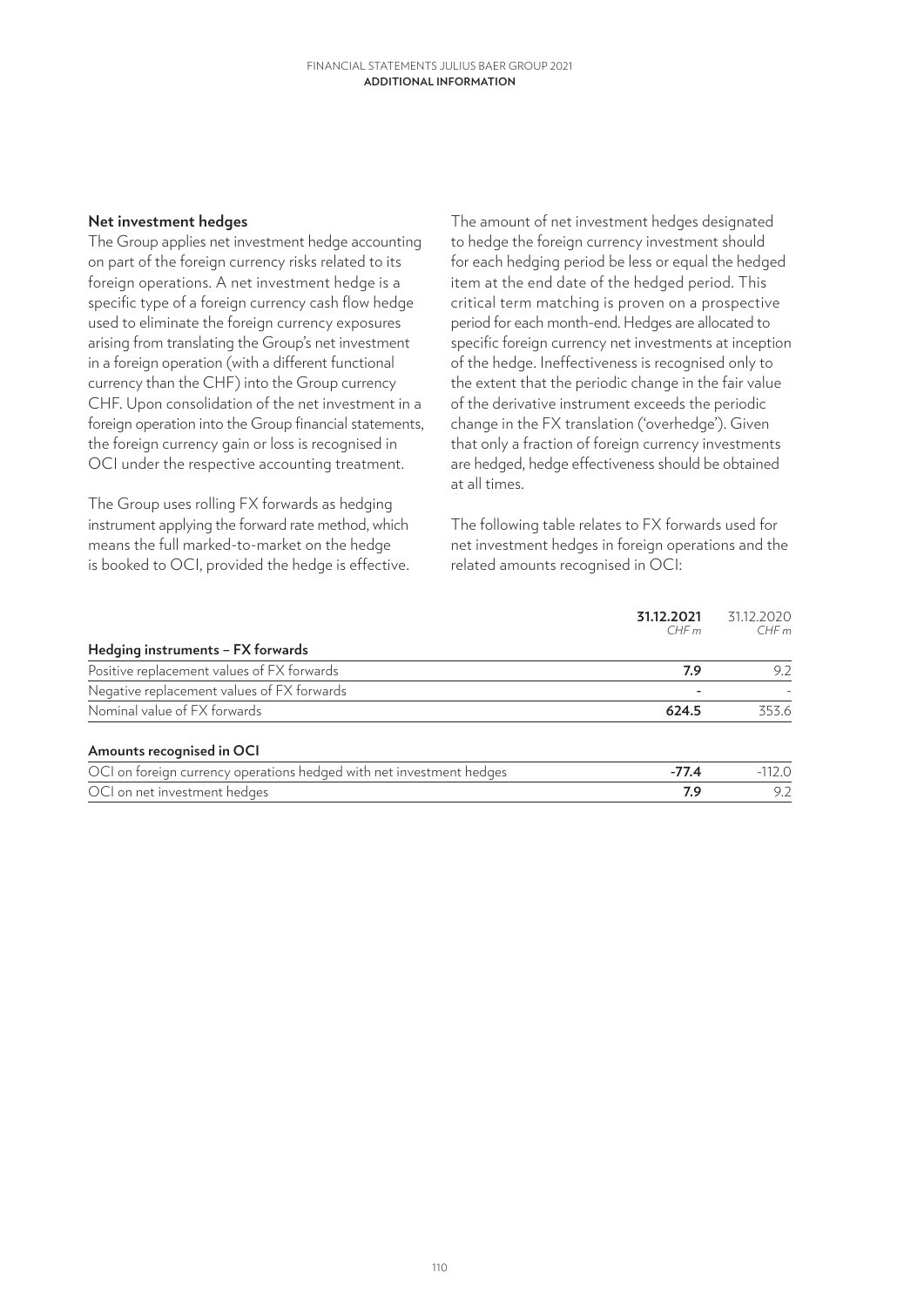## Net investment hedges

The Group applies net investment hedge accounting on part of the foreign currency risks related to its foreign operations. A net investment hedge is a specific type of a foreign currency cash flow hedge used to eliminate the foreign currency exposures arising from translating the Group's net investment in a foreign operation (with a different functional currency than the CHF) into the Group currency CHF. Upon consolidation of the net investment in a foreign operation into the Group financial statements, the foreign currency gain or loss is recognised in OCI under the respective accounting treatment.

The Group uses rolling FX forwards as hedging instrument applying the forward rate method, which means the full marked-to-market on the hedge is booked to OCI, provided the hedge is effective.

The amount of net investment hedges designated to hedge the foreign currency investment should for each hedging period be less or equal the hedged item at the end date of the hedged period. This critical term matching is proven on a prospective period for each month-end. Hedges are allocated to specific foreign currency net investments at inception of the hedge. Ineffectiveness is recognised only to the extent that the periodic change in the fair value of the derivative instrument exceeds the periodic change in the FX translation ('overhedge'). Given that only a fraction of foreign currency investments are hedged, hedge effectiveness should be obtained at all times.

The following table relates to FX forwards used for net investment hedges in foreign operations and the related amounts recognised in OCI:

| | **31.12.2021** *CHF m* | 31.12.2020 *CHF m* |
|---|---|---|
| **Hedging instruments – FX forwards** | | |
| Positive replacement values of FX forwards | **7.9** | 9.2 |
| Negative replacement values of FX forwards | **-** | - |
| Nominal value of FX forwards | **624.5** | 353.6 |
| | | |
| **Amounts recognised in OCI** | | |
| OCI on foreign currency operations hedged with net investment hedges | **-77.4** | -112.0 |
| OCI on net investment hedges | **7.9** | 9.2 |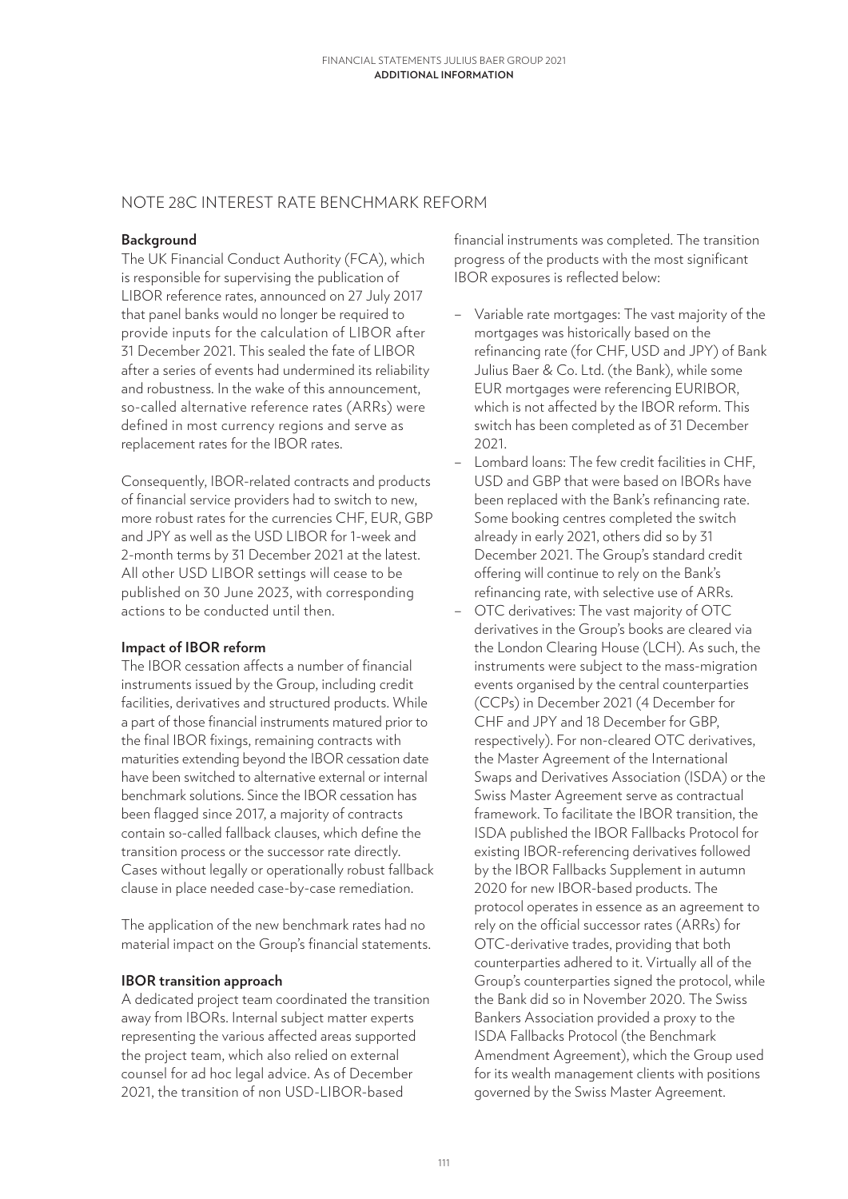## NOTE 28C INTEREST RATE BENCHMARK REFORM

### Background

The UK Financial Conduct Authority (FCA), which is responsible for supervising the publication of LIBOR reference rates, announced on 27 July 2017 that panel banks would no longer be required to provide inputs for the calculation of LIBOR after 31 December 2021. This sealed the fate of LIBOR after a series of events had undermined its reliability and robustness. In the wake of this announcement, so-called alternative reference rates (ARRs) were defined in most currency regions and serve as replacement rates for the IBOR rates.

Consequently, IBOR-related contracts and products of financial service providers had to switch to new, more robust rates for the currencies CHF, EUR, GBP and JPY as well as the USD LIBOR for 1-week and 2-month terms by 31 December 2021 at the latest. All other USD LIBOR settings will cease to be published on 30 June 2023, with corresponding actions to be conducted until then.

### Impact of IBOR reform

The IBOR cessation affects a number of financial instruments issued by the Group, including credit facilities, derivatives and structured products. While a part of those financial instruments matured prior to the final IBOR fixings, remaining contracts with maturities extending beyond the IBOR cessation date have been switched to alternative external or internal benchmark solutions. Since the IBOR cessation has been flagged since 2017, a majority of contracts contain so-called fallback clauses, which define the transition process or the successor rate directly. Cases without legally or operationally robust fallback clause in place needed case-by-case remediation.

The application of the new benchmark rates had no material impact on the Group's financial statements.

### IBOR transition approach

A dedicated project team coordinated the transition away from IBORs. Internal subject matter experts representing the various affected areas supported the project team, which also relied on external counsel for ad hoc legal advice. As of December 2021, the transition of non USD-LIBOR-based financial instruments was completed. The transition progress of the products with the most significant IBOR exposures is reflected below:

- Variable rate mortgages: The vast majority of the mortgages was historically based on the refinancing rate (for CHF, USD and JPY) of Bank Julius Baer & Co. Ltd. (the Bank), while some EUR mortgages were referencing EURIBOR, which is not affected by the IBOR reform. This switch has been completed as of 31 December 2021.
- Lombard loans: The few credit facilities in CHF, USD and GBP that were based on IBORs have been replaced with the Bank's refinancing rate. Some booking centres completed the switch already in early 2021, others did so by 31 December 2021. The Group's standard credit offering will continue to rely on the Bank's refinancing rate, with selective use of ARRs.
- OTC derivatives: The vast majority of OTC derivatives in the Group's books are cleared via the London Clearing House (LCH). As such, the instruments were subject to the mass-migration events organised by the central counterparties (CCPs) in December 2021 (4 December for CHF and JPY and 18 December for GBP, respectively). For non-cleared OTC derivatives, the Master Agreement of the International Swaps and Derivatives Association (ISDA) or the Swiss Master Agreement serve as contractual framework. To facilitate the IBOR transition, the ISDA published the IBOR Fallbacks Protocol for existing IBOR-referencing derivatives followed by the IBOR Fallbacks Supplement in autumn 2020 for new IBOR-based products. The protocol operates in essence as an agreement to rely on the official successor rates (ARRs) for OTC-derivative trades, providing that both counterparties adhered to it. Virtually all of the Group's counterparties signed the protocol, while the Bank did so in November 2020. The Swiss Bankers Association provided a proxy to the ISDA Fallbacks Protocol (the Benchmark Amendment Agreement), which the Group used for its wealth management clients with positions governed by the Swiss Master Agreement.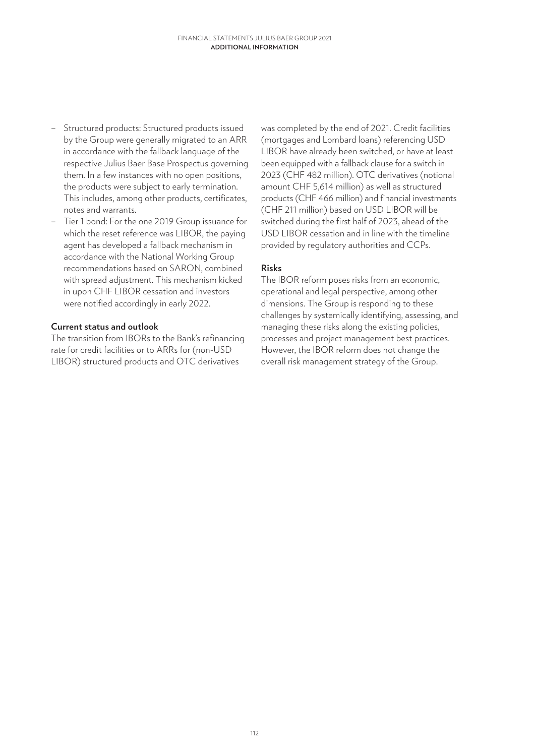- Structured products: Structured products issued by the Group were generally migrated to an ARR in accordance with the fallback language of the respective Julius Baer Base Prospectus governing them. In a few instances with no open positions, the products were subject to early termination. This includes, among other products, certificates, notes and warrants.
- Tier 1 bond: For the one 2019 Group issuance for which the reset reference was LIBOR, the paying agent has developed a fallback mechanism in accordance with the National Working Group recommendations based on SARON, combined with spread adjustment. This mechanism kicked in upon CHF LIBOR cessation and investors were notified accordingly in early 2022.

**Current status and outlook**

The transition from IBORs to the Bank's refinancing rate for credit facilities or to ARRs for (non-USD LIBOR) structured products and OTC derivatives was completed by the end of 2021. Credit facilities (mortgages and Lombard loans) referencing USD LIBOR have already been switched, or have at least been equipped with a fallback clause for a switch in 2023 (CHF 482 million). OTC derivatives (notional amount CHF 5,614 million) as well as structured products (CHF 466 million) and financial investments (CHF 211 million) based on USD LIBOR will be switched during the first half of 2023, ahead of the USD LIBOR cessation and in line with the timeline provided by regulatory authorities and CCPs.

**Risks**

The IBOR reform poses risks from an economic, operational and legal perspective, among other dimensions. The Group is responding to these challenges by systemically identifying, assessing, and managing these risks along the existing policies, processes and project management best practices. However, the IBOR reform does not change the overall risk management strategy of the Group.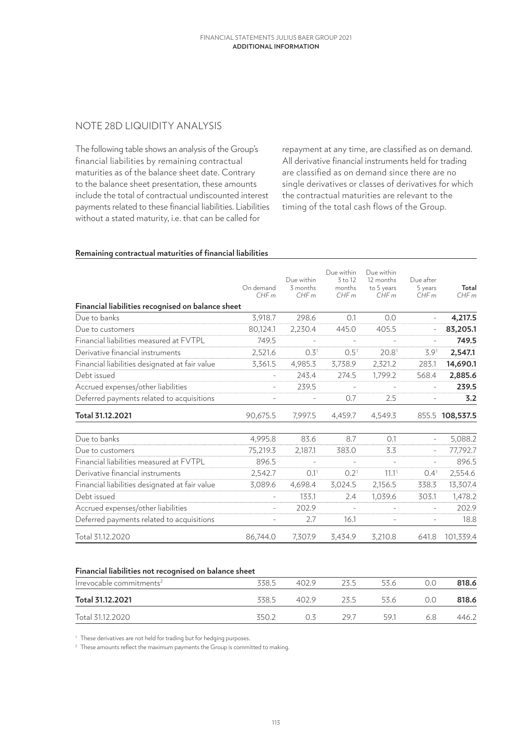## NOTE 28D LIQUIDITY ANALYSIS

The following table shows an analysis of the Group's financial liabilities by remaining contractual maturities as of the balance sheet date. Contrary to the balance sheet presentation, these amounts include the total of contractual undiscounted interest payments related to these financial liabilities. Liabilities without a stated maturity, i.e. that can be called for repayment at any time, are classified as on demand. All derivative financial instruments held for trading are classified as on demand since there are no single derivatives or classes of derivatives for which the contractual maturities are relevant to the timing of the total cash flows of the Group.

**Remaining contractual maturities of financial liabilities**

| | On demand *CHF m* | Due within 3 months *CHF m* | Due within 3 to 12 months *CHF m* | Due within 12 months to 5 years *CHF m* | Due after 5 years *CHF m* | **Total** *CHF m* |
|---|---|---|---|---|---|---|
| **Financial liabilities recognised on balance sheet** | | | | | | |
| Due to banks | 3,918.7 | 298.6 | 0.1 | 0.0 | - | **4,217.5** |
| Due to customers | 80,124.1 | 2,230.4 | 445.0 | 405.5 | - | **83,205.1** |
| Financial liabilities measured at FVTPL | 749.5 | - | - | - | - | **749.5** |
| Derivative financial instruments | 2,521.6 | 0.3[1] | 0.5[1] | 20.8[1] | 3.9[1] | **2,547.1** |
| Financial liabilities designated at fair value | 3,361.5 | 4,985.3 | 3,738.9 | 2,321.2 | 283.1 | **14,690.1** |
| Debt issued | - | 243.4 | 274.5 | 1,799.2 | 568.4 | **2,885.6** |
| Accrued expenses/other liabilities | - | 239.5 | - | - | - | **239.5** |
| Deferred payments related to acquisitions | - | - | 0.7 | 2.5 | - | **3.2** |
| **Total 31.12.2021** | 90,675.5 | 7,997.5 | 4,459.7 | 4,549.3 | 855.5 | **108,537.5** |
| Due to banks | 4,995.8 | 83.6 | 8.7 | 0.1 | - | 5,088.2 |
| Due to customers | 75,219.3 | 2,187.1 | 383.0 | 3.3 | - | 77,792.7 |
| Financial liabilities measured at FVTPL | 896.5 | - | - | - | - | 896.5 |
| Derivative financial instruments | 2,542.7 | 0.1[1] | 0.2[1] | 11.1[1] | 0.4[1] | 2,554.6 |
| Financial liabilities designated at fair value | 3,089.6 | 4,698.4 | 3,024.5 | 2,156.5 | 338.3 | 13,307.4 |
| Debt issued | - | 133.1 | 2.4 | 1,039.6 | 303.1 | 1,478.2 |
| Accrued expenses/other liabilities | - | 202.9 | - | - | - | 202.9 |
| Deferred payments related to acquisitions | - | 2.7 | 16.1 | - | - | 18.8 |
| Total 31.12.2020 | 86,744.0 | 7,307.9 | 3,434.9 | 3,210.8 | 641.8 | 101,339.4 |

**Financial liabilities not recognised on balance sheet**

| | On demand *CHF m* | Due within 3 months *CHF m* | Due within 3 to 12 months *CHF m* | Due within 12 months to 5 years *CHF m* | Due after 5 years *CHF m* | **Total** *CHF m* |
|---|---|---|---|---|---|---|
| Irrevocable commitments[2] | 338.5 | 402.9 | 23.5 | 53.6 | 0.0 | **818.6** |
| **Total 31.12.2021** | 338.5 | 402.9 | 23.5 | 53.6 | 0.0 | **818.6** |
| Total 31.12.2020 | 350.2 | 0.3 | 29.7 | 59.1 | 6.8 | 446.2 |

[1] These derivatives are not held for trading but for hedging purposes.

[2] These amounts reflect the maximum payments the Group is committed to making.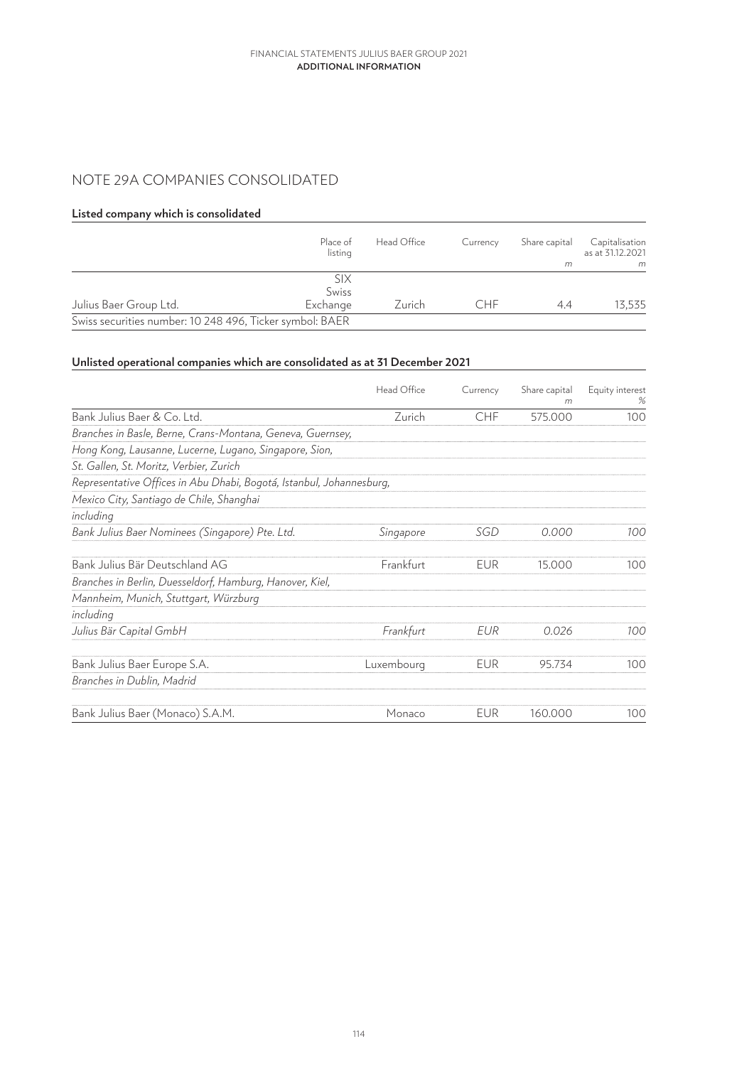## NOTE 29A COMPANIES CONSOLIDATED

### Listed company which is consolidated

| | Place of listing | Head Office | Currency | Share capital m | Capitalisation as at 31.12.2021 m |
|---|---|---|---|---|---|
| Julius Baer Group Ltd. | SIX Swiss Exchange | Zurich | CHF | 4.4 | 13,535 |
| Swiss securities number: 10 248 496, Ticker symbol: BAER | | | | | |

### Unlisted operational companies which are consolidated as at 31 December 2021

| | Head Office | Currency | Share capital m | Equity interest % |
|---|---|---|---|---|
| Bank Julius Baer & Co. Ltd. | Zurich | CHF | 575.000 | 100 |
| *Branches in Basle, Berne, Crans-Montana, Geneva, Guernsey,* | | | | |
| *Hong Kong, Lausanne, Lucerne, Lugano, Singapore, Sion,* | | | | |
| *St. Gallen, St. Moritz, Verbier, Zurich* | | | | |
| *Representative Offices in Abu Dhabi, Bogotá, Istanbul, Johannesburg,* | | | | |
| *Mexico City, Santiago de Chile, Shanghai* | | | | |
| *including* | | | | |
| *Bank Julius Baer Nominees (Singapore) Pte. Ltd.* | *Singapore* | *SGD* | *0.000* | *100* |
| Bank Julius Bär Deutschland AG | Frankfurt | EUR | 15.000 | 100 |
| *Branches in Berlin, Duesseldorf, Hamburg, Hanover, Kiel,* | | | | |
| *Mannheim, Munich, Stuttgart, Würzburg* | | | | |
| *including* | | | | |
| *Julius Bär Capital GmbH* | *Frankfurt* | *EUR* | *0.026* | *100* |
| Bank Julius Baer Europe S.A. | Luxembourg | EUR | 95.734 | 100 |
| *Branches in Dublin, Madrid* | | | | |
| Bank Julius Baer (Monaco) S.A.M. | Monaco | EUR | 160.000 | 100 |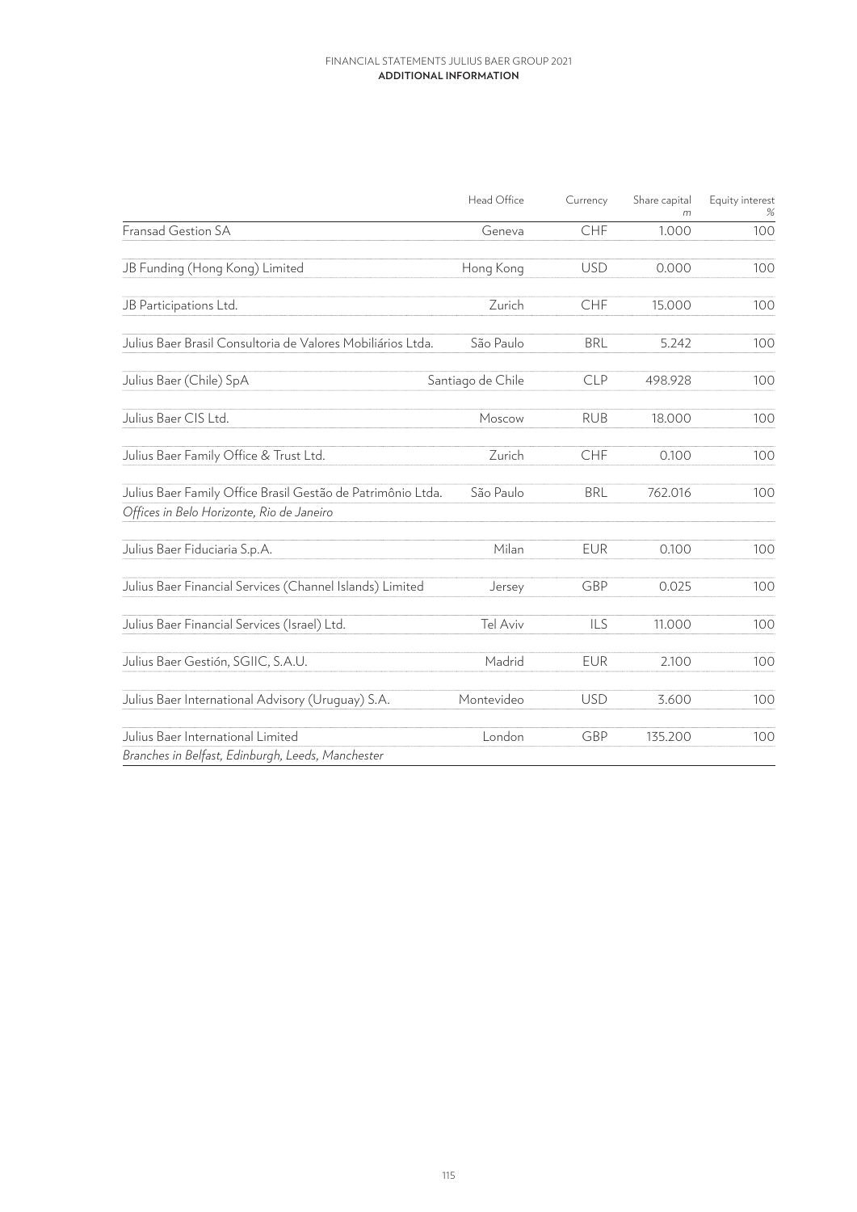| | Head Office | Currency | Share capital *m* | Equity interest % |
|---|---|---|---|---|
| Fransad Gestion SA | Geneva | CHF | 1.000 | 100 |
| JB Funding (Hong Kong) Limited | Hong Kong | USD | 0.000 | 100 |
| JB Participations Ltd. | Zurich | CHF | 15.000 | 100 |
| Julius Baer Brasil Consultoria de Valores Mobiliários Ltda. | São Paulo | BRL | 5.242 | 100 |
| Julius Baer (Chile) SpA | Santiago de Chile | CLP | 498.928 | 100 |
| Julius Baer CIS Ltd. | Moscow | RUB | 18.000 | 100 |
| Julius Baer Family Office & Trust Ltd. | Zurich | CHF | 0.100 | 100 |
| Julius Baer Family Office Brasil Gestão de Patrimônio Ltda.<br>*Offices in Belo Horizonte, Rio de Janeiro* | São Paulo | BRL | 762.016 | 100 |
| Julius Baer Fiduciaria S.p.A. | Milan | EUR | 0.100 | 100 |
| Julius Baer Financial Services (Channel Islands) Limited | Jersey | GBP | 0.025 | 100 |
| Julius Baer Financial Services (Israel) Ltd. | Tel Aviv | ILS | 11.000 | 100 |
| Julius Baer Gestión, SGIIC, S.A.U. | Madrid | EUR | 2.100 | 100 |
| Julius Baer International Advisory (Uruguay) S.A. | Montevideo | USD | 3.600 | 100 |
| Julius Baer International Limited<br>*Branches in Belfast, Edinburgh, Leeds, Manchester* | London | GBP | 135.200 | 100 |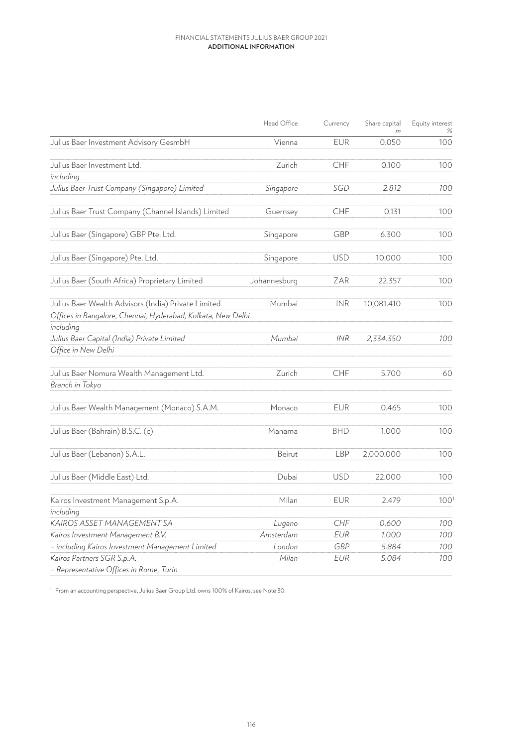| | Head Office | Currency | Share capital m | Equity interest % |
|---|---|---|---|---|
| Julius Baer Investment Advisory GesmbH | Vienna | EUR | 0.050 | 100 |
| Julius Baer Investment Ltd. | Zurich | CHF | 0.100 | 100 |
| *including* | | | | |
| *Julius Baer Trust Company (Singapore) Limited* | *Singapore* | *SGD* | *2.812* | *100* |
| Julius Baer Trust Company (Channel Islands) Limited | Guernsey | CHF | 0.131 | 100 |
| Julius Baer (Singapore) GBP Pte. Ltd. | Singapore | GBP | 6.300 | 100 |
| Julius Baer (Singapore) Pte. Ltd. | Singapore | USD | 10.000 | 100 |
| Julius Baer (South Africa) Proprietary Limited | Johannesburg | ZAR | 22.357 | 100 |
| Julius Baer Wealth Advisors (India) Private Limited | Mumbai | INR | 10,081.410 | 100 |
| *Offices in Bangalore, Chennai, Hyderabad, Kolkata, New Delhi* | | | | |
| *including* | | | | |
| *Julius Baer Capital (India) Private Limited* | *Mumbai* | *INR* | *2,334.350* | *100* |
| *Office in New Delhi* | | | | |
| Julius Baer Nomura Wealth Management Ltd. | Zurich | CHF | 5.700 | 60 |
| *Branch in Tokyo* | | | | |
| Julius Baer Wealth Management (Monaco) S.A.M. | Monaco | EUR | 0.465 | 100 |
| Julius Baer (Bahrain) B.S.C. (c) | Manama | BHD | 1.000 | 100 |
| Julius Baer (Lebanon) S.A.L. | Beirut | LBP | 2,000.000 | 100 |
| Julius Baer (Middle East) Ltd. | Dubai | USD | 22.000 | 100 |
| Kairos Investment Management S.p.A. | Milan | EUR | 2.479 | 100[1] |
| *including* | | | | |
| *KAIROS ASSET MANAGEMENT SA* | *Lugano* | *CHF* | *0.600* | *100* |
| *Kairos Investment Management B.V.* | *Amsterdam* | *EUR* | *1.000* | *100* |
| *– including Kairos Investment Management Limited* | *London* | *GBP* | *5.884* | *100* |
| *Kairos Partners SGR S.p.A.* | *Milan* | *EUR* | *5.084* | *100* |
| *– Representative Offices in Rome, Turin* | | | | |

[1] From an accounting perspective, Julius Baer Group Ltd. owns 100% of Kairos; see Note 30.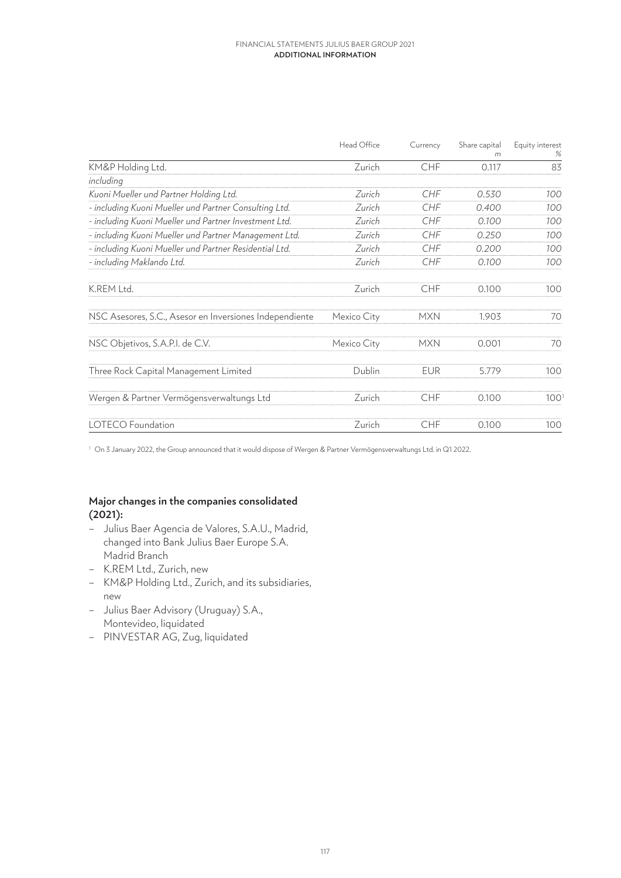| | Head Office | Currency | Share capital m | Equity interest % |
|---|---|---|---|---|
| KM&P Holding Ltd. | Zurich | CHF | 0.117 | 83 |
| *including* | | | | |
| *Kuoni Mueller und Partner Holding Ltd.* | *Zurich* | *CHF* | *0.530* | *100* |
| *- including Kuoni Mueller und Partner Consulting Ltd.* | *Zurich* | *CHF* | *0.400* | *100* |
| *- including Kuoni Mueller und Partner Investment Ltd.* | *Zurich* | *CHF* | *0.100* | *100* |
| *- including Kuoni Mueller und Partner Management Ltd.* | *Zurich* | *CHF* | *0.250* | *100* |
| *- including Kuoni Mueller und Partner Residential Ltd.* | *Zurich* | *CHF* | *0.200* | *100* |
| *- including Maklando Ltd.* | *Zurich* | *CHF* | *0.100* | *100* |
| K.REM Ltd. | Zurich | CHF | 0.100 | 100 |
| NSC Asesores, S.C., Asesor en Inversiones Independiente | Mexico City | MXN | 1.903 | 70 |
| NSC Objetivos, S.A.P.I. de C.V. | Mexico City | MXN | 0.001 | 70 |
| Three Rock Capital Management Limited | Dublin | EUR | 5.779 | 100 |
| Wergen & Partner Vermögensverwaltungs Ltd | Zurich | CHF | 0.100 | 100[1] |
| LOTECO Foundation | Zurich | CHF | 0.100 | 100 |

[1] On 3 January 2022, the Group announced that it would dispose of Wergen & Partner Vermögensverwaltungs Ltd. in Q1 2022.

**Major changes in the companies consolidated (2021):**

- Julius Baer Agencia de Valores, S.A.U., Madrid, changed into Bank Julius Baer Europe S.A. Madrid Branch
- K.REM Ltd., Zurich, new
- KM&P Holding Ltd., Zurich, and its subsidiaries, new
- Julius Baer Advisory (Uruguay) S.A., Montevideo, liquidated
- PINVESTAR AG, Zug, liquidated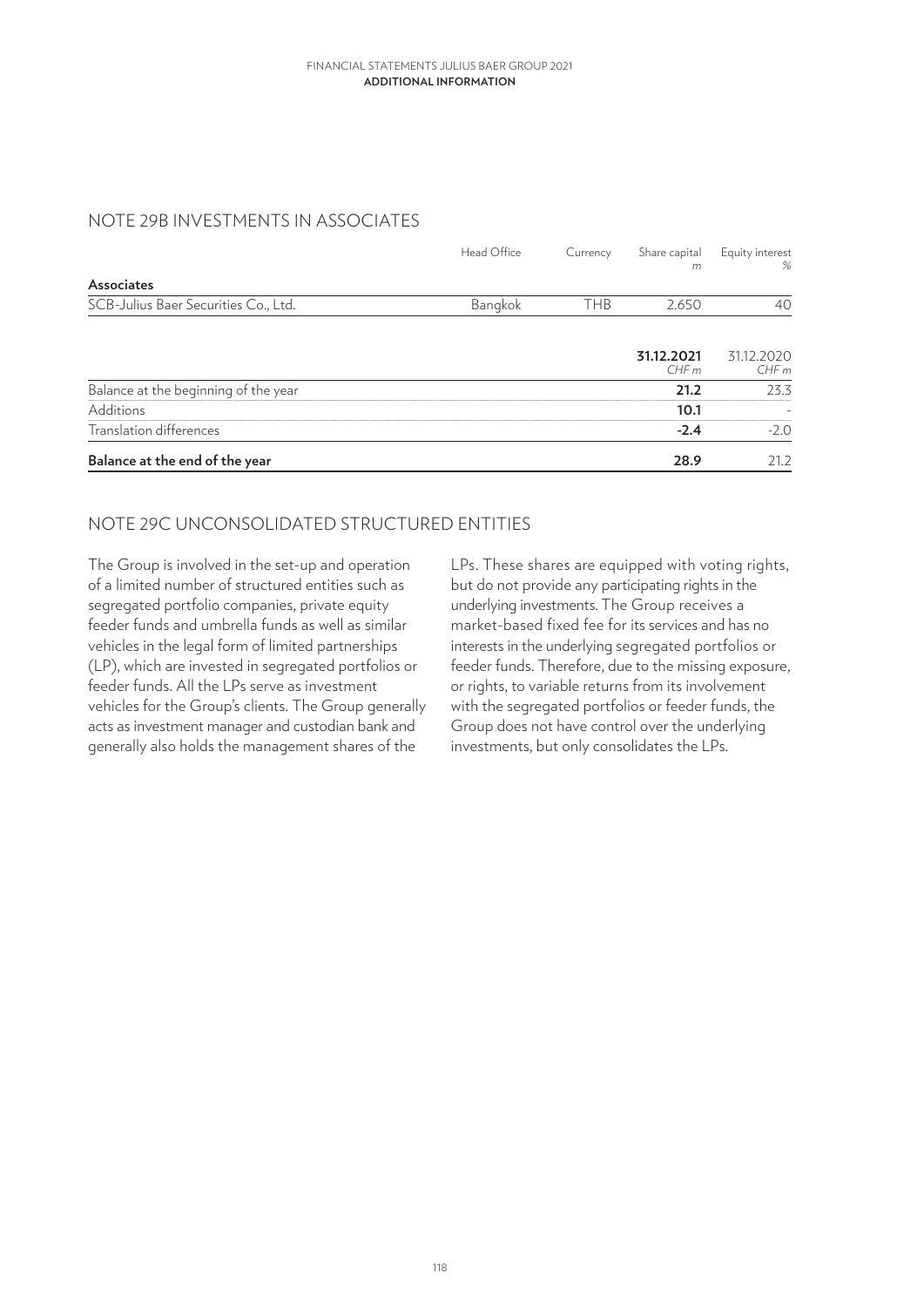## NOTE 29B INVESTMENTS IN ASSOCIATES

| | Head Office | Currency | Share capital *m* | Equity interest *%* |
|---|---|---|---|---|
| **Associates** | | | | |
| SCB-Julius Baer Securities Co., Ltd. | Bangkok | THB | 2.650 | 40 |

| | **31.12.2021** *CHF m* | 31.12.2020 *CHF m* |
|---|---|---|
| Balance at the beginning of the year | **21.2** | 23.3 |
| Additions | **10.1** | - |
| Translation differences | **-2.4** | -2.0 |
| **Balance at the end of the year** | **28.9** | 21.2 |

## NOTE 29C UNCONSOLIDATED STRUCTURED ENTITIES

The Group is involved in the set-up and operation of a limited number of structured entities such as segregated portfolio companies, private equity feeder funds and umbrella funds as well as similar vehicles in the legal form of limited partnerships (LP), which are invested in segregated portfolios or feeder funds. All the LPs serve as investment vehicles for the Group's clients. The Group generally acts as investment manager and custodian bank and generally also holds the management shares of the LPs. These shares are equipped with voting rights, but do not provide any participating rights in the underlying investments. The Group receives a market-based fixed fee for its services and has no interests in the underlying segregated portfolios or feeder funds. Therefore, due to the missing exposure, or rights, to variable returns from its involvement with the segregated portfolios or feeder funds, the Group does not have control over the underlying investments, but only consolidates the LPs.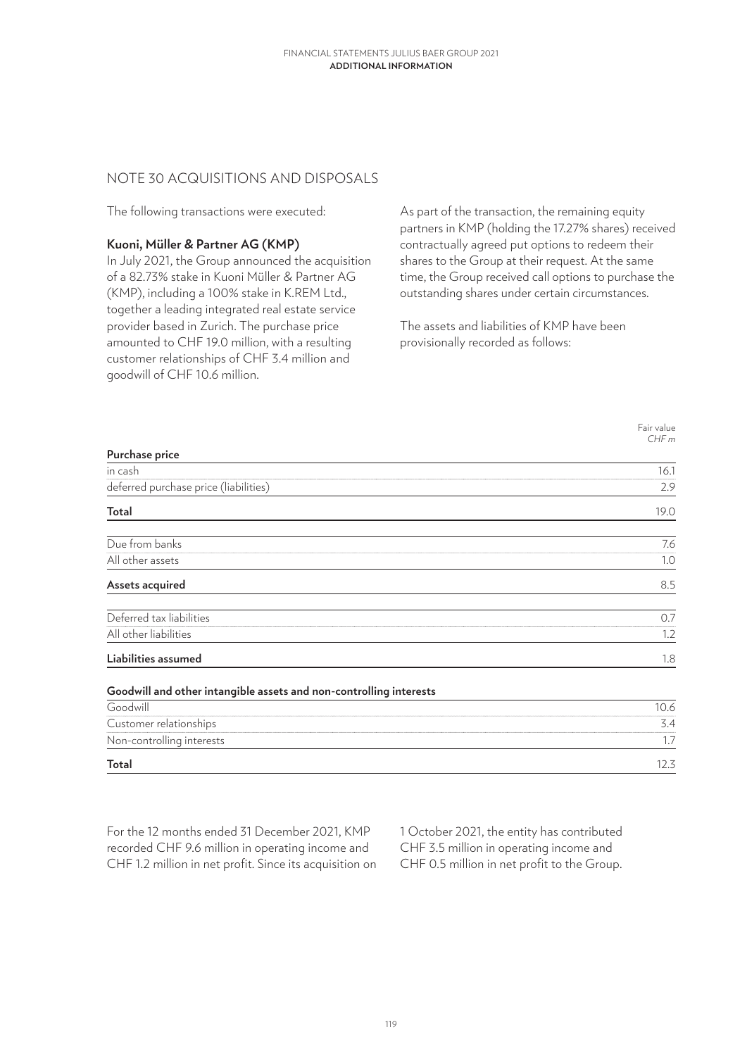## NOTE 30 ACQUISITIONS AND DISPOSALS

The following transactions were executed:

**Kuoni, Müller & Partner AG (KMP)**

In July 2021, the Group announced the acquisition of a 82.73% stake in Kuoni Müller & Partner AG (KMP), including a 100% stake in K.REM Ltd., together a leading integrated real estate service provider based in Zurich. The purchase price amounted to CHF 19.0 million, with a resulting customer relationships of CHF 3.4 million and goodwill of CHF 10.6 million.

As part of the transaction, the remaining equity partners in KMP (holding the 17.27% shares) received contractually agreed put options to redeem their shares to the Group at their request. At the same time, the Group received call options to purchase the outstanding shares under certain circumstances.

The assets and liabilities of KMP have been provisionally recorded as follows:

| | Fair value *CHF m* |
|---|---|
| **Purchase price** | |
| in cash | 16.1 |
| deferred purchase price (liabilities) | 2.9 |
| **Total** | 19.0 |
| Due from banks | 7.6 |
| All other assets | 1.0 |
| **Assets acquired** | 8.5 |
| Deferred tax liabilities | 0.7 |
| All other liabilities | 1.2 |
| **Liabilities assumed** | 1.8 |
| **Goodwill and other intangible assets and non-controlling interests** | |
| Goodwill | 10.6 |
| Customer relationships | 3.4 |
| Non-controlling interests | 1.7 |
| **Total** | 12.3 |

For the 12 months ended 31 December 2021, KMP recorded CHF 9.6 million in operating income and CHF 1.2 million in net profit. Since its acquisition on 1 October 2021, the entity has contributed CHF 3.5 million in operating income and CHF 0.5 million in net profit to the Group.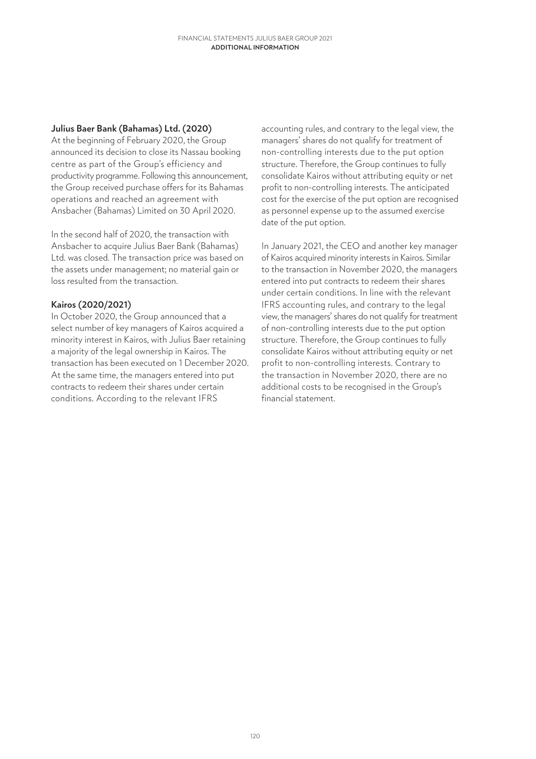### Julius Baer Bank (Bahamas) Ltd. (2020)

At the beginning of February 2020, the Group announced its decision to close its Nassau booking centre as part of the Group's efficiency and productivity programme. Following this announcement, the Group received purchase offers for its Bahamas operations and reached an agreement with Ansbacher (Bahamas) Limited on 30 April 2020.

In the second half of 2020, the transaction with Ansbacher to acquire Julius Baer Bank (Bahamas) Ltd. was closed. The transaction price was based on the assets under management; no material gain or loss resulted from the transaction.

### Kairos (2020/2021)

In October 2020, the Group announced that a select number of key managers of Kairos acquired a minority interest in Kairos, with Julius Baer retaining a majority of the legal ownership in Kairos. The transaction has been executed on 1 December 2020. At the same time, the managers entered into put contracts to redeem their shares under certain conditions. According to the relevant IFRS accounting rules, and contrary to the legal view, the managers' shares do not qualify for treatment of non-controlling interests due to the put option structure. Therefore, the Group continues to fully consolidate Kairos without attributing equity or net profit to non-controlling interests. The anticipated cost for the exercise of the put option are recognised as personnel expense up to the assumed exercise date of the put option.

In January 2021, the CEO and another key manager of Kairos acquired minority interests in Kairos. Similar to the transaction in November 2020, the managers entered into put contracts to redeem their shares under certain conditions. In line with the relevant IFRS accounting rules, and contrary to the legal view, the managers' shares do not qualify for treatment of non-controlling interests due to the put option structure. Therefore, the Group continues to fully consolidate Kairos without attributing equity or net profit to non-controlling interests. Contrary to the transaction in November 2020, there are no additional costs to be recognised in the Group's financial statement.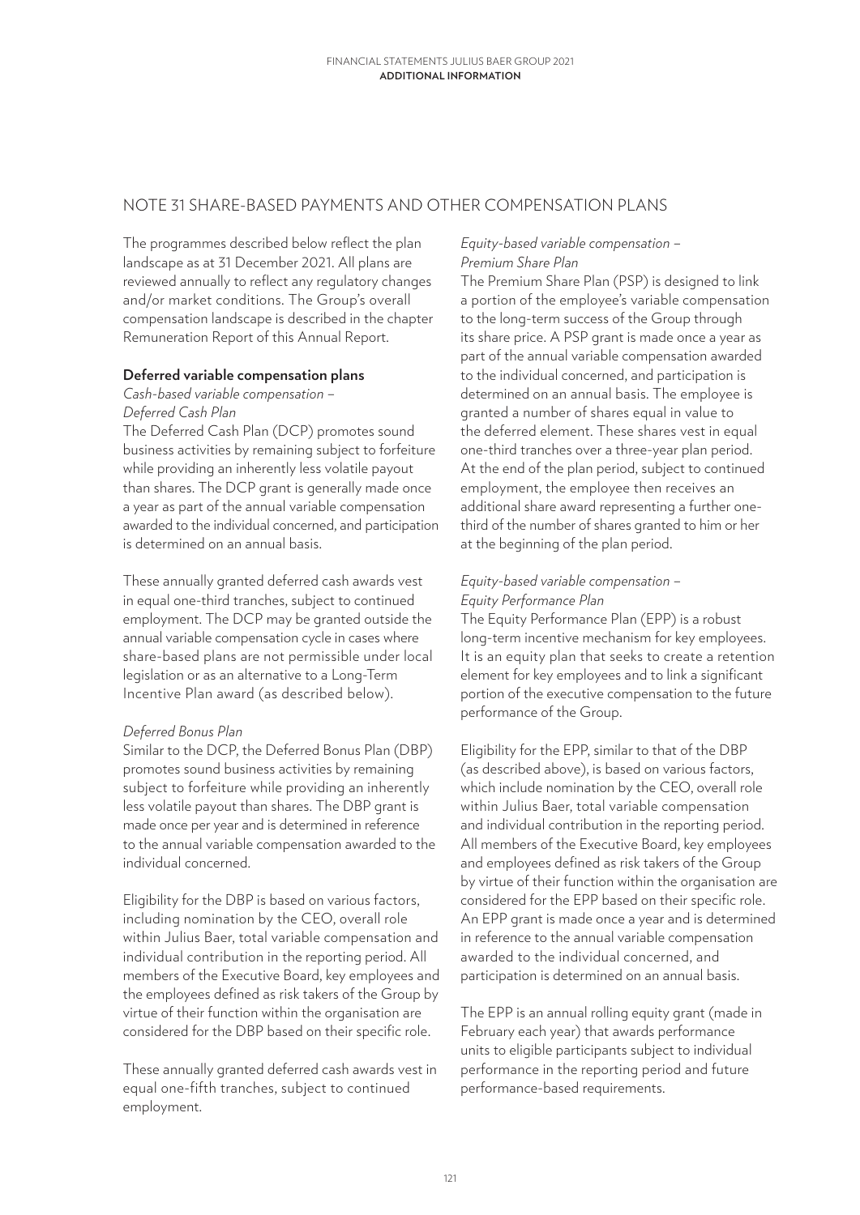## NOTE 31 SHARE-BASED PAYMENTS AND OTHER COMPENSATION PLANS

The programmes described below reflect the plan landscape as at 31 December 2021. All plans are reviewed annually to reflect any regulatory changes and/or market conditions. The Group's overall compensation landscape is described in the chapter Remuneration Report of this Annual Report.

### Deferred variable compensation plans

*Cash-based variable compensation – Deferred Cash Plan*

The Deferred Cash Plan (DCP) promotes sound business activities by remaining subject to forfeiture while providing an inherently less volatile payout than shares. The DCP grant is generally made once a year as part of the annual variable compensation awarded to the individual concerned, and participation is determined on an annual basis.

These annually granted deferred cash awards vest in equal one-third tranches, subject to continued employment. The DCP may be granted outside the annual variable compensation cycle in cases where share-based plans are not permissible under local legislation or as an alternative to a Long-Term Incentive Plan award (as described below).

*Deferred Bonus Plan*

Similar to the DCP, the Deferred Bonus Plan (DBP) promotes sound business activities by remaining subject to forfeiture while providing an inherently less volatile payout than shares. The DBP grant is made once per year and is determined in reference to the annual variable compensation awarded to the individual concerned.

Eligibility for the DBP is based on various factors, including nomination by the CEO, overall role within Julius Baer, total variable compensation and individual contribution in the reporting period. All members of the Executive Board, key employees and the employees defined as risk takers of the Group by virtue of their function within the organisation are considered for the DBP based on their specific role.

These annually granted deferred cash awards vest in equal one-fifth tranches, subject to continued employment.

*Equity-based variable compensation – Premium Share Plan*

The Premium Share Plan (PSP) is designed to link a portion of the employee's variable compensation to the long-term success of the Group through its share price. A PSP grant is made once a year as part of the annual variable compensation awarded to the individual concerned, and participation is determined on an annual basis. The employee is granted a number of shares equal in value to the deferred element. These shares vest in equal one-third tranches over a three-year plan period. At the end of the plan period, subject to continued employment, the employee then receives an additional share award representing a further one-third of the number of shares granted to him or her at the beginning of the plan period.

*Equity-based variable compensation – Equity Performance Plan*

The Equity Performance Plan (EPP) is a robust long-term incentive mechanism for key employees. It is an equity plan that seeks to create a retention element for key employees and to link a significant portion of the executive compensation to the future performance of the Group.

Eligibility for the EPP, similar to that of the DBP (as described above), is based on various factors, which include nomination by the CEO, overall role within Julius Baer, total variable compensation and individual contribution in the reporting period. All members of the Executive Board, key employees and employees defined as risk takers of the Group by virtue of their function within the organisation are considered for the EPP based on their specific role. An EPP grant is made once a year and is determined in reference to the annual variable compensation awarded to the individual concerned, and participation is determined on an annual basis.

The EPP is an annual rolling equity grant (made in February each year) that awards performance units to eligible participants subject to individual performance in the reporting period and future performance-based requirements.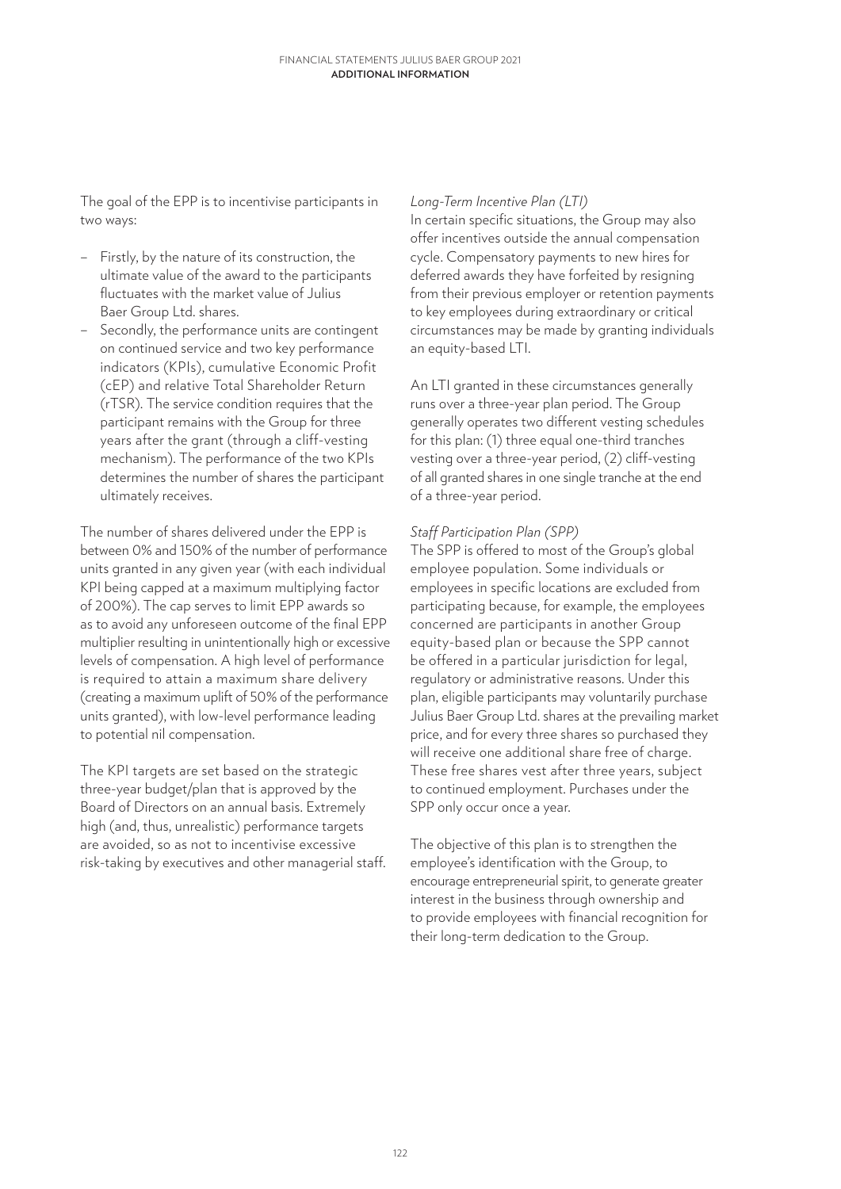The goal of the EPP is to incentivise participants in two ways:

- Firstly, by the nature of its construction, the ultimate value of the award to the participants fluctuates with the market value of Julius Baer Group Ltd. shares.
- Secondly, the performance units are contingent on continued service and two key performance indicators (KPIs), cumulative Economic Profit (cEP) and relative Total Shareholder Return (rTSR). The service condition requires that the participant remains with the Group for three years after the grant (through a cliff-vesting mechanism). The performance of the two KPIs determines the number of shares the participant ultimately receives.

The number of shares delivered under the EPP is between 0% and 150% of the number of performance units granted in any given year (with each individual KPI being capped at a maximum multiplying factor of 200%). The cap serves to limit EPP awards so as to avoid any unforeseen outcome of the final EPP multiplier resulting in unintentionally high or excessive levels of compensation. A high level of performance is required to attain a maximum share delivery (creating a maximum uplift of 50% of the performance units granted), with low-level performance leading to potential nil compensation.

The KPI targets are set based on the strategic three-year budget/plan that is approved by the Board of Directors on an annual basis. Extremely high (and, thus, unrealistic) performance targets are avoided, so as not to incentivise excessive risk-taking by executives and other managerial staff.

*Long-Term Incentive Plan (LTI)*

In certain specific situations, the Group may also offer incentives outside the annual compensation cycle. Compensatory payments to new hires for deferred awards they have forfeited by resigning from their previous employer or retention payments to key employees during extraordinary or critical circumstances may be made by granting individuals an equity-based LTI.

An LTI granted in these circumstances generally runs over a three-year plan period. The Group generally operates two different vesting schedules for this plan: (1) three equal one-third tranches vesting over a three-year period, (2) cliff-vesting of all granted shares in one single tranche at the end of a three-year period.

*Staff Participation Plan (SPP)*

The SPP is offered to most of the Group's global employee population. Some individuals or employees in specific locations are excluded from participating because, for example, the employees concerned are participants in another Group equity-based plan or because the SPP cannot be offered in a particular jurisdiction for legal, regulatory or administrative reasons. Under this plan, eligible participants may voluntarily purchase Julius Baer Group Ltd. shares at the prevailing market price, and for every three shares so purchased they will receive one additional share free of charge. These free shares vest after three years, subject to continued employment. Purchases under the SPP only occur once a year.

The objective of this plan is to strengthen the employee's identification with the Group, to encourage entrepreneurial spirit, to generate greater interest in the business through ownership and to provide employees with financial recognition for their long-term dedication to the Group.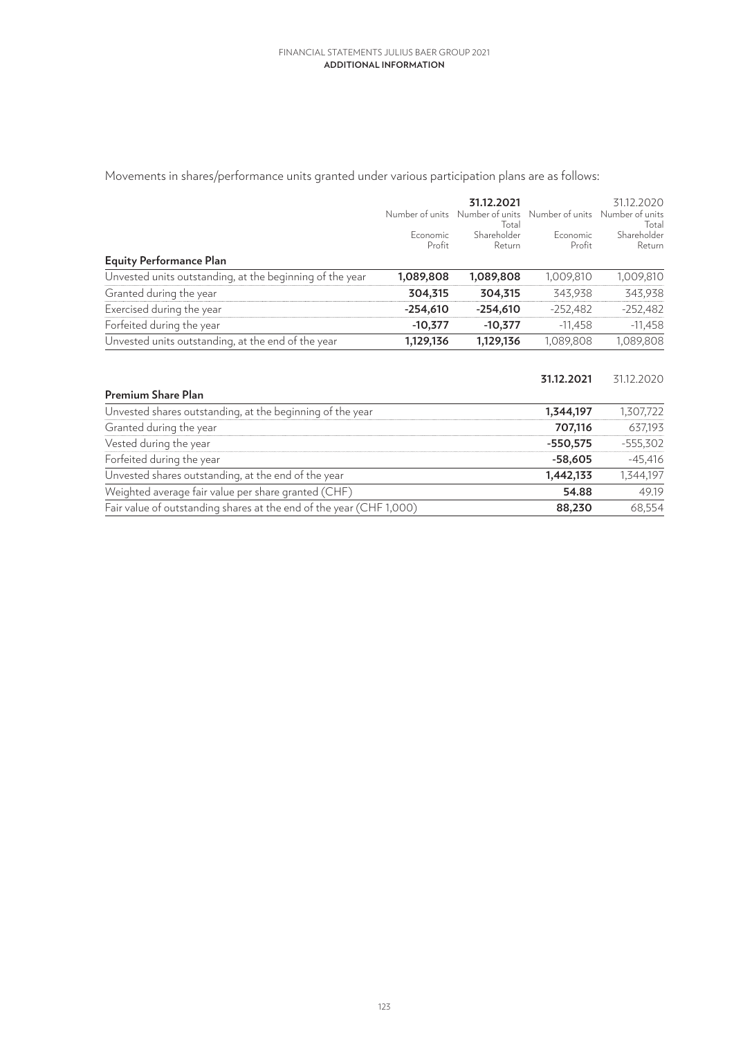Movements in shares/performance units granted under various participation plans are as follows:

| | 31.12.2021 | | 31.12.2020 | |
|---|---|---|---|---|
| | Number of units Economic Profit | Number of units Total Shareholder Return | Number of units Economic Profit | Number of units Total Shareholder Return |
| **Equity Performance Plan** | | | | |
| Unvested units outstanding, at the beginning of the year | **1,089,808** | **1,089,808** | 1,009,810 | 1,009,810 |
| Granted during the year | **304,315** | **304,315** | 343,938 | 343,938 |
| Exercised during the year | **-254,610** | **-254,610** | -252,482 | -252,482 |
| Forfeited during the year | **-10,377** | **-10,377** | -11,458 | -11,458 |
| Unvested units outstanding, at the end of the year | **1,129,136** | **1,129,136** | 1,089,808 | 1,089,808 |

| | 31.12.2021 | 31.12.2020 |
|---|---|---|
| **Premium Share Plan** | | |
| Unvested shares outstanding, at the beginning of the year | **1,344,197** | 1,307,722 |
| Granted during the year | **707,116** | 637,193 |
| Vested during the year | **-550,575** | -555,302 |
| Forfeited during the year | **-58,605** | -45,416 |
| Unvested shares outstanding, at the end of the year | **1,442,133** | 1,344,197 |
| Weighted average fair value per share granted (CHF) | **54.88** | 49.19 |
| Fair value of outstanding shares at the end of the year (CHF 1,000) | **88,230** | 68,554 |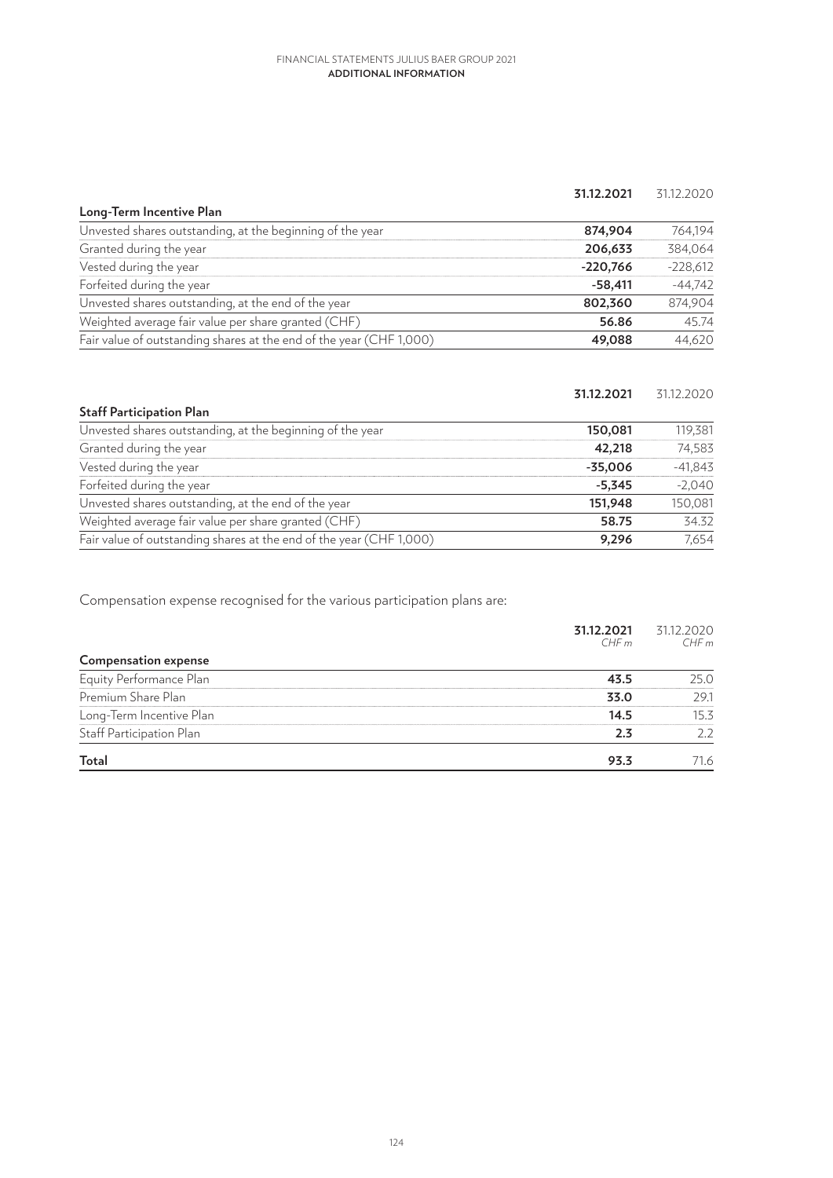| Long-Term Incentive Plan | 31.12.2021 | 31.12.2020 |
|---|---|---|
| Unvested shares outstanding, at the beginning of the year | **874,904** | 764,194 |
| Granted during the year | **206,633** | 384,064 |
| Vested during the year | **-220,766** | -228,612 |
| Forfeited during the year | **-58,411** | -44,742 |
| Unvested shares outstanding, at the end of the year | **802,360** | 874,904 |
| Weighted average fair value per share granted (CHF) | **56.86** | 45.74 |
| Fair value of outstanding shares at the end of the year (CHF 1,000) | **49,088** | 44,620 |

| Staff Participation Plan | 31.12.2021 | 31.12.2020 |
|---|---|---|
| Unvested shares outstanding, at the beginning of the year | **150,081** | 119,381 |
| Granted during the year | **42,218** | 74,583 |
| Vested during the year | **-35,006** | -41,843 |
| Forfeited during the year | **-5,345** | -2,040 |
| Unvested shares outstanding, at the end of the year | **151,948** | 150,081 |
| Weighted average fair value per share granted (CHF) | **58.75** | 34.32 |
| Fair value of outstanding shares at the end of the year (CHF 1,000) | **9,296** | 7,654 |

Compensation expense recognised for the various participation plans are:

| Compensation expense | 31.12.2021 CHF m | 31.12.2020 CHF m |
|---|---|---|
| Equity Performance Plan | **43.5** | 25.0 |
| Premium Share Plan | **33.0** | 29.1 |
| Long-Term Incentive Plan | **14.5** | 15.3 |
| Staff Participation Plan | **2.3** | 2.2 |
| **Total** | **93.3** | 71.6 |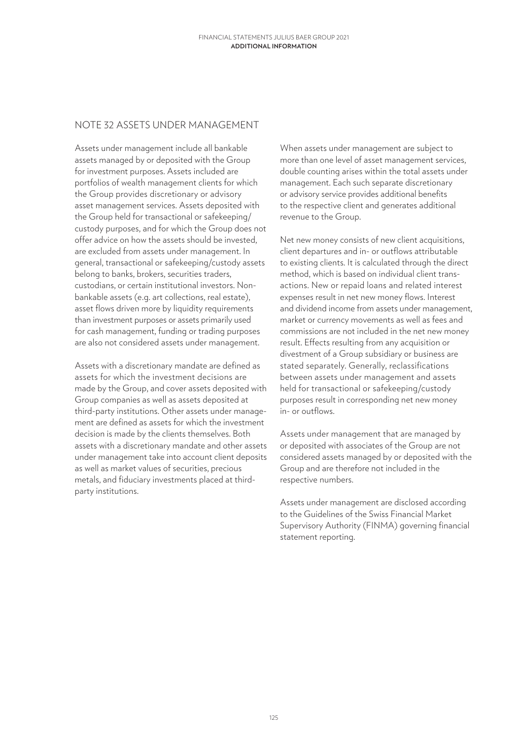## NOTE 32 ASSETS UNDER MANAGEMENT

Assets under management include all bankable assets managed by or deposited with the Group for investment purposes. Assets included are portfolios of wealth management clients for which the Group provides discretionary or advisory asset management services. Assets deposited with the Group held for transactional or safekeeping/custody purposes, and for which the Group does not offer advice on how the assets should be invested, are excluded from assets under management. In general, transactional or safekeeping/custody assets belong to banks, brokers, securities traders, custodians, or certain institutional investors. Non-bankable assets (e.g. art collections, real estate), asset flows driven more by liquidity requirements than investment purposes or assets primarily used for cash management, funding or trading purposes are also not considered assets under management.

Assets with a discretionary mandate are defined as assets for which the investment decisions are made by the Group, and cover assets deposited with Group companies as well as assets deposited at third-party institutions. Other assets under management are defined as assets for which the investment decision is made by the clients themselves. Both assets with a discretionary mandate and other assets under management take into account client deposits as well as market values of securities, precious metals, and fiduciary investments placed at third-party institutions.

When assets under management are subject to more than one level of asset management services, double counting arises within the total assets under management. Each such separate discretionary or advisory service provides additional benefits to the respective client and generates additional revenue to the Group.

Net new money consists of new client acquisitions, client departures and in- or outflows attributable to existing clients. It is calculated through the direct method, which is based on individual client transactions. New or repaid loans and related interest expenses result in net new money flows. Interest and dividend income from assets under management, market or currency movements as well as fees and commissions are not included in the net new money result. Effects resulting from any acquisition or divestment of a Group subsidiary or business are stated separately. Generally, reclassifications between assets under management and assets held for transactional or safekeeping/custody purposes result in corresponding net new money in- or outflows.

Assets under management that are managed by or deposited with associates of the Group are not considered assets managed by or deposited with the Group and are therefore not included in the respective numbers.

Assets under management are disclosed according to the Guidelines of the Swiss Financial Market Supervisory Authority (FINMA) governing financial statement reporting.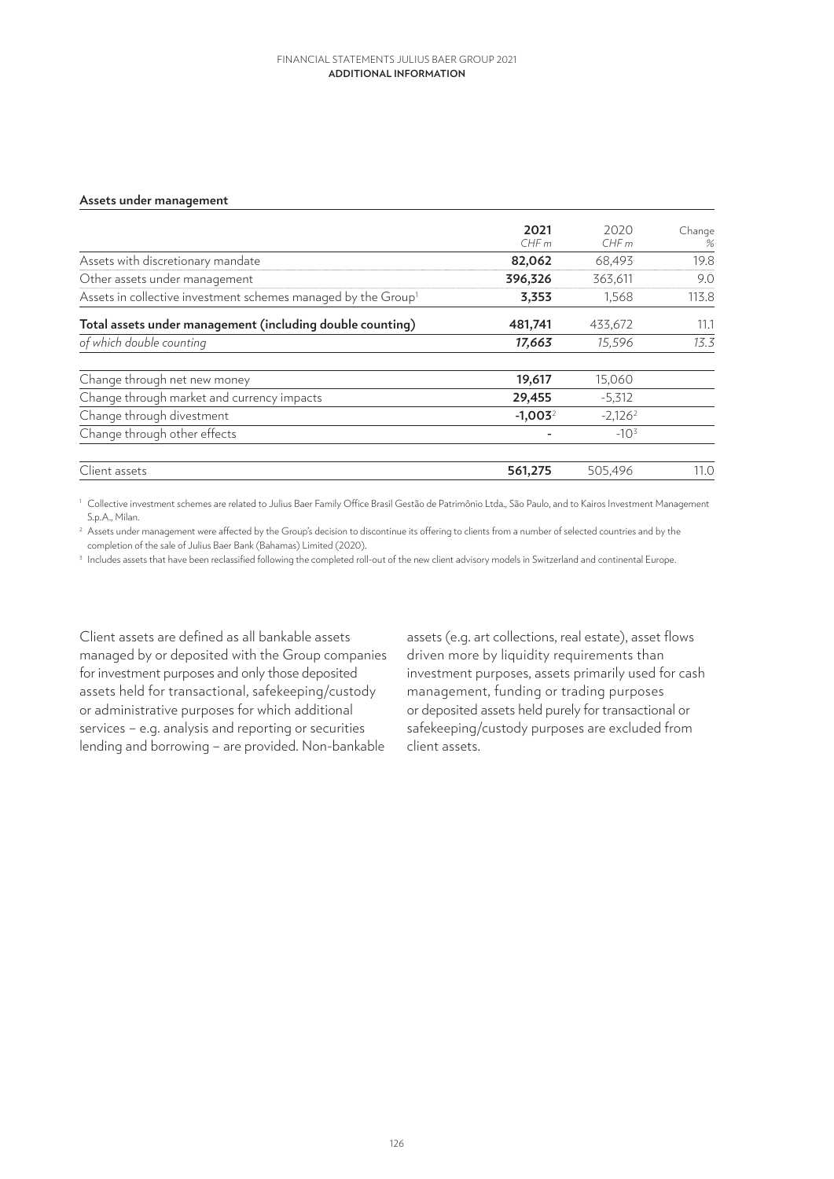**Assets under management**

| | 2021 CHF m | 2020 CHF m | Change % |
|---|---|---|---|
| Assets with discretionary mandate | **82,062** | 68,493 | 19.8 |
| Other assets under management | **396,326** | 363,611 | 9.0 |
| Assets in collective investment schemes managed by the Group[1] | **3,353** | 1,568 | 113.8 |
| **Total assets under management (including double counting)** | **481,741** | 433,672 | 11.1 |
| *of which double counting* | ***17,663*** | *15,596* | *13.3* |
| | | | |
| Change through net new money | **19,617** | 15,060 | |
| Change through market and currency impacts | **29,455** | -5,312 | |
| Change through divestment | **-1,003**[2] | -2,126[2] | |
| Change through other effects | **-** | -10[3] | |
| | | | |
| Client assets | **561,275** | 505,496 | 11.0 |

[1] Collective investment schemes are related to Julius Baer Family Office Brasil Gestão de Patrimônio Ltda., São Paulo, and to Kairos Investment Management S.p.A., Milan.

[2] Assets under management were affected by the Group's decision to discontinue its offering to clients from a number of selected countries and by the completion of the sale of Julius Baer Bank (Bahamas) Limited (2020).

[3] Includes assets that have been reclassified following the completed roll-out of the new client advisory models in Switzerland and continental Europe.

Client assets are defined as all bankable assets managed by or deposited with the Group companies for investment purposes and only those deposited assets held for transactional, safekeeping/custody or administrative purposes for which additional services – e.g. analysis and reporting or securities lending and borrowing – are provided. Non-bankable assets (e.g. art collections, real estate), asset flows driven more by liquidity requirements than investment purposes, assets primarily used for cash management, funding or trading purposes or deposited assets held purely for transactional or safekeeping/custody purposes are excluded from client assets.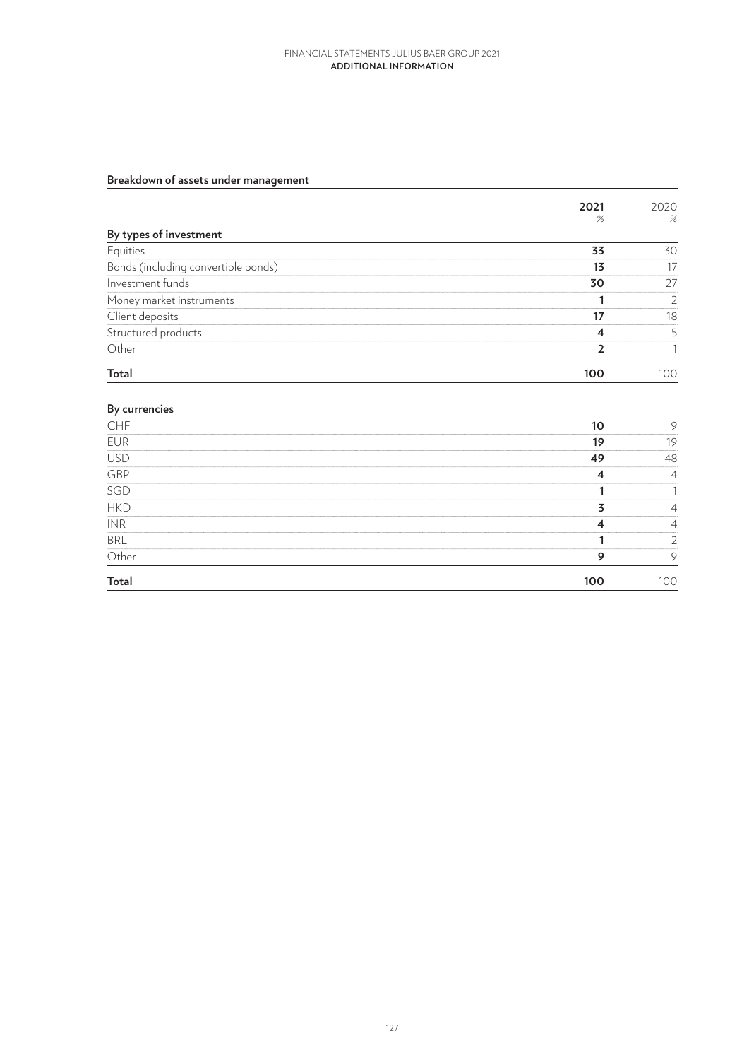## Breakdown of assets under management

| | 2021<br>% | 2020<br>% |
|---|---|---|
| **By types of investment** | | |
| Equities | **33** | 30 |
| Bonds (including convertible bonds) | **13** | 17 |
| Investment funds | **30** | 27 |
| Money market instruments | **1** | 2 |
| Client deposits | **17** | 18 |
| Structured products | **4** | 5 |
| Other | **2** | 1 |
| **Total** | **100** | 100 |
| **By currencies** | | |
| CHF | **10** | 9 |
| EUR | **19** | 19 |
| USD | **49** | 48 |
| GBP | **4** | 4 |
| SGD | **1** | 1 |
| HKD | **3** | 4 |
| INR | **4** | 4 |
| BRL | **1** | 2 |
| Other | **9** | 9 |
| **Total** | **100** | 100 |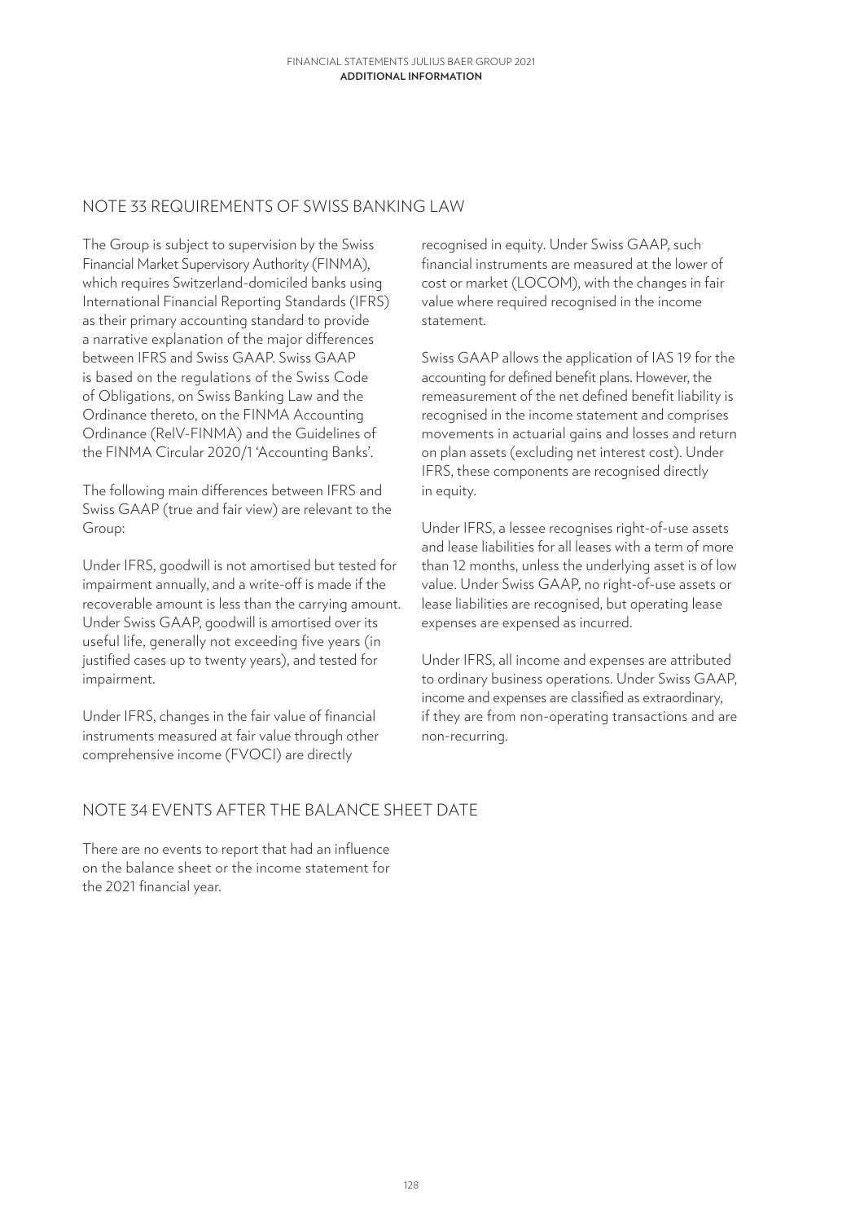## NOTE 33 REQUIREMENTS OF SWISS BANKING LAW

The Group is subject to supervision by the Swiss Financial Market Supervisory Authority (FINMA), which requires Switzerland-domiciled banks using International Financial Reporting Standards (IFRS) as their primary accounting standard to provide a narrative explanation of the major differences between IFRS and Swiss GAAP. Swiss GAAP is based on the regulations of the Swiss Code of Obligations, on Swiss Banking Law and the Ordinance thereto, on the FINMA Accounting Ordinance (RelV-FINMA) and the Guidelines of the FINMA Circular 2020/1 'Accounting Banks'.

The following main differences between IFRS and Swiss GAAP (true and fair view) are relevant to the Group:

Under IFRS, goodwill is not amortised but tested for impairment annually, and a write-off is made if the recoverable amount is less than the carrying amount. Under Swiss GAAP, goodwill is amortised over its useful life, generally not exceeding five years (in justified cases up to twenty years), and tested for impairment.

Under IFRS, changes in the fair value of financial instruments measured at fair value through other comprehensive income (FVOCI) are directly recognised in equity. Under Swiss GAAP, such financial instruments are measured at the lower of cost or market (LOCOM), with the changes in fair value where required recognised in the income statement.

Swiss GAAP allows the application of IAS 19 for the accounting for defined benefit plans. However, the remeasurement of the net defined benefit liability is recognised in the income statement and comprises movements in actuarial gains and losses and return on plan assets (excluding net interest cost). Under IFRS, these components are recognised directly in equity.

Under IFRS, a lessee recognises right-of-use assets and lease liabilities for all leases with a term of more than 12 months, unless the underlying asset is of low value. Under Swiss GAAP, no right-of-use assets or lease liabilities are recognised, but operating lease expenses are expensed as incurred.

Under IFRS, all income and expenses are attributed to ordinary business operations. Under Swiss GAAP, income and expenses are classified as extraordinary, if they are from non-operating transactions and are non-recurring.

## NOTE 34 EVENTS AFTER THE BALANCE SHEET DATE

There are no events to report that had an influence on the balance sheet or the income statement for the 2021 financial year.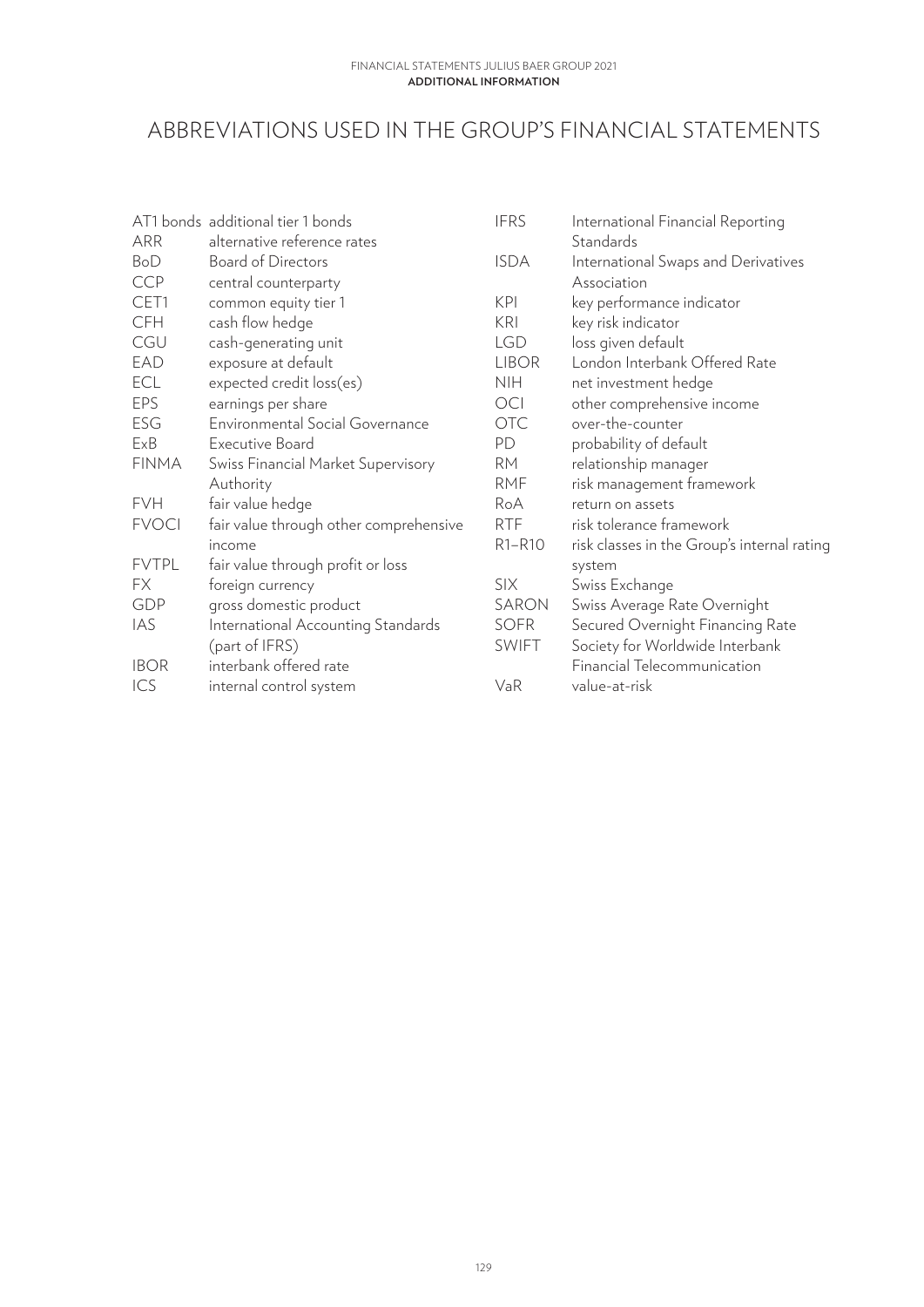# ABBREVIATIONS USED IN THE GROUP'S FINANCIAL STATEMENTS

| | |
|---|---|
| AT1 bonds | additional tier 1 bonds |
| ARR | alternative reference rates |
| BoD | Board of Directors |
| CCP | central counterparty |
| CET1 | common equity tier 1 |
| CFH | cash flow hedge |
| CGU | cash-generating unit |
| EAD | exposure at default |
| ECL | expected credit loss(es) |
| EPS | earnings per share |
| ESG | Environmental Social Governance |
| ExB | Executive Board |
| FINMA | Swiss Financial Market Supervisory Authority |
| FVH | fair value hedge |
| FVOCI | fair value through other comprehensive income |
| FVTPL | fair value through profit or loss |
| FX | foreign currency |
| GDP | gross domestic product |
| IAS | International Accounting Standards (part of IFRS) |
| IBOR | interbank offered rate |
| ICS | internal control system |
| IFRS | International Financial Reporting Standards |
| ISDA | International Swaps and Derivatives Association |
| KPI | key performance indicator |
| KRI | key risk indicator |
| LGD | loss given default |
| LIBOR | London Interbank Offered Rate |
| NIH | net investment hedge |
| OCI | other comprehensive income |
| OTC | over-the-counter |
| PD | probability of default |
| RM | relationship manager |
| RMF | risk management framework |
| RoA | return on assets |
| RTF | risk tolerance framework |
| R1–R10 | risk classes in the Group's internal rating system |
| SIX | Swiss Exchange |
| SARON | Swiss Average Rate Overnight |
| SOFR | Secured Overnight Financing Rate |
| SWIFT | Society for Worldwide Interbank Financial Telecommunication |
| VaR | value-at-risk |